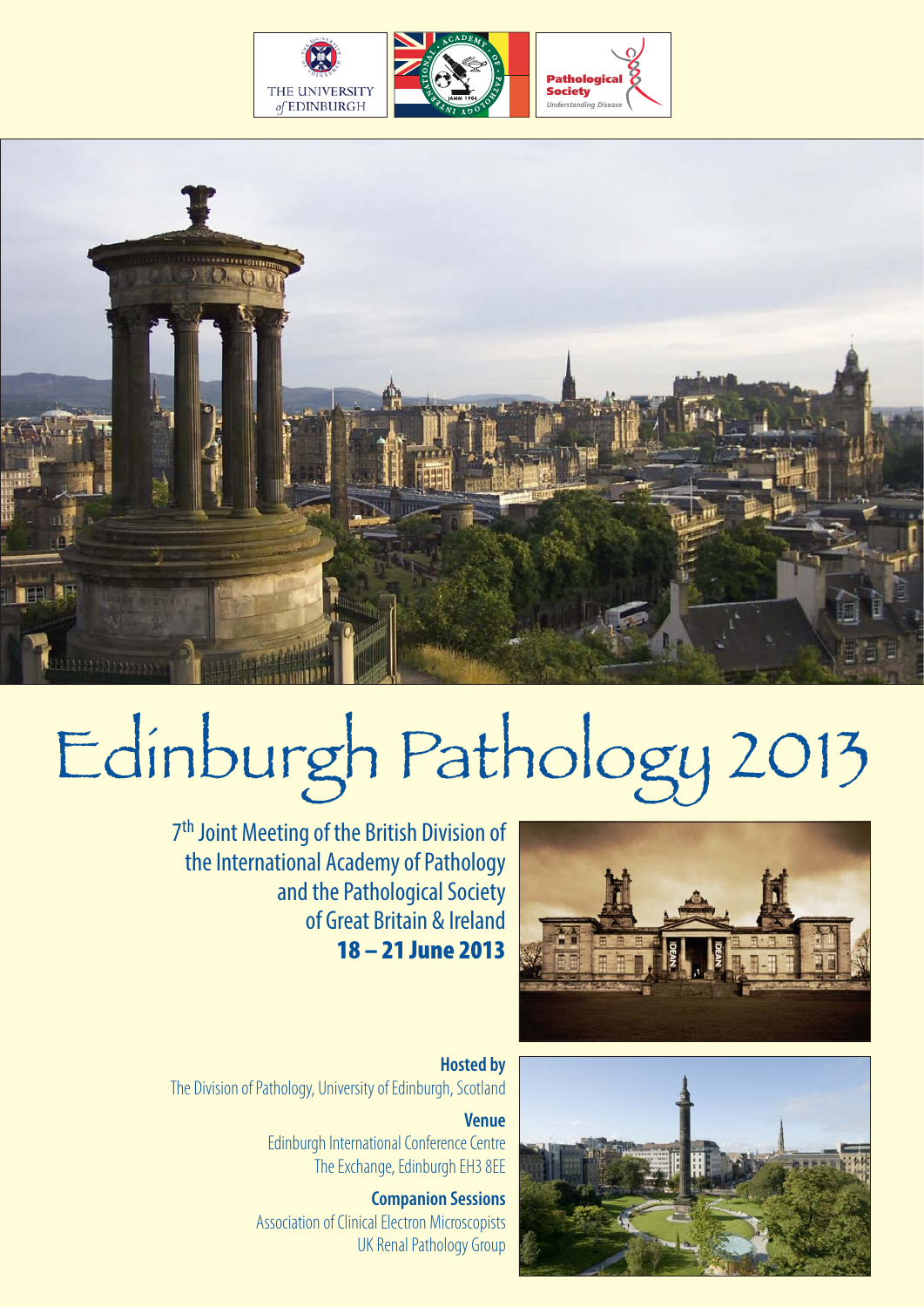# Edinburgh Pathology 2013

7th Joint Meeting of the British Division of the International Academy of Pathology and the Pathological Society of Great Britain & Ireland

**18 – 21 June 2013**

**Hosted by**
The Division of Pathology, University of Edinburgh, Scotland

**Venue**
Edinburgh International Conference Centre
The Exchange, Edinburgh EH3 8EE

**Companion Sessions**
Association of Clinical Electron Microscopists
UK Renal Pathology Group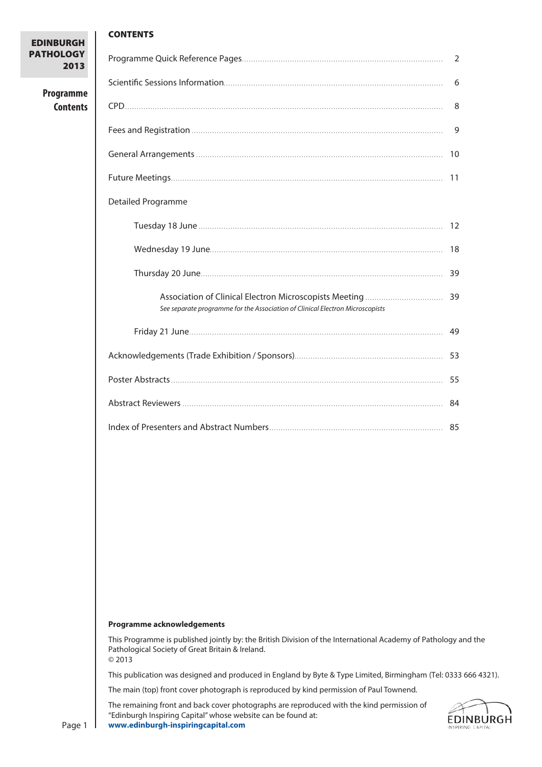# CONTENTS

| | |
|---|---|
| Programme Quick Reference Pages | 2 |
| Scientific Sessions Information | 6 |
| CPD | 8 |
| Fees and Registration | 9 |
| General Arrangements | 10 |
| Future Meetings | 11 |
| Detailed Programme | |
| Tuesday 18 June | 12 |
| Wednesday 19 June | 18 |
| Thursday 20 June | 39 |
| Association of Clinical Electron Microscopists Meeting *See separate programme for the Association of Clinical Electron Microscopists* | 39 |
| Friday 21 June | 49 |
| Acknowledgements (Trade Exhibition / Sponsors) | 53 |
| Poster Abstracts | 55 |
| Abstract Reviewers | 84 |
| Index of Presenters and Abstract Numbers | 85 |

**Programme acknowledgements**

This Programme is published jointly by: the British Division of the International Academy of Pathology and the Pathological Society of Great Britain & Ireland.
© 2013

This publication was designed and produced in England by Byte & Type Limited, Birmingham (Tel: 0333 666 4321).

The main (top) front cover photograph is reproduced by kind permission of Paul Townend.

The remaining front and back cover photographs are reproduced with the kind permission of "Edinburgh Inspiring Capital" whose website can be found at:
**www.edinburgh-inspiringcapital.com**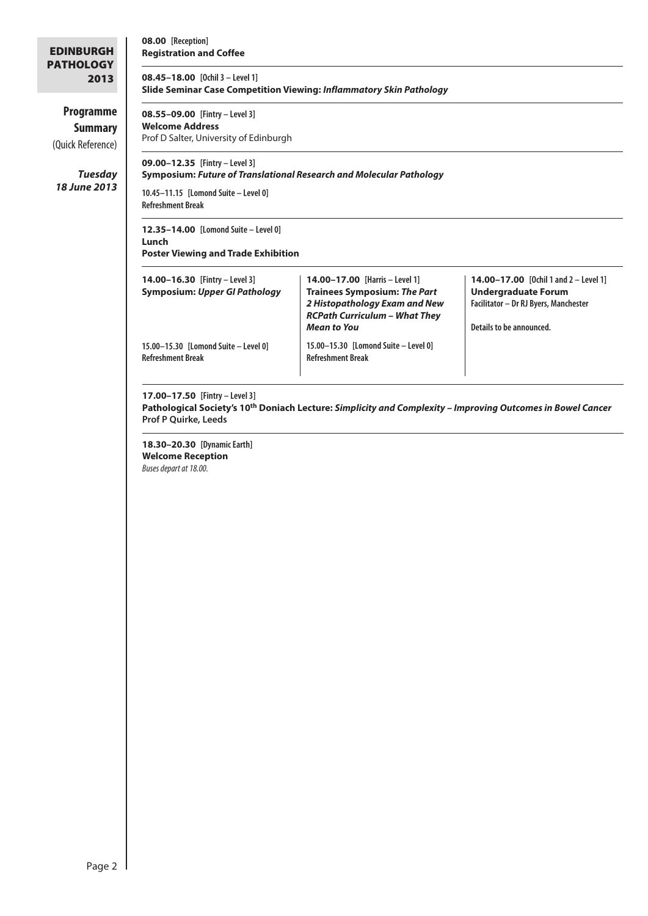**EDINBURGH PATHOLOGY 2013**

**Programme Summary**
(Quick Reference)

***Tuesday 18 June 2013***

**08.00** [Reception]
**Registration and Coffee**

**08.45–18.00** [Ochil 3 – Level 1]
**Slide Seminar Case Competition Viewing: *Inflammatory Skin Pathology***

**08.55–09.00** [Fintry – Level 3]
**Welcome Address**
Prof D Salter, University of Edinburgh

**09.00–12.35** [Fintry – Level 3]
**Symposium: *Future of Translational Research and Molecular Pathology***

10.45–11.15 [Lomond Suite – Level 0]
**Refreshment Break**

**12.35–14.00** [Lomond Suite – Level 0]
**Lunch**
**Poster Viewing and Trade Exhibition**

**14.00–16.30** [Fintry – Level 3]
**Symposium: *Upper GI Pathology***

15.00–15.30 [Lomond Suite – Level 0]
**Refreshment Break**

**14.00–17.00** [Harris – Level 1]
**Trainees Symposium: *The Part 2 Histopathology Exam and New RCPath Curriculum – What They Mean to You***

15.00–15.30 [Lomond Suite – Level 0]
**Refreshment Break**

**14.00–17.00** [Ochil 1 and 2 – Level 1]
**Undergraduate Forum**
Facilitator – Dr RJ Byers, Manchester

Details to be announced.

**17.00–17.50** [Fintry – Level 3]
**Pathological Society's 10th Doniach Lecture: *Simplicity and Complexity – Improving Outcomes in Bowel Cancer***
**Prof P Quirke, Leeds**

**18.30–20.30** [Dynamic Earth]
**Welcome Reception**
*Buses depart at 18.00.*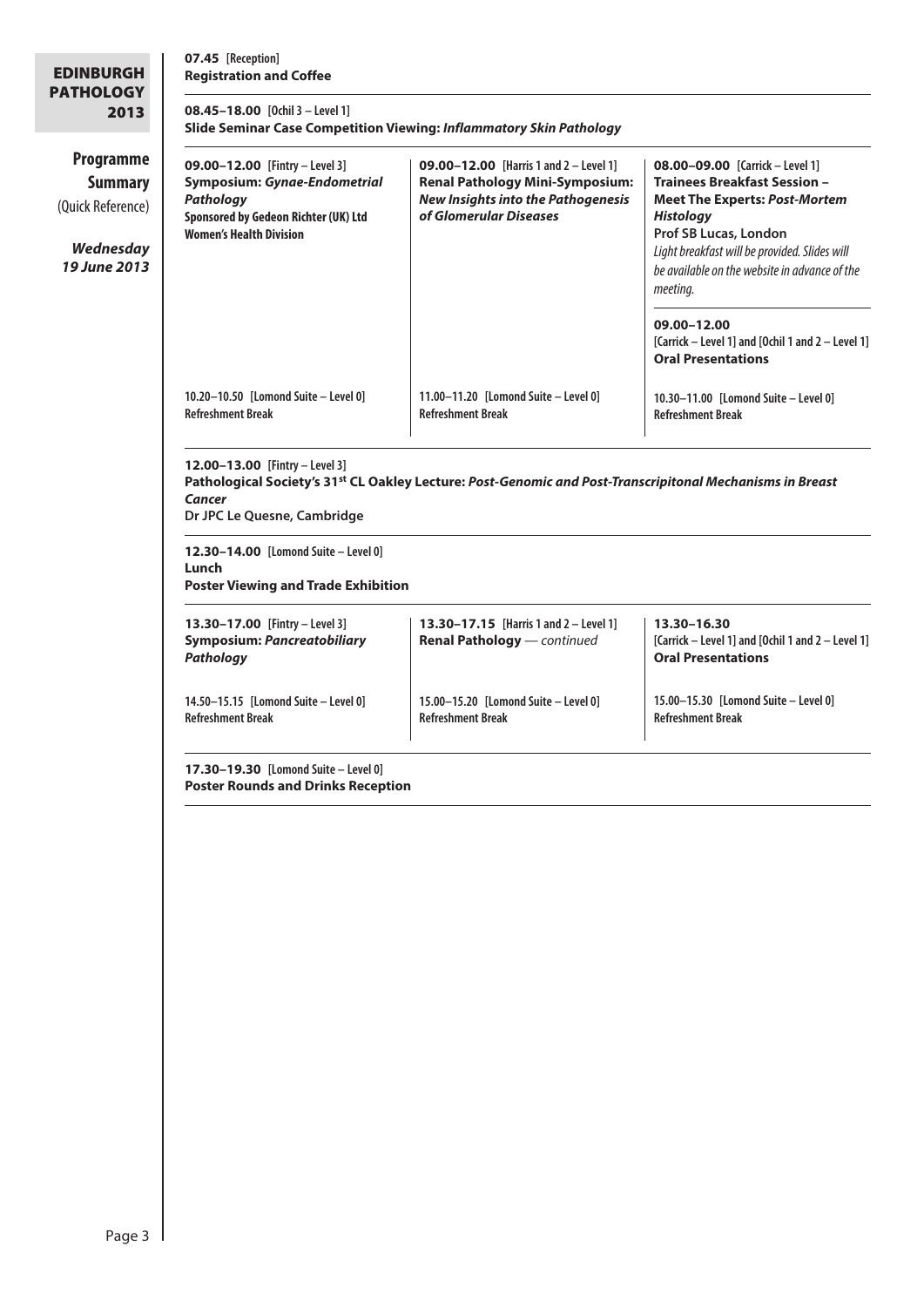**EDINBURGH PATHOLOGY 2013**

**Programme Summary** (Quick Reference)

***Wednesday 19 June 2013***

**07.45** [Reception]
**Registration and Coffee**

---

**08.45–18.00** [Ochil 3 – Level 1]
**Slide Seminar Case Competition Viewing: *Inflammatory Skin Pathology***

---

| | | |
|---|---|---|
| **09.00–12.00** [Fintry – Level 3]<br>**Symposium: *Gynae-Endometrial Pathology***<br>**Sponsored by Gedeon Richter (UK) Ltd Women's Health Division** | **09.00–12.00** [Harris 1 and 2 – Level 1]<br>**Renal Pathology Mini-Symposium: *New Insights into the Pathogenesis of Glomerular Diseases*** | **08.00–09.00** [Carrick – Level 1]<br>**Trainees Breakfast Session – Meet The Experts: *Post-Mortem Histology***<br>**Prof SB Lucas, London**<br>*Light breakfast will be provided. Slides will be available on the website in advance of the meeting.* |
| | | **09.00–12.00**<br>[Carrick – Level 1] and [Ochil 1 and 2 – Level 1]<br>**Oral Presentations** |
| **10.20–10.50** [Lomond Suite – Level 0]<br>**Refreshment Break** | **11.00–11.20** [Lomond Suite – Level 0]<br>**Refreshment Break** | **10.30–11.00** [Lomond Suite – Level 0]<br>**Refreshment Break** |

---

**12.00–13.00** [Fintry – Level 3]
**Pathological Society's 31st CL Oakley Lecture: *Post-Genomic and Post-Transcripitonal Mechanisms in Breast Cancer***
**Dr JPC Le Quesne, Cambridge**

---

**12.30–14.00** [Lomond Suite – Level 0]
**Lunch**
**Poster Viewing and Trade Exhibition**

---

| | | |
|---|---|---|
| **13.30–17.00** [Fintry – Level 3]<br>**Symposium: *Pancreatobiliary Pathology*** | **13.30–17.15** [Harris 1 and 2 – Level 1]<br>**Renal Pathology** — *continued* | **13.30–16.30**<br>[Carrick – Level 1] and [Ochil 1 and 2 – Level 1]<br>**Oral Presentations** |
| **14.50–15.15** [Lomond Suite – Level 0]<br>**Refreshment Break** | **15.00–15.20** [Lomond Suite – Level 0]<br>**Refreshment Break** | **15.00–15.30** [Lomond Suite – Level 0]<br>**Refreshment Break** |

---

**17.30–19.30** [Lomond Suite – Level 0]
**Poster Rounds and Drinks Reception**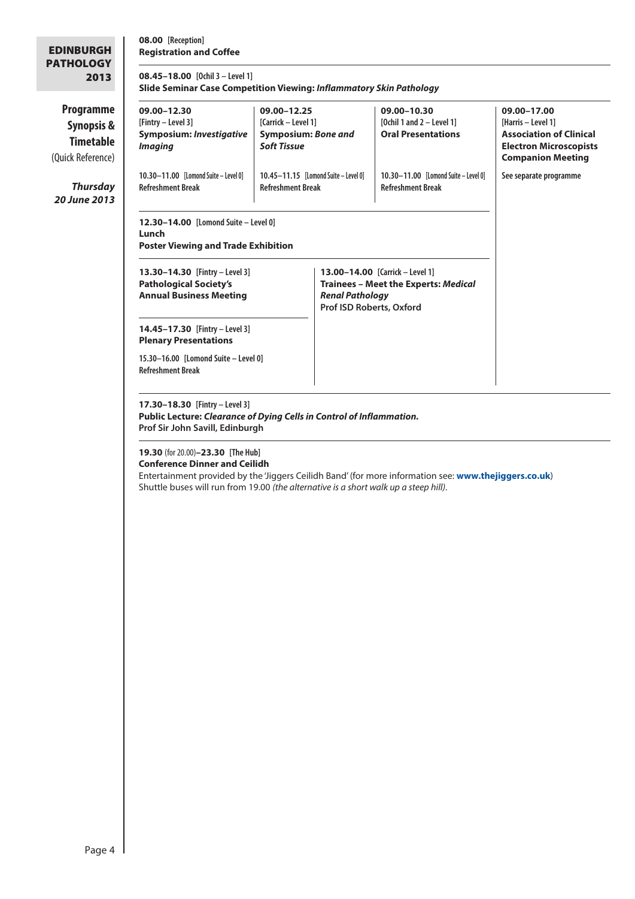**EDINBURGH PATHOLOGY 2013**

**Programme Synopsis & Timetable** (Quick Reference)

***Thursday 20 June 2013***

**08.00** [Reception]
**Registration and Coffee**

**08.45–18.00** [Ochil 3 – Level 1]
**Slide Seminar Case Competition Viewing: *Inflammatory Skin Pathology***

**09.00–12.30** [Fintry – Level 3]
**Symposium: *Investigative Imaging***

10.30–11.00 [Lomond Suite – Level 0]
Refreshment Break

**09.00–12.25** [Carrick – Level 1]
**Symposium: *Bone and Soft Tissue***

10.45–11.15 [Lomond Suite – Level 0]
Refreshment Break

**09.00–10.30** [Ochil 1 and 2 – Level 1]
**Oral Presentations**

10.30–11.00 [Lomond Suite – Level 0]
Refreshment Break

**09.00–17.00** [Harris – Level 1]
**Association of Clinical Electron Microscopists Companion Meeting**

See separate programme

**12.30–14.00** [Lomond Suite – Level 0]
**Lunch**
**Poster Viewing and Trade Exhibition**

**13.30–14.30** [Fintry – Level 3]
**Pathological Society's Annual Business Meeting**

**13.00–14.00** [Carrick – Level 1]
**Trainees – Meet the Experts: *Medical Renal Pathology***
Prof ISD Roberts, Oxford

**14.45–17.30** [Fintry – Level 3]
**Plenary Presentations**

15.30–16.00 [Lomond Suite – Level 0]
Refreshment Break

**17.30–18.30** [Fintry – Level 3]
**Public Lecture: *Clearance of Dying Cells in Control of Inflammation.***
Prof Sir John Savill, Edinburgh

**19.30** (for 20.00)**–23.30** [The Hub]
**Conference Dinner and Ceilidh**
Entertainment provided by the 'Jiggers Ceilidh Band' (for more information see: **www.thejiggers.co.uk**)
Shuttle buses will run from 19.00 *(the alternative is a short walk up a steep hill)*.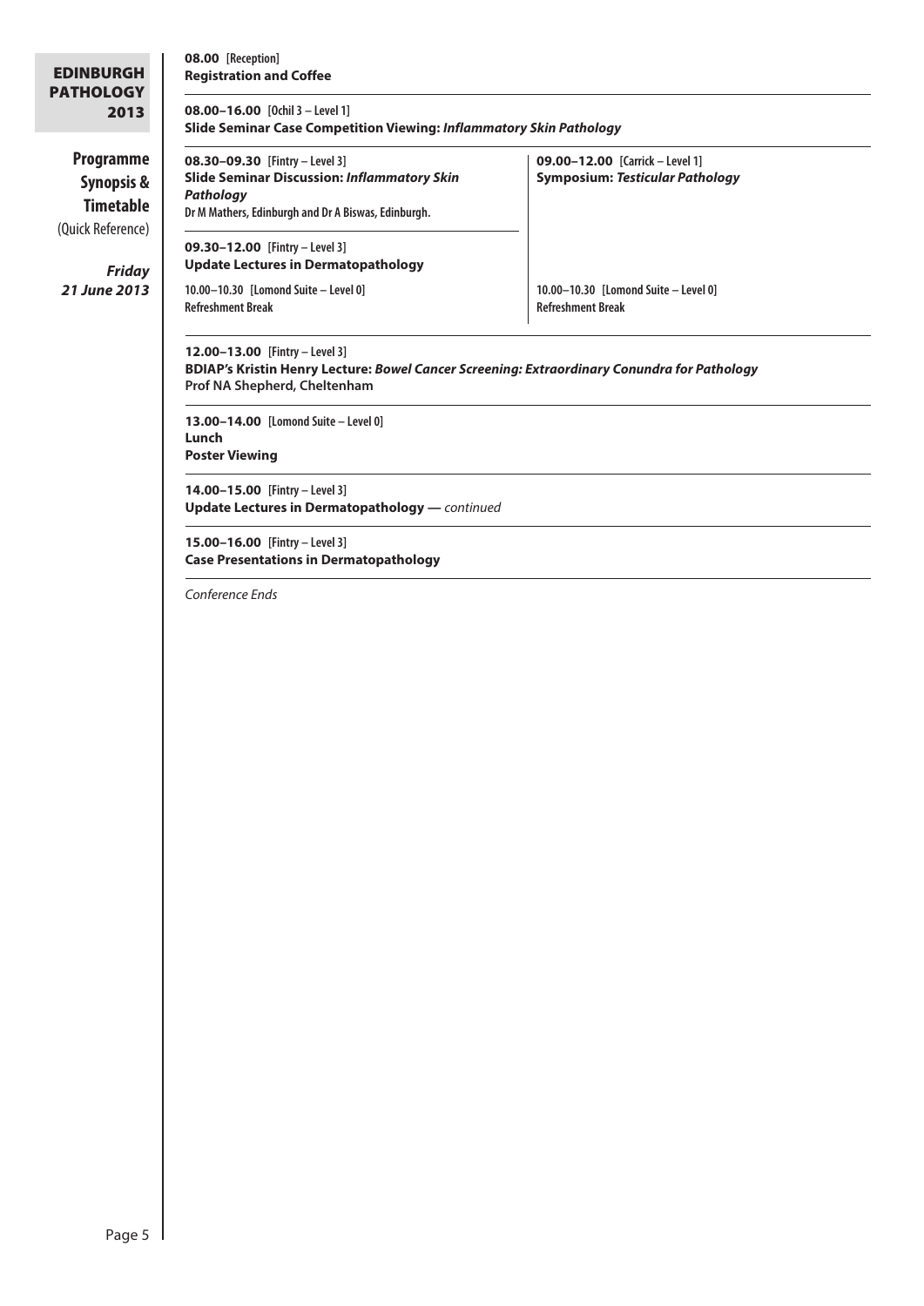**Programme Synopsis & Timetable** (Quick Reference)

***Friday 21 June 2013***

**08.00** [Reception]
**Registration and Coffee**

---

**08.00–16.00** [Ochil 3 – Level 1]
**Slide Seminar Case Competition Viewing: *Inflammatory Skin Pathology***

---

**08.30–09.30** [Fintry – Level 3]
**Slide Seminar Discussion: *Inflammatory Skin Pathology***
Dr M Mathers, Edinburgh and Dr A Biswas, Edinburgh.

**09.30–12.00** [Fintry – Level 3]
**Update Lectures in Dermatopathology**

10.00–10.30 [Lomond Suite – Level 0]
Refreshment Break

**09.00–12.00** [Carrick – Level 1]
**Symposium: *Testicular Pathology***

10.00–10.30 [Lomond Suite – Level 0]
Refreshment Break

---

**12.00–13.00** [Fintry – Level 3]
**BDIAP's Kristin Henry Lecture: *Bowel Cancer Screening: Extraordinary Conundra for Pathology***
**Prof NA Shepherd, Cheltenham**

---

**13.00–14.00** [Lomond Suite – Level 0]
**Lunch**
**Poster Viewing**

---

**14.00–15.00** [Fintry – Level 3]
**Update Lectures in Dermatopathology —** *continued*

---

**15.00–16.00** [Fintry – Level 3]
**Case Presentations in Dermatopathology**

---

*Conference Ends*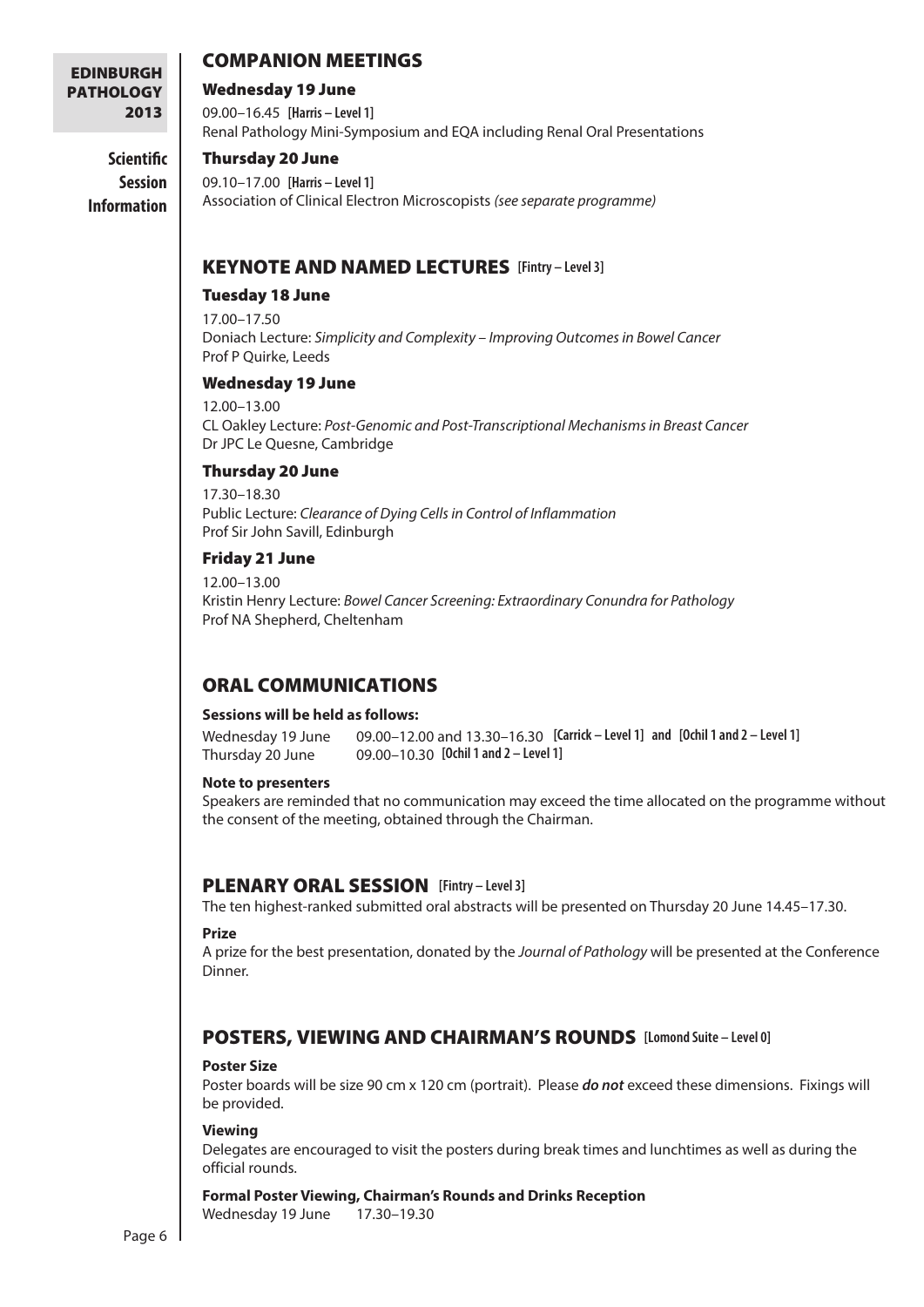## COMPANION MEETINGS

### Wednesday 19 June

09.00–16.45 **[Harris – Level 1]**
Renal Pathology Mini-Symposium and EQA including Renal Oral Presentations

### Thursday 20 June

09.10–17.00 **[Harris – Level 1]**
Association of Clinical Electron Microscopists *(see separate programme)*

## KEYNOTE AND NAMED LECTURES **[Fintry – Level 3]**

### Tuesday 18 June

17.00–17.50
Doniach Lecture: *Simplicity and Complexity – Improving Outcomes in Bowel Cancer*
Prof P Quirke, Leeds

### Wednesday 19 June

12.00–13.00
CL Oakley Lecture: *Post-Genomic and Post-Transcriptional Mechanisms in Breast Cancer*
Dr JPC Le Quesne, Cambridge

### Thursday 20 June

17.30–18.30
Public Lecture: *Clearance of Dying Cells in Control of Inflammation*
Prof Sir John Savill, Edinburgh

### Friday 21 June

12.00–13.00
Kristin Henry Lecture: *Bowel Cancer Screening: Extraordinary Conundra for Pathology*
Prof NA Shepherd, Cheltenham

## ORAL COMMUNICATIONS

**Sessions will be held as follows:**

Wednesday 19 June 09.00–12.00 and 13.30–16.30 **[Carrick – Level 1] and [Ochil 1 and 2 – Level 1]**
Thursday 20 June 09.00–10.30 **[Ochil 1 and 2 – Level 1]**

**Note to presenters**

Speakers are reminded that no communication may exceed the time allocated on the programme without the consent of the meeting, obtained through the Chairman.

## PLENARY ORAL SESSION **[Fintry – Level 3]**

The ten highest-ranked submitted oral abstracts will be presented on Thursday 20 June 14.45–17.30.

**Prize**

A prize for the best presentation, donated by the *Journal of Pathology* will be presented at the Conference Dinner.

## POSTERS, VIEWING AND CHAIRMAN'S ROUNDS **[Lomond Suite – Level 0]**

**Poster Size**

Poster boards will be size 90 cm x 120 cm (portrait). Please ***do not*** exceed these dimensions. Fixings will be provided.

**Viewing**

Delegates are encouraged to visit the posters during break times and lunchtimes as well as during the official rounds.

**Formal Poster Viewing, Chairman's Rounds and Drinks Reception**
Wednesday 19 June 17.30–19.30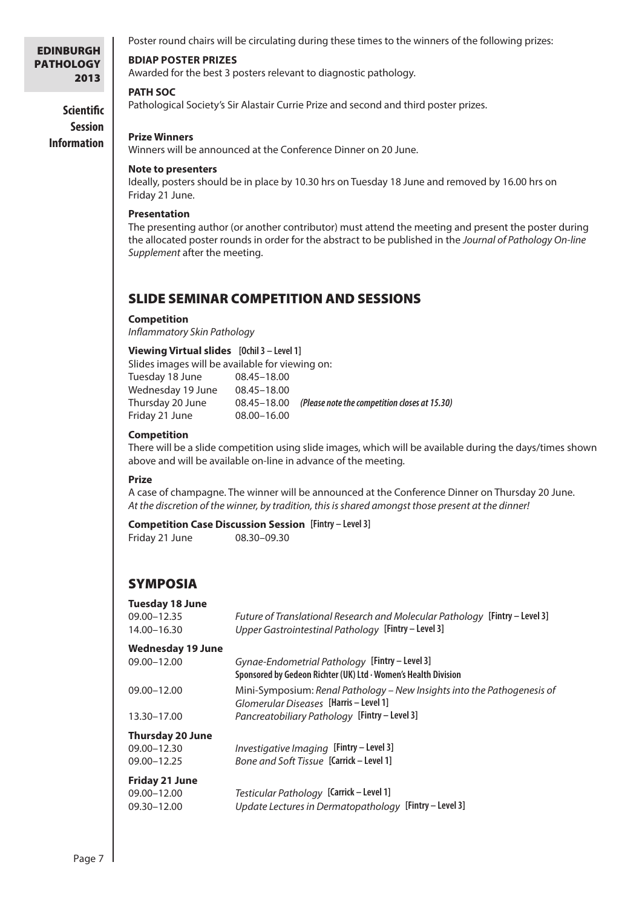Poster round chairs will be circulating during these times to the winners of the following prizes:

**BDIAP POSTER PRIZES**
Awarded for the best 3 posters relevant to diagnostic pathology.

**PATH SOC**
Pathological Society's Sir Alastair Currie Prize and second and third poster prizes.

**Prize Winners**
Winners will be announced at the Conference Dinner on 20 June.

**Note to presenters**
Ideally, posters should be in place by 10.30 hrs on Tuesday 18 June and removed by 16.00 hrs on Friday 21 June.

**Presentation**
The presenting author (or another contributor) must attend the meeting and present the poster during the allocated poster rounds in order for the abstract to be published in the *Journal of Pathology On-line Supplement* after the meeting.

## SLIDE SEMINAR COMPETITION AND SESSIONS

**Competition**
*Inflammatory Skin Pathology*

**Viewing Virtual slides [Ochil 3 – Level 1]**
Slides images will be available for viewing on:

| | | |
|---|---|---|
| Tuesday 18 June | 08.45–18.00 | |
| Wednesday 19 June | 08.45–18.00 | |
| Thursday 20 June | 08.45–18.00 | ***(Please note the competition closes at 15.30)*** |
| Friday 21 June | 08.00–16.00 | |

**Competition**
There will be a slide competition using slide images, which will be available during the days/times shown above and will be available on-line in advance of the meeting.

**Prize**
A case of champagne. The winner will be announced at the Conference Dinner on Thursday 20 June.
*At the discretion of the winner, by tradition, this is shared amongst those present at the dinner!*

**Competition Case Discussion Session [Fintry – Level 3]**
Friday 21 June 08.30–09.30

## SYMPOSIA

**Tuesday 18 June**

| | |
|---|---|
| 09.00–12.35 | *Future of Translational Research and Molecular Pathology* **[Fintry – Level 3]** |
| 14.00–16.30 | *Upper Gastrointestinal Pathology* **[Fintry – Level 3]** |

**Wednesday 19 June**

| | |
|---|---|
| 09.00–12.00 | *Gynae-Endometrial Pathology* **[Fintry – Level 3]** **Sponsored by Gedeon Richter (UK) Ltd · Women's Health Division** |
| 09.00–12.00 | Mini-Symposium: *Renal Pathology – New Insights into the Pathogenesis of Glomerular Diseases* **[Harris – Level 1]** |
| 13.30–17.00 | *Pancreatobiliary Pathology* **[Fintry – Level 3]** |

**Thursday 20 June**

| | |
|---|---|
| 09.00–12.30 | *Investigative Imaging* **[Fintry – Level 3]** |
| 09.00–12.25 | *Bone and Soft Tissue* **[Carrick – Level 1]** |

**Friday 21 June**

| | |
|---|---|
| 09.00–12.00 | *Testicular Pathology* **[Carrick – Level 1]** |
| 09.30–12.00 | *Update Lectures in Dermatopathology* **[Fintry – Level 3]** |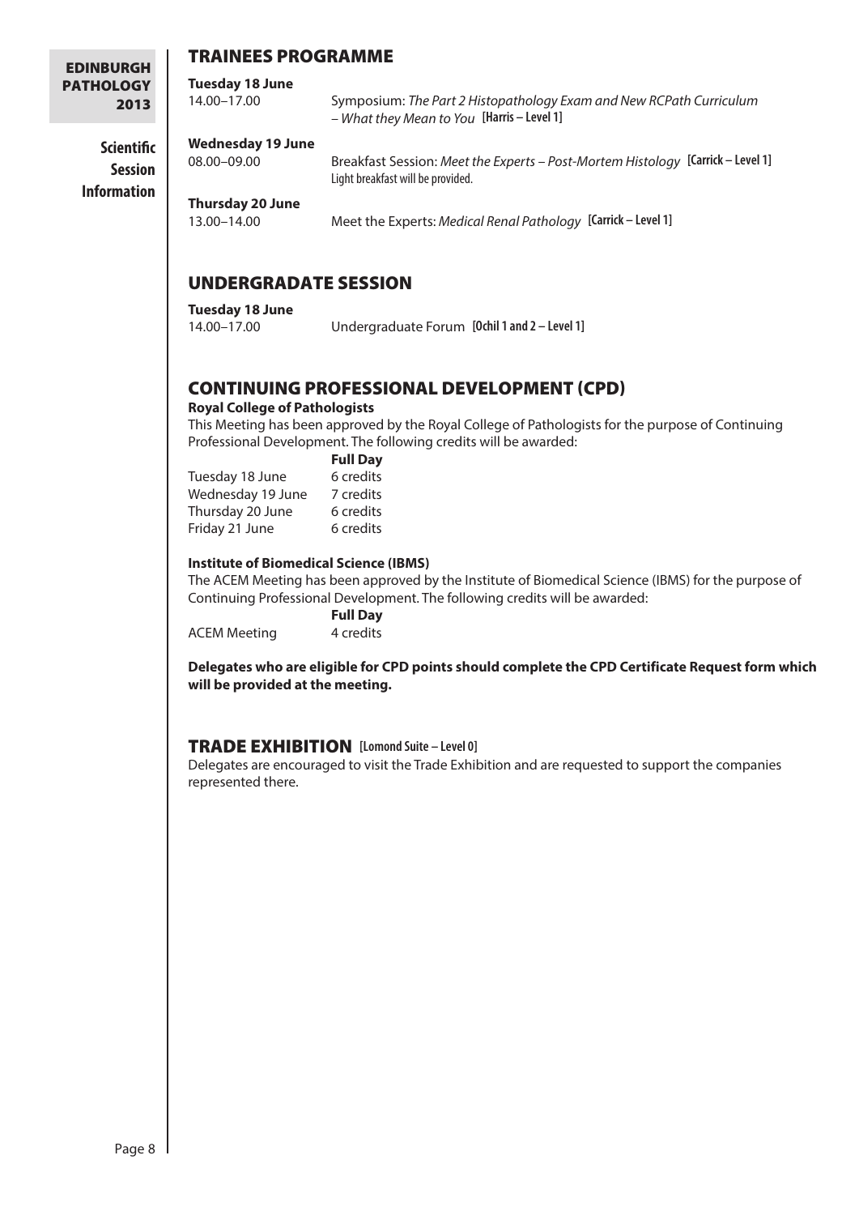## TRAINEES PROGRAMME

**Tuesday 18 June**
14.00–17.00 Symposium: *The Part 2 Histopathology Exam and New RCPath Curriculum – What they Mean to You* **[Harris – Level 1]**

**Wednesday 19 June**
08.00–09.00 Breakfast Session: *Meet the Experts – Post-Mortem Histology* **[Carrick – Level 1]**
Light breakfast will be provided.

**Thursday 20 June**
13.00–14.00 Meet the Experts: *Medical Renal Pathology* **[Carrick – Level 1]**

## UNDERGRADATE SESSION

**Tuesday 18 June**
14.00–17.00 Undergraduate Forum **[Ochil 1 and 2 – Level 1]**

## CONTINUING PROFESSIONAL DEVELOPMENT (CPD)

**Royal College of Pathologists**

This Meeting has been approved by the Royal College of Pathologists for the purpose of Continuing Professional Development. The following credits will be awarded:

| | **Full Day** |
|---|---|
| Tuesday 18 June | 6 credits |
| Wednesday 19 June | 7 credits |
| Thursday 20 June | 6 credits |
| Friday 21 June | 6 credits |

**Institute of Biomedical Science (IBMS)**

The ACEM Meeting has been approved by the Institute of Biomedical Science (IBMS) for the purpose of Continuing Professional Development. The following credits will be awarded:

| | **Full Day** |
|---|---|
| ACEM Meeting | 4 credits |

**Delegates who are eligible for CPD points should complete the CPD Certificate Request form which will be provided at the meeting.**

## TRADE EXHIBITION **[Lomond Suite – Level 0]**

Delegates are encouraged to visit the Trade Exhibition and are requested to support the companies represented there.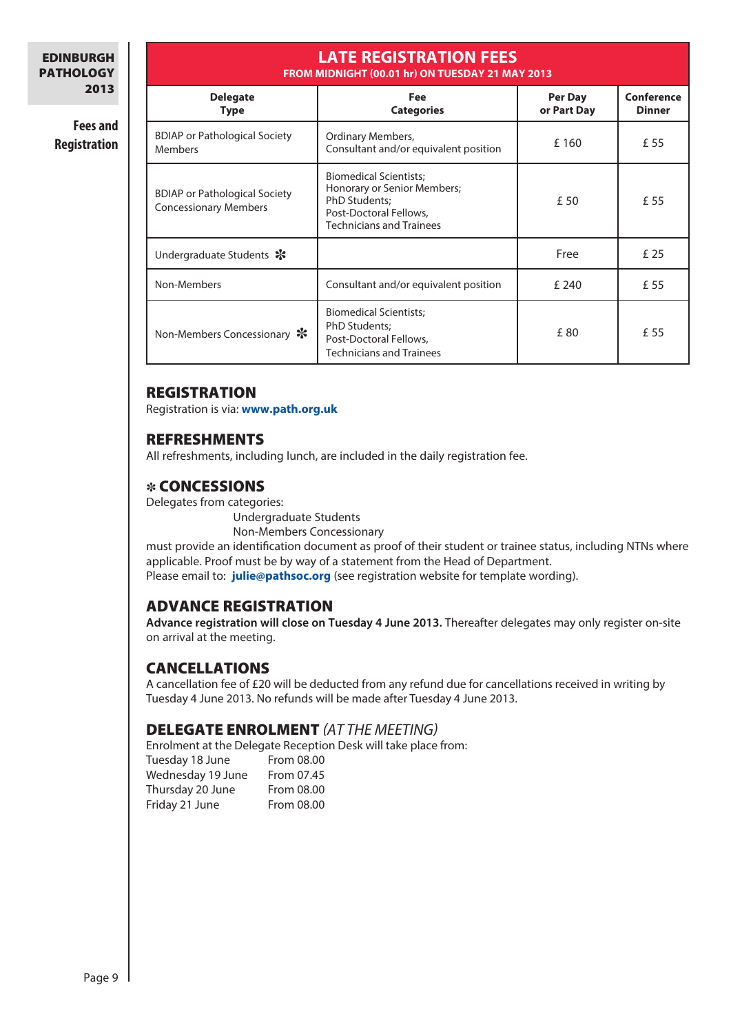## LATE REGISTRATION FEES

**FROM MIDNIGHT (00.01 hr) ON TUESDAY 21 MAY 2013**

| Delegate Type | Fee Categories | Per Day or Part Day | Conference Dinner |
|---|---|---|---|
| BDIAP or Pathological Society Members | Ordinary Members, Consultant and/or equivalent position | £ 160 | £ 55 |
| BDIAP or Pathological Society Concessionary Members | Biomedical Scientists; Honorary or Senior Members; PhD Students; Post-Doctoral Fellows, Technicians and Trainees | £ 50 | £ 55 |
| Undergraduate Students ❇ | | Free | £ 25 |
| Non-Members | Consultant and/or equivalent position | £ 240 | £ 55 |
| Non-Members Concessionary ❇ | Biomedical Scientists; PhD Students; Post-Doctoral Fellows, Technicians and Trainees | £ 80 | £ 55 |

## REGISTRATION

Registration is via: **www.path.org.uk**

## REFRESHMENTS

All refreshments, including lunch, are included in the daily registration fee.

## ❇ CONCESSIONS

Delegates from categories:

- Undergraduate Students
- Non-Members Concessionary

must provide an identification document as proof of their student or trainee status, including NTNs where applicable. Proof must be by way of a statement from the Head of Department.
Please email to: **julie@pathsoc.org** (see registration website for template wording).

## ADVANCE REGISTRATION

**Advance registration will close on Tuesday 4 June 2013.** Thereafter delegates may only register on-site on arrival at the meeting.

## CANCELLATIONS

A cancellation fee of £20 will be deducted from any refund due for cancellations received in writing by Tuesday 4 June 2013. No refunds will be made after Tuesday 4 June 2013.

## DELEGATE ENROLMENT *(AT THE MEETING)*

Enrolment at the Delegate Reception Desk will take place from:

| | |
|---|---|
| Tuesday 18 June | From 08.00 |
| Wednesday 19 June | From 07.45 |
| Thursday 20 June | From 08.00 |
| Friday 21 June | From 08.00 |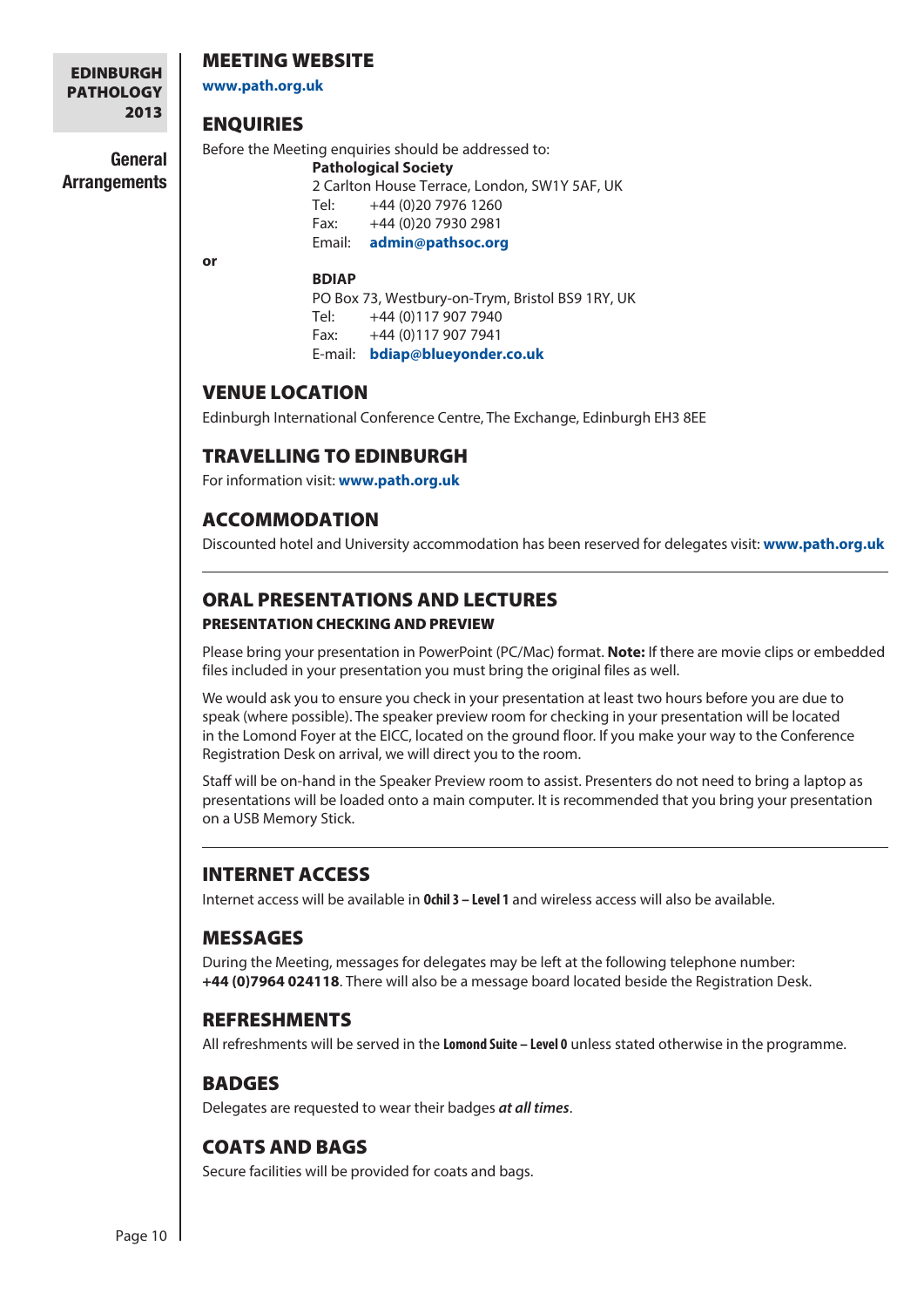## General Arrangements

## MEETING WEBSITE

**www.path.org.uk**

## ENQUIRIES

Before the Meeting enquiries should be addressed to:

**Pathological Society**
2 Carlton House Terrace, London, SW1Y 5AF, UK
Tel: +44 (0)20 7976 1260
Fax: +44 (0)20 7930 2981
Email: **admin@pathsoc.org**

**or**

**BDIAP**
PO Box 73, Westbury-on-Trym, Bristol BS9 1RY, UK
Tel: +44 (0)117 907 7940
Fax: +44 (0)117 907 7941
E-mail: **bdiap@blueyonder.co.uk**

## VENUE LOCATION

Edinburgh International Conference Centre, The Exchange, Edinburgh EH3 8EE

## TRAVELLING TO EDINBURGH

For information visit: **www.path.org.uk**

## ACCOMMODATION

Discounted hotel and University accommodation has been reserved for delegates visit: **www.path.org.uk**

---

## ORAL PRESENTATIONS AND LECTURES

### PRESENTATION CHECKING AND PREVIEW

Please bring your presentation in PowerPoint (PC/Mac) format. **Note:** If there are movie clips or embedded files included in your presentation you must bring the original files as well.

We would ask you to ensure you check in your presentation at least two hours before you are due to speak (where possible). The speaker preview room for checking in your presentation will be located in the Lomond Foyer at the EICC, located on the ground floor. If you make your way to the Conference Registration Desk on arrival, we will direct you to the room.

Staff will be on-hand in the Speaker Preview room to assist. Presenters do not need to bring a laptop as presentations will be loaded onto a main computer. It is recommended that you bring your presentation on a USB Memory Stick.

---

## INTERNET ACCESS

Internet access will be available in **Ochil 3 – Level 1** and wireless access will also be available.

## MESSAGES

During the Meeting, messages for delegates may be left at the following telephone number: **+44 (0)7964 024118**. There will also be a message board located beside the Registration Desk.

## REFRESHMENTS

All refreshments will be served in the **Lomond Suite – Level 0** unless stated otherwise in the programme.

## BADGES

Delegates are requested to wear their badges ***at all times***.

## COATS AND BAGS

Secure facilities will be provided for coats and bags.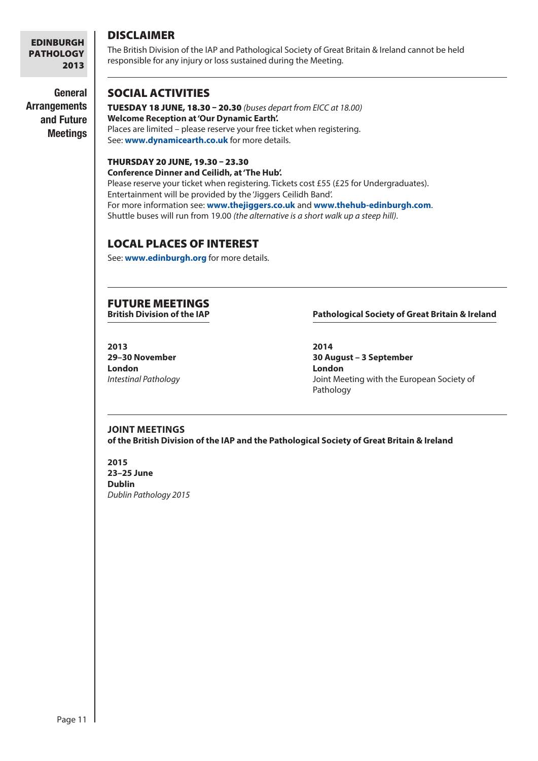## DISCLAIMER

The British Division of the IAP and Pathological Society of Great Britain & Ireland cannot be held responsible for any injury or loss sustained during the Meeting.

## SOCIAL ACTIVITIES

**TUESDAY 18 JUNE, 18.30 – 20.30** *(buses depart from EICC at 18.00)*
**Welcome Reception at 'Our Dynamic Earth'.**
Places are limited – please reserve your free ticket when registering.
See: **www.dynamicearth.co.uk** for more details.

**THURSDAY 20 JUNE, 19.30 – 23.30**
**Conference Dinner and Ceilidh, at 'The Hub'.**
Please reserve your ticket when registering. Tickets cost £55 (£25 for Undergraduates).
Entertainment will be provided by the 'Jiggers Ceilidh Band'.
For more information see: **www.thejiggers.co.uk** and **www.thehub-edinburgh.com**.
Shuttle buses will run from 19.00 *(the alternative is a short walk up a steep hill)*.

## LOCAL PLACES OF INTEREST

See: **www.edinburgh.org** for more details.

## FUTURE MEETINGS

**British Division of the IAP**

**2013**
**29–30 November**
**London**
*Intestinal Pathology*

**Pathological Society of Great Britain & Ireland**

**2014**
**30 August – 3 September**
**London**
Joint Meeting with the European Society of Pathology

### JOINT MEETINGS
**of the British Division of the IAP and the Pathological Society of Great Britain & Ireland**

**2015**
**23–25 June**
**Dublin**
*Dublin Pathology 2015*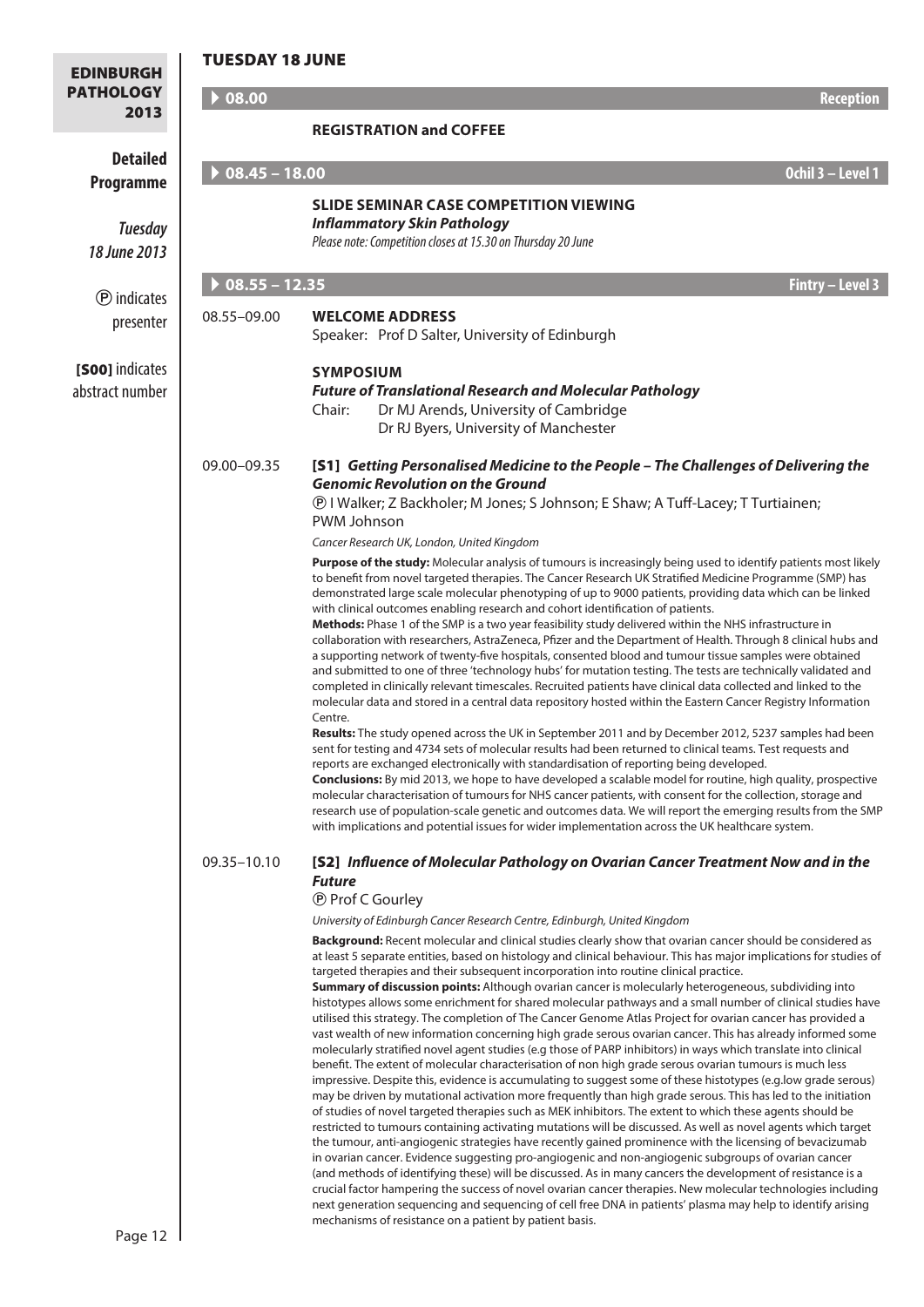## TUESDAY 18 JUNE

**▶ 08.00** — **Reception**

**REGISTRATION and COFFEE**

**▶ 08.45 – 18.00** — **Ochil 3 – Level 1**

**SLIDE SEMINAR CASE COMPETITION VIEWING**
***Inflammatory Skin Pathology***
*Please note: Competition closes at 15.30 on Thursday 20 June*

**▶ 08.55 – 12.35** — **Fintry – Level 3**

08.55–09.00 **WELCOME ADDRESS**
Speaker: Prof D Salter, University of Edinburgh

**SYMPOSIUM**
***Future of Translational Research and Molecular Pathology***
Chair: Dr MJ Arends, University of Cambridge
Dr RJ Byers, University of Manchester

09.00–09.35 **[S1]** ***Getting Personalised Medicine to the People – The Challenges of Delivering the Genomic Revolution on the Ground***

Ⓟ I Walker; Z Backholer; M Jones; S Johnson; E Shaw; A Tuff-Lacey; T Turtiainen; PWM Johnson

*Cancer Research UK, London, United Kingdom*

**Purpose of the study:** Molecular analysis of tumours is increasingly being used to identify patients most likely to benefit from novel targeted therapies. The Cancer Research UK Stratified Medicine Programme (SMP) has demonstrated large scale molecular phenotyping of up to 9000 patients, providing data which can be linked with clinical outcomes enabling research and cohort identification of patients.
**Methods:** Phase 1 of the SMP is a two year feasibility study delivered within the NHS infrastructure in collaboration with researchers, AstraZeneca, Pfizer and the Department of Health. Through 8 clinical hubs and a supporting network of twenty-five hospitals, consented blood and tumour tissue samples were obtained and submitted to one of three 'technology hubs' for mutation testing. The tests are technically validated and completed in clinically relevant timescales. Recruited patients have clinical data collected and linked to the molecular data and stored in a central data repository hosted within the Eastern Cancer Registry Information Centre.
**Results:** The study opened across the UK in September 2011 and by December 2012, 5237 samples had been sent for testing and 4734 sets of molecular results had been returned to clinical teams. Test requests and reports are exchanged electronically with standardisation of reporting being developed.
**Conclusions:** By mid 2013, we hope to have developed a scalable model for routine, high quality, prospective molecular characterisation of tumours for NHS cancer patients, with consent for the collection, storage and research use of population-scale genetic and outcomes data. We will report the emerging results from the SMP with implications and potential issues for wider implementation across the UK healthcare system.

09.35–10.10 **[S2]** ***Influence of Molecular Pathology on Ovarian Cancer Treatment Now and in the Future***

Ⓟ Prof C Gourley

*University of Edinburgh Cancer Research Centre, Edinburgh, United Kingdom*

**Background:** Recent molecular and clinical studies clearly show that ovarian cancer should be considered as at least 5 separate entities, based on histology and clinical behaviour. This has major implications for studies of targeted therapies and their subsequent incorporation into routine clinical practice.
**Summary of discussion points:** Although ovarian cancer is molecularly heterogeneous, subdividing into histotypes allows some enrichment for shared molecular pathways and a small number of clinical studies have utilised this strategy. The completion of The Cancer Genome Atlas Project for ovarian cancer has provided a vast wealth of new information concerning high grade serous ovarian cancer. This has already informed some molecularly stratified novel agent studies (e.g those of PARP inhibitors) in ways which translate into clinical benefit. The extent of molecular characterisation of non high grade serous ovarian tumours is much less impressive. Despite this, evidence is accumulating to suggest some of these histotypes (e.g.low grade serous) may be driven by mutational activation more frequently than high grade serous. This has led to the initiation of studies of novel targeted therapies such as MEK inhibitors. The extent to which these agents should be restricted to tumours containing activating mutations will be discussed. As well as novel agents which target the tumour, anti-angiogenic strategies have recently gained prominence with the licensing of bevacizumab in ovarian cancer. Evidence suggesting pro-angiogenic and non-angiogenic subgroups of ovarian cancer (and methods of identifying these) will be discussed. As in many cancers the development of resistance is a crucial factor hampering the success of novel ovarian cancer therapies. New molecular technologies including next generation sequencing and sequencing of cell free DNA in patients' plasma may help to identify arising mechanisms of resistance on a patient by patient basis.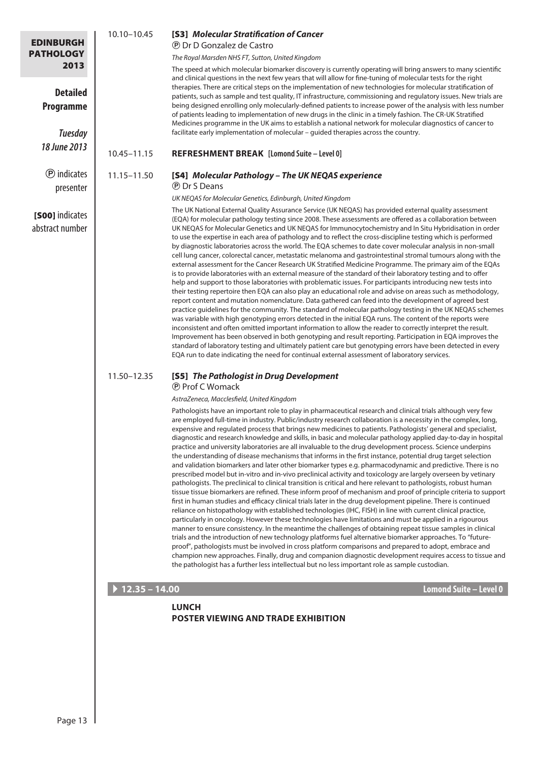10.10–10.45

### [S3] *Molecular Stratification of Cancer*

Ⓟ Dr D Gonzalez de Castro

*The Royal Marsden NHS FT, Sutton, United Kingdom*

The speed at which molecular biomarker discovery is currently operating will bring answers to many scientific and clinical questions in the next few years that will allow for fine-tuning of molecular tests for the right therapies. There are critical steps on the implementation of new technologies for molecular stratification of patients, such as sample and test quality, IT infrastructure, commissioning and regulatory issues. New trials are being designed enrolling only molecularly-defined patients to increase power of the analysis with less number of patients leading to implementation of new drugs in the clinic in a timely fashion. The CR-UK Stratified Medicines programme in the UK aims to establish a national network for molecular diagnostics of cancer to facilitate early implementation of molecular – guided therapies across the country.

10.45–11.15 **REFRESHMENT BREAK [Lomond Suite – Level 0]**

11.15–11.50

### [S4] *Molecular Pathology – The UK NEQAS experience*

Ⓟ Dr S Deans

*UK NEQAS for Molecular Genetics, Edinburgh, United Kingdom*

The UK National External Quality Assurance Service (UK NEQAS) has provided external quality assessment (EQA) for molecular pathology testing since 2008. These assessments are offered as a collaboration between UK NEQAS for Molecular Genetics and UK NEQAS for Immunocytochemistry and In Situ Hybridisation in order to use the expertise in each area of pathology and to reflect the cross-discipline testing which is performed by diagnostic laboratories across the world. The EQA schemes to date cover molecular analysis in non-small cell lung cancer, colorectal cancer, metastatic melanoma and gastrointestinal stromal tumours along with the external assessment for the Cancer Research UK Stratified Medicine Programme. The primary aim of the EQAs is to provide laboratories with an external measure of the standard of their laboratory testing and to offer help and support to those laboratories with problematic issues. For participants introducing new tests into their testing repertoire then EQA can also play an educational role and advise on areas such as methodology, report content and mutation nomenclature. Data gathered can feed into the development of agreed best practice guidelines for the community. The standard of molecular pathology testing in the UK NEQAS schemes was variable with high genotyping errors detected in the initial EQA runs. The content of the reports were inconsistent and often omitted important information to allow the reader to correctly interpret the result. Improvement has been observed in both genotyping and result reporting. Participation in EQA improves the standard of laboratory testing and ultimately patient care but genotyping errors have been detected in every EQA run to date indicating the need for continual external assessment of laboratory services.

11.50–12.35

### [S5] *The Pathologist in Drug Development*

Ⓟ Prof C Womack

*AstraZeneca, Macclesfield, United Kingdom*

Pathologists have an important role to play in pharmaceutical research and clinical trials although very few are employed full-time in industry. Public/industry research collaboration is a necessity in the complex, long, expensive and regulated process that brings new medicines to patients. Pathologists' general and specialist, diagnostic and research knowledge and skills, in basic and molecular pathology applied day-to-day in hospital practice and university laboratories are all invaluable to the drug development process. Science underpins the understanding of disease mechanisms that informs in the first instance, potential drug target selection and validation biomarkers and later other biomarker types e.g. pharmacodynamic and predictive. There is no prescribed model but in-vitro and in-vivo preclinical activity and toxicology are largely overseen by vetinary pathologists. The preclinical to clinical transition is critical and here relevant to pathologists, robust human tissue tissue biomarkers are refined. These inform proof of mechanism and proof of principle criteria to support first in human studies and efficacy clinical trials later in the drug development pipeline. There is continued reliance on histopathology with established technologies (IHC, FISH) in line with current clinical practice, particularly in oncology. However these technologies have limitations and must be applied in a rigourous manner to ensure consistency. In the meantime the challenges of obtaining repeat tissue samples in clinical trials and the introduction of new technology platforms fuel alternative biomarker approaches. To "future-proof", pathologists must be involved in cross platform comparisons and prepared to adopt, embrace and champion new approaches. Finally, drug and companion diagnostic development requires access to tissue and the pathologist has a further less intellectual but no less important role as sample custodian.

**12.35 – 14.00** **Lomond Suite – Level 0**

**LUNCH**
**POSTER VIEWING AND TRADE EXHIBITION**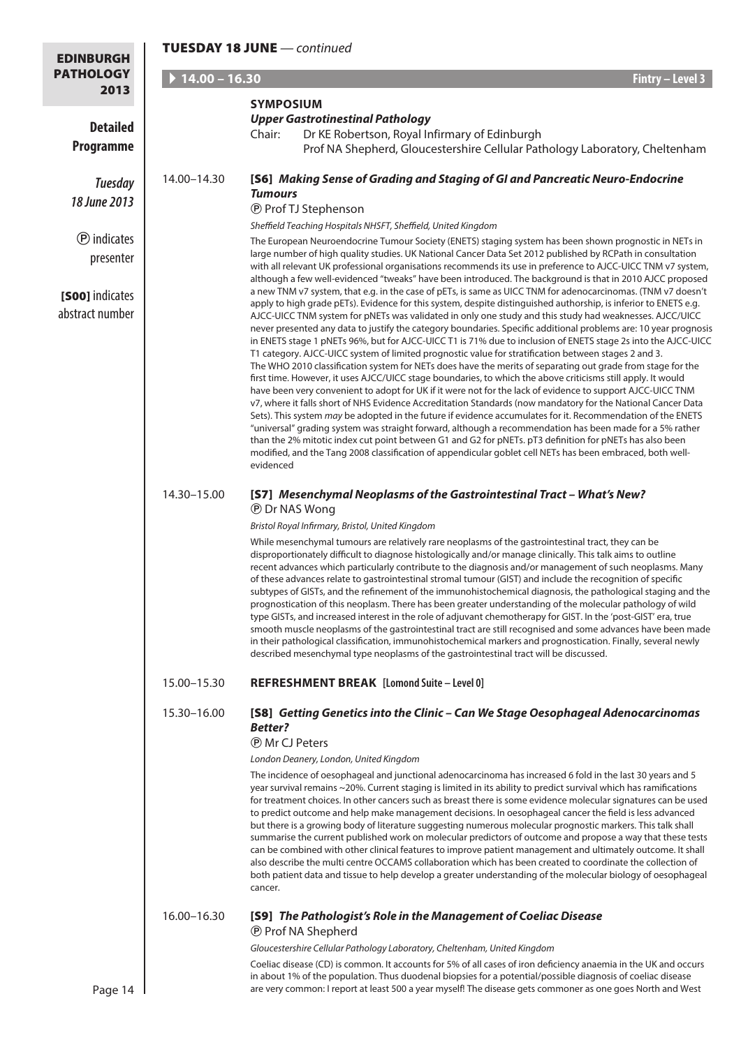**TUESDAY 18 JUNE** — *continued*

**14.00 – 16.30** — **Fintry – Level 3**

## SYMPOSIUM

### *Upper Gastrointestinal Pathology*

Chair: Dr KE Robertson, Royal Infirmary of Edinburgh
Prof NA Shepherd, Gloucestershire Cellular Pathology Laboratory, Cheltenham

14.00–14.30 **[S6]** ***Making Sense of Grading and Staging of GI and Pancreatic Neuro-Endocrine Tumours***

Ⓟ Prof TJ Stephenson

*Sheffield Teaching Hospitals NHSFT, Sheffield, United Kingdom*

The European Neuroendocrine Tumour Society (ENETS) staging system has been shown prognostic in NETs in large number of high quality studies. UK National Cancer Data Set 2012 published by RCPath in consultation with all relevant UK professional organisations recommends its use in preference to AJCC-UICC TNM v7 system, although a few well-evidenced "tweaks" have been introduced. The background is that in 2010 AJCC proposed a new TNM v7 system, that e.g. in the case of pETs, is same as UICC TNM for adenocarcinomas. (TNM v7 doesn't apply to high grade pETs). Evidence for this system, despite distinguished authorship, is inferior to ENETS e.g. AJCC-UICC TNM system for pNETs was validated in only one study and this study had weaknesses. AJCC/UICC never presented any data to justify the category boundaries. Specific additional problems are: 10 year prognosis in ENETS stage 1 pNETs 96%, but for AJCC-UICC T1 is 71% due to inclusion of ENETS stage 2s into the AJCC-UICC T1 category. AJCC-UICC system of limited prognostic value for stratification between stages 2 and 3.
The WHO 2010 classification system for NETs does have the merits of separating out grade from stage for the first time. However, it uses AJCC/UICC stage boundaries, to which the above criticisms still apply. It would have been very convenient to adopt for UK if it were not for the lack of evidence to support AJCC-UICC TNM v7, where it falls short of NHS Evidence Accreditation Standards (now mandatory for the National Cancer Data Sets). This system *may* be adopted in the future if evidence accumulates for it. Recommendation of the ENETS "universal" grading system was straight forward, although a recommendation has been made for a 5% rather than the 2% mitotic index cut point between G1 and G2 for pNETs. pT3 definition for pNETs has also been modified, and the Tang 2008 classification of appendicular goblet cell NETs has been embraced, both well-evidenced

14.30–15.00 **[S7]** ***Mesenchymal Neoplasms of the Gastrointestinal Tract – What's New?***

Ⓟ Dr NAS Wong

*Bristol Royal Infirmary, Bristol, United Kingdom*

While mesenchymal tumours are relatively rare neoplasms of the gastrointestinal tract, they can be disproportionately difficult to diagnose histologically and/or manage clinically. This talk aims to outline recent advances which particularly contribute to the diagnosis and/or management of such neoplasms. Many of these advances relate to gastrointestinal stromal tumour (GIST) and include the recognition of specific subtypes of GISTs, and the refinement of the immunohistochemical diagnosis, the pathological staging and the prognostication of this neoplasm. There has been greater understanding of the molecular pathology of wild type GISTs, and increased interest in the role of adjuvant chemotherapy for GIST. In the 'post-GIST' era, true smooth muscle neoplasms of the gastrointestinal tract are still recognised and some advances have been made in their pathological classification, immunohistochemical markers and prognostication. Finally, several newly described mesenchymal type neoplasms of the gastrointestinal tract will be discussed.

15.00–15.30 **REFRESHMENT BREAK [Lomond Suite – Level 0]**

15.30–16.00 **[S8]** ***Getting Genetics into the Clinic – Can We Stage Oesophageal Adenocarcinomas Better?***

Ⓟ Mr CJ Peters

*London Deanery, London, United Kingdom*

The incidence of oesophageal and junctional adenocarcinoma has increased 6 fold in the last 30 years and 5 year survival remains ~20%. Current staging is limited in its ability to predict survival which has ramifications for treatment choices. In other cancers such as breast there is some evidence molecular signatures can be used to predict outcome and help make management decisions. In oesophageal cancer the field is less advanced but there is a growing body of literature suggesting numerous molecular prognostic markers. This talk shall summarise the current published work on molecular predictors of outcome and propose a way that these tests can be combined with other clinical features to improve patient management and ultimately outcome. It shall also describe the multi centre OCCAMS collaboration which has been created to coordinate the collection of both patient data and tissue to help develop a greater understanding of the molecular biology of oesophageal cancer.

16.00–16.30 **[S9]** ***The Pathologist's Role in the Management of Coeliac Disease***

Ⓟ Prof NA Shepherd

*Gloucestershire Cellular Pathology Laboratory, Cheltenham, United Kingdom*

Coeliac disease (CD) is common. It accounts for 5% of all cases of iron deficiency anaemia in the UK and occurs in about 1% of the population. Thus duodenal biopsies for a potential/possible diagnosis of coeliac disease are very common: I report at least 500 a year myself! The disease gets commoner as one goes North and West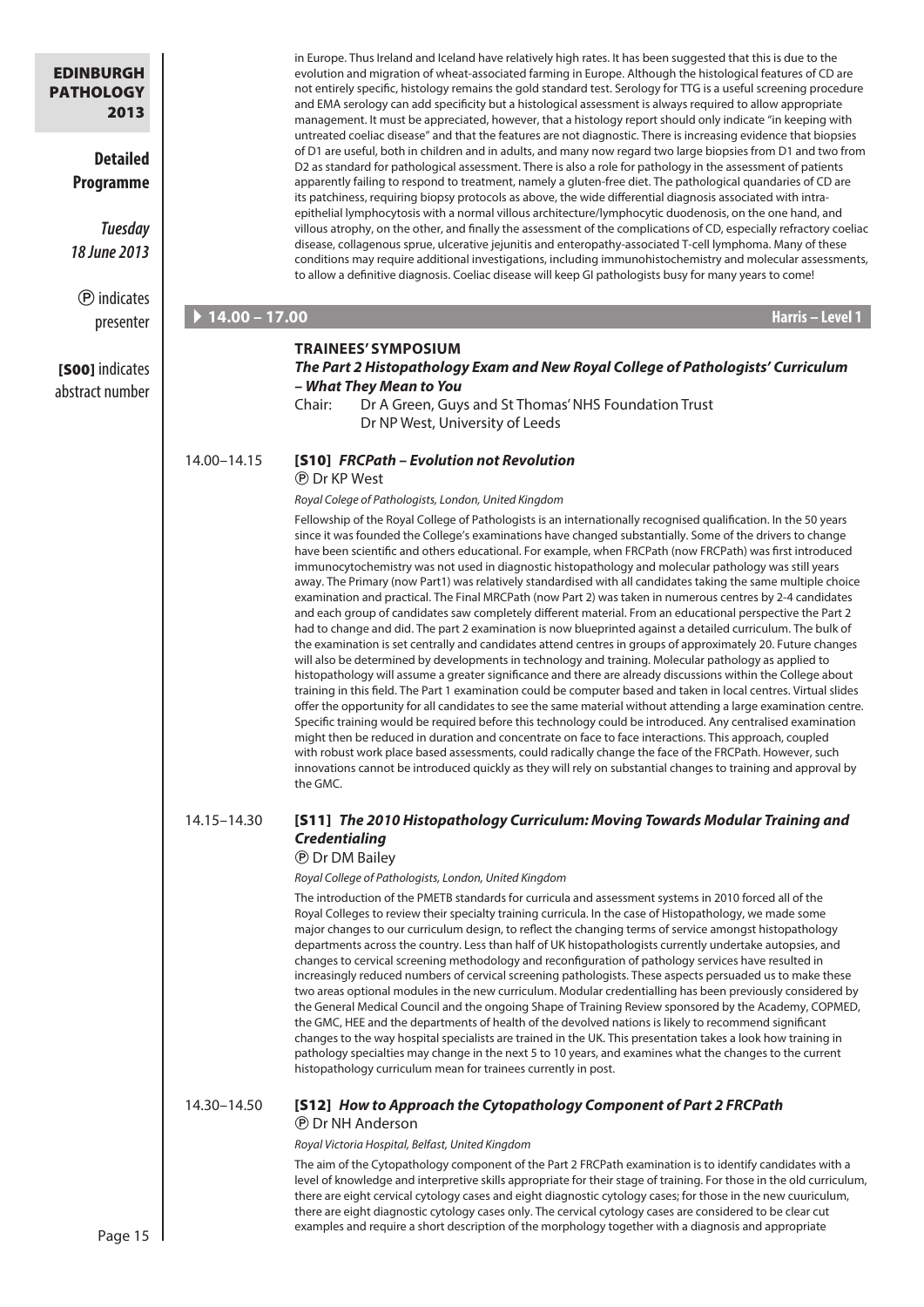in Europe. Thus Ireland and Iceland have relatively high rates. It has been suggested that this is due to the evolution and migration of wheat-associated farming in Europe. Although the histological features of CD are not entirely specific, histology remains the gold standard test. Serology for TTG is a useful screening procedure and EMA serology can add specificity but a histological assessment is always required to allow appropriate management. It must be appreciated, however, that a histology report should only indicate "in keeping with untreated coeliac disease" and that the features are not diagnostic. There is increasing evidence that biopsies of D1 are useful, both in children and in adults, and many now regard two large biopsies from D1 and two from D2 as standard for pathological assessment. There is also a role for pathology in the assessment of patients apparently failing to respond to treatment, namely a gluten-free diet. The pathological quandaries of CD are its patchiness, requiring biopsy protocols as above, the wide differential diagnosis associated with intra-epithelial lymphocytosis with a normal villous architecture/lymphocytic duodenosis, on the one hand, and villous atrophy, on the other, and finally the assessment of the complications of CD, especially refractory coeliac disease, collagenous sprue, ulcerative jejunitis and enteropathy-associated T-cell lymphoma. Many of these conditions may require additional investigations, including immunohistochemistry and molecular assessments, to allow a definitive diagnosis. Coeliac disease will keep GI pathologists busy for many years to come!

## 14.00 – 17.00 — Harris – Level 1

### TRAINEES' SYMPOSIUM

***The Part 2 Histopathology Exam and New Royal College of Pathologists' Curriculum – What They Mean to You***

Chair: Dr A Green, Guys and St Thomas' NHS Foundation Trust
Dr NP West, University of Leeds

**14.00–14.15 [S10] *FRCPath – Evolution not Revolution***

Ⓟ Dr KP West

*Royal Colege of Pathologists, London, United Kingdom*

Fellowship of the Royal College of Pathologists is an internationally recognised qualification. In the 50 years since it was founded the College's examinations have changed substantially. Some of the drivers to change have been scientific and others educational. For example, when FRCPath (now FRCPath) was first introduced immunocytochemistry was not used in diagnostic histopathology and molecular pathology was still years away. The Primary (now Part1) was relatively standardised with all candidates taking the same multiple choice examination and practical. The Final MRCPath (now Part 2) was taken in numerous centres by 2-4 candidates and each group of candidates saw completely different material. From an educational perspective the Part 2 had to change and did. The part 2 examination is now blueprinted against a detailed curriculum. The bulk of the examination is set centrally and candidates attend centres in groups of approximately 20. Future changes will also be determined by developments in technology and training. Molecular pathology as applied to histopathology will assume a greater significance and there are already discussions within the College about training in this field. The Part 1 examination could be computer based and taken in local centres. Virtual slides offer the opportunity for all candidates to see the same material without attending a large examination centre. Specific training would be required before this technology could be introduced. Any centralised examination might then be reduced in duration and concentrate on face to face interactions. This approach, coupled with robust work place based assessments, could radically change the face of the FRCPath. However, such innovations cannot be introduced quickly as they will rely on substantial changes to training and approval by the GMC.

**14.15–14.30 [S11] *The 2010 Histopathology Curriculum: Moving Towards Modular Training and Credentialing***

Ⓟ Dr DM Bailey

*Royal College of Pathologists, London, United Kingdom*

The introduction of the PMETB standards for curricula and assessment systems in 2010 forced all of the Royal Colleges to review their specialty training curricula. In the case of Histopathology, we made some major changes to our curriculum design, to reflect the changing terms of service amongst histopathology departments across the country. Less than half of UK histopathologists currently undertake autopsies, and changes to cervical screening methodology and reconfiguration of pathology services have resulted in increasingly reduced numbers of cervical screening pathologists. These aspects persuaded us to make these two areas optional modules in the new curriculum. Modular credentialling has been previously considered by the General Medical Council and the ongoing Shape of Training Review sponsored by the Academy, COPMED, the GMC, HEE and the departments of health of the devolved nations is likely to recommend significant changes to the way hospital specialists are trained in the UK. This presentation takes a look how training in pathology specialties may change in the next 5 to 10 years, and examines what the changes to the current histopathology curriculum mean for trainees currently in post.

**14.30–14.50 [S12] *How to Approach the Cytopathology Component of Part 2 FRCPath***

Ⓟ Dr NH Anderson

*Royal Victoria Hospital, Belfast, United Kingdom*

The aim of the Cytopathology component of the Part 2 FRCPath examination is to identify candidates with a level of knowledge and interpretive skills appropriate for their stage of training. For those in the old curriculum, there are eight cervical cytology cases and eight diagnostic cytology cases; for those in the new cuurriculum, there are eight diagnostic cytology cases only. The cervical cytology cases are considered to be clear cut examples and require a short description of the morphology together with a diagnosis and appropriate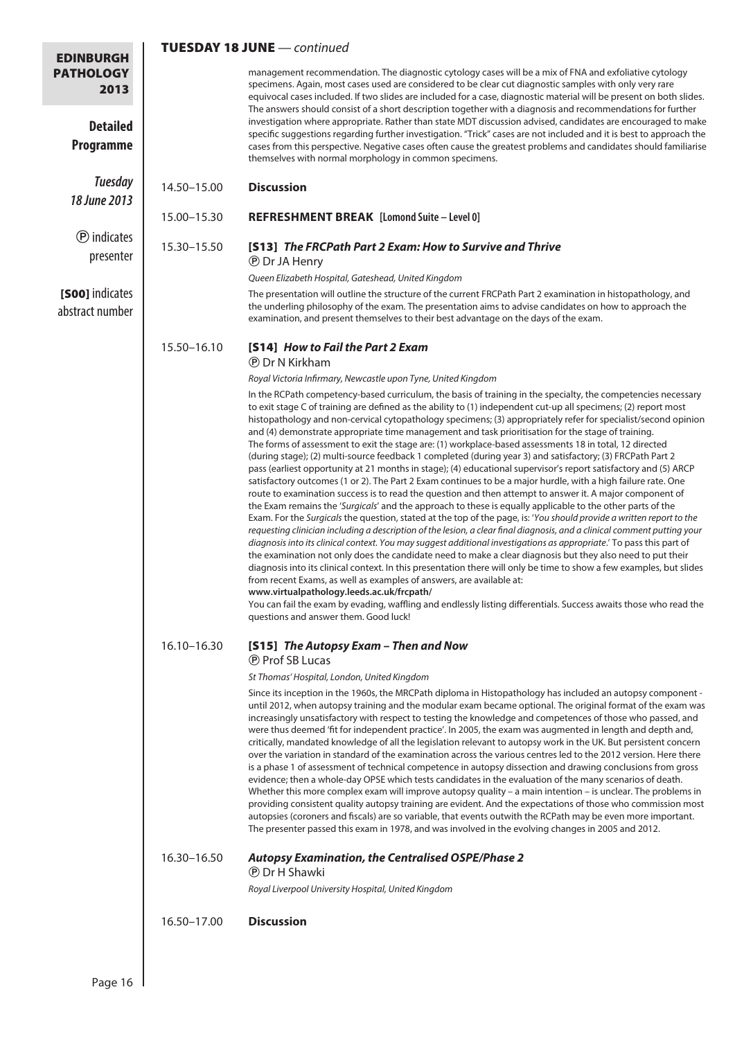## TUESDAY 18 JUNE — *continued*

management recommendation. The diagnostic cytology cases will be a mix of FNA and exfoliative cytology specimens. Again, most cases used are considered to be clear cut diagnostic samples with only very rare equivocal cases included. If two slides are included for a case, diagnostic material will be present on both slides. The answers should consist of a short description together with a diagnosis and recommendations for further investigation where appropriate. Rather than state MDT discussion advised, candidates are encouraged to make specific suggestions regarding further investigation. "Trick" cases are not included and it is best to approach the cases from this perspective. Negative cases often cause the greatest problems and candidates should familiarise themselves with normal morphology in common specimens.

14.50–15.00 **Discussion**

15.00–15.30 **REFRESHMENT BREAK [Lomond Suite – Level 0]**

15.30–15.50 **[S13] *The FRCPath Part 2 Exam: How to Survive and Thrive***

Ⓟ Dr JA Henry

*Queen Elizabeth Hospital, Gateshead, United Kingdom*

The presentation will outline the structure of the current FRCPath Part 2 examination in histopathology, and the underlying philosophy of the exam. The presentation aims to advise candidates on how to approach the examination, and present themselves to their best advantage on the days of the exam.

15.50–16.10 **[S14] *How to Fail the Part 2 Exam***

Ⓟ Dr N Kirkham

*Royal Victoria Infirmary, Newcastle upon Tyne, United Kingdom*

In the RCPath competency-based curriculum, the basis of training in the specialty, the competencies necessary to exit stage C of training are defined as the ability to (1) independent cut-up all specimens; (2) report most histopathology and non-cervical cytopathology specimens; (3) appropriately refer for specialist/second opinion and (4) demonstrate appropriate time management and task prioritisation for the stage of training. The forms of assessment to exit the stage are: (1) workplace-based assessments 18 in total, 12 directed (during stage); (2) multi-source feedback 1 completed (during year 3) and satisfactory; (3) FRCPath Part 2 pass (earliest opportunity at 21 months in stage); (4) educational supervisor's report satisfactory and (5) ARCP satisfactory outcomes (1 or 2). The Part 2 Exam continues to be a major hurdle, with a high failure rate. One route to examination success is to read the question and then attempt to answer it. A major component of the Exam remains the '*Surgicals*' and the approach to these is equally applicable to the other parts of the Exam. For the *Surgicals* the question, stated at the top of the page, is: '*You should provide a written report to the requesting clinician including a description of the lesion, a clear final diagnosis, and a clinical comment putting your diagnosis into its clinical context. You may suggest additional investigations as appropriate*.' To pass this part of the examination not only does the candidate need to make a clear diagnosis but they also need to put their diagnosis into its clinical context. In this presentation there will only be time to show a few examples, but slides from recent Exams, as well as examples of answers, are available at:
**www.virtualpathology.leeds.ac.uk/frcpath/**
You can fail the exam by evading, waffling and endlessly listing differentials. Success awaits those who read the questions and answer them. Good luck!

16.10–16.30 **[S15] *The Autopsy Exam – Then and Now***

Ⓟ Prof SB Lucas

*St Thomas' Hospital, London, United Kingdom*

Since its inception in the 1960s, the MRCPath diploma in Histopathology has included an autopsy component - until 2012, when autopsy training and the modular exam became optional. The original format of the exam was increasingly unsatisfactory with respect to testing the knowledge and competences of those who passed, and were thus deemed 'fit for independent practice'. In 2005, the exam was augmented in length and depth and, critically, mandated knowledge of all the legislation relevant to autopsy work in the UK. But persistent concern over the variation in standard of the examination across the various centres led to the 2012 version. Here there is a phase 1 of assessment of technical competence in autopsy dissection and drawing conclusions from gross evidence; then a whole-day OPSE which tests candidates in the evaluation of the many scenarios of death. Whether this more complex exam will improve autopsy quality – a main intention – is unclear. The problems in providing consistent quality autopsy training are evident. And the expectations of those who commission most autopsies (coroners and fiscals) are so variable, that events outwith the RCPath may be even more important. The presenter passed this exam in 1978, and was involved in the evolving changes in 2005 and 2012.

16.30–16.50 ***Autopsy Examination, the Centralised OSPE/Phase 2***

Ⓟ Dr H Shawki

*Royal Liverpool University Hospital, United Kingdom*

16.50–17.00 **Discussion**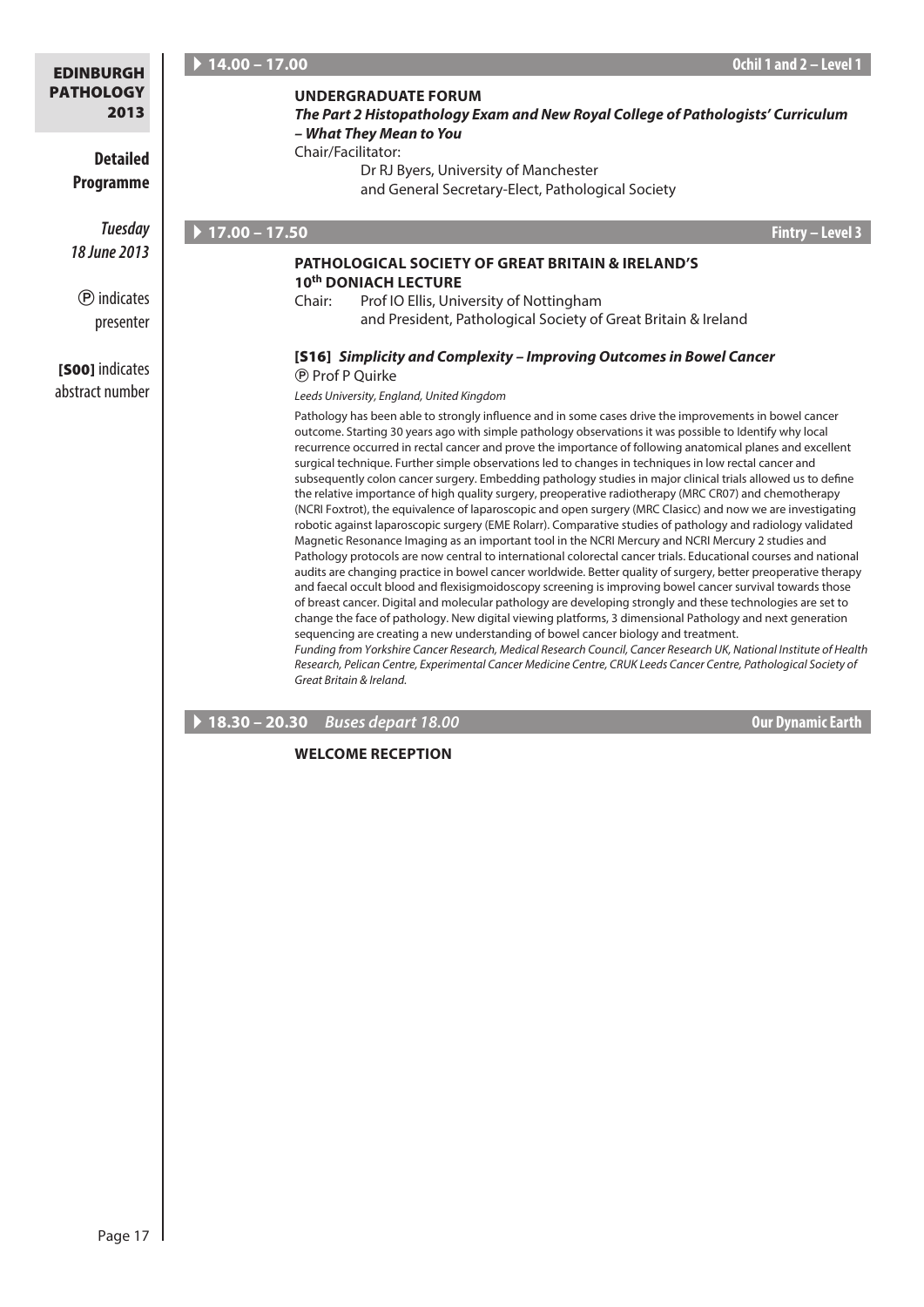**EDINBURGH PATHOLOGY 2013**

**Detailed Programme**

***Tuesday 18 June 2013***

Ⓟ indicates presenter

**[S00]** indicates abstract number

**▶ 14.00 – 17.00** — **Ochil 1 and 2 – Level 1**

**UNDERGRADUATE FORUM**

***The Part 2 Histopathology Exam and New Royal College of Pathologists' Curriculum – What They Mean to You***

Chair/Facilitator:
Dr RJ Byers, University of Manchester
and General Secretary-Elect, Pathological Society

**▶ 17.00 – 17.50** — **Fintry – Level 3**

**PATHOLOGICAL SOCIETY OF GREAT BRITAIN & IRELAND'S 10th DONIACH LECTURE**

Chair: Prof IO Ellis, University of Nottingham
and President, Pathological Society of Great Britain & Ireland

**[S16]** ***Simplicity and Complexity – Improving Outcomes in Bowel Cancer***

Ⓟ Prof P Quirke

*Leeds University, England, United Kingdom*

Pathology has been able to strongly influence and in some cases drive the improvements in bowel cancer outcome. Starting 30 years ago with simple pathology observations it was possible to Identify why local recurrence occurred in rectal cancer and prove the importance of following anatomical planes and excellent surgical technique. Further simple observations led to changes in techniques in low rectal cancer and subsequently colon cancer surgery. Embedding pathology studies in major clinical trials allowed us to define the relative importance of high quality surgery, preoperative radiotherapy (MRC CR07) and chemotherapy (NCRI Foxtrot), the equivalence of laparoscopic and open surgery (MRC Clasicc) and now we are investigating robotic against laparoscopic surgery (EME Rolarr). Comparative studies of pathology and radiology validated Magnetic Resonance Imaging as an important tool in the NCRI Mercury and NCRI Mercury 2 studies and Pathology protocols are now central to international colorectal cancer trials. Educational courses and national audits are changing practice in bowel cancer worldwide. Better quality of surgery, better preoperative therapy and faecal occult blood and flexisigmoidoscopy screening is improving bowel cancer survival towards those of breast cancer. Digital and molecular pathology are developing strongly and these technologies are set to change the face of pathology. New digital viewing platforms, 3 dimensional Pathology and next generation sequencing are creating a new understanding of bowel cancer biology and treatment.

*Funding from Yorkshire Cancer Research, Medical Research Council, Cancer Research UK, National Institute of Health Research, Pelican Centre, Experimental Cancer Medicine Centre, CRUK Leeds Cancer Centre, Pathological Society of Great Britain & Ireland.*

**▶ 18.30 – 20.30** *Buses depart 18.00* — **Our Dynamic Earth**

**WELCOME RECEPTION**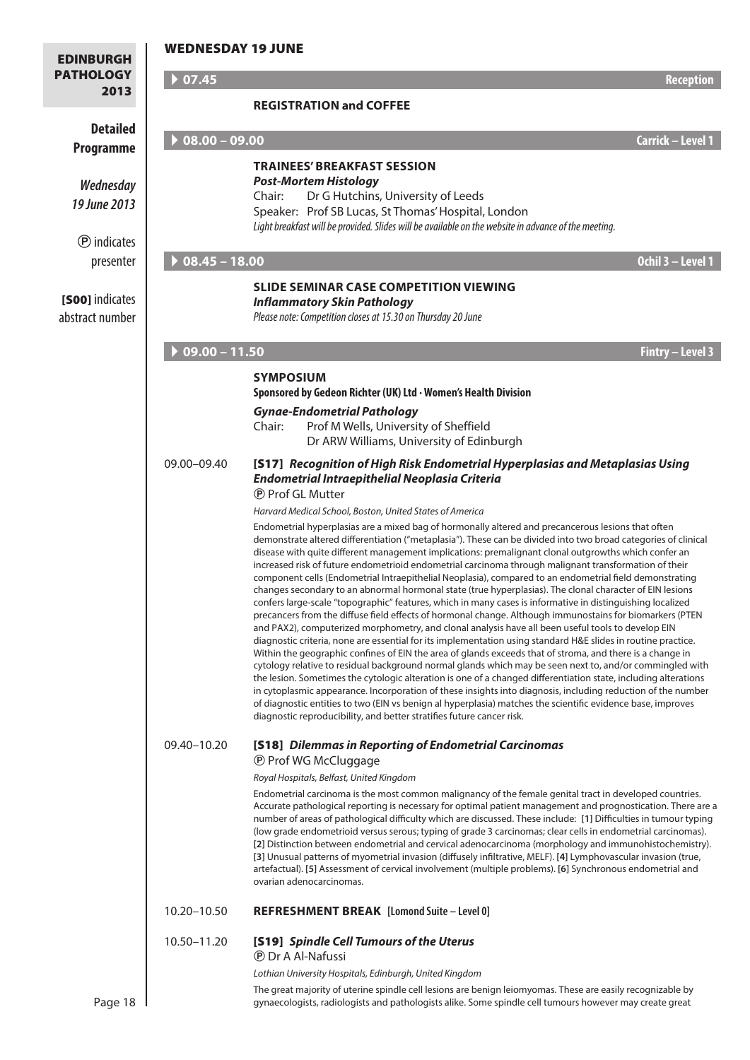## WEDNESDAY 19 JUNE

**Detailed Programme**

*Wednesday 19 June 2013*

Ⓟ indicates presenter

**[S00]** indicates abstract number

### ▶ 07.45 — Reception

**REGISTRATION and COFFEE**

### ▶ 08.00 – 09.00 — Carrick – Level 1

**TRAINEES' BREAKFAST SESSION**

***Post-Mortem Histology***

Chair: Dr G Hutchins, University of Leeds

Speaker: Prof SB Lucas, St Thomas' Hospital, London

*Light breakfast will be provided. Slides will be available on the website in advance of the meeting.*

### ▶ 08.45 – 18.00 — Ochil 3 – Level 1

**SLIDE SEMINAR CASE COMPETITION VIEWING**

***Inflammatory Skin Pathology***

*Please note: Competition closes at 15.30 on Thursday 20 June*

### ▶ 09.00 – 11.50 — Fintry – Level 3

**SYMPOSIUM**

**Sponsored by Gedeon Richter (UK) Ltd · Women's Health Division**

***Gynae-Endometrial Pathology***

Chair: Prof M Wells, University of Sheffield
Dr ARW Williams, University of Edinburgh

09.00–09.40 **[S17]** ***Recognition of High Risk Endometrial Hyperplasias and Metaplasias Using Endometrial Intraepithelial Neoplasia Criteria***

Ⓟ Prof GL Mutter

*Harvard Medical School, Boston, United States of America*

Endometrial hyperplasias are a mixed bag of hormonally altered and precancerous lesions that often demonstrate altered differentiation ("metaplasia"). These can be divided into two broad categories of clinical disease with quite different management implications: premalignant clonal outgrowths which confer an increased risk of future endometrioid endometrial carcinoma through malignant transformation of their component cells (Endometrial Intraepithelial Neoplasia), compared to an endometrial field demonstrating changes secondary to an abnormal hormonal state (true hyperplasias). The clonal character of EIN lesions confers large-scale "topographic" features, which in many cases is informative in distinguishing localized precancers from the diffuse field effects of hormonal change. Although immunostains for biomarkers (PTEN and PAX2), computerized morphometry, and clonal analysis have all been useful tools to develop EIN diagnostic criteria, none are essential for its implementation using standard H&E slides in routine practice. Within the geographic confines of EIN the area of glands exceeds that of stroma, and there is a change in cytology relative to residual background normal glands which may be seen next to, and/or commingled with the lesion. Sometimes the cytologic alteration is one of a changed differentiation state, including alterations in cytoplasmic appearance. Incorporation of these insights into diagnosis, including reduction of the number of diagnostic entities to two (EIN vs benign al hyperplasia) matches the scientific evidence base, improves diagnostic reproducibility, and better stratifies future cancer risk.

09.40–10.20 **[S18]** ***Dilemmas in Reporting of Endometrial Carcinomas***

Ⓟ Prof WG McCluggage

*Royal Hospitals, Belfast, United Kingdom*

Endometrial carcinoma is the most common malignancy of the female genital tract in developed countries. Accurate pathological reporting is necessary for optimal patient management and prognostication. There are a number of areas of pathological difficulty which are discussed. These include: **[1]** Difficulties in tumour typing (low grade endometrioid versus serous; typing of grade 3 carcinomas; clear cells in endometrial carcinomas). **[2]** Distinction between endometrial and cervical adenocarcinoma (morphology and immunohistochemistry). **[3]** Unusual patterns of myometrial invasion (diffusely infiltrative, MELF). **[4]** Lymphovascular invasion (true, artefactual). **[5]** Assessment of cervical involvement (multiple problems). **[6]** Synchronous endometrial and ovarian adenocarcinomas.

10.20–10.50 **REFRESHMENT BREAK [Lomond Suite – Level 0]**

10.50–11.20 **[S19]** ***Spindle Cell Tumours of the Uterus***

Ⓟ Dr A Al-Nafussi

*Lothian University Hospitals, Edinburgh, United Kingdom*

The great majority of uterine spindle cell lesions are benign leiomyomas. These are easily recognizable by gynaecologists, radiologists and pathologists alike. Some spindle cell tumours however may create great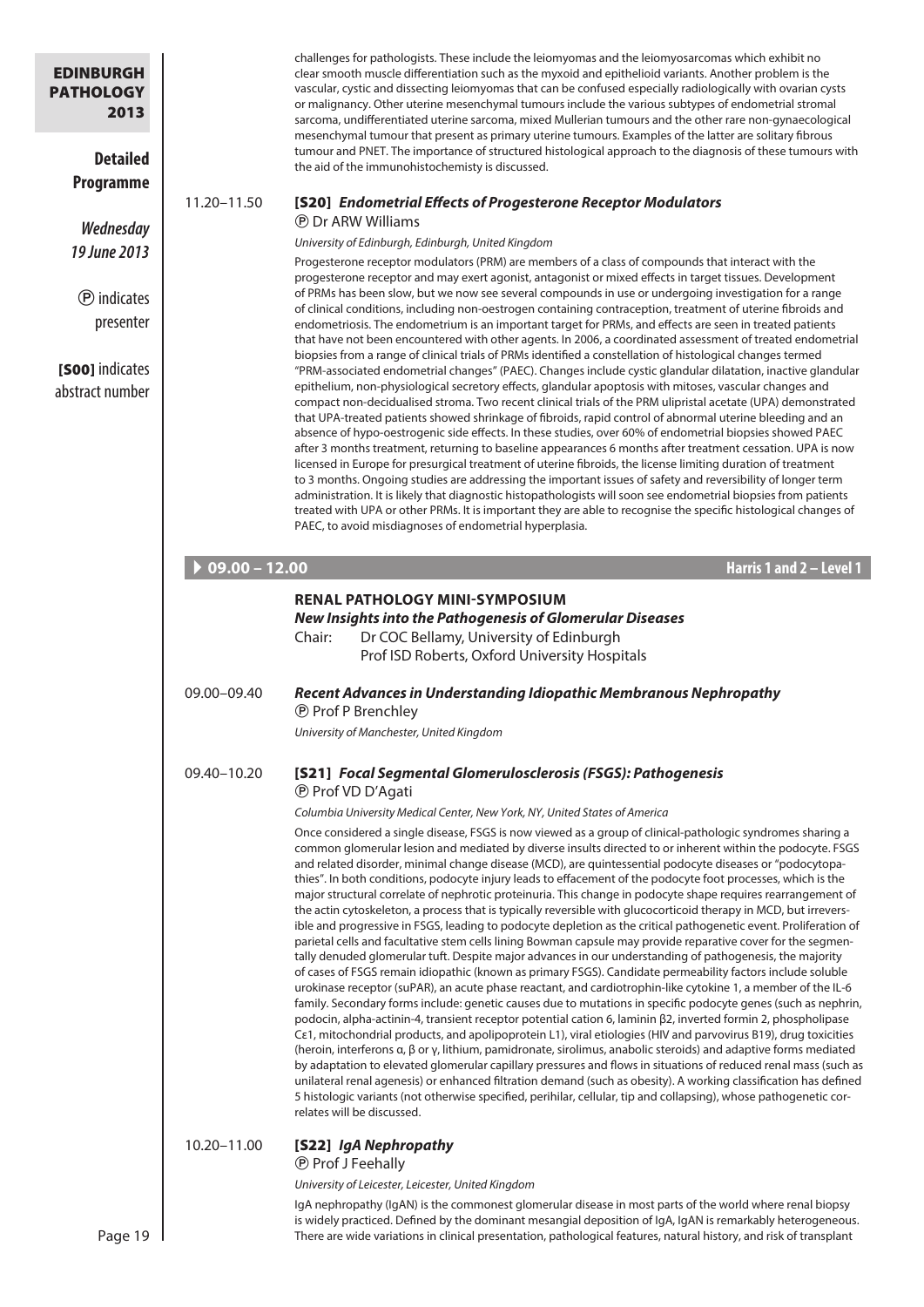challenges for pathologists. These include the leiomyomas and the leiomyosarcomas which exhibit no clear smooth muscle differentiation such as the myxoid and epithelioid variants. Another problem is the vascular, cystic and dissecting leiomyomas that can be confused especially radiologically with ovarian cysts or malignancy. Other uterine mesenchymal tumours include the various subtypes of endometrial stromal sarcoma, undifferentiated uterine sarcoma, mixed Mullerian tumours and the other rare non-gynaecological mesenchymal tumour that present as primary uterine tumours. Examples of the latter are solitary fibrous tumour and PNET. The importance of structured histological approach to the diagnosis of these tumours with the aid of the immunohistochemisty is discussed.

11.20–11.50 **[S20]** ***Endometrial Effects of Progesterone Receptor Modulators***

Ⓟ Dr ARW Williams

*University of Edinburgh, Edinburgh, United Kingdom*

Progesterone receptor modulators (PRM) are members of a class of compounds that interact with the progesterone receptor and may exert agonist, antagonist or mixed effects in target tissues. Development of PRMs has been slow, but we now see several compounds in use or undergoing investigation for a range of clinical conditions, including non-oestrogen containing contraception, treatment of uterine fibroids and endometriosis. The endometrium is an important target for PRMs, and effects are seen in treated patients that have not been encountered with other agents. In 2006, a coordinated assessment of treated endometrial biopsies from a range of clinical trials of PRMs identified a constellation of histological changes termed "PRM-associated endometrial changes" (PAEC). Changes include cystic glandular dilatation, inactive glandular epithelium, non-physiological secretory effects, glandular apoptosis with mitoses, vascular changes and compact non-decidualised stroma. Two recent clinical trials of the PRM ulipristal acetate (UPA) demonstrated that UPA-treated patients showed shrinkage of fibroids, rapid control of abnormal uterine bleeding and an absence of hypo-oestrogenic side effects. In these studies, over 60% of endometrial biopsies showed PAEC after 3 months treatment, returning to baseline appearances 6 months after treatment cessation. UPA is now licensed in Europe for presurgical treatment of uterine fibroids, the license limiting duration of treatment to 3 months. Ongoing studies are addressing the important issues of safety and reversibility of longer term administration. It is likely that diagnostic histopathologists will soon see endometrial biopsies from patients treated with UPA or other PRMs. It is important they are able to recognise the specific histological changes of PAEC, to avoid misdiagnoses of endometrial hyperplasia.

## ▶ 09.00 – 12.00 — Harris 1 and 2 – Level 1

### RENAL PATHOLOGY MINI-SYMPOSIUM

***New Insights into the Pathogenesis of Glomerular Diseases***

Chair: Dr COC Bellamy, University of Edinburgh
Prof ISD Roberts, Oxford University Hospitals

09.00–09.40 ***Recent Advances in Understanding Idiopathic Membranous Nephropathy***

Ⓟ Prof P Brenchley

*University of Manchester, United Kingdom*

09.40–10.20 **[S21]** ***Focal Segmental Glomerulosclerosis (FSGS): Pathogenesis***

Ⓟ Prof VD D'Agati

*Columbia University Medical Center, New York, NY, United States of America*

Once considered a single disease, FSGS is now viewed as a group of clinical-pathologic syndromes sharing a common glomerular lesion and mediated by diverse insults directed to or inherent within the podocyte. FSGS and related disorder, minimal change disease (MCD), are quintessential podocyte diseases or "podocytopathies". In both conditions, podocyte injury leads to effacement of the podocyte foot processes, which is the major structural correlate of nephrotic proteinuria. This change in podocyte shape requires rearrangement of the actin cytoskeleton, a process that is typically reversible with glucocorticoid therapy in MCD, but irreversible and progressive in FSGS, leading to podocyte depletion as the critical pathogenetic event. Proliferation of parietal cells and facultative stem cells lining Bowman capsule may provide reparative cover for the segmentally denuded glomerular tuft. Despite major advances in our understanding of pathogenesis, the majority of cases of FSGS remain idiopathic (known as primary FSGS). Candidate permeability factors include soluble urokinase receptor (suPAR), an acute phase reactant, and cardiotrophin-like cytokine 1, a member of the IL-6 family. Secondary forms include: genetic causes due to mutations in specific podocyte genes (such as nephrin, podocin, alpha-actinin-4, transient receptor potential cation 6, laminin β2, inverted formin 2, phospholipase Cε1, mitochondrial products, and apolipoprotein L1), viral etiologies (HIV and parvovirus B19), drug toxicities (heroin, interferons α, β or γ, lithium, pamidronate, sirolimus, anabolic steroids) and adaptive forms mediated by adaptation to elevated glomerular capillary pressures and flows in situations of reduced renal mass (such as unilateral renal agenesis) or enhanced filtration demand (such as obesity). A working classification has defined 5 histologic variants (not otherwise specified, perihilar, cellular, tip and collapsing), whose pathogenetic correlates will be discussed.

10.20–11.00 **[S22]** ***IgA Nephropathy***

Ⓟ Prof J Feehally

*University of Leicester, Leicester, United Kingdom*

IgA nephropathy (IgAN) is the commonest glomerular disease in most parts of the world where renal biopsy is widely practiced. Defined by the dominant mesangial deposition of IgA, IgAN is remarkably heterogeneous. There are wide variations in clinical presentation, pathological features, natural history, and risk of transplant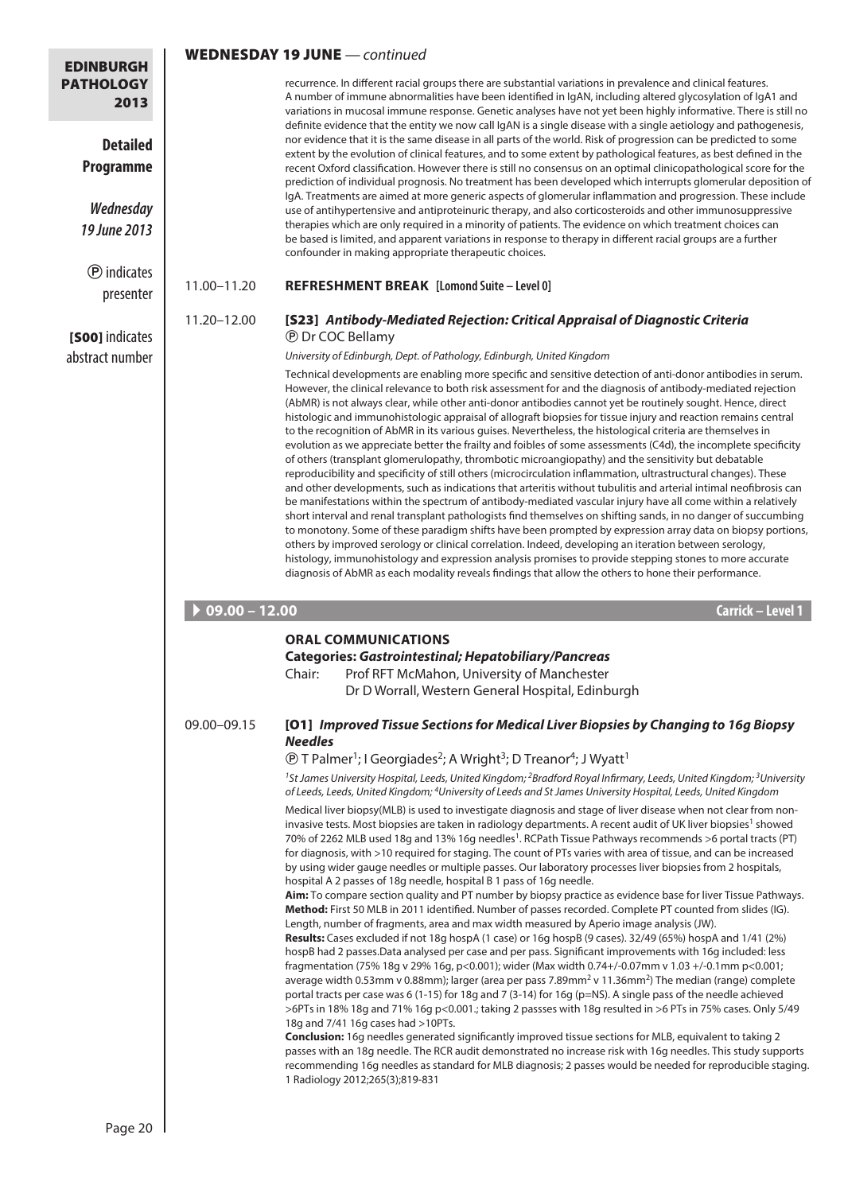## WEDNESDAY 19 JUNE — *continued*

recurrence. In different racial groups there are substantial variations in prevalence and clinical features. A number of immune abnormalities have been identified in IgAN, including altered glycosylation of IgA1 and variations in mucosal immune response. Genetic analyses have not yet been highly informative. There is still no definite evidence that the entity we now call IgAN is a single disease with a single aetiology and pathogenesis, nor evidence that it is the same disease in all parts of the world. Risk of progression can be predicted to some extent by the evolution of clinical features, and to some extent by pathological features, as best defined in the recent Oxford classification. However there is still no consensus on an optimal clinicopathological score for the prediction of individual prognosis. No treatment has been developed which interrupts glomerular deposition of IgA. Treatments are aimed at more generic aspects of glomerular inflammation and progression. These include use of antihypertensive and antiproteinuric therapy, and also corticosteroids and other immunosuppressive therapies which are only required in a minority of patients. The evidence on which treatment choices can be based is limited, and apparent variations in response to therapy in different racial groups are a further confounder in making appropriate therapeutic choices.

11.00–11.20 **REFRESHMENT BREAK [Lomond Suite – Level 0]**

11.20–12.00 **[S23] *Antibody-Mediated Rejection: Critical Appraisal of Diagnostic Criteria***

Ⓟ Dr COC Bellamy

*University of Edinburgh, Dept. of Pathology, Edinburgh, United Kingdom*

Technical developments are enabling more specific and sensitive detection of anti-donor antibodies in serum. However, the clinical relevance to both risk assessment for and the diagnosis of antibody-mediated rejection (AbMR) is not always clear, while other anti-donor antibodies cannot yet be routinely sought. Hence, direct histologic and immunohistologic appraisal of allograft biopsies for tissue injury and reaction remains central to the recognition of AbMR in its various guises. Nevertheless, the histological criteria are themselves in evolution as we appreciate better the frailty and foibles of some assessments (C4d), the incomplete specificity of others (transplant glomerulopathy, thrombotic microangiopathy) and the sensitivity but debatable reproducibility and specificity of still others (microcirculation inflammation, ultrastructural changes). These and other developments, such as indications that arteritis without tubulitis and arterial intimal neofibrosis can be manifestations within the spectrum of antibody-mediated vascular injury have all come within a relatively short interval and renal transplant pathologists find themselves on shifting sands, in no danger of succumbing to monotony. Some of these paradigm shifts have been prompted by expression array data on biopsy portions, others by improved serology or clinical correlation. Indeed, developing an iteration between serology, histology, immunohistology and expression analysis promises to provide stepping stones to more accurate diagnosis of AbMR as each modality reveals findings that allow the others to hone their performance.

## 09.00 – 12.00 — Carrick – Level 1

### ORAL COMMUNICATIONS

**Categories: *Gastrointestinal; Hepatobiliary/Pancreas***

Chair: Prof RFT McMahon, University of Manchester
Dr D Worrall, Western General Hospital, Edinburgh

09.00–09.15 **[O1] *Improved Tissue Sections for Medical Liver Biopsies by Changing to 16g Biopsy Needles***

Ⓟ T Palmer[1]; I Georgiades[2]; A Wright[3]; D Treanor[4]; J Wyatt[1]

*[1]St James University Hospital, Leeds, United Kingdom; [2]Bradford Royal Infirmary, Leeds, United Kingdom; [3]University of Leeds, Leeds, United Kingdom; [4]University of Leeds and St James University Hospital, Leeds, United Kingdom*

Medical liver biopsy(MLB) is used to investigate diagnosis and stage of liver disease when not clear from non-invasive tests. Most biopsies are taken in radiology departments. A recent audit of UK liver biopsies[1] showed 70% of 2262 MLB used 18g and 13% 16g needles[1]. RCPath Tissue Pathways recommends >6 portal tracts (PT) for diagnosis, with >10 required for staging. The count of PTs varies with area of tissue, and can be increased by using wider gauge needles or multiple passes. Our laboratory processes liver biopsies from 2 hospitals, hospital A 2 passes of 18g needle, hospital B 1 pass of 16g needle.

**Aim:** To compare section quality and PT number by biopsy practice as evidence base for liver Tissue Pathways.

**Method:** First 50 MLB in 2011 identified. Number of passes recorded. Complete PT counted from slides (IG). Length, number of fragments, area and max width measured by Aperio image analysis (JW).

**Results:** Cases excluded if not 18g hospA (1 case) or 16g hospB (9 cases). 32/49 (65%) hospA and 1/41 (2%) hospB had 2 passes.Data analysed per case and per pass. Significant improvements with 16g included: less fragmentation (75% 18g v 29% 16g, p<0.001); wider (Max width 0.74+/-0.07mm v 1.03 +/-0.1mm p<0.001; average width 0.53mm v 0.88mm); larger (area per pass 7.89mm$^2$ v 11.36mm$^2$) The median (range) complete portal tracts per case was 6 (1-15) for 18g and 7 (3-14) for 16g (p=NS). A single pass of the needle achieved >6PTs in 18% 18g and 71% 16g p<0.001.; taking 2 passses with 18g resulted in >6 PTs in 75% cases. Only 5/49 18g and 7/41 16g cases had >10PTs.

**Conclusion:** 16g needles generated significantly improved tissue sections for MLB, equivalent to taking 2 passes with an 18g needle. The RCR audit demonstrated no increase risk with 16g needles. This study supports recommending 16g needles as standard for MLB diagnosis; 2 passes would be needed for reproducible staging.

1 Radiology 2012;265(3);819-831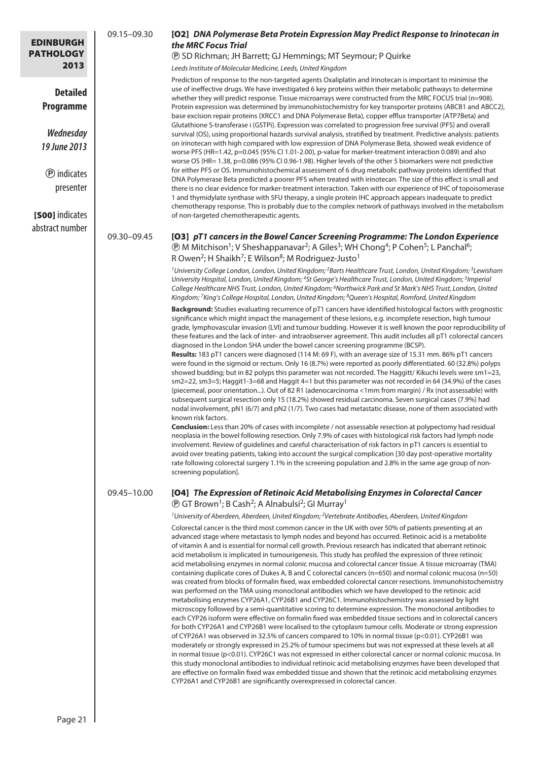09.15–09.30

### [O2] *DNA Polymerase Beta Protein Expression May Predict Response to Irinotecan in the MRC Focus Trial*

Ⓟ SD Richman; JH Barrett; GJ Hemmings; MT Seymour; P Quirke

*Leeds Institute of Molecular Medicine, Leeds, United Kingdom*

Prediction of response to the non-targeted agents Oxaliplatin and Irinotecan is important to minimise the use of ineffective drugs. We have investigated 6 key proteins within their metabolic pathways to determine whether they will predict response. Tissue microarrays were constructed from the MRC FOCUS trial (n=908). Protein expression was determined by immunohistochemistry for key transporter proteins (ABCB1 and ABCC2), base excision repair proteins (XRCC1 and DNA Polymerase Beta), copper efflux transporter (ATP7Beta) and Glutathione S-transferase i (GSTPi). Expression was correlated to progression free survival (PFS) and overall survival (OS), using proportional hazards survival analysis, stratified by treatment. Predictive analysis: patients on irinotecan with high compared with low expression of DNA Polymerase Beta, showed weak evidence of worse PFS (HR=1.42, p=0.045 (95% CI 1.01-2.00), p-value for marker-treatment interaction 0.089) and also worse OS (HR= 1.38, p=0.086 (95% CI 0.96-1.98). Higher levels of the other 5 biomarkers were not predictive for either PFS or OS. Immunohistochemical assessment of 6 drug metabolic pathway proteins identified that DNA Polymerase Beta predicted a poorer PFS when treated with irinotecan. The size of this effect is small and there is no clear evidence for marker-treatment interaction. Taken with our experience of IHC of topoisomerase 1 and thymidylate synthase with 5FU therapy, a single protein IHC approach appears inadequate to predict chemotherapy response. This is probably due to the complex network of pathways involved in the metabolism of non-targeted chemotherapeutic agents.

09.30–09.45

### [O3] *pT1 cancers in the Bowel Cancer Screening Programme: The London Experience*

Ⓟ M Mitchison[1]; V Sheshappanavar[2]; A Giles[3]; WH Chong[4]; P Cohen[5]; L Panchal[6]; R Owen[2]; H Shaikh[7]; E Wilson[8]; M Rodriguez-Justo[1]

*[1]University College London, London, United Kingdom; [2]Barts Healthcare Trust, London, United Kingdom; [3]Lewisham University Hospital, London, United Kingdom; [4]St George's Healthcare Trust, London, United Kingdom; [5]Imperial College Healthcare NHS Trust, London, United Kingdom; [6]Northwick Park and St Mark's NHS Trust, London, United Kingdom; [7]King's College Hospital, London, United Kingdom; [8]Queen's Hospital, Romford, United Kingdom*

**Background:** Studies evaluating recurrence of pT1 cancers have identified histological factors with prognostic significance which might impact the management of these lesions, e.g. incomplete resection, high tumour grade, lymphovascular invasion (LVI) and tumour budding. However it is well known the poor reproducibility of these features and the lack of inter- and intraobserver agreement. This audit includes all pT1 colorectal cancers diagnosed in the London SHA under the bowel cancer screening programme (BCSP).

**Results:** 183 pT1 cancers were diagnosed (114 M: 69 F), with an average size of 15.31 mm. 86% pT1 cancers were found in the sigmoid or rectum. Only 16 (8.7%) were reported as poorly differentiated. 60 (32.8%) polyps showed budding; but in 82 polyps this parameter was not recorded. The Haggitt/ Kikuchi levels were sm1=23, sm2=22, sm3=5; Haggit1-3=68 and Haggit 4=1 but this parameter was not recorded in 64 (34.9%) of the cases (piecemeal, poor orientation...). Out of 82 R1 (adenocarcinoma <1mm from margin) / Rx (not assessable) with subsequent surgical resection only 15 (18.2%) showed residual carcinoma. Seven surgical cases (7.9%) had nodal involvement, pN1 (6/7) and pN2 (1/7). Two cases had metastatic disease, none of them associated with known risk factors.

**Conclusion:** Less than 20% of cases with incomplete / not assessable resection at polypectomy had residual neoplasia in the bowel following resection. Only 7.9% of cases with histological risk factors had lymph node involvement. Review of guidelines and careful characterisation of risk factors in pT1 cancers is essential to avoid over treating patients, taking into account the surgical complication [30 day post-operative mortality rate following colorectal surgery 1.1% in the screening population and 2.8% in the same age group of non-screening population].

09.45–10.00

### [O4] *The Expression of Retinoic Acid Metabolising Enzymes in Colorectal Cancer*

Ⓟ GT Brown[1]; B Cash[2]; A Alnabulsi[2]; GI Murray[1]

*[1]University of Aberdeen, Aberdeen, United Kingdom; [2]Vertebrate Antibodies, Aberdeen, United Kingdom*

Colorectal cancer is the third most common cancer in the UK with over 50% of patients presenting at an advanced stage where metastasis to lymph nodes and beyond has occurred. Retinoic acid is a metabolite of vitamin A and is essential for normal cell growth. Previous research has indicated that aberrant retinoic acid metabolism is implicated in tumourigenesis. This study has profiled the expression of three retinoic acid metabolising enzymes in normal colonic mucosa and colorectal cancer tissue. A tissue microarray (TMA) containing duplicate cores of Dukes A, B and C colorectal cancers (n=650) and normal colonic mucosa (n=50) was created from blocks of formalin fixed, wax embedded colorectal cancer resections. Immunohistochemistry was performed on the TMA using monoclonal antibodies which we have developed to the retinoic acid metabolising enzymes CYP26A1, CYP26B1 and CYP26C1. Immunohistochemistry was assessed by light microscopy followed by a semi-quantitative scoring to determine expression. The monoclonal antibodies to each CYP26 isoform were effective on formalin fixed wax embedded tissue sections and in colorectal cancers for both CYP26A1 and CYP26B1 were localised to the cytoplasm tumour cells. Moderate or strong expression of CYP26A1 was observed in 32.5% of cancers compared to 10% in normal tissue (p<0.01). CYP26B1 was moderately or strongly expressed in 25.2% of tumour specimens but was not expressed at these levels at all in normal tissue (p<0.01). CYP26C1 was not expressed in either colorectal cancer or normal colonic mucosa. In this study monoclonal antibodies to individual retinoic acid metabolising enzymes have been developed that are effective on formalin fixed wax embedded tissue and shown that the retinoic acid metabolising enzymes CYP26A1 and CYP26B1 are significantly overexpressed in colorectal cancer.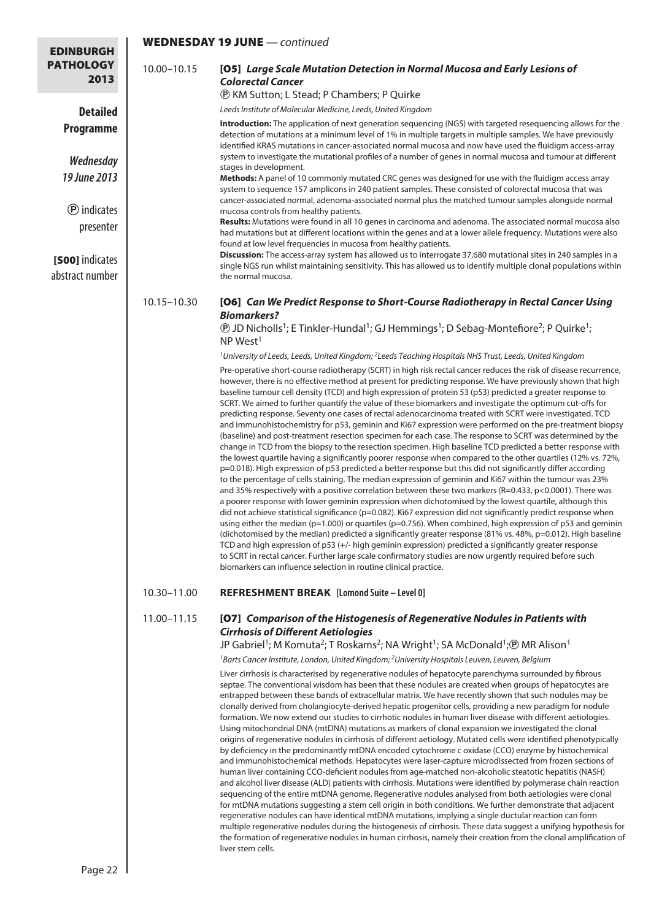## WEDNESDAY 19 JUNE — *continued*

10.00–10.15

### [O5] *Large Scale Mutation Detection in Normal Mucosa and Early Lesions of Colorectal Cancer*

Ⓟ KM Sutton; L Stead; P Chambers; P Quirke

*Leeds Institute of Molecular Medicine, Leeds, United Kingdom*

**Introduction:** The application of next generation sequencing (NGS) with targeted resequencing allows for the detection of mutations at a minimum level of 1% in multiple targets in multiple samples. We have previously identified KRAS mutations in cancer-associated normal mucosa and now have used the fluidigm access-array system to investigate the mutational profiles of a number of genes in normal mucosa and tumour at different stages in development.

**Methods:** A panel of 10 commonly mutated CRC genes was designed for use with the fluidigm access array system to sequence 157 amplicons in 240 patient samples. These consisted of colorectal mucosa that was cancer-associated normal, adenoma-associated normal plus the matched tumour samples alongside normal mucosa controls from healthy patients.

**Results:** Mutations were found in all 10 genes in carcinoma and adenoma. The associated normal mucosa also had mutations but at different locations within the genes and at a lower allele frequency. Mutations were also found at low level frequencies in mucosa from healthy patients.

**Discussion:** The access-array system has allowed us to interrogate 37,680 mutational sites in 240 samples in a single NGS run whilst maintaining sensitivity. This has allowed us to identify multiple clonal populations within the normal mucosa.

10.15–10.30

### [O6] *Can We Predict Response to Short-Course Radiotherapy in Rectal Cancer Using Biomarkers?*

Ⓟ JD Nicholls[1]; E Tinkler-Hundal[1]; GJ Hemmings[1]; D Sebag-Montefiore[2]; P Quirke[1]; NP West[1]

*[1]University of Leeds, Leeds, United Kingdom; [2]Leeds Teaching Hospitals NHS Trust, Leeds, United Kingdom*

Pre-operative short-course radiotherapy (SCRT) in high risk rectal cancer reduces the risk of disease recurrence, however, there is no effective method at present for predicting response. We have previously shown that high baseline tumour cell density (TCD) and high expression of protein 53 (p53) predicted a greater response to SCRT. We aimed to further quantify the value of these biomarkers and investigate the optimum cut-offs for predicting response. Seventy one cases of rectal adenocarcinoma treated with SCRT were investigated. TCD and immunohistochemistry for p53, geminin and Ki67 expression were performed on the pre-treatment biopsy (baseline) and post-treatment resection specimen for each case. The response to SCRT was determined by the change in TCD from the biopsy to the resection specimen. High baseline TCD predicted a better response with the lowest quartile having a significantly poorer response when compared to the other quartiles (12% vs. 72%, $p=0.018$). High expression of p53 predicted a better response but this did not significantly differ according to the percentage of cells staining. The median expression of geminin and Ki67 within the tumour was 23% and 35% respectively with a positive correlation between these two markers ($R=0.433$, $p<0.0001$). There was a poorer response with lower geminin expression when dichotomised by the lowest quartile, although this did not achieve statistical significance ($p=0.082$). Ki67 expression did not significantly predict response when using either the median ($p=1.000$) or quartiles ($p=0.756$). When combined, high expression of p53 and geminin (dichotomised by the median) predicted a significantly greater response (81% vs. 48%, $p=0.012$). High baseline TCD and high expression of p53 (+/- high geminin expression) predicted a significantly greater response to SCRT in rectal cancer. Further large scale confirmatory studies are now urgently required before such biomarkers can influence selection in routine clinical practice.

10.30–11.00 **REFRESHMENT BREAK [Lomond Suite – Level 0]**

11.00–11.15

### [O7] *Comparison of the Histogenesis of Regenerative Nodules in Patients with Cirrhosis of Different Aetiologies*

JP Gabriel[1]; M Komuta[2]; T Roskams[2]; NA Wright[1]; SA McDonald[1]; Ⓟ MR Alison[1]

*[1]Barts Cancer Institute, London, United Kingdom; [2]University Hospitals Leuven, Leuven, Belgium*

Liver cirrhosis is characterised by regenerative nodules of hepatocyte parenchyma surrounded by fibrous septae. The conventional wisdom has been that these nodules are created when groups of hepatocytes are entrapped between these bands of extracellular matrix. We have recently shown that such nodules may be clonally derived from cholangiocyte-derived hepatic progenitor cells, providing a new paradigm for nodule formation. We now extend our studies to cirrhotic nodules in human liver disease with different aetiologies. Using mitochondrial DNA (mtDNA) mutations as markers of clonal expansion we investigated the clonal origins of regenerative nodules in cirrhosis of different aetiology. Mutated cells were identified phenotypically by deficiency in the predominantly mtDNA encoded cytochrome c oxidase (CCO) enzyme by histochemical and immunohistochemical methods. Hepatocytes were laser-capture microdissected from frozen sections of human liver containing CCO-deficient nodules from age-matched non-alcoholic steatotic hepatitis (NASH) and alcohol liver disease (ALD) patients with cirrhosis. Mutations were identified by polymerase chain reaction sequencing of the entire mtDNA genome. Regenerative nodules analysed from both aetiologies were clonal for mtDNA mutations suggesting a stem cell origin in both conditions. We further demonstrate that adjacent regenerative nodules can have identical mtDNA mutations, implying a single ductular reaction can form multiple regenerative nodules during the histogenesis of cirrhosis. These data suggest a unifying hypothesis for the formation of regenerative nodules in human cirrhosis, namely their creation from the clonal amplification of liver stem cells.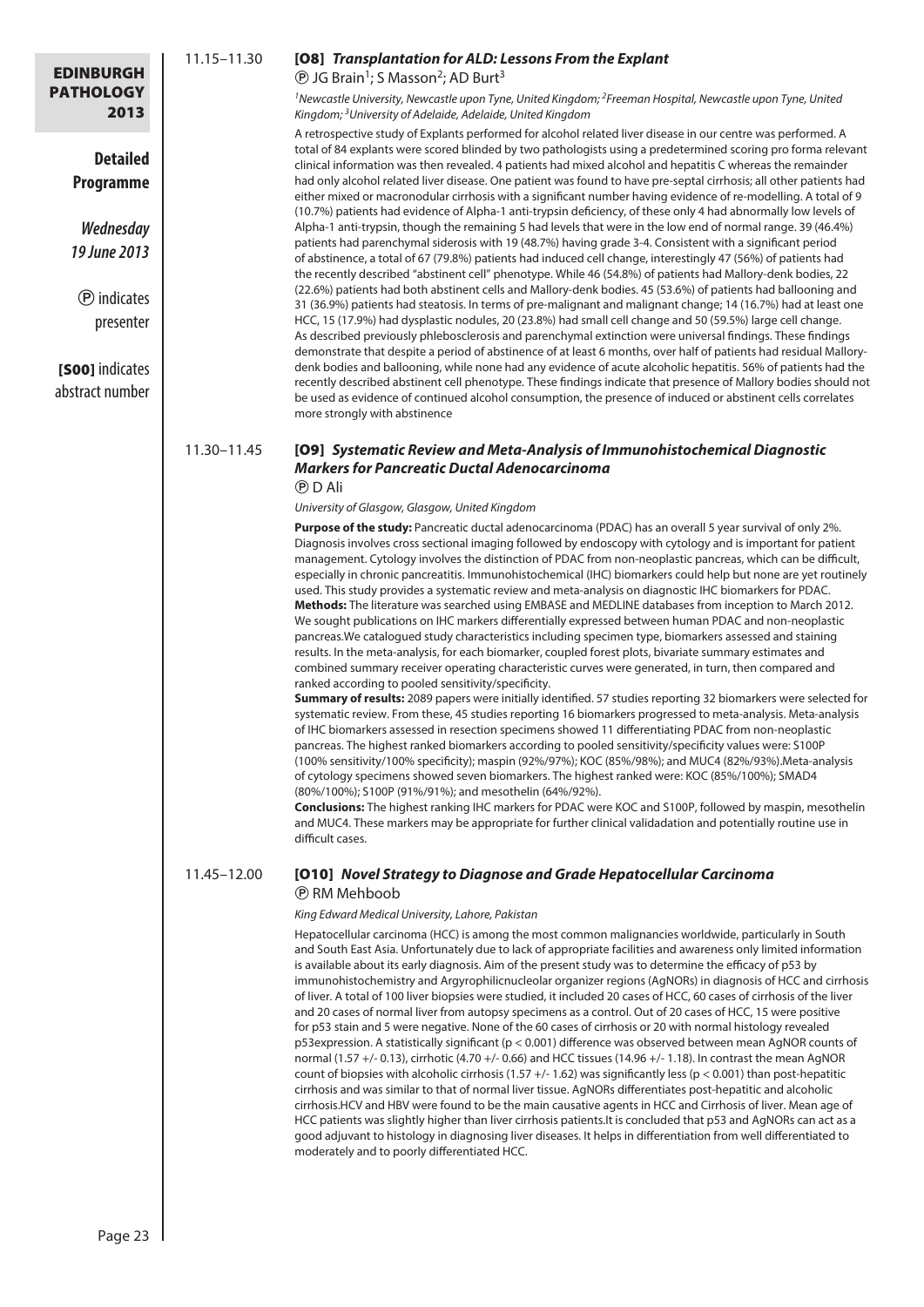11.15–11.30

### [O8] *Transplantation for ALD: Lessons From the Explant*

Ⓟ JG Brain[1]; S Masson[2]; AD Burt[3]

*[1]Newcastle University, Newcastle upon Tyne, United Kingdom; [2]Freeman Hospital, Newcastle upon Tyne, United Kingdom; [3]University of Adelaide, Adelaide, United Kingdom*

A retrospective study of Explants performed for alcohol related liver disease in our centre was performed. A total of 84 explants were scored blinded by two pathologists using a predetermined scoring pro forma relevant clinical information was then revealed. 4 patients had mixed alcohol and hepatitis C whereas the remainder had only alcohol related liver disease. One patient was found to have pre-septal cirrhosis; all other patients had either mixed or macronodular cirrhosis with a significant number having evidence of re-modelling. A total of 9 (10.7%) patients had evidence of Alpha-1 anti-trypsin deficiency, of these only 4 had abnormally low levels of Alpha-1 anti-trypsin, though the remaining 5 had levels that were in the low end of normal range. 39 (46.4%) patients had parenchymal siderosis with 19 (48.7%) having grade 3-4. Consistent with a significant period of abstinence, a total of 67 (79.8%) patients had induced cell change, interestingly 47 (56%) of patients had the recently described "abstinent cell" phenotype. While 46 (54.8%) of patients had Mallory-denk bodies, 22 (22.6%) patients had both abstinent cells and Mallory-denk bodies. 45 (53.6%) of patients had ballooning and 31 (36.9%) patients had steatosis. In terms of pre-malignant and malignant change; 14 (16.7%) had at least one HCC, 15 (17.9%) had dysplastic nodules, 20 (23.8%) had small cell change and 50 (59.5%) large cell change. As described previously phlebosclerosis and parenchymal extinction were universal findings. These findings demonstrate that despite a period of abstinence of at least 6 months, over half of patients had residual Mallory-denk bodies and ballooning, while none had any evidence of acute alcoholic hepatitis. 56% of patients had the recently described abstinent cell phenotype. These findings indicate that presence of Mallory bodies should not be used as evidence of continued alcohol consumption, the presence of induced or abstinent cells correlates more strongly with abstinence

11.30–11.45

### [O9] *Systematic Review and Meta-Analysis of Immunohistochemical Diagnostic Markers for Pancreatic Ductal Adenocarcinoma*

Ⓟ D Ali

*University of Glasgow, Glasgow, United Kingdom*

**Purpose of the study:** Pancreatic ductal adenocarcinoma (PDAC) has an overall 5 year survival of only 2%. Diagnosis involves cross sectional imaging followed by endoscopy with cytology and is important for patient management. Cytology involves the distinction of PDAC from non-neoplastic pancreas, which can be difficult, especially in chronic pancreatitis. Immunohistochemical (IHC) biomarkers could help but none are yet routinely used. This study provides a systematic review and meta-analysis on diagnostic IHC biomarkers for PDAC.
**Methods:** The literature was searched using EMBASE and MEDLINE databases from inception to March 2012. We sought publications on IHC markers differentially expressed between human PDAC and non-neoplastic pancreas.We catalogued study characteristics including specimen type, biomarkers assessed and staining results. In the meta-analysis, for each biomarker, coupled forest plots, bivariate summary estimates and combined summary receiver operating characteristic curves were generated, in turn, then compared and ranked according to pooled sensitivity/specificity.
**Summary of results:** 2089 papers were initially identified. 57 studies reporting 32 biomarkers were selected for systematic review. From these, 45 studies reporting 16 biomarkers progressed to meta-analysis. Meta-analysis of IHC biomarkers assessed in resection specimens showed 11 differentiating PDAC from non-neoplastic pancreas. The highest ranked biomarkers according to pooled sensitivity/specificity values were: S100P (100% sensitivity/100% specificity); maspin (92%/97%); KOC (85%/98%); and MUC4 (82%/93%).Meta-analysis of cytology specimens showed seven biomarkers. The highest ranked were: KOC (85%/100%); SMAD4 (80%/100%); S100P (91%/91%); and mesothelin (64%/92%).
**Conclusions:** The highest ranking IHC markers for PDAC were KOC and S100P, followed by maspin, mesothelin and MUC4. These markers may be appropriate for further clinical validadation and potentially routine use in difficult cases.

11.45–12.00

### [O10] *Novel Strategy to Diagnose and Grade Hepatocellular Carcinoma*

Ⓟ RM Mehboob

*King Edward Medical University, Lahore, Pakistan*

Hepatocellular carcinoma (HCC) is among the most common malignancies worldwide, particularly in South and South East Asia. Unfortunately due to lack of appropriate facilities and awareness only limited information is available about its early diagnosis. Aim of the present study was to determine the efficacy of p53 by immunohistochemistry and Argyrophilicnucleolar organizer regions (AgNORs) in diagnosis of HCC and cirrhosis of liver. A total of 100 liver biopsies were studied, it included 20 cases of HCC, 60 cases of cirrhosis of the liver and 20 cases of normal liver from autopsy specimens as a control. Out of 20 cases of HCC, 15 were positive for p53 stain and 5 were negative. None of the 60 cases of cirrhosis or 20 with normal histology revealed p53expression. A statistically significant ($p < 0.001$) difference was observed between mean AgNOR counts of normal (1.57 +/- 0.13), cirrhotic (4.70 +/- 0.66) and HCC tissues (14.96 +/- 1.18). In contrast the mean AgNOR count of biopsies with alcoholic cirrhosis (1.57 +/- 1.62) was significantly less ($p < 0.001$) than post-hepatitic cirrhosis and was similar to that of normal liver tissue. AgNORs differentiates post-hepatitic and alcoholic cirrhosis.HCV and HBV were found to be the main causative agents in HCC and Cirrhosis of liver. Mean age of HCC patients was slightly higher than liver cirrhosis patients.It is concluded that p53 and AgNORs can act as a good adjuvant to histology in diagnosing liver diseases. It helps in differentiation from well differentiated to moderately and to poorly differentiated HCC.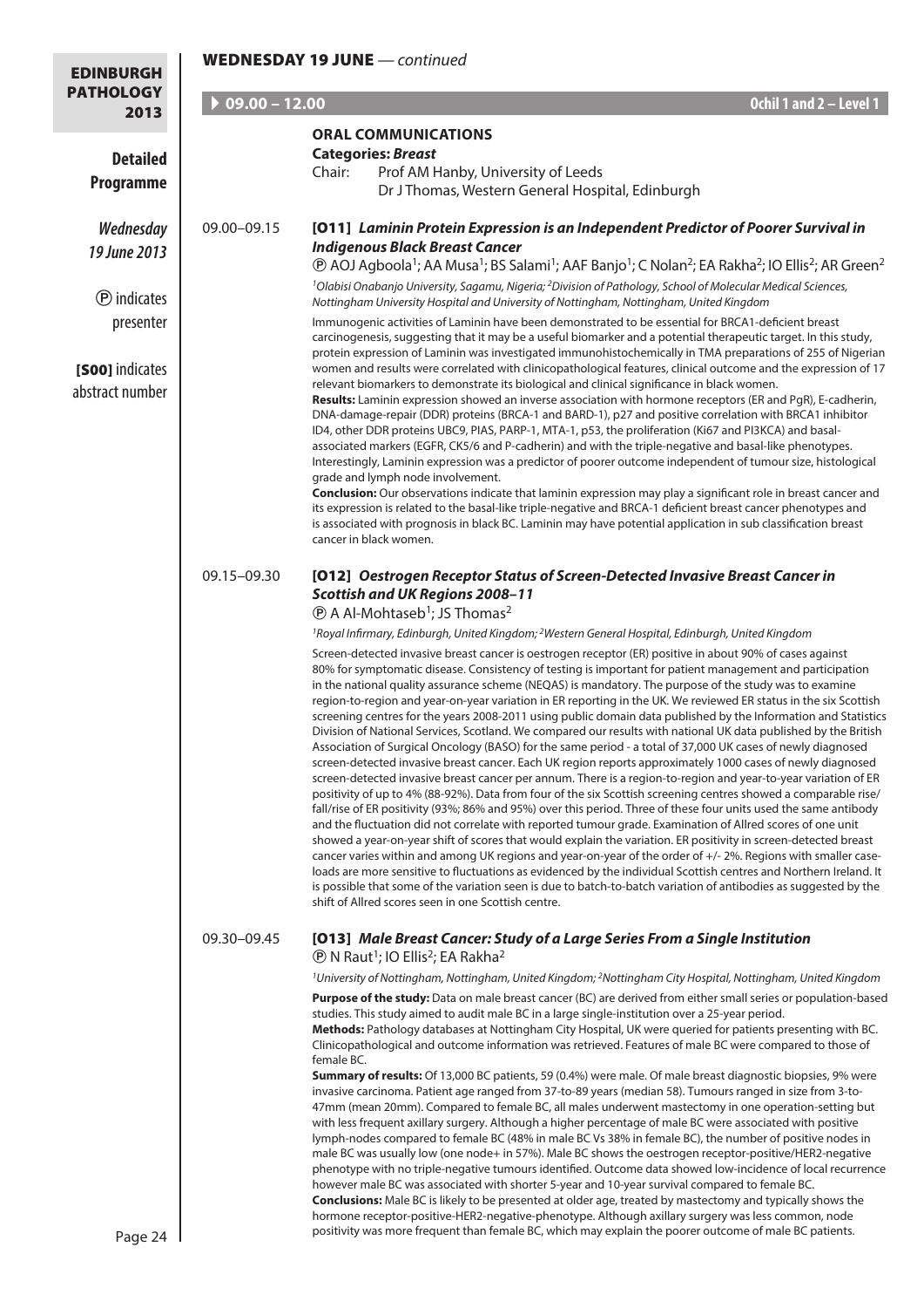## WEDNESDAY 19 JUNE — *continued*

**Detailed Programme**

***Wednesday 19 June 2013***

Ⓟ indicates presenter

**[S00]** indicates abstract number

**09.00 – 12.00** **Ochil 1 and 2 – Level 1**

### ORAL COMMUNICATIONS

**Categories: *Breast***

Chair: Prof AM Hanby, University of Leeds
Dr J Thomas, Western General Hospital, Edinburgh

09.00–09.15

**[O11] *Laminin Protein Expression is an Independent Predictor of Poorer Survival in Indigenous Black Breast Cancer***

Ⓟ AOJ Agboola[1]; AA Musa[1]; BS Salami[1]; AAF Banjo[1]; C Nolan[2]; EA Rakha[2]; IO Ellis[2]; AR Green[2]

*[1]Olabisi Onabanjo University, Sagamu, Nigeria; [2]Division of Pathology, School of Molecular Medical Sciences, Nottingham University Hospital and University of Nottingham, Nottingham, United Kingdom*

Immunogenic activities of Laminin have been demonstrated to be essential for BRCA1-deficient breast carcinogenesis, suggesting that it may be a useful biomarker and a potential therapeutic target. In this study, protein expression of Laminin was investigated immunohistochemically in TMA preparations of 255 of Nigerian women and results were correlated with clinicopathological features, clinical outcome and the expression of 17 relevant biomarkers to demonstrate its biological and clinical significance in black women.

**Results:** Laminin expression showed an inverse association with hormone receptors (ER and PgR), E-cadherin, DNA-damage-repair (DDR) proteins (BRCA-1 and BARD-1), p27 and positive correlation with BRCA1 inhibitor ID4, other DDR proteins UBC9, PIAS, PARP-1, MTA-1, p53, the proliferation (Ki67 and PI3KCA) and basal-associated markers (EGFR, CK5/6 and P-cadherin) and with the triple-negative and basal-like phenotypes. Interestingly, Laminin expression was a predictor of poorer outcome independent of tumour size, histological grade and lymph node involvement.

**Conclusion:** Our observations indicate that laminin expression may play a significant role in breast cancer and its expression is related to the basal-like triple-negative and BRCA-1 deficient breast cancer phenotypes and is associated with prognosis in black BC. Laminin may have potential application in sub classification breast cancer in black women.

09.15–09.30

**[O12] *Oestrogen Receptor Status of Screen-Detected Invasive Breast Cancer in Scottish and UK Regions 2008–11***

Ⓟ A Al-Mohtaseb[1]; JS Thomas[2]

*[1]Royal Infirmary, Edinburgh, United Kingdom; [2]Western General Hospital, Edinburgh, United Kingdom*

Screen-detected invasive breast cancer is oestrogen receptor (ER) positive in about 90% of cases against 80% for symptomatic disease. Consistency of testing is important for patient management and participation in the national quality assurance scheme (NEQAS) is mandatory. The purpose of the study was to examine region-to-region and year-on-year variation in ER reporting in the UK. We reviewed ER status in the six Scottish screening centres for the years 2008-2011 using public domain data published by the Information and Statistics Division of National Services, Scotland. We compared our results with national UK data published by the British Association of Surgical Oncology (BASO) for the same period - a total of 37,000 UK cases of newly diagnosed screen-detected invasive breast cancer. Each UK region reports approximately 1000 cases of newly diagnosed screen-detected invasive breast cancer per annum. There is a region-to-region and year-to-year variation of ER positivity of up to 4% (88-92%). Data from four of the six Scottish screening centres showed a comparable rise/fall/rise of ER positivity (93%; 86% and 95%) over this period. Three of these four units used the same antibody and the fluctuation did not correlate with reported tumour grade. Examination of Allred scores of one unit showed a year-on-year shift of scores that would explain the variation. ER positivity in screen-detected breast cancer varies within and among UK regions and year-on-year of the order of +/- 2%. Regions with smaller case-loads are more sensitive to fluctuations as evidenced by the individual Scottish centres and Northern Ireland. It is possible that some of the variation seen is due to batch-to-batch variation of antibodies as suggested by the shift of Allred scores seen in one Scottish centre.

09.30–09.45

**[O13] *Male Breast Cancer: Study of a Large Series From a Single Institution***

Ⓟ N Raut[1]; IO Ellis[2]; EA Rakha[2]

*[1]University of Nottingham, Nottingham, United Kingdom; [2]Nottingham City Hospital, Nottingham, United Kingdom*

**Purpose of the study:** Data on male breast cancer (BC) are derived from either small series or population-based studies. This study aimed to audit male BC in a large single-institution over a 25-year period.

**Methods:** Pathology databases at Nottingham City Hospital, UK were queried for patients presenting with BC. Clinicopathological and outcome information was retrieved. Features of male BC were compared to those of female BC.

**Summary of results:** Of 13,000 BC patients, 59 (0.4%) were male. Of male breast diagnostic biopsies, 9% were invasive carcinoma. Patient age ranged from 37-to-89 years (median 58). Tumours ranged in size from 3-to-47mm (mean 20mm). Compared to female BC, all males underwent mastectomy in one operation-setting but with less frequent axillary surgery. Although a higher percentage of male BC were associated with positive lymph-nodes compared to female BC (48% in male BC Vs 38% in female BC), the number of positive nodes in male BC was usually low (one node+ in 57%). Male BC shows the oestrogen receptor-positive/HER2-negative phenotype with no triple-negative tumours identified. Outcome data showed low-incidence of local recurrence however male BC was associated with shorter 5-year and 10-year survival compared to female BC.

**Conclusions:** Male BC is likely to be presented at older age, treated by mastectomy and typically shows the hormone receptor-positive-HER2-negative-phenotype. Although axillary surgery was less common, node positivity was more frequent than female BC, which may explain the poorer outcome of male BC patients.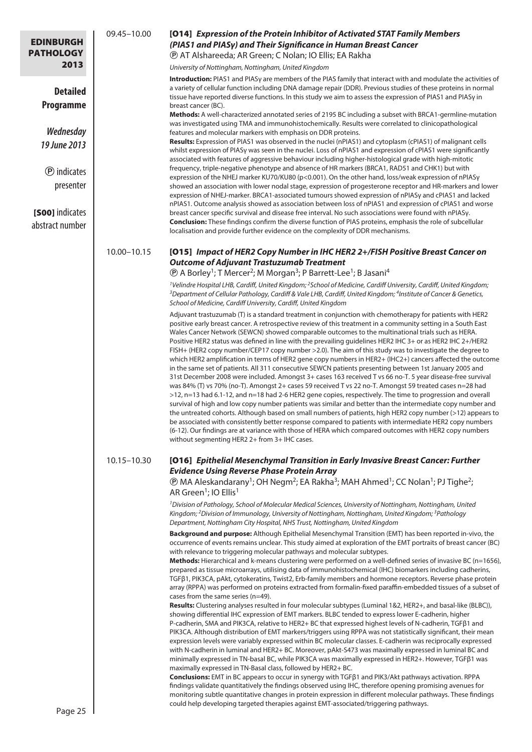09.45–10.00

### [O14] *Expression of the Protein Inhibitor of Activated STAT Family Members (PIAS1 and PIASγ) and Their Significance in Human Breast Cancer*

Ⓟ AT Alshareeda; AR Green; C Nolan; IO Ellis; EA Rakha

*University of Nottingham, Nottingham, United Kingdom*

**Introduction:** PIAS1 and PIASγ are members of the PIAS family that interact with and modulate the activities of a variety of cellular function including DNA damage repair (DDR). Previous studies of these proteins in normal tissue have reported diverse functions. In this study we aim to assess the expression of PIAS1 and PIASγ in breast cancer (BC).

**Methods:** A well-characterized annotated series of 2195 BC including a subset with BRCA1-germline-mutation was investigated using TMA and immunohistochemically. Results were correlated to clinicopathological features and molecular markers with emphasis on DDR proteins.

**Results:** Expression of PIAS1 was observed in the nuclei (nPIAS1) and cytoplasm (cPIAS1) of malignant cells whilst expression of PIASγ was seen in the nuclei. Loss of nPIAS1 and expression of cPIAS1 were significantly associated with features of aggressive behaviour including higher-histological grade with high-mitotic frequency, triple-negative phenotype and absence of HR markers (BRCA1, RAD51 and CHK1) but with expression of the NHEJ marker KU70/KU80 ($p<0.001$). On the other hand, loss/weak expression of nPIASγ showed an association with lower nodal stage, expression of progesterone receptor and HR-markers and lower expression of NHEJ-marker. BRCA1-associated tumours showed expression of nPIASγ and cPIAS1 and lacked nPIAS1. Outcome analysis showed as association between loss of nPIAS1 and expression of cPIAS1 and worse breast cancer specific survival and disease free interval. No such associations were found with nPIASγ.

**Conclusion:** These findings confirm the diverse function of PIAS proteins, emphasis the role of subcellular localisation and provide further evidence on the complexity of DDR mechanisms.

10.00–10.15

### [O15] *Impact of HER2 Copy Number in IHC HER2 2+/FISH Positive Breast Cancer on Outcome of Adjuvant Trastuzumab Treatment*

Ⓟ A Borley[1]; T Mercer[2]; M Morgan[3]; P Barrett-Lee[1]; B Jasani[4]

*[1]Velindre Hospital LHB, Cardiff, United Kingdom; [2]School of Medicine, Cardiff University, Cardiff, United Kingdom; [3]Department of Cellular Pathology, Cardiff & Vale LHB, Cardiff, United Kingdom; [4]Institute of Cancer & Genetics, School of Medicine, Cardiff University, Cardiff, United Kingdom*

Adjuvant trastuzumab (T) is a standard treatment in conjunction with chemotherapy for patients with HER2 positive early breast cancer. A retrospective review of this treatment in a community setting in a South East Wales Cancer Network (SEWCN) showed comparable outcomes to the multinational trials such as HERA. Positive HER2 status was defined in line with the prevailing guidelines HER2 IHC 3+ or as HER2 IHC 2+/HER2 FISH+ (HER2 copy number/CEP17 copy number >2.0). The aim of this study was to investigate the degree to which HER2 amplification in terms of HER2 gene copy numbers in HER2+ (IHC2+) cancers affected the outcome in the same set of patients. All 311 consecutive SEWCN patients presenting between 1st January 2005 and 31st December 2008 were included. Amongst 3+ cases 163 received T vs 66 no-T. 5 year disease-free survival was 84% (T) vs 70% (no-T). Amongst 2+ cases 59 received T vs 22 no-T. Amongst 59 treated cases n=28 had >12, n=13 had 6.1-12, and n=18 had 2-6 HER2 gene copies, respectively. The time to progression and overall survival of high and low copy number patients was similar and better than the intermediate copy number and the untreated cohorts. Although based on small numbers of patients, high HER2 copy number (>12) appears to be associated with consistently better response compared to patients with intermediate HER2 copy numbers (6-12). Our findings are at variance with those of HERA which compared outcomes with HER2 copy numbers without segmenting HER2 2+ from 3+ IHC cases.

10.15–10.30

### [O16] *Epithelial Mesenchymal Transition in Early Invasive Breast Cancer: Further Evidence Using Reverse Phase Protein Array*

Ⓟ MA Aleskandarany[1]; OH Negm[2]; EA Rakha[3]; MAH Ahmed[1]; CC Nolan[1]; PJ Tighe[2]; AR Green[1]; IO Ellis[1]

*[1]Division of Pathology, School of Molecular Medical Sciences, University of Nottingham, Nottingham, United Kingdom; [2]Division of Immunology, University of Nottingham, Nottingham, United Kingdom; [3]Pathology Department, Nottingham City Hospital, NHS Trust, Nottingham, United Kingdom*

**Background and purpose:** Although Epithelial Mesenchymal Transition (EMT) has been reported in-vivo, the occurrence of events remains unclear. This study aimed at exploration of the EMT portraits of breast cancer (BC) with relevance to triggering molecular pathways and molecular subtypes.

**Methods:** Hierarchical and k-means clustering were performed on a well-defined series of invasive BC (n=1656), prepared as tissue microarrays, utilising data of immunohistochemical (IHC) biomarkers including cadherins, TGFβ1, PIK3CA, pAkt, cytokeratins, Twist2, Erb-family members and hormone receptors. Reverse phase protein array (RPPA) was performed on proteins extracted from formalin-fixed paraffin-embedded tissues of a subset of cases from the same series (n=49).

**Results:** Clustering analyses resulted in four molecular subtypes (Luminal 1&2, HER2+, and basal-like (BLBC)), showing differential IHC expression of EMT markers. BLBC tended to express lower E-cadherin, higher P-cadherin, SMA and PIK3CA, relative to HER2+ BC that expressed highest levels of N-cadherin, TGFβ1 and PIK3CA. Although distribution of EMT markers/triggers using RPPA was not statistically significant, their mean expression levels were variably expressed within BC molecular classes. E-cadherin was reciprocally expressed with N-cadherin in luminal and HER2+ BC. Moreover, pAkt-S473 was maximally expressed in luminal BC and minimally expressed in TN-basal BC, while PIK3CA was maximally expressed in HER2+. However, TGFβ1 was maximally expressed in TN-Basal class, followed by HER2+ BC.

**Conclusions:** EMT in BC appears to occur in synergy with TGFβ1 and PIK3/Akt pathways activation. RPPA findings validate quantitatively the findings observed using IHC, therefore opening promising avenues for monitoring subtle quantitative changes in protein expression in different molecular pathways. These findings could help developing targeted therapies against EMT-associated/triggering pathways.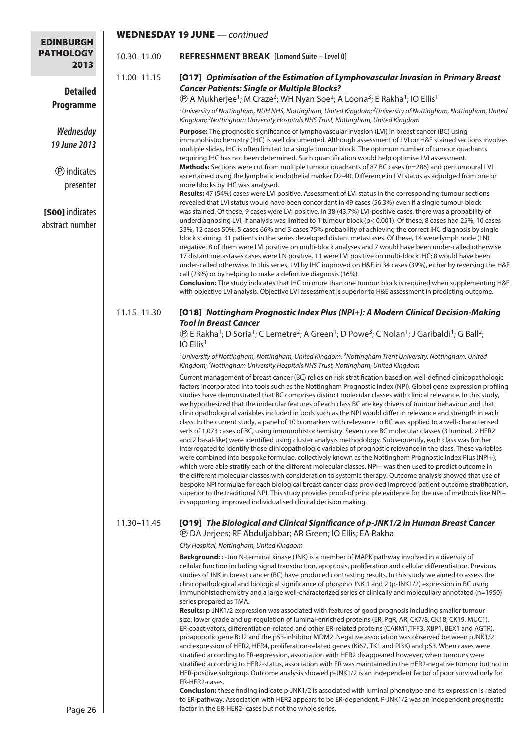## WEDNESDAY 19 JUNE — *continued*

**Detailed Programme**

***Wednesday 19 June 2013***

Ⓟ indicates presenter

**[S00]** indicates abstract number

10.30–11.00 **REFRESHMENT BREAK [Lomond Suite – Level 0]**

11.00–11.15

### [O17] *Optimisation of the Estimation of Lymphovascular Invasion in Primary Breast Cancer Patients: Single or Multiple Blocks?*

Ⓟ A Mukherjee[1]; M Craze[2]; WH Nyan Soe[2]; A Loona[3]; E Rakha[1]; IO Ellis[1]

*[1]University of Nottingham, NUH NHS, Nottingham, United Kingdom; [2]University of Nottingham, Nottingham, United Kingdom; [3]Nottingham University Hospitals NHS Trust, Nottingham, United Kingdom*

**Purpose:** The prognostic significance of lymphovascular invasion (LVI) in breast cancer (BC) using immunohistochemistry (IHC) is well documented. Although assessment of LVI on H&E stained sections involves multiple slides, IHC is often limited to a single tumour block. The optimum number of tumour quadrants requiring IHC has not been determined. Such quantification would help optimise LVI assessment.

**Methods:** Sections were cut from multiple tumour quadrants of 87 BC cases (n=286) and peritumoural LVI ascertained using the lymphatic endothelial marker D2-40. Difference in LVI status as adjudged from one or more blocks by IHC was analysed.

**Results:** 47 (54%) cases were LVI positive. Assessment of LVI status in the corresponding tumour sections revealed that LVI status would have been concordant in 49 cases (56.3%) even if a single tumour block was stained. Of these, 9 cases were LVI positive. In 38 (43.7%) LVI-positive cases, there was a probability of underdiagnosing LVI, if analysis was limited to 1 tumour block ($p< 0.001$). Of these, 8 cases had 25%, 10 cases 33%, 12 cases 50%, 5 cases 66% and 3 cases 75% probability of achieving the correct IHC diagnosis by single block staining. 31 patients in the series developed distant metastases. Of these, 14 were lymph node (LN) negative. 8 of them were LVI positive on multi-block analyses and 7 would have been under-called otherwise. 17 distant metastases cases were LN positive. 11 were LVI positive on multi-block IHC; 8 would have been under-called otherwise. In this series, LVI by IHC improved on H&E in 34 cases (39%), either by reversing the H&E call (23%) or by helping to make a definitive diagnosis (16%).

**Conclusion:** The study indicates that IHC on more than one tumour block is required when supplementing H&E with objective LVI analysis. Objective LVI assessment is superior to H&E assessment in predicting outcome.

11.15–11.30

### [O18] *Nottingham Prognostic Index Plus (NPI+): A Modern Clinical Decision-Making Tool in Breast Cancer*

Ⓟ E Rakha[1]; D Soria[1]; C Lemetre[2]; A Green[1]; D Powe[3]; C Nolan[1]; J Garibaldi[1]; G Ball[2]; IO Ellis[1]

*[1]University of Nottingham, Nottingham, United Kingdom; [2]Nottingham Trent University, Nottingham, United Kingdom; [3]Nottingham University Hospitals NHS Trust, Nottingham, United Kingdom*

Current management of breast cancer (BC) relies on risk stratification based on well-defined clinicopathologic factors incorporated into tools such as the Nottingham Prognostic Index (NPI). Global gene expression profiling studies have demonstrated that BC comprises distinct molecular classes with clinical relevance. In this study, we hypothesized that the molecular features of each class BC are key drivers of tumour behaviour and that clinicopathological variables included in tools such as the NPI would differ in relevance and strength in each class. In the current study, a panel of 10 biomarkers with relevance to BC was applied to a well-characterised seris of 1,073 cases of BC, using immunohistochemistry. Seven core BC molecular classes (3 luminal, 2 HER2 and 2 basal-like) were identified using cluster analysis methodology. Subsequently, each class was further interrogated to identify those clinicopathologic variables of prognostic relevance in the class. These variables were combined into bespoke formulae, collectively known as the Nottingham Prognostic Index Plus (NPI+), which were able stratify each of the different molecular classes. NPI+ was then used to predict outcome in the different molecular classes with consideration to systemic therapy. Outcome analysis showed that use of bespoke NPI formulae for each biological breast cancer class provided improved patient outcome stratification, superior to the traditional NPI. This study provides proof-of principle evidence for the use of methods like NPI+ in supporting improved individualised clinical decision making.

11.30–11.45

### [O19] *The Biological and Clinical Significance of p-JNK1/2 in Human Breast Cancer*

Ⓟ DA Jerjees; RF Abduljabbar; AR Green; IO Ellis; EA Rakha

*City Hospital, Nottingham, United Kingdom*

**Background:** c-Jun N-terminal kinase (JNK) is a member of MAPK pathway involved in a diversity of cellular function including signal transduction, apoptosis, proliferation and cellular differentiation. Previous studies of JNK in breast cancer (BC) have produced contrasting results. In this study we aimed to assess the clinicopathological and biological significance of phospho JNK 1 and 2 (p-JNK1/2) expression in BC using immunohistochemistry and a large well-characterized series of clinically and molecullary annotated (n=1950) series prepared as TMA.

**Results:** p-JNK1/2 expression was associated with features of good prognosis including smaller tumour size, lower grade and up-regulation of luminal-enriched proteins (ER, PgR, AR, CK7/8, CK18, CK19, MUC1), ER-coactivators, differentiation-related and other ER-related proteins (CARM1,TFF3, XBP1, BEX1 and AGTR), proapopotic gene Bcl2 and the p53-inhibitor MDM2. Negative association was observed between pJNK1/2 and expression of HER2, HER4, proliferation-related genes (Ki67, TK1 and PI3K) and p53. When cases were stratified according to ER-expression, association with HER2 disappeared however, when tumours were stratified according to HER2-status, association with ER was maintained in the HER2-negative tumour but not in HER-positive subgroup. Outcome analysis showed p-JNK1/2 is an independent factor of poor survival only for ER-HER2-cases.

**Conclusion:** these finding indicate p-JNK1/2 is associated with luminal phenotype and its expression is related to ER-pathway. Association with HER2 appears to be ER-dependent. P-JNK1/2 was an independent prognostic factor in the ER-HER2- cases but not the whole series.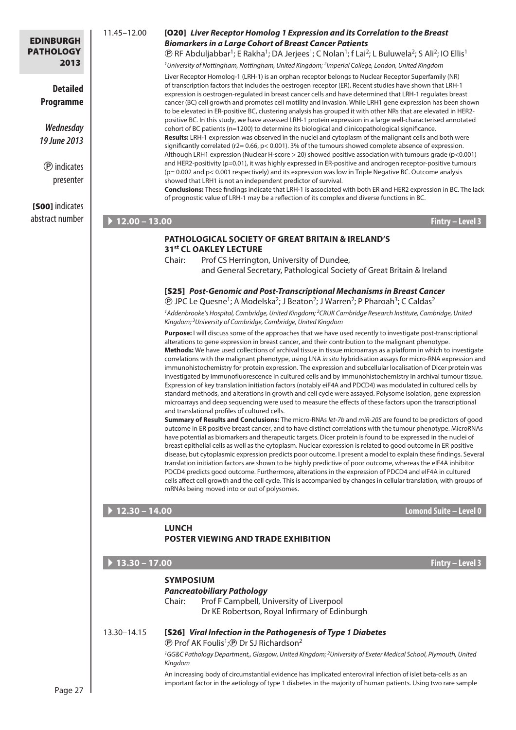11.45–12.00 **[O20]** ***Liver Receptor Homolog 1 Expression and its Correlation to the Breast Biomarkers in a Large Cohort of Breast Cancer Patients***

Ⓟ RF Abduljabbar[1]; E Rakha[1]; DA Jerjees[1]; C Nolan[1]; f Lai[2]; L Buluwela[2]; S Ali[2]; IO Ellis[1]

*[1]University of Nottingham, Nottingham, United Kingdom; [2]Imperial College, London, United Kingdom*

Liver Receptor Homolog-1 (LRH-1) is an orphan receptor belongs to Nuclear Receptor Superfamily (NR) of transcription factors that includes the oestrogen receptor (ER). Recent studies have shown that LRH-1 expression is oestrogen-regulated in breast cancer cells and have determined that LRH-1 regulates breast cancer (BC) cell growth and promotes cell motility and invasion. While LRH1 gene expression has been shown to be elevated in ER-positive BC, clustering analysis has grouped it with other NRs that are elevated in HER2-positive BC. In this study, we have assessed LRH-1 protein expression in a large well-characterised annotated cohort of BC patients (n=1200) to determine its biological and clinicopathological significance.

**Results:** LRH-1 expression was observed in the nuclei and cytoplasm of the malignant cells and both were significantly correlated ($r2= 0.66$, $p< 0.001$). 3% of the tumours showed complete absence of expression. Although LRH1 expression (Nuclear H-score > 20) showed positive association with tumours grade ($p<0.001$) and HER2-positivity ($p=0.01$), it was highly expressed in ER-positive and androgen receptor-positive tumours ($p= 0.002$ and $p< 0.001$ respectively) and its expression was low in Triple Negative BC. Outcome analysis showed that LRH1 is not an independent predictor of survival.

**Conclusions:** These findings indicate that LRH-1 is associated with both ER and HER2 expression in BC. The lack of prognostic value of LRH-1 may be a reflection of its complex and diverse functions in BC.

## 12.00 – 13.00 Fintry – Level 3

### PATHOLOGICAL SOCIETY OF GREAT BRITAIN & IRELAND'S 31st CL OAKLEY LECTURE

Chair: Prof CS Herrington, University of Dundee, and General Secretary, Pathological Society of Great Britain & Ireland

**[S25]** ***Post-Genomic and Post-Transcriptional Mechanisms in Breast Cancer***

Ⓟ JPC Le Quesne[1]; A Modelska[2]; J Beaton[2]; J Warren[2]; P Pharoah[3]; C Caldas[2]

*[1]Addenbrooke's Hospital, Cambridge, United Kingdom; [2]CRUK Cambridge Research Institute, Cambridge, United Kingdom; [3]University of Cambridge, Cambridge, United Kingdom*

**Purpose:** I will discuss some of the approaches that we have used recently to investigate post-transcriptional alterations to gene expression in breast cancer, and their contribution to the malignant phenotype.

**Methods:** We have used collections of archival tissue in tissue microarrays as a platform in which to investigate correlations with the malignant phenotype, using LNA *in situ* hybridisation assays for micro-RNA expression and immunohistochemistry for protein expression. The expression and subcellular localisation of Dicer protein was investigated by immunofluorescence in cultured cells and by immunohistochemistry in archival tumour tissue. Expression of key translation initiation factors (notably eiF4A and PDCD4) was modulated in cultured cells by standard methods, and alterations in growth and cell cycle were assayed. Polysome isolation, gene expression microarrays and deep sequencing were used to measure the effects of these factors upon the transcriptional and translational profiles of cultured cells.

**Summary of Results and Conclusions:** The micro-RNAs *let-7b* and *miR-205* are found to be predictors of good outcome in ER positive breast cancer, and to have distinct correlations with the tumour phenotype. MicroRNAs have potential as biomarkers and therapeutic targets. Dicer protein is found to be expressed in the nuclei of breast epithelial cells as well as the cytoplasm. Nuclear expression is related to good outcome in ER positive disease, but cytoplasmic expression predicts poor outcome. I present a model to explain these findings. Several translation initiation factors are shown to be highly predictive of poor outcome, whereas the eIF4A inhibitor PDCD4 predicts good outcome. Furthermore, alterations in the expression of PDCD4 and eIF4A in cultured cells affect cell growth and the cell cycle. This is accompanied by changes in cellular translation, with groups of mRNAs being moved into or out of polysomes.

## 12.30 – 14.00 Lomond Suite – Level 0

### LUNCH
### POSTER VIEWING AND TRADE EXHIBITION

## 13.30 – 17.00 Fintry – Level 3

### SYMPOSIUM
***Pancreatobiliary Pathology***

Chair: Prof F Campbell, University of Liverpool
Dr KE Robertson, Royal Infirmary of Edinburgh

13.30–14.15 **[S26]** ***Viral Infection in the Pathogenesis of Type 1 Diabetes***

Ⓟ Prof AK Foulis[1]; Ⓟ Dr SJ Richardson[2]

*[1]GG&C Pathology Department,, Glasgow, United Kingdom; [2]University of Exeter Medical School, Plymouth, United Kingdom*

An increasing body of circumstantial evidence has implicated enteroviral infection of islet beta-cells as an important factor in the aetiology of type 1 diabetes in the majority of human patients. Using two rare sample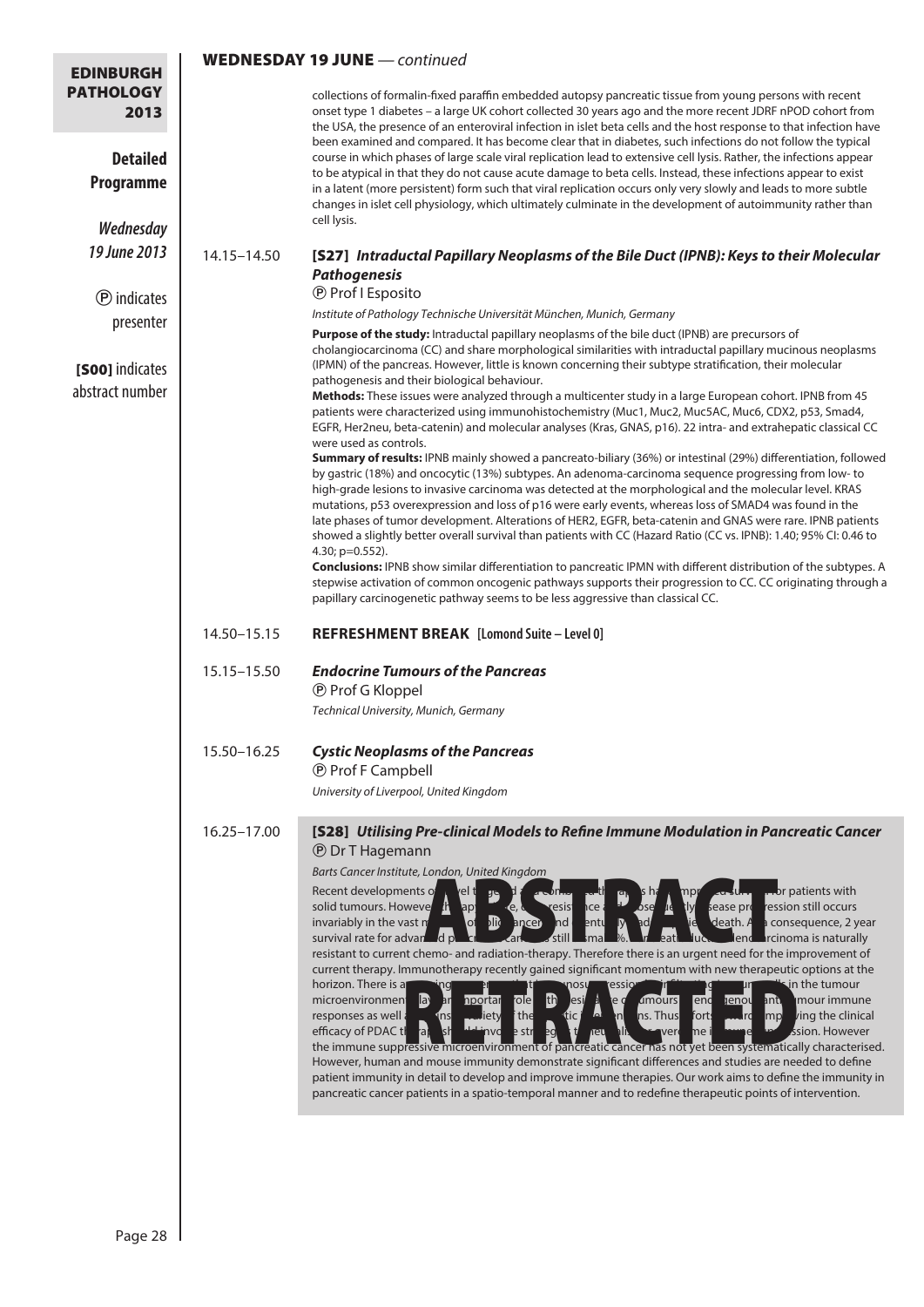collections of formalin-fixed paraffin embedded autopsy pancreatic tissue from young persons with recent onset type 1 diabetes – a large UK cohort collected 30 years ago and the more recent JDRF nPOD cohort from the USA, the presence of an enteroviral infection in islet beta cells and the host response to that infection have been examined and compared. It has become clear that in diabetes, such infections do not follow the typical course in which phases of large scale viral replication lead to extensive cell lysis. Rather, the infections appear to be atypical in that they do not cause acute damage to beta cells. Instead, these infections appear to exist in a latent (more persistent) form such that viral replication occurs only very slowly and leads to more subtle changes in islet cell physiology, which ultimately culminate in the development of autoimmunity rather than cell lysis.

14.15–14.50

## [S27] *Intraductal Papillary Neoplasms of the Bile Duct (IPNB): Keys to their Molecular Pathogenesis*

ⓟ Prof I Esposito

*Institute of Pathology Technische Universität München, Munich, Germany*

**Purpose of the study:** Intraductal papillary neoplasms of the bile duct (IPNB) are precursors of cholangiocarcinoma (CC) and share morphological similarities with intraductal papillary mucinous neoplasms (IPMN) of the pancreas. However, little is known concerning their subtype stratification, their molecular pathogenesis and their biological behaviour.

**Methods:** These issues were analyzed through a multicenter study in a large European cohort. IPNB from 45 patients were characterized using immunohistochemistry (Muc1, Muc2, Muc5AC, Muc6, CDX2, p53, Smad4, EGFR, Her2neu, beta-catenin) and molecular analyses (Kras, GNAS, p16). 22 intra- and extrahepatic classical CC were used as controls.

**Summary of results:** IPNB mainly showed a pancreato-biliary (36%) or intestinal (29%) differentiation, followed by gastric (18%) and oncocytic (13%) subtypes. An adenoma-carcinoma sequence progressing from low- to high-grade lesions to invasive carcinoma was detected at the morphological and the molecular level. KRAS mutations, p53 overexpression and loss of p16 were early events, whereas loss of SMAD4 was found in the late phases of tumor development. Alterations of HER2, EGFR, beta-catenin and GNAS were rare. IPNB showed a slightly better overall survival than patients with CC (Hazard Ratio (CC vs. IPNB): 1.40; 95% CI: 0.46 to 4.30; p=0.552).

**Conclusions:** IPNB show similar differentiation to pancreatic IPMN with different distribution of the subtypes. A stepwise activation of common oncogenic pathways supports their progression to CC. CC originating through a papillary carcinogenetic pathway seems to be less aggressive than classical CC.

14.50–15.15

## REFRESHMENT BREAK [Lomond Suite – Level 0]

15.15–15.50

## *Endocrine Tumours of the Pancreas*

ⓟ Prof G Klöppel

*Technical University, Munich, Germany*

15.50–16.25

## *Cystic Neoplasms of the Pancreas*

ⓟ Prof F Campbell

*University of Liverpool, United Kingdom*

16.25–17.00

## [S28] *Utilising Pre-clinical Models to Refine Immune Modulation in Pancreatic Cancer*

ⓟ Dr T Hagemann

*Barts Cancer Institute, London, United Kingdom*

**ABSTRACT RETRACTED**

Recent developments of novel targeted and combined therapies have improved survival for patients with solid tumours. However, therapy failure, due to resistance and subsequently disease progression still occurs invariably in the vast majority of pancreatic cancer and eventually leads to patients' death. As a consequence, 2 year survival rate for advanced pancreatic cancer is still small %. Pancreatic ductal adenocarcinoma is naturally resistant to current chemo- and radiation-therapy. Therefore there is an urgent need for the improvement of current therapy. Immunotherapy recently gained significant momentum with new therapeutic options at the horizon. There is a growing evidence that immunosuppression and inflitrating immune cells in the tumour microenvironment play an important role in the resistance of tumours to endogenous anti-tumour immune responses as well as resistance to a variety of therapeutic interventions. Thus efforts aimed to improving the clinical efficacy of PDAC therapy should involve strategies to neutralise or overcome the immune suppression. However the immune suppressive microenvironment of pancreatic cancer has not yet been systematically characterised. However, human and mouse immunity demonstrate significant differences and studies are needed to define patient immunity in detail to develop and improve immune therapies. Our work aims to define the immunity in pancreatic cancer patients in a spatio-temporal manner and to redefine therapeutic points of intervention.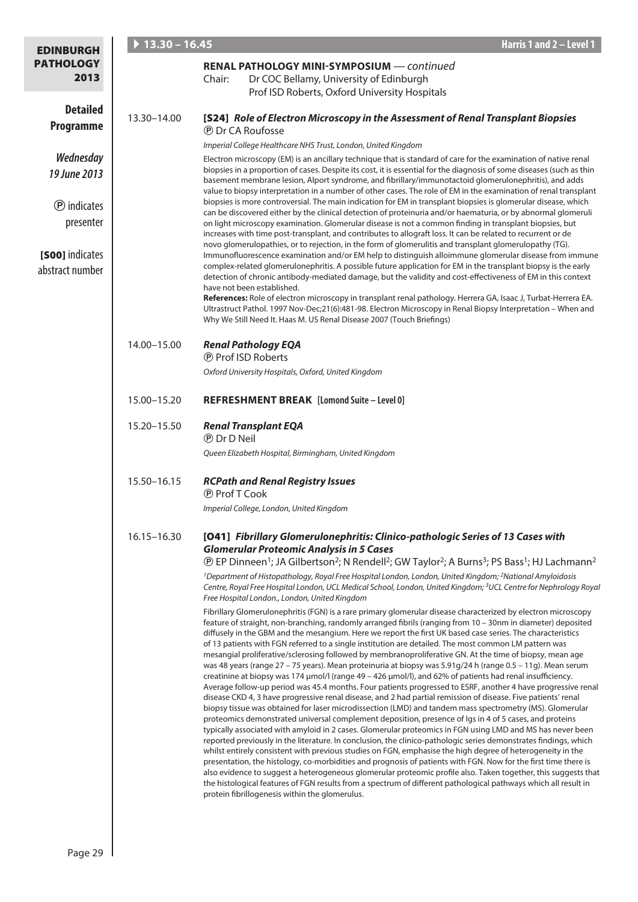**13.30 – 16.45** — **Harris 1 and 2 – Level 1**

**Detailed Programme**

***Wednesday 19 June 2013***

Ⓟ indicates presenter

**[S00]** indicates abstract number

## RENAL PATHOLOGY MINI-SYMPOSIUM — *continued*

Chair: Dr COC Bellamy, University of Edinburgh
Prof ISD Roberts, Oxford University Hospitals

### 13.30–14.00 [S24] *Role of Electron Microscopy in the Assessment of Renal Transplant Biopsies*

Ⓟ Dr CA Roufosse

*Imperial College Healthcare NHS Trust, London, United Kingdom*

Electron microscopy (EM) is an ancillary technique that is standard of care for the examination of native renal biopsies in a proportion of cases. Despite its cost, it is essential for the diagnosis of some diseases (such as thin basement membrane lesion, Alport syndrome, and fibrillary/immunotactoid glomerulonephritis), and adds value to biopsy interpretation in a number of other cases. The role of EM in the examination of renal transplant biopsies is more controversial. The main indication for EM in transplant biopsies is glomerular disease, which can be discovered either by the clinical detection of proteinuria and/or haematuria, or by abnormal glomeruli on light microscopy examination. Glomerular disease is not a common finding in transplant biopsies, but increases with time post-transplant, and contributes to allograft loss. It can be related to recurrent or de novo glomerulopathies, or to rejection, in the form of glomerulitis and transplant glomerulopathy (TG). Immunofluorescence examination and/or EM help to distinguish alloimmune glomerular disease from immune complex-related glomerulonephritis. A possible future application for EM in the transplant biopsy is the early detection of chronic antibody-mediated damage, but the validity and cost-effectiveness of EM in this context have not been established.

**References:** Role of electron microscopy in transplant renal pathology. Herrera GA, Isaac J, Turbat-Herrera EA. Ultrastruct Pathol. 1997 Nov-Dec;21(6):481-98. Electron Microscopy in Renal Biopsy Interpretation – When and Why We Still Need It. Haas M. US Renal Disease 2007 (Touch Briefings)

### 14.00–15.00 *Renal Pathology EQA*

Ⓟ Prof ISD Roberts

*Oxford University Hospitals, Oxford, United Kingdom*

### 15.00–15.20 REFRESHMENT BREAK [Lomond Suite – Level 0]

### 15.20–15.50 *Renal Transplant EQA*

Ⓟ Dr D Neil

*Queen Elizabeth Hospital, Birmingham, United Kingdom*

### 15.50–16.15 *RCPath and Renal Registry Issues*

Ⓟ Prof T Cook

*Imperial College, London, United Kingdom*

### 16.15–16.30 [O41] *Fibrillary Glomerulonephritis: Clinico-pathologic Series of 13 Cases with Glomerular Proteomic Analysis in 5 Cases*

Ⓟ EP Dinneen[1]; JA Gilbertson[2]; N Rendell[2]; GW Taylor[2]; A Burns[3]; PS Bass[1]; HJ Lachmann[2]

*[1]Department of Histopathology, Royal Free Hospital London, London, United Kingdom; [2]National Amyloidosis Centre, Royal Free Hospital London, UCL Medical School, London, United Kingdom; [3]UCL Centre for Nephrology Royal Free Hospital London., London, United Kingdom*

Fibrillary Glomerulonephritis (FGN) is a rare primary glomerular disease characterized by electron microscopy feature of straight, non-branching, randomly arranged fibrils (ranging from 10 – 30nm in diameter) deposited diffusely in the GBM and the mesangium. Here we report the first UK based case series. The characteristics of 13 patients with FGN referred to a single institution are detailed. The most common LM pattern was mesangial proliferative/sclerosing followed by membranoproliferative GN. At the time of biopsy, mean age was 48 years (range 27 – 75 years). Mean proteinuria at biopsy was 5.91g/24 h (range 0.5 – 11g). Mean serum creatinine at biopsy was 174 μmol/l (range 49 – 426 μmol/l), and 62% of patients had renal insufficiency. Average follow-up period was 45.4 months. Four patients progressed to ESRF, another 4 have progressive renal disease CKD 4, 3 have progressive renal disease, and 2 had partial remission of disease. Five patients' renal biopsy tissue was obtained for laser microdissection (LMD) and tandem mass spectrometry (MS). Glomerular proteomics demonstrated universal complement deposition, presence of Igs in 4 of 5 cases, and proteins typically associated with amyloid in 2 cases. Glomerular proteomics in FGN using LMD and MS has never been reported previously in the literature. In conclusion, the clinico-pathologic series demonstrates findings, which whilst entirely consistent with previous studies on FGN, emphasise the high degree of heterogeneity in the presentation, the histology, co-morbidities and prognosis of patients with FGN. Now for the first time there is also evidence to suggest a heterogeneous glomerular proteomic profile also. Taken together, this suggests that the histological features of FGN results from a spectrum of different pathological pathways which all result in protein fibrillogenesis within the glomerulus.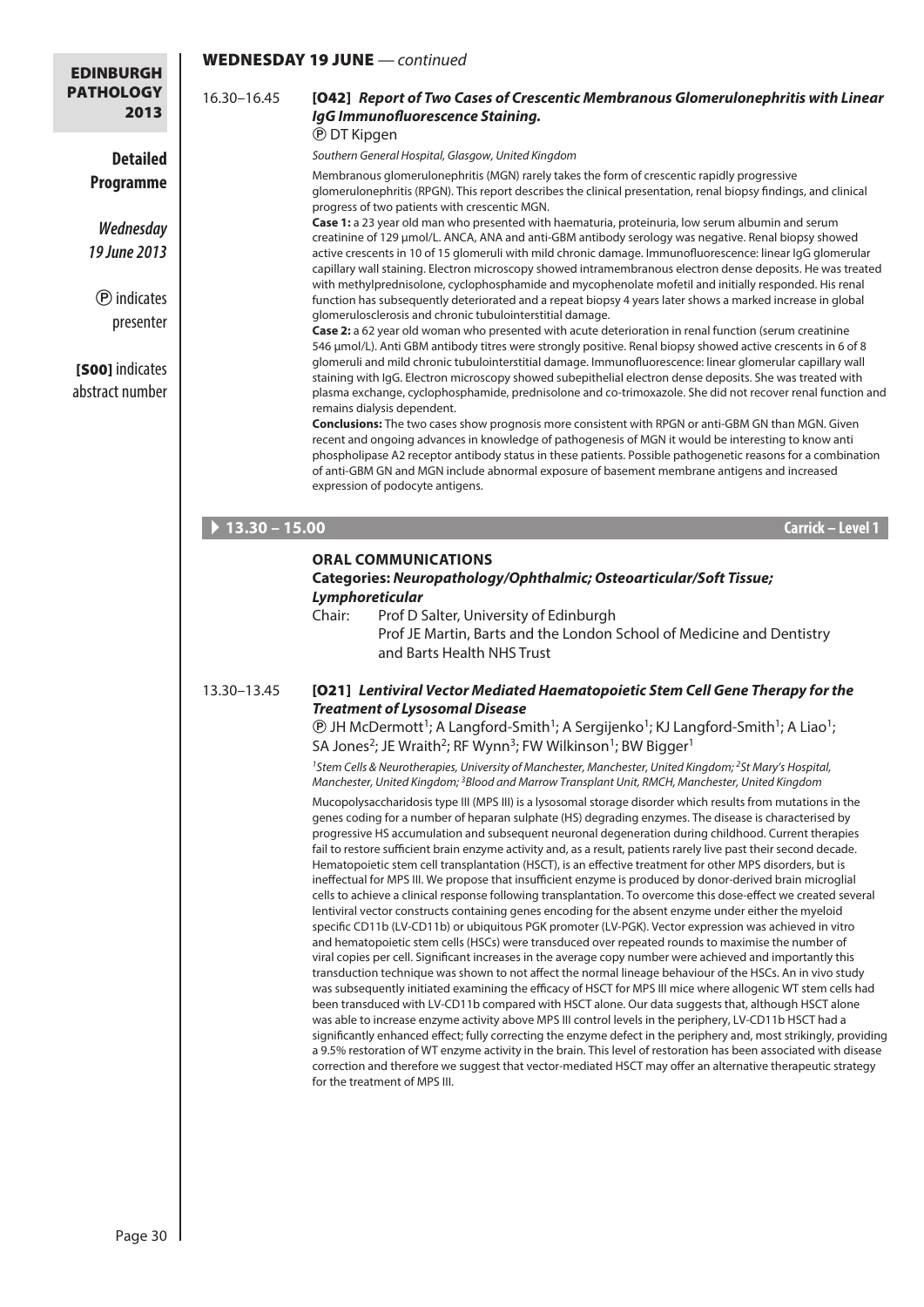**WEDNESDAY 19 JUNE** — *continued*

16.30–16.45

### [O42] *Report of Two Cases of Crescentic Membranous Glomerulonephritis with Linear IgG Immunofluorescence Staining.*

Ⓟ DT Kipgen

*Southern General Hospital, Glasgow, United Kingdom*

Membranous glomerulonephritis (MGN) rarely takes the form of crescentic rapidly progressive glomerulonephritis (RPGN). This report describes the clinical presentation, renal biopsy findings, and clinical progress of two patients with crescentic MGN.

**Case 1:** a 23 year old man who presented with haematuria, proteinuria, low serum albumin and serum creatinine of 129 μmol/L. ANCA, ANA and anti-GBM antibody serology was negative. Renal biopsy showed active crescents in 10 of 15 glomeruli with mild chronic damage. Immunofluorescence: linear IgG glomerular capillary wall staining. Electron microscopy showed intramembranous electron dense deposits. He was treated with methylprednisolone, cyclophosphamide and mycophenolate mofetil and initially responded. His renal function has subsequently deteriorated and a repeat biopsy 4 years later shows a marked increase in global glomerulosclerosis and chronic tubulointerstitial damage.

**Case 2:** a 62 year old woman who presented with acute deterioration in renal function (serum creatinine 546 μmol/L). Anti GBM antibody titres were strongly positive. Renal biopsy showed active crescents in 6 of 8 glomeruli and mild chronic tubulointerstitial damage. Immunofluorescence: linear glomerular capillary wall staining with IgG. Electron microscopy showed subepithelial electron dense deposits. She was treated with plasma exchange, cyclophosphamide, prednisolone and co-trimoxazole. She did not recover renal function and remains dialysis dependent.

**Conclusions:** The two cases show prognosis more consistent with RPGN or anti-GBM GN than MGN. Given recent and ongoing advances in knowledge of pathogenesis of MGN it would be interesting to know anti phospholipase A2 receptor antibody status in these patients. Possible pathogenetic reasons for a combination of anti-GBM GN and MGN include abnormal exposure of basement membrane antigens and increased expression of podocyte antigens.

## 13.30 – 15.00 — Carrick – Level 1

**ORAL COMMUNICATIONS**

**Categories: *Neuropathology/Ophthalmic; Osteoarticular/Soft Tissue; Lymphoreticular***

Chair: Prof D Salter, University of Edinburgh
Prof JE Martin, Barts and the London School of Medicine and Dentistry and Barts Health NHS Trust

13.30–13.45

### [O21] *Lentiviral Vector Mediated Haematopoietic Stem Cell Gene Therapy for the Treatment of Lysosomal Disease*

Ⓟ JH McDermott[1]; A Langford-Smith[1]; A Sergijenko[1]; KJ Langford-Smith[1]; A Liao[1]; SA Jones[2]; JE Wraith[2]; RF Wynn[3]; FW Wilkinson[1]; BW Bigger[1]

*[1]Stem Cells & Neurotherapies, University of Manchester, Manchester, United Kingdom; [2]St Mary's Hospital, Manchester, United Kingdom; [3]Blood and Marrow Transplant Unit, RMCH, Manchester, United Kingdom*

Mucopolysaccharidosis type III (MPS III) is a lysosomal storage disorder which results from mutations in the genes coding for a number of heparan sulphate (HS) degrading enzymes. The disease is characterised by progressive HS accumulation and subsequent neuronal degeneration during childhood. Current therapies fail to restore sufficient brain enzyme activity and, as a result, patients rarely live past their second decade. Hematopoietic stem cell transplantation (HSCT), is an effective treatment for other MPS disorders, but is ineffectual for MPS III. We propose that insufficient enzyme is produced by donor-derived brain microglial cells to achieve a clinical response following transplantation. To overcome this dose-effect we created several lentiviral vector constructs containing genes encoding for the absent enzyme under either the myeloid specific CD11b (LV-CD11b) or ubiquitous PGK promoter (LV-PGK). Vector expression was achieved in vitro and hematopoietic stem cells (HSCs) were transduced over repeated rounds to maximise the number of viral copies per cell. Significant increases in the average copy number were achieved and importantly this transduction technique was shown to not affect the normal lineage behaviour of the HSCs. An in vivo study was subsequently initiated examining the efficacy of HSCT for MPS III mice where allogenic WT stem cells had been transduced with LV-CD11b compared with HSCT alone. Our data suggests that, although HSCT alone was able to increase enzyme activity above MPS III control levels in the periphery, LV-CD11b HSCT had a significantly enhanced effect; fully correcting the enzyme defect in the periphery and, most strikingly, providing a 9.5% restoration of WT enzyme activity in the brain. This level of restoration has been associated with disease correction and therefore we suggest that vector-mediated HSCT may offer an alternative therapeutic strategy for the treatment of MPS III.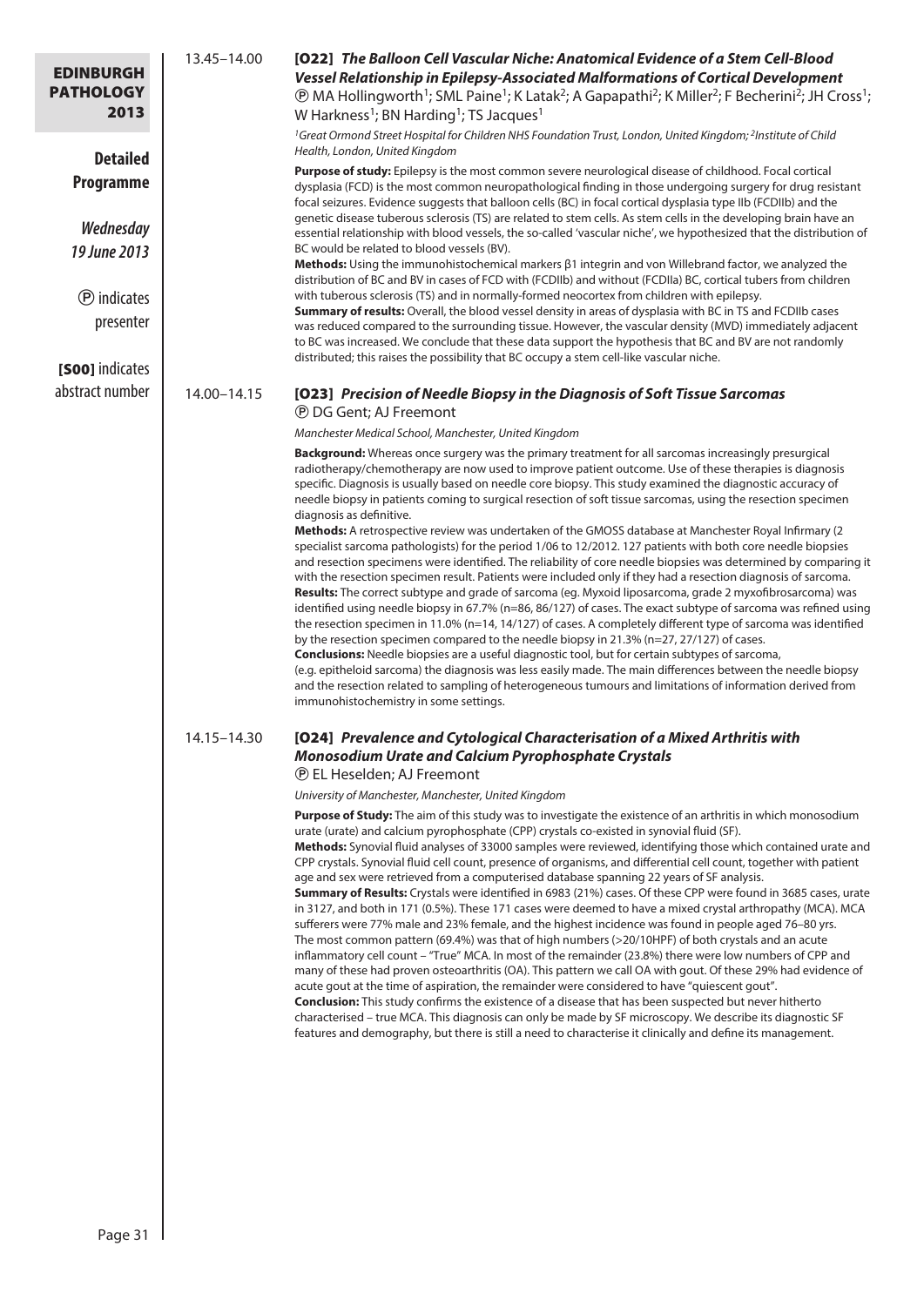13.45–14.00

### [O22] *The Balloon Cell Vascular Niche: Anatomical Evidence of a Stem Cell-Blood Vessel Relationship in Epilepsy-Associated Malformations of Cortical Development*

Ⓟ MA Hollingworth[1]; SML Paine[1]; K Latak[2]; A Gapapathi[2]; K Miller[2]; F Becherini[2]; JH Cross[1]; W Harkness[1]; BN Harding[1]; TS Jacques[1]

*[1]Great Ormond Street Hospital for Children NHS Foundation Trust, London, United Kingdom; [2]Institute of Child Health, London, United Kingdom*

**Purpose of study:** Epilepsy is the most common severe neurological disease of childhood. Focal cortical dysplasia (FCD) is the most common neuropathological finding in those undergoing surgery for drug resistant focal seizures. Evidence suggests that balloon cells (BC) in focal cortical dysplasia type IIb (FCDIIb) and the genetic disease tuberous sclerosis (TS) are related to stem cells. As stem cells in the developing brain have an essential relationship with blood vessels, the so-called 'vascular niche', we hypothesized that the distribution of BC would be related to blood vessels (BV).

**Methods:** Using the immunohistochemical markers β1 integrin and von Willebrand factor, we analyzed the distribution of BC and BV in cases of FCD with (FCDIIb) and without (FCDIIa) BC, cortical tubers from children with tuberous sclerosis (TS) and in normally-formed neocortex from children with epilepsy.

**Summary of results:** Overall, the blood vessel density in areas of dysplasia with BC in TS and FCDIIb cases was reduced compared to the surrounding tissue. However, the vascular density (MVD) immediately adjacent to BC was increased. We conclude that these data support the hypothesis that BC and BV are not randomly distributed; this raises the possibility that BC occupy a stem cell-like vascular niche.

14.00–14.15

### [O23] *Precision of Needle Biopsy in the Diagnosis of Soft Tissue Sarcomas*

Ⓟ DG Gent; AJ Freemont

*Manchester Medical School, Manchester, United Kingdom*

**Background:** Whereas once surgery was the primary treatment for all sarcomas increasingly presurgical radiotherapy/chemotherapy are now used to improve patient outcome. Use of these therapies is diagnosis specific. Diagnosis is usually based on needle core biopsy. This study examined the diagnostic accuracy of needle biopsy in patients coming to surgical resection of soft tissue sarcomas, using the resection specimen diagnosis as definitive.

**Methods:** A retrospective review was undertaken of the GMOSS database at Manchester Royal Infirmary (2 specialist sarcoma pathologists) for the period 1/06 to 12/2012. 127 patients with both core needle biopsies and resection specimens were identified. The reliability of core needle biopsies was determined by comparing it with the resection specimen result. Patients were included only if they had a resection diagnosis of sarcoma.

**Results:** The correct subtype and grade of sarcoma (eg. Myxoid liposarcoma, grade 2 myxofibrosarcoma) was identified using needle biopsy in 67.7% (n=86, 86/127) of cases. The exact subtype of sarcoma was refined using the resection specimen in 11.0% (n=14, 14/127) of cases. A completely different type of sarcoma was identified by the resection specimen compared to the needle biopsy in 21.3% (n=27, 27/127) of cases.

**Conclusions:** Needle biopsies are a useful diagnostic tool, but for certain subtypes of sarcoma, (e.g. epitheloid sarcoma) the diagnosis was less easily made. The main differences between the needle biopsy and the resection related to sampling of heterogeneous tumours and limitations of information derived from immunohistochemistry in some settings.

14.15–14.30

### [O24] *Prevalence and Cytological Characterisation of a Mixed Arthritis with Monosodium Urate and Calcium Pyrophosphate Crystals*

Ⓟ EL Heselden; AJ Freemont

*University of Manchester, Manchester, United Kingdom*

**Purpose of Study:** The aim of this study was to investigate the existence of an arthritis in which monosodium urate (urate) and calcium pyrophosphate (CPP) crystals co-existed in synovial fluid (SF).

**Methods:** Synovial fluid analyses of 33000 samples were reviewed, identifying those which contained urate and CPP crystals. Synovial fluid cell count, presence of organisms, and differential cell count, together with patient age and sex were retrieved from a computerised database spanning 22 years of SF analysis.

**Summary of Results:** Crystals were identified in 6983 (21%) cases. Of these CPP were found in 3685 cases, urate in 3127, and both in 171 (0.5%). These 171 cases were deemed to have a mixed crystal arthropathy (MCA). MCA sufferers were 77% male and 23% female, and the highest incidence was found in people aged 76–80 yrs. The most common pattern (69.4%) was that of high numbers (>20/10HPF) of both crystals and an acute inflammatory cell count – "True" MCA. In most of the remainder (23.8%) there were low numbers of CPP and many of these had proven osteoarthritis (OA). This pattern we call OA with gout. Of these 29% had evidence of acute gout at the time of aspiration, the remainder were considered to have "quiescent gout".

**Conclusion:** This study confirms the existence of a disease that has been suspected but never hitherto characterised – true MCA. This diagnosis can only be made by SF microscopy. We describe its diagnostic SF features and demography, but there is still a need to characterise it clinically and define its management.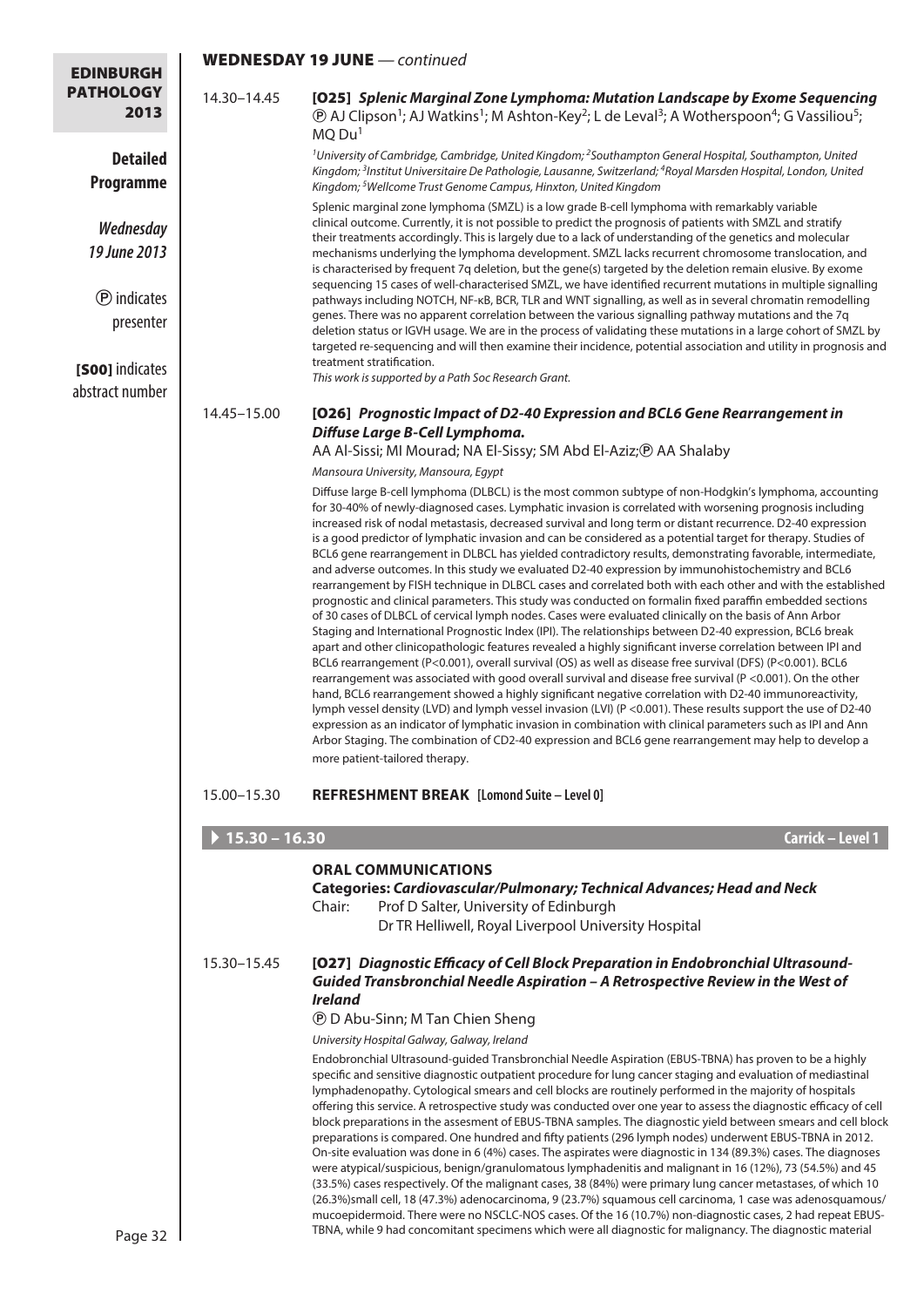## WEDNESDAY 19 JUNE — *continued*

14.30–14.45

### [O25] *Splenic Marginal Zone Lymphoma: Mutation Landscape by Exome Sequencing*

Ⓟ AJ Clipson[1]; AJ Watkins[1]; M Ashton-Key[2]; L de Leval[3]; A Wotherspoon[4]; G Vassiliou[5]; MQ Du[1]

*[1]University of Cambridge, Cambridge, United Kingdom; [2]Southampton General Hospital, Southampton, United Kingdom; [3]Institut Universitaire De Pathologie, Lausanne, Switzerland; [4]Royal Marsden Hospital, London, United Kingdom; [5]Wellcome Trust Genome Campus, Hinxton, United Kingdom*

Splenic marginal zone lymphoma (SMZL) is a low grade B-cell lymphoma with remarkably variable clinical outcome. Currently, it is not possible to predict the prognosis of patients with SMZL and stratify their treatments accordingly. This is largely due to a lack of understanding of the genetics and molecular mechanisms underlying the lymphoma development. SMZL lacks recurrent chromosome translocation, and is characterised by frequent 7q deletion, but the gene(s) targeted by the deletion remain elusive. By exome sequencing 15 cases of well-characterised SMZL, we have identified recurrent mutations in multiple signalling pathways including NOTCH, NF-κB, BCR, TLR and WNT signalling, as well as in several chromatin remodelling genes. There was no apparent correlation between the various signalling pathway mutations and the 7q deletion status or IGVH usage. We are in the process of validating these mutations in a large cohort of SMZL by targeted re-sequencing and will then examine their incidence, potential association and utility in prognosis and treatment stratification.

*This work is supported by a Path Soc Research Grant.*

14.45–15.00

### [O26] *Prognostic Impact of D2-40 Expression and BCL6 Gene Rearrangement in Diffuse Large B-Cell Lymphoma.*

AA Al-Sissi; MI Mourad; NA El-Sissy; SM Abd El-Aziz; Ⓟ AA Shalaby

*Mansoura University, Mansoura, Egypt*

Diffuse large B-cell lymphoma (DLBCL) is the most common subtype of non-Hodgkin's lymphoma, accounting for 30-40% of newly-diagnosed cases. Lymphatic invasion is correlated with worsening prognosis including increased risk of nodal metastasis, decreased survival and long term or distant recurrence. D2-40 expression is a good predictor of lymphatic invasion and can be considered as a potential target for therapy. Studies of BCL6 gene rearrangement in DLBCL has yielded contradictory results, demonstrating favorable, intermediate, and adverse outcomes. In this study we evaluated D2-40 expression by immunohistochemistry and BCL6 rearrangement by FISH technique in DLBCL cases and correlated both with each other and with the established prognostic and clinical parameters. This study was conducted on formalin fixed paraffin embedded sections of 30 cases of DLBCL of cervical lymph nodes. Cases were evaluated clinically on the basis of Ann Arbor Staging and International Prognostic Index (IPI). The relationships between D2-40 expression, BCL6 break apart and other clinicopathologic features revealed a highly significant inverse correlation between IPI and BCL6 rearrangement ($P<0.001$), overall survival (OS) as well as disease free survival (DFS) ($P<0.001$). BCL6 rearrangement was associated with good overall survival and disease free survival ($P <0.001$). On the other hand, BCL6 rearrangement showed a highly significant negative correlation with D2-40 immunoreactivity, lymph vessel density (LVD) and lymph vessel invasion (LVI) ($P <0.001$). These results support the use of D2-40 expression as an indicator of lymphatic invasion in combination with clinical parameters such as IPI and Ann Arbor Staging. The combination of CD2-40 expression and BCL6 gene rearrangement may help to develop a more patient-tailored therapy.

15.00–15.30 **REFRESHMENT BREAK [Lomond Suite – Level 0]**

## 15.30 – 16.30 — Carrick – Level 1

### ORAL COMMUNICATIONS

**Categories: *Cardiovascular/Pulmonary; Technical Advances; Head and Neck***

Chair: Prof D Salter, University of Edinburgh
Dr TR Helliwell, Royal Liverpool University Hospital

15.30–15.45

### [O27] *Diagnostic Efficacy of Cell Block Preparation in Endobronchial Ultrasound-Guided Transbronchial Needle Aspiration – A Retrospective Review in the West of Ireland*

Ⓟ D Abu-Sinn; M Tan Chien Sheng

*University Hospital Galway, Galway, Ireland*

Endobronchial Ultrasound-guided Transbronchial Needle Aspiration (EBUS-TBNA) has proven to be a highly specific and sensitive diagnostic outpatient procedure for lung cancer staging and evaluation of mediastinal lymphadenopathy. Cytological smears and cell blocks are routinely performed in the majority of hospitals offering this service. A retrospective study was conducted over one year to assess the diagnostic efficacy of cell block preparations in the assesment of EBUS-TBNA samples. The diagnostic yield between smears and cell block preparations is compared. One hundred and fifty patients (296 lymph nodes) underwent EBUS-TBNA in 2012. On-site evaluation was done in 6 (4%) cases. The aspirates were diagnostic in 134 (89.3%) cases. The diagnoses were atypical/suspicious, benign/granulomatous lymphadenitis and malignant in 16 (12%), 73 (54.5%) and 45 (33.5%) cases respectively. Of the malignant cases, 38 (84%) were primary lung cancer metastases, of which 10 (26.3%)small cell, 18 (47.3%) adenocarcinoma, 9 (23.7%) squamous cell carcinoma, 1 case was adenosquamous/mucoepidermoid. There were no NSCLC-NOS cases. Of the 16 (10.7%) non-diagnostic cases, 2 had repeat EBUS-TBNA, while 9 had concomitant specimens which were all diagnostic for malignancy. The diagnostic material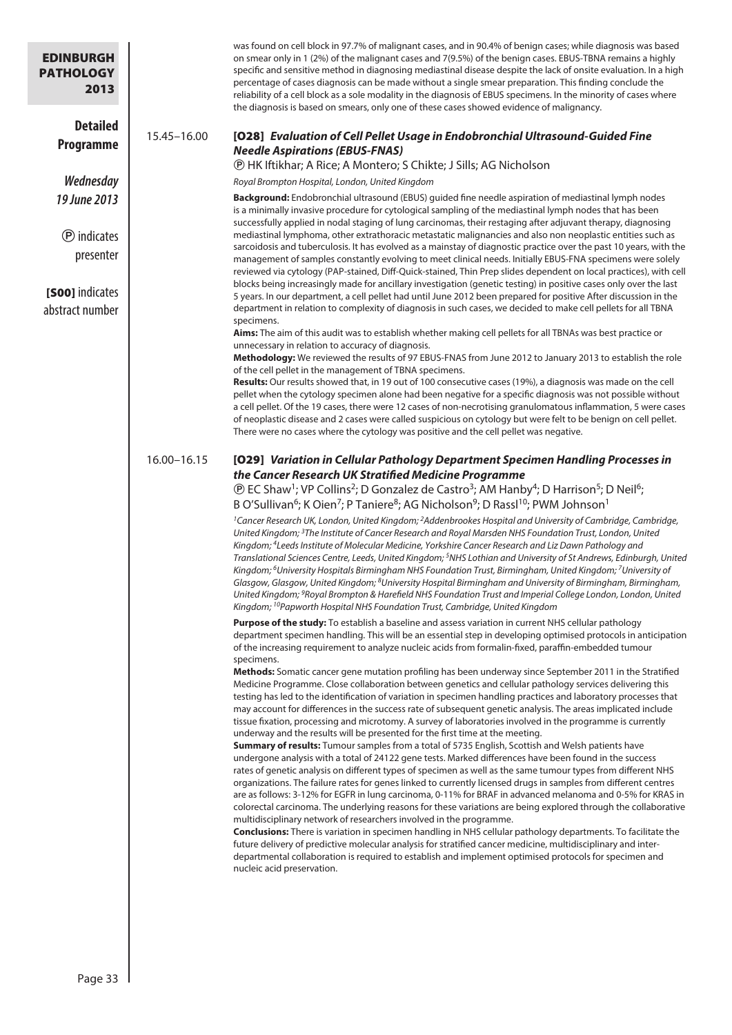was found on cell block in 97.7% of malignant cases, and in 90.4% of benign cases; while diagnosis was based on smear only in 1 (2%) of the malignant cases and 7(9.5%) of the benign cases. EBUS-TBNA remains a highly specific and sensitive method in diagnosing mediastinal disease despite the lack of onsite evaluation. In a high percentage of cases diagnosis can be made without a single smear preparation. This finding conclude the reliability of a cell block as a sole modality in the diagnosis of EBUS specimens. In the minority of cases where the diagnosis is based on smears, only one of these cases showed evidence of malignancy.

15.45–16.00

## [O28] *Evaluation of Cell Pellet Usage in Endobronchial Ultrasound-Guided Fine Needle Aspirations (EBUS-FNAS)*

Ⓟ HK Iftikhar; A Rice; A Montero; S Chikte; J Sills; AG Nicholson

*Royal Brompton Hospital, London, United Kingdom*

**Background:** Endobronchial ultrasound (EBUS) guided fine needle aspiration of mediastinal lymph nodes is a minimally invasive procedure for cytological sampling of the mediastinal lymph nodes that has been successfully applied in nodal staging of lung carcinomas, their restaging after adjuvant therapy, diagnosing mediastinal lymphoma, other extrathoracic metastatic malignancies and also non neoplastic entities such as sarcoidosis and tuberculosis. It has evolved as a mainstay of diagnostic practice over the past 10 years, with the management of samples constantly evolving to meet clinical needs. Initially EBUS-FNA specimens were solely reviewed via cytology (PAP-stained, Diff-Quick-stained, Thin Prep slides dependent on local practices), with cell blocks being increasingly made for ancillary investigation (genetic testing) in positive cases only over the last 5 years. In our department, a cell pellet had until June 2012 been prepared for positive After discussion in the department in relation to complexity of diagnosis in such cases, we decided to make cell pellets for all TBNA specimens.

**Aims:** The aim of this audit was to establish whether making cell pellets for all TBNAs was best practice or unnecessary in relation to accuracy of diagnosis.

**Methodology:** We reviewed the results of 97 EBUS-FNAS from June 2012 to January 2013 to establish the role of the cell pellet in the management of TBNA specimens.

**Results:** Our results showed that, in 19 out of 100 consecutive cases (19%), a diagnosis was made on the cell pellet when the cytology specimen alone had been negative for a specific diagnosis was not possible without a cell pellet. Of the 19 cases, there were 12 cases of non-necrotising granulomatous inflammation, 5 were cases of neoplastic disease and 2 cases were called suspicious on cytology but were felt to be benign on cell pellet. There were no cases where the cytology was positive and the cell pellet was negative.

16.00–16.15

## [O29] *Variation in Cellular Pathology Department Specimen Handling Processes in the Cancer Research UK Stratified Medicine Programme*

Ⓟ EC Shaw[1]; VP Collins[2]; D Gonzalez de Castro[3]; AM Hanby[4]; D Harrison[5]; D Neil[6]; B O'Sullivan[6]; K Oien[7]; P Taniere[8]; AG Nicholson[9]; D Rassl[10]; PWM Johnson[1]

*[1]Cancer Research UK, London, United Kingdom; [2]Addenbrookes Hospital and University of Cambridge, Cambridge, United Kingdom; [3]The Institute of Cancer Research and Royal Marsden NHS Foundation Trust, London, United Kingdom; [4]Leeds Institute of Molecular Medicine, Yorkshire Cancer Research and Liz Dawn Pathology and Translational Sciences Centre, Leeds, United Kingdom; [5]NHS Lothian and University of St Andrews, Edinburgh, United Kingdom; [6]University Hospitals Birmingham NHS Foundation Trust, Birmingham, United Kingdom; [7]University of Glasgow, Glasgow, United Kingdom; [8]University Hospital Birmingham and University of Birmingham, Birmingham, United Kingdom; [9]Royal Brompton & Harefield NHS Foundation Trust and Imperial College London, London, United Kingdom; [10]Papworth Hospital NHS Foundation Trust, Cambridge, United Kingdom*

**Purpose of the study:** To establish a baseline and assess variation in current NHS cellular pathology department specimen handling. This will be an essential step in developing optimised protocols in anticipation of the increasing requirement to analyze nucleic acids from formalin-fixed, paraffin-embedded tumour specimens.

**Methods:** Somatic cancer gene mutation profiling has been underway since September 2011 in the Stratified Medicine Programme. Close collaboration between genetics and cellular pathology services delivering this testing has led to the identification of variation in specimen handling practices and laboratory processes that may account for differences in the success rate of subsequent genetic analysis. The areas implicated include tissue fixation, processing and microtomy. A survey of laboratories involved in the programme is currently underway and the results will be presented for the first time at the meeting.

**Summary of results:** Tumour samples from a total of 5735 English, Scottish and Welsh patients have undergone analysis with a total of 24122 gene tests. Marked differences have been found in the success rates of genetic analysis on different types of specimen as well as the same tumour types from different NHS organizations. The failure rates for genes linked to currently licensed drugs in samples from different centres are as follows: 3-12% for EGFR in lung carcinoma, 0-11% for BRAF in advanced melanoma and 0-5% for KRAS in colorectal carcinoma. The underlying reasons for these variations are being explored through the collaborative multidisciplinary network of researchers involved in the programme.

**Conclusions:** There is variation in specimen handling in NHS cellular pathology departments. To facilitate the future delivery of predictive molecular analysis for stratified cancer medicine, multidisciplinary and inter-departmental collaboration is required to establish and implement optimised protocols for specimen and nucleic acid preservation.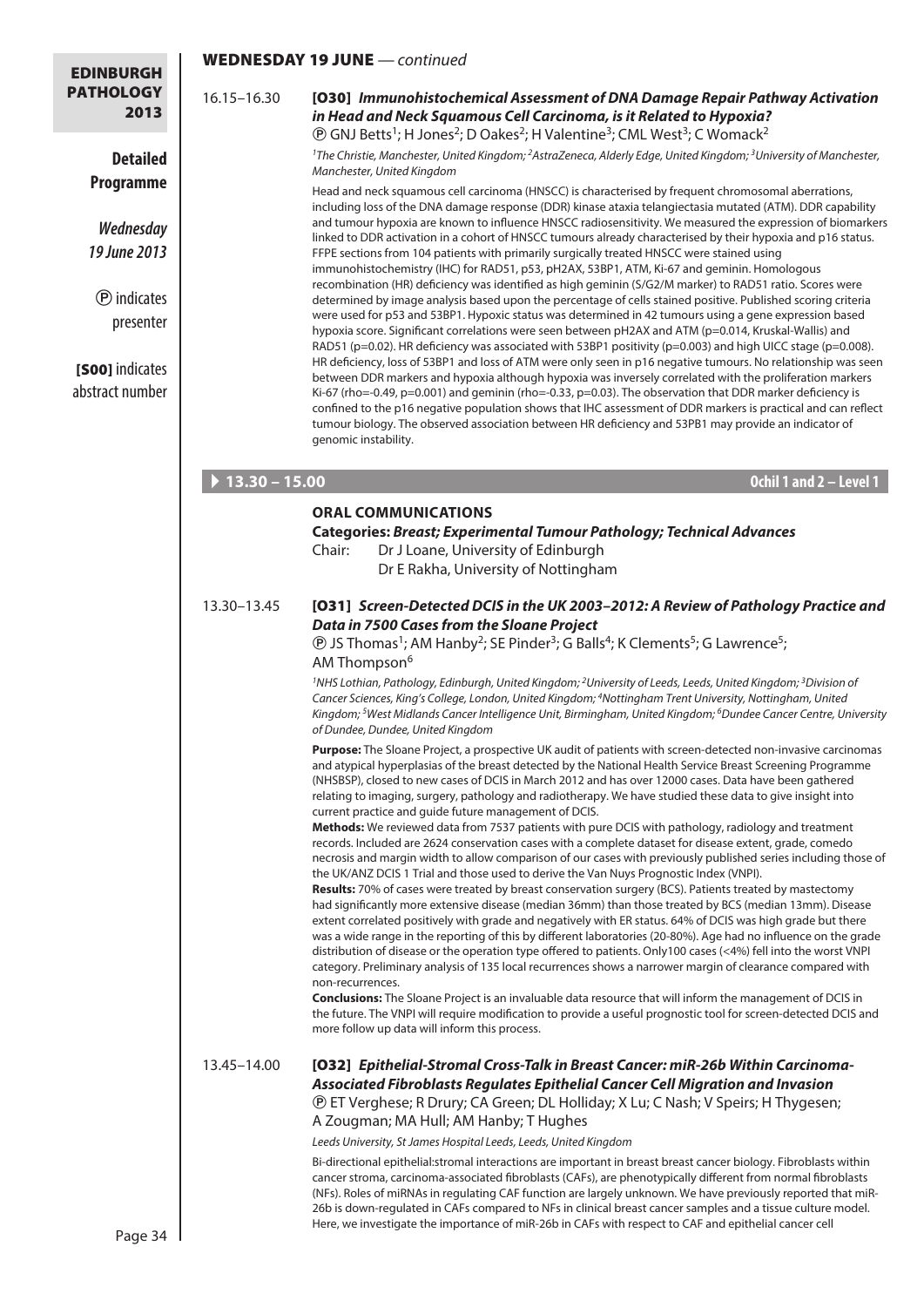## WEDNESDAY 19 JUNE — *continued*

16.15–16.30

### [O30] *Immunohistochemical Assessment of DNA Damage Repair Pathway Activation in Head and Neck Squamous Cell Carcinoma, is it Related to Hypoxia?*

Ⓟ GNJ Betts[1]; H Jones[2]; D Oakes[2]; H Valentine[3]; CML West[3]; C Womack[2]

*[1]The Christie, Manchester, United Kingdom; [2]AstraZeneca, Alderly Edge, United Kingdom; [3]University of Manchester, Manchester, United Kingdom*

Head and neck squamous cell carcinoma (HNSCC) is characterised by frequent chromosomal aberrations, including loss of the DNA damage response (DDR) kinase ataxia telangiectasia mutated (ATM). DDR capability and tumour hypoxia are known to influence HNSCC radiosensitivity. We measured the expression of biomarkers linked to DDR activation in a cohort of HNSCC tumours already characterised by their hypoxia and p16 status. FFPE sections from 104 patients with primarily surgically treated HNSCC were stained using immunohistochemistry (IHC) for RAD51, p53, pH2AX, 53BP1, ATM, Ki-67 and geminin. Homologous recombination (HR) deficiency was identified as high geminin (S/G2/M marker) to RAD51 ratio. Scores were determined by image analysis based upon the percentage of cells stained positive. Published scoring criteria were used for p53 and 53BP1. Hypoxic status was determined in 42 tumours using a gene expression based hypoxia score. Significant correlations were seen between pH2AX and ATM (p=0.014, Kruskal-Wallis) and RAD51 (p=0.02). HR deficiency was associated with 53BP1 positivity (p=0.003) and high UICC stage (p=0.008). HR deficiency, loss of 53BP1 and loss of ATM were only seen in p16 negative tumours. No relationship was seen between DDR markers and hypoxia although hypoxia was inversely correlated with the proliferation markers Ki-67 (rho=-0.49, p=0.001) and geminin (rho=-0.33, p=0.03). The observation that DDR marker deficiency is confined to the p16 negative population shows that IHC assessment of DDR markers is practical and can reflect tumour biology. The observed association between HR deficiency and 53PB1 may provide an indicator of genomic instability.

## 13.30 – 15.00 — Ochil 1 and 2 – Level 1

### ORAL COMMUNICATIONS

**Categories:** ***Breast; Experimental Tumour Pathology; Technical Advances***

Chair: Dr J Loane, University of Edinburgh
Dr E Rakha, University of Nottingham

13.30–13.45

### [O31] *Screen-Detected DCIS in the UK 2003–2012: A Review of Pathology Practice and Data in 7500 Cases from the Sloane Project*

Ⓟ JS Thomas[1]; AM Hanby[2]; SE Pinder[3]; G Balls[4]; K Clements[5]; G Lawrence[5]; AM Thompson[6]

*[1]NHS Lothian, Pathology, Edinburgh, United Kingdom; [2]University of Leeds, Leeds, United Kingdom; [3]Division of Cancer Sciences, King's College, London, United Kingdom; [4]Nottingham Trent University, Nottingham, United Kingdom; [5]West Midlands Cancer Intelligence Unit, Birmingham, United Kingdom; [6]Dundee Cancer Centre, University of Dundee, Dundee, United Kingdom*

**Purpose:** The Sloane Project, a prospective UK audit of patients with screen-detected non-invasive carcinomas and atypical hyperplasias of the breast detected by the National Health Service Breast Screening Programme (NHSBSP), closed to new cases of DCIS in March 2012 and has over 12000 cases. Data have been gathered relating to imaging, surgery, pathology and radiotherapy. We have studied these data to give insight into current practice and guide future management of DCIS.

**Methods:** We reviewed data from 7537 patients with pure DCIS with pathology, radiology and treatment records. Included are 2624 conservation cases with a complete dataset for disease extent, grade, comedo necrosis and margin width to allow comparison of our cases with previously published series including those of the UK/ANZ DCIS 1 Trial and those used to derive the Van Nuys Prognostic Index (VNPI).

**Results:** 70% of cases were treated by breast conservation surgery (BCS). Patients treated by mastectomy had significantly more extensive disease (median 36mm) than those treated by BCS (median 13mm). Disease extent correlated positively with grade and negatively with ER status. 64% of DCIS was high grade but there was a wide range in the reporting of this by different laboratories (20-80%). Age had no influence on the grade distribution of disease or the operation type offered to patients. Only100 cases (<4%) fell into the worst VNPI category. Preliminary analysis of 135 local recurrences shows a narrower margin of clearance compared with non-recurrences.

**Conclusions:** The Sloane Project is an invaluable data resource that will inform the management of DCIS in the future. The VNPI will require modification to provide a useful prognostic tool for screen-detected DCIS and more follow up data will inform this process.

13.45–14.00

### [O32] *Epithelial-Stromal Cross-Talk in Breast Cancer: miR-26b Within Carcinoma-Associated Fibroblasts Regulates Epithelial Cancer Cell Migration and Invasion*

Ⓟ ET Verghese; R Drury; CA Green; DL Holliday; X Lu; C Nash; V Speirs; H Thygesen; A Zougman; MA Hull; AM Hanby; T Hughes

*Leeds University, St James Hospital Leeds, Leeds, United Kingdom*

Bi-directional epithelial:stromal interactions are important in breast breast cancer biology. Fibroblasts within cancer stroma, carcinoma-associated fibroblasts (CAFs), are phenotypically different from normal fibroblasts (NFs). Roles of miRNAs in regulating CAF function are largely unknown. We have previously reported that miR-26b is down-regulated in CAFs compared to NFs in clinical breast cancer samples and a tissue culture model. Here, we investigate the importance of miR-26b in CAFs with respect to CAF and epithelial cancer cell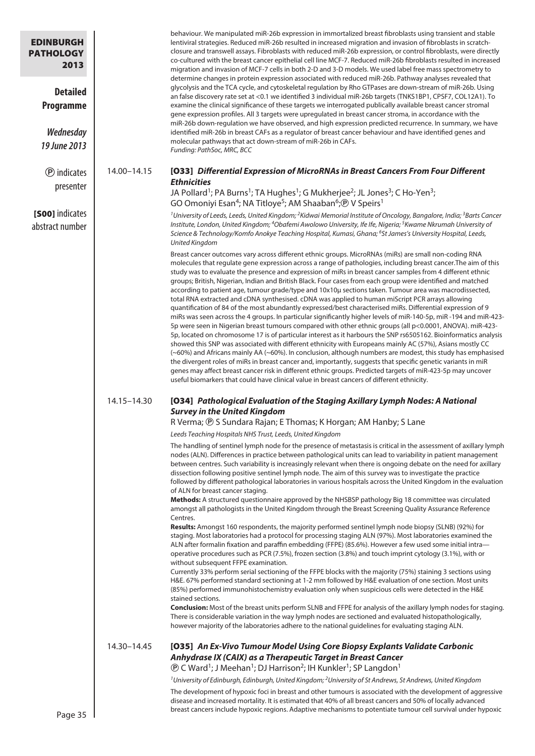behaviour. We manipulated miR-26b expression in immortalized breast fibroblasts using transient and stable lentiviral strategies. Reduced miR-26b resulted in increased migration and invasion of fibroblasts in scratch-closure and transwell assays. Fibroblasts with reduced miR-26b expression, or control fibroblasts, were directly co-cultured with the breast cancer epithelial cell line MCF-7. Reduced miR-26b fibroblasts resulted in increased migration and invasion of MCF-7 cells in both 2-D and 3-D models. We used label free mass spectrometry to determine changes in protein expression associated with reduced miR-26b. Pathway analyses revealed that glycolysis and the TCA cycle, and cytoskeletal regulation by Rho GTPases are down-stream of miR-26b. Using an false discovery rate set at <0.1 we identified 3 individual miR-26b targets (TNKS1BP1, CPSF7, COL12A1). To examine the clinical significance of these targets we interrogated publically available breast cancer stromal gene expression profiles. All 3 targets were upregulated in breast cancer stroma, in accordance with the miR-26b down-regulation we have observed, and high expression predicted recurrence. In summary, we have identified miR-26b in breast CAFs as a regulator of breast cancer behaviour and have identified genes and molecular pathways that act down-stream of miR-26b in CAFs.

*Funding: PathSoc, MRC, BCC*

14.00–14.15

### [O33] *Differential Expression of MicroRNAs in Breast Cancers From Four Different Ethnicities*

JA Pollard[1]; PA Burns[1]; TA Hughes[1]; G Mukherjee[2]; JL Jones[3]; C Ho-Yen[3]; GO Omoniyi Esan[4]; NA Titloye[5]; AM Shaaban[6]; Ⓟ V Speirs[1]

*[1]University of Leeds, Leeds, United Kingdom; [2]Kidwai Memorial Institute of Oncology, Bangalore, India; [3]Barts Cancer Institute, London, United Kingdom; [4]Obafemi Awolowo University, Ife Ife, Nigeria; [5]Kwame Nkrumah University of Science & Technology/Komfo Anokye Teaching Hospital, Kumasi, Ghana; [6]St James's University Hospital, Leeds, United Kingdom*

Breast cancer outcomes vary across different ethnic groups. MicroRNAs (miRs) are small non-coding RNA molecules that regulate gene expression across a range of pathologies, including breast cancer.The aim of this study was to evaluate the presence and expression of miRs in breast cancer samples from 4 different ethnic groups; British, Nigerian, Indian and British Black. Four cases from each group were identified and matched according to patient age, tumour grade/type and 10x10μ sections taken. Tumour area was macrodissected, total RNA extracted and cDNA synthesised. cDNA was applied to human miScript PCR arrays allowing quantification of 84 of the most abundantly expressed/best characterised miRs. Differential expression of 9 miRs was seen across the 4 groups. In particular significantly higher levels of miR-140-5p, miR -194 and miR-423-5p were seen in Nigerian breast tumours compared with other ethnic groups (all p<0.0001, ANOVA). miR-423-5p, located on chromosome 17 is of particular interest as it harbours the SNP rs6505162. Bioinformatics analysis showed this SNP was associated with different ethnicity with Europeans mainly AC (57%), Asians mostly CC (~60%) and Africans mainly AA (~60%). In conclusion, although numbers are modest, this study has emphasised the divergent roles of miRs in breast cancer and, importantly, suggests that specific genetic variants in miR genes may affect breast cancer risk in different ethnic groups. Predicted targets of miR-423-5p may uncover useful biomarkers that could have clinical value in breast cancers of different ethnicity.

14.15–14.30

### [O34] *Pathological Evaluation of the Staging Axillary Lymph Nodes: A National Survey in the United Kingdom*

R Verma; Ⓟ S Sundara Rajan; E Thomas; K Horgan; AM Hanby; S Lane

*Leeds Teaching Hospitals NHS Trust, Leeds, United Kingdom*

The handling of sentinel lymph node for the presence of metastasis is critical in the assessment of axillary lymph nodes (ALN). Differences in practice between pathological units can lead to variability in patient management between centres. Such variability is increasingly relevant when there is ongoing debate on the need for axillary dissection following positive sentinel lymph node. The aim of this survey was to investigate the practice followed by different pathological laboratories in various hospitals across the United Kingdom in the evaluation of ALN for breast cancer staging.

**Methods:** A structured questionnaire approved by the NHSBSP pathology Big 18 committee was circulated amongst all pathologists in the United Kingdom through the Breast Screening Quality Assurance Reference Centres.

**Results:** Amongst 160 respondents, the majority performed sentinel lymph node biopsy (SLNB) (92%) for staging. Most laboratories had a protocol for processing staging ALN (97%). Most laboratories examined the ALN after formalin fixation and paraffin embedding (FFPE) (85.6%). However a few used some initial intra—operative procedures such as PCR (7.5%), frozen section (3.8%) and touch imprint cytology (3.1%), with or without subsequent FFPE examination.

Currently 33% perform serial sectioning of the FFPE blocks with the majority (75%) staining 3 sections using H&E. 67% performed standard sectioning at 1-2 mm followed by H&E evaluation of one section. Most units (85%) performed immunohistochemistry evaluation only when suspicious cells were detected in the H&E stained sections.

**Conclusion:** Most of the breast units perform SLNB and FFPE for analysis of the axillary lymph nodes for staging. There is considerable variation in the way lymph nodes are sectioned and evaluated histopathologically, however majority of the laboratories adhere to the national guidelines for evaluating staging ALN.

14.30–14.45

### [O35] *An Ex-Vivo Tumour Model Using Core Biopsy Explants Validate Carbonic Anhydrase IX (CAIX) as a Therapeutic Target in Breast Cancer*

Ⓟ C Ward[1]; J Meehan[1]; DJ Harrison[2]; IH Kunkler[1]; SP Langdon[1]

*[1]University of Edinburgh, Edinburgh, United Kingdom; [2]University of St Andrews, St Andrews, United Kingdom*

The development of hypoxic foci in breast and other tumours is associated with the development of aggressive disease and increased mortality. It is estimated that 40% of all breast cancers and 50% of locally advanced breast cancers include hypoxic regions. Adaptive mechanisms to potentiate tumour cell survival under hypoxic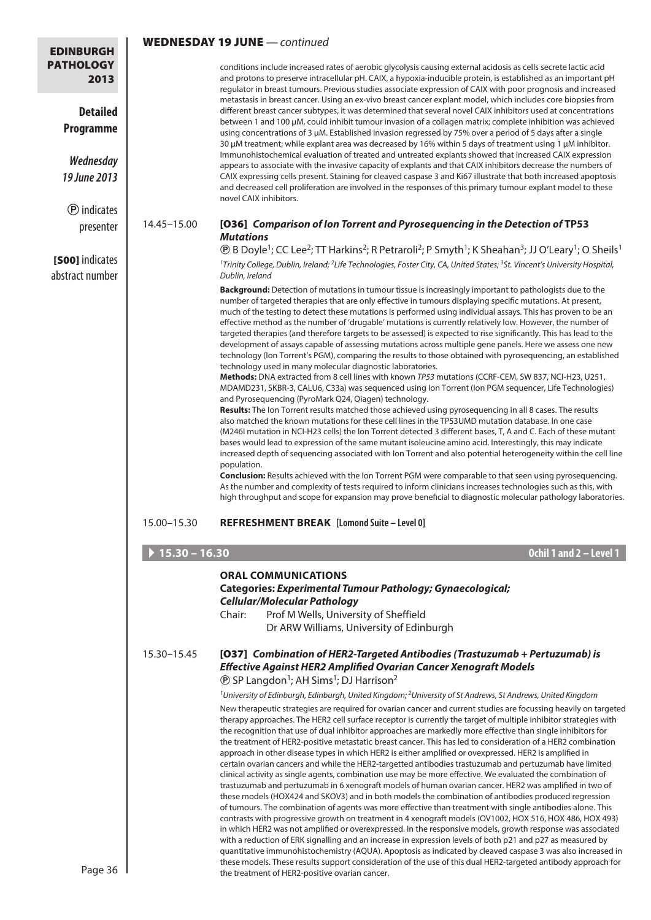## WEDNESDAY 19 JUNE — *continued*

conditions include increased rates of aerobic glycolysis causing external acidosis as cells secrete lactic acid and protons to preserve intracellular pH. CAIX, a hypoxia-inducible protein, is established as an important pH regulator in breast tumours. Previous studies associate expression of CAIX with poor prognosis and increased metastasis in breast cancer. Using an ex-vivo breast cancer explant model, which includes core biopsies from different breast cancer subtypes, it was determined that several novel CAIX inhibitors used at concentrations between 1 and 100 µM, could inhibit tumour invasion of a collagen matrix; complete inhibition was achieved using concentrations of 3 µM. Established invasion regressed by 75% over a period of 5 days after a single 30 µM treatment; while explant area was decreased by 16% within 5 days of treatment using 1 µM inhibitor. Immunohistochemical evaluation of treated and untreated explants showed that increased CAIX expression appears to associate with the invasive capacity of explants and that CAIX inhibitors decrease the numbers of CAIX expressing cells present. Staining for cleaved caspase 3 and Ki67 illustrate that both increased apoptosis and decreased cell proliferation are involved in the responses of this primary tumour explant model to these novel CAIX inhibitors.

14.45–15.00

### [O36] *Comparison of Ion Torrent and Pyrosequencing in the Detection of* TP53 *Mutations*

Ⓟ B Doyle[1]; CC Lee[2]; TT Harkins[2]; R Petraroli[2]; P Smyth[1]; K Sheahan[3]; JJ O'Leary[1]; O Sheils[1]

*[1]Trinity College, Dublin, Ireland; [2]Life Technologies, Foster City, CA, United States; [3]St. Vincent's University Hospital, Dublin, Ireland*

**Background:** Detection of mutations in tumour tissue is increasingly important to pathologists due to the number of targeted therapies that are only effective in tumours displaying specific mutations. At present, much of the testing to detect these mutations is performed using individual assays. This has proven to be an effective method as the number of 'drugable' mutations is currently relatively low. However, the number of targeted therapies (and therefore targets to be assessed) is expected to rise significantly. This has lead to the development of assays capable of assessing mutations across multiple gene panels. Here we assess one new technology (Ion Torrent's PGM), comparing the results to those obtained with pyrosequencing, an established technology used in many molecular diagnostic laboratories.

**Methods:** DNA extracted from 8 cell lines with known *TP53* mutations (CCRF-CEM, SW 837, NCI-H23, U251, MDAMD231, SKBR-3, CALU6, C33a) was sequenced using Ion Torrent (Ion PGM sequencer, Life Technologies) and Pyrosequencing (PyroMark Q24, Qiagen) technology.

**Results:** The Ion Torrent results matched those achieved using pyrosequencing in all 8 cases. The results also matched the known mutations for these cell lines in the TP53UMD mutation database. In one case (M246I mutation in NCI-H23 cells) the Ion Torrent detected 3 different bases, T, A and C. Each of these mutant bases would lead to expression of the same mutant isoleucine amino acid. Interestingly, this may indicate increased depth of sequencing associated with Ion Torrent and also potential heterogeneity within the cell line population.

**Conclusion:** Results achieved with the Ion Torrent PGM were comparable to that seen using pyrosequencing. As the number and complexity of tests required to inform clinicians increases technologies such as this, with high throughput and scope for expansion may prove beneficial to diagnostic molecular pathology laboratories.

15.00–15.30 **REFRESHMENT BREAK** [Lomond Suite – Level 0]

## 15.30 – 16.30 — Ochil 1 and 2 – Level 1

**ORAL COMMUNICATIONS**

**Categories: *Experimental Tumour Pathology; Gynaecological; Cellular/Molecular Pathology***

Chair: Prof M Wells, University of Sheffield
Dr ARW Williams, University of Edinburgh

15.30–15.45

### [O37] *Combination of HER2-Targeted Antibodies (Trastuzumab + Pertuzumab) is Effective Against HER2 Amplified Ovarian Cancer Xenograft Models*

Ⓟ SP Langdon[1]; AH Sims[1]; DJ Harrison[2]

*[1]University of Edinburgh, Edinburgh, United Kingdom; [2]University of St Andrews, St Andrews, United Kingdom*

New therapeutic strategies are required for ovarian cancer and current studies are focussing heavily on targeted therapy approaches. The HER2 cell surface receptor is currently the target of multiple inhibitor strategies with the recognition that use of dual inhibitor approaches are markedly more effective than single inhibitors for the treatment of HER2-positive metastatic breast cancer. This has led to consideration of a HER2 combination approach in other disease types in which HER2 is either amplified or overexpressed. HER2 is amplified in certain ovarian cancers and while the HER2-targetted antibodies trastuzumab and pertuzumab have limited clinical activity as single agents, combination use may be more effective. We evaluated the combination of trastuzumab and pertuzumab in 6 xenograft models of human ovarian cancer. HER2 was amplified in two of these models (HOX424 and SKOV3) and in both models the combination of antibodies produced regression of tumours. The combination of agents was more effective than treatment with single antibodies alone. This contrasts with progressive growth on treatment in 4 xenograft models (OV1002, HOX 516, HOX 486, HOX 493) in which HER2 was not amplified or overexpressed. In the responsive models, growth response was associated with a reduction of ERK signalling and an increase in expression levels of both p21 and p27 as measured by quantitative immunohistochemistry (AQUA). Apoptosis as indicated by cleaved caspase 3 was also increased in these models. These results support consideration of the use of this dual HER2-targeted antibody approach for the treatment of HER2-positive ovarian cancer.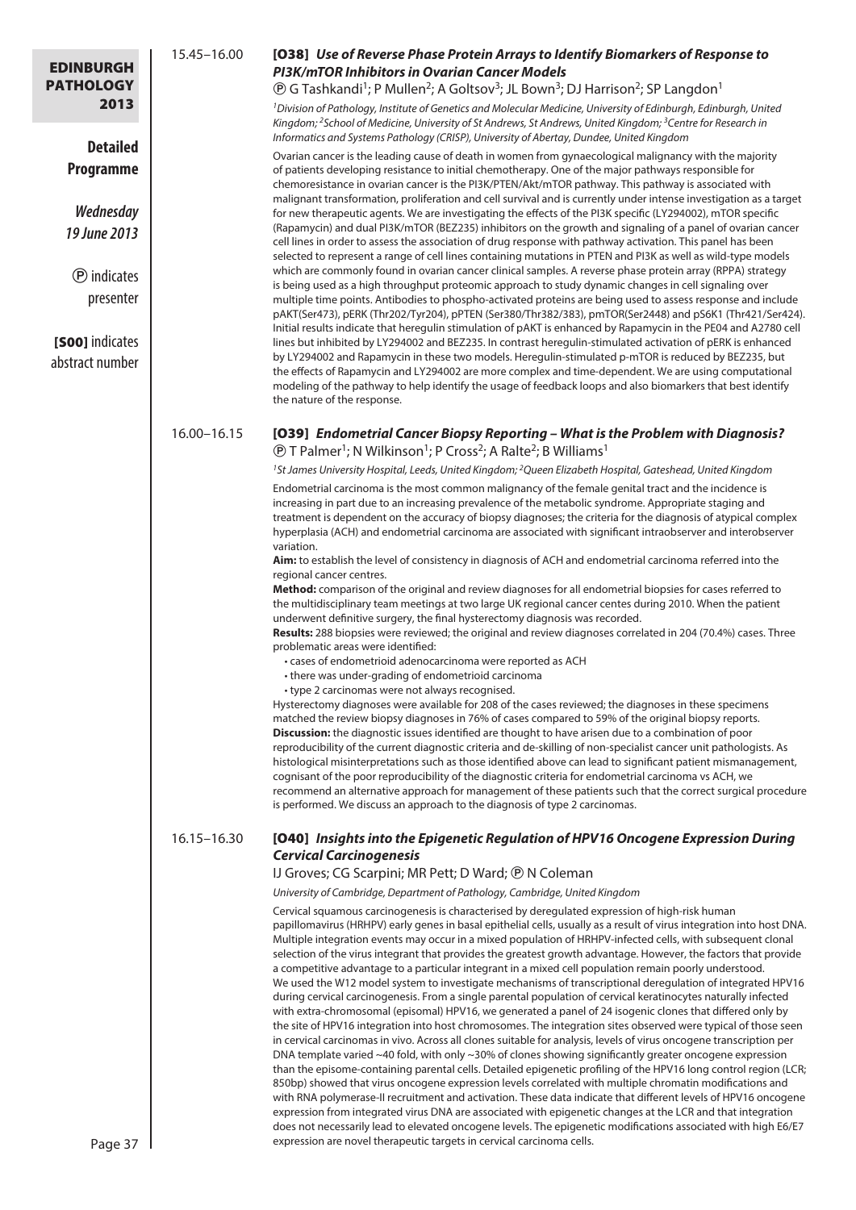15.45–16.00

### [O38] *Use of Reverse Phase Protein Arrays to Identify Biomarkers of Response to PI3K/mTOR Inhibitors in Ovarian Cancer Models*

Ⓟ G Tashkandi[1]; P Mullen[2]; A Goltsov[3]; JL Bown[3]; DJ Harrison[2]; SP Langdon[1]

*[1]Division of Pathology, Institute of Genetics and Molecular Medicine, University of Edinburgh, Edinburgh, United Kingdom; [2]School of Medicine, University of St Andrews, St Andrews, United Kingdom; [3]Centre for Research in Informatics and Systems Pathology (CRISP), University of Abertay, Dundee, United Kingdom*

Ovarian cancer is the leading cause of death in women from gynaecological malignancy with the majority of patients developing resistance to initial chemotherapy. One of the major pathways responsible for chemoresistance in ovarian cancer is the PI3K/PTEN/Akt/mTOR pathway. This pathway is associated with malignant transformation, proliferation and cell survival and is currently under intense investigation as a target for new therapeutic agents. We are investigating the effects of the PI3K specific (LY294002), mTOR specific (Rapamycin) and dual PI3K/mTOR (BEZ235) inhibitors on the growth and signaling of a panel of ovarian cancer cell lines in order to assess the association of drug response with pathway activation. This panel has been selected to represent a range of cell lines containing mutations in PTEN and PI3K as well as wild-type models which are commonly found in ovarian cancer clinical samples. A reverse phase protein array (RPPA) strategy is being used as a high throughput proteomic approach to study dynamic changes in cell signaling over multiple time points. Antibodies to phospho-activated proteins are being used to assess response and include pAKT(Ser473), pERK (Thr202/Tyr204), pPTEN (Ser380/Thr382/383), pmTOR(Ser2448) and pS6K1 (Thr421/Ser424). Initial results indicate that heregulin stimulation of pAKT is enhanced by Rapamycin in the PE04 and A2780 cell lines but inhibited by LY294002 and BEZ235. In contrast heregulin-stimulated activation of pERK is enhanced by LY294002 and Rapamycin in these two models. Heregulin-stimulated p-mTOR is reduced by BEZ235, but the effects of Rapamycin and LY294002 are more complex and time-dependent. We are using computational modeling of the pathway to help identify the usage of feedback loops and also biomarkers that best identify the nature of the response.

16.00–16.15

### [O39] *Endometrial Cancer Biopsy Reporting – What is the Problem with Diagnosis?*

Ⓟ T Palmer[1]; N Wilkinson[1]; P Cross[2]; A Ralte[2]; B Williams[1]

*[1]St James University Hospital, Leeds, United Kingdom; [2]Queen Elizabeth Hospital, Gateshead, United Kingdom*

Endometrial carcinoma is the most common malignancy of the female genital tract and the incidence is increasing in part due to an increasing prevalence of the metabolic syndrome. Appropriate staging and treatment is dependent on the accuracy of biopsy diagnoses; the criteria for the diagnosis of atypical complex hyperplasia (ACH) and endometrial carcinoma are associated with significant intraobserver and interobserver variation.

**Aim:** to establish the level of consistency in diagnosis of ACH and endometrial carcinoma referred into the regional cancer centres.

**Method:** comparison of the original and review diagnoses for all endometrial biopsies for cases referred to the multidisciplinary team meetings at two large UK regional cancer centes during 2010. When the patient underwent definitive surgery, the final hysterectomy diagnosis was recorded.

**Results:** 288 biopsies were reviewed; the original and review diagnoses correlated in 204 (70.4%) cases. Three problematic areas were identified:

- cases of endometrioid adenocarcinoma were reported as ACH
- there was under-grading of endometrioid carcinoma
- type 2 carcinomas were not always recognised.

Hysterectomy diagnoses were available for 208 of the cases reviewed; the diagnoses in these specimens matched the review biopsy diagnoses in 76% of cases compared to 59% of the original biopsy reports.

**Discussion:** the diagnostic issues identified are thought to have arisen due to a combination of poor reproducibility of the current diagnostic criteria and de-skilling of non-specialist cancer unit pathologists. As histological misinterpretations such as those identified above can lead to significant patient mismanagement, cognisant of the poor reproducibility of the diagnostic criteria for endometrial carcinoma vs ACH, we recommend an alternative approach for management of these patients such that the correct surgical procedure is performed. We discuss an approach to the diagnosis of type 2 carcinomas.

16.15–16.30

### [O40] *Insights into the Epigenetic Regulation of HPV16 Oncogene Expression During Cervical Carcinogenesis*

IJ Groves; CG Scarpini; MR Pett; D Ward; Ⓟ N Coleman

*University of Cambridge, Department of Pathology, Cambridge, United Kingdom*

Cervical squamous carcinogenesis is characterised by deregulated expression of high-risk human papillomavirus (HRHPV) early genes in basal epithelial cells, usually as a result of virus integration into host DNA. Multiple integration events may occur in a mixed population of HRHPV-infected cells, with subsequent clonal selection of the virus integrant that provides the greatest growth advantage. However, the factors that provide a competitive advantage to a particular integrant in a mixed cell population remain poorly understood. We used the W12 model system to investigate mechanisms of transcriptional deregulation of integrated HPV16 during cervical carcinogenesis. From a single parental population of cervical keratinocytes naturally infected with extra-chromosomal (episomal) HPV16, we generated a panel of 24 isogenic clones that differed only by the site of HPV16 integration into host chromosomes. The integration sites observed were typical of those seen in cervical carcinomas in vivo. Across all clones suitable for analysis, levels of virus oncogene transcription per DNA template varied ~40 fold, with only ~30% of clones showing significantly greater oncogene expression than the episome-containing parental cells. Detailed epigenetic profiling of the HPV16 long control region (LCR; 850bp) showed that virus oncogene expression levels correlated with multiple chromatin modifications and with RNA polymerase-II recruitment and activation. These data indicate that different levels of HPV16 oncogene expression from integrated virus DNA are associated with epigenetic changes at the LCR and that integration does not necessarily lead to elevated oncogene levels. The epigenetic modifications associated with high E6/E7 expression are novel therapeutic targets in cervical carcinoma cells.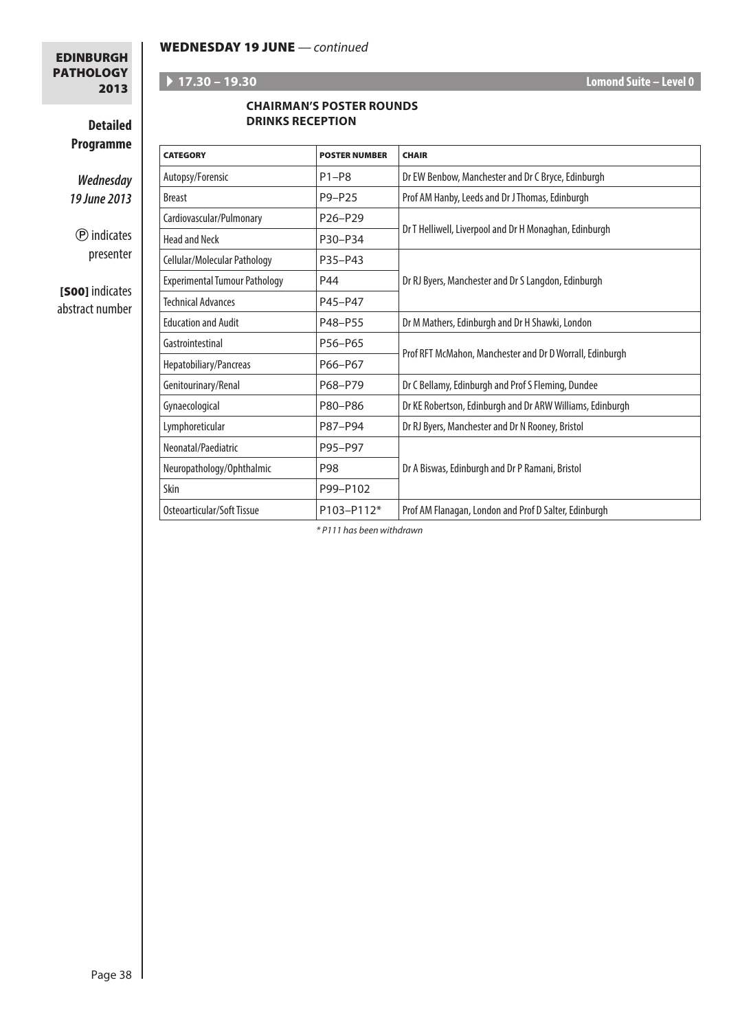## WEDNESDAY 19 JUNE — *continued*

**17.30 – 19.30** — **Lomond Suite – Level 0**

### CHAIRMAN'S POSTER ROUNDS
### DRINKS RECEPTION

| CATEGORY | POSTER NUMBER | CHAIR |
|---|---|---|
| Autopsy/Forensic | P1–P8 | Dr EW Benbow, Manchester and Dr C Bryce, Edinburgh |
| Breast | P9–P25 | Prof AM Hanby, Leeds and Dr J Thomas, Edinburgh |
| Cardiovascular/Pulmonary | P26–P29 | Dr T Helliwell, Liverpool and Dr H Monaghan, Edinburgh |
| Head and Neck | P30–P34 | |
| Cellular/Molecular Pathology | P35–P43 | Dr RJ Byers, Manchester and Dr S Langdon, Edinburgh |
| Experimental Tumour Pathology | P44 | |
| Technical Advances | P45–P47 | |
| Education and Audit | P48–P55 | Dr M Mathers, Edinburgh and Dr H Shawki, London |
| Gastrointestinal | P56–P65 | Prof RFT McMahon, Manchester and Dr D Worrall, Edinburgh |
| Hepatobiliary/Pancreas | P66–P67 | |
| Genitourinary/Renal | P68–P79 | Dr C Bellamy, Edinburgh and Prof S Fleming, Dundee |
| Gynaecological | P80–P86 | Dr KE Robertson, Edinburgh and Dr ARW Williams, Edinburgh |
| Lymphoreticular | P87–P94 | Dr RJ Byers, Manchester and Dr N Rooney, Bristol |
| Neonatal/Paediatric | P95–P97 | Dr A Biswas, Edinburgh and Dr P Ramani, Bristol |
| Neuropathology/Ophthalmic | P98 | |
| Skin | P99–P102 | |
| Osteoarticular/Soft Tissue | P103–P112* | Prof AM Flanagan, London and Prof D Salter, Edinburgh |

*\* P111 has been withdrawn*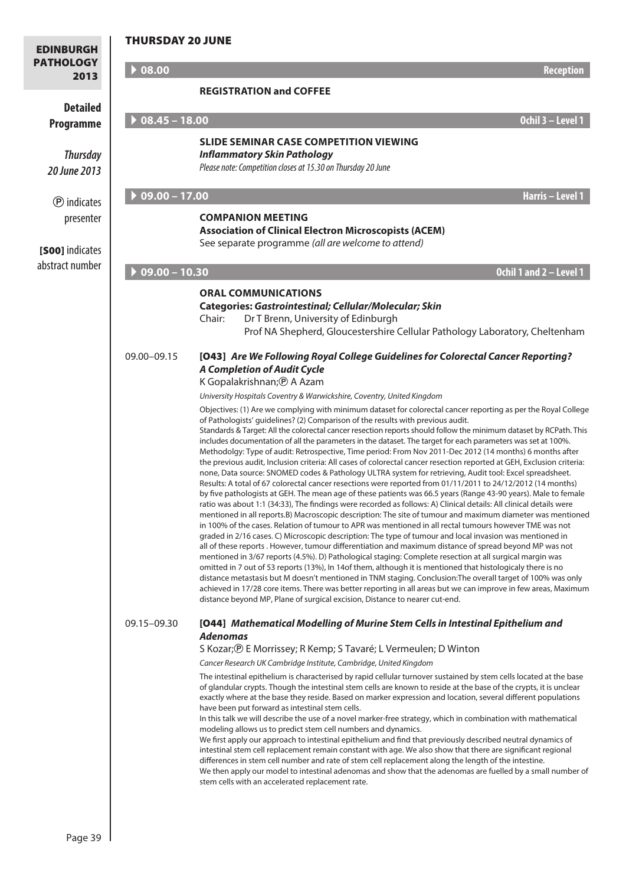## THURSDAY 20 JUNE

**Detailed Programme**

*Thursday 20 June 2013*

Ⓟ indicates presenter

**[S00]** indicates abstract number

**▶ 08.00** — **Reception**

**REGISTRATION and COFFEE**

**▶ 08.45 – 18.00** — **Ochil 3 – Level 1**

**SLIDE SEMINAR CASE COMPETITION VIEWING**
***Inflammatory Skin Pathology***
*Please note: Competition closes at 15.30 on Thursday 20 June*

**▶ 09.00 – 17.00** — **Harris – Level 1**

**COMPANION MEETING**
**Association of Clinical Electron Microscopists (ACEM)**
See separate programme *(all are welcome to attend)*

**▶ 09.00 – 10.30** — **Ochil 1 and 2 – Level 1**

**ORAL COMMUNICATIONS**
**Categories: *Gastrointestinal; Cellular/Molecular; Skin***
Chair: Dr T Brenn, University of Edinburgh
Prof NA Shepherd, Gloucestershire Cellular Pathology Laboratory, Cheltenham

09.00–09.15 **[O43]** ***Are We Following Royal College Guidelines for Colorectal Cancer Reporting? A Completion of Audit Cycle***

K Gopalakrishnan;Ⓟ A Azam

*University Hospitals Coventry & Warwickshire, Coventry, United Kingdom*

Objectives: (1) Are we complying with minimum dataset for colorectal cancer reporting as per the Royal College of Pathologists' guidelines? (2) Comparison of the results with previous audit.
Standards & Target: All the colorectal cancer resection reports should follow the minimum dataset by RCPath. This includes documentation of all the parameters in the dataset. The target for each parameters was set at 100%.
Methodolgy: Type of audit: Retrospective, Time period: From Nov 2011-Dec 2012 (14 months) 6 months after the previous audit, Inclusion criteria: All cases of colorectal cancer resection reported at GEH, Exclusion criteria: none, Data source: SNOMED codes & Pathology ULTRA system for retrieving, Audit tool: Excel spreadsheet.
Results: A total of 67 colorectal cancer resections were reported from 01/11/2011 to 24/12/2012 (14 months) by five pathologists at GEH. The mean age of these patients was 66.5 years (Range 43-90 years). Male to female ratio was about 1:1 (34:33), The findings were recorded as follows: A) Clinical details: All clinical details were mentioned in all reports.B) Macroscopic description: The site of tumour and maximum diameter was mentioned in 100% of the cases. Relation of tumour to APR was mentioned in all rectal tumours however TME was not graded in 2/16 cases. C) Microscopic description: The type of tumour and local invasion was mentioned in all of these reports . However, tumour differentiation and maximum distance of spread beyond MP was not mentioned in 3/67 reports (4.5%). D) Pathological staging: Complete resection at all surgical margin was omitted in 7 out of 53 reports (13%), In 14of them, although it is mentioned that histologicaly there is no distance metastasis but M doesn't mentioned in TNM staging. Conclusion:The overall target of 100% was only achieved in 17/28 core items. There was better reporting in all areas but we can improve in few areas, Maximum distance beyond MP, Plane of surgical excision, Distance to nearer cut-end.

09.15–09.30 **[O44]** ***Mathematical Modelling of Murine Stem Cells in Intestinal Epithelium and Adenomas***

S Kozar;Ⓟ E Morrissey; R Kemp; S Tavaré; L Vermeulen; D Winton

*Cancer Research UK Cambridge Institute, Cambridge, United Kingdom*

The intestinal epithelium is characterised by rapid cellular turnover sustained by stem cells located at the base of glandular crypts. Though the intestinal stem cells are known to reside at the base of the crypts, it is unclear exactly where at the base they reside. Based on marker expression and location, several different populations have been put forward as intestinal stem cells.
In this talk we will describe the use of a novel marker-free strategy, which in combination with mathematical modeling allows us to predict stem cell numbers and dynamics.
We first apply our approach to intestinal epithelium and find that previously described neutral dynamics of intestinal stem cell replacement remain constant with age. We also show that there are significant regional differences in stem cell number and rate of stem cell replacement along the length of the intestine.
We then apply our model to intestinal adenomas and show that the adenomas are fuelled by a small number of stem cells with an accelerated replacement rate.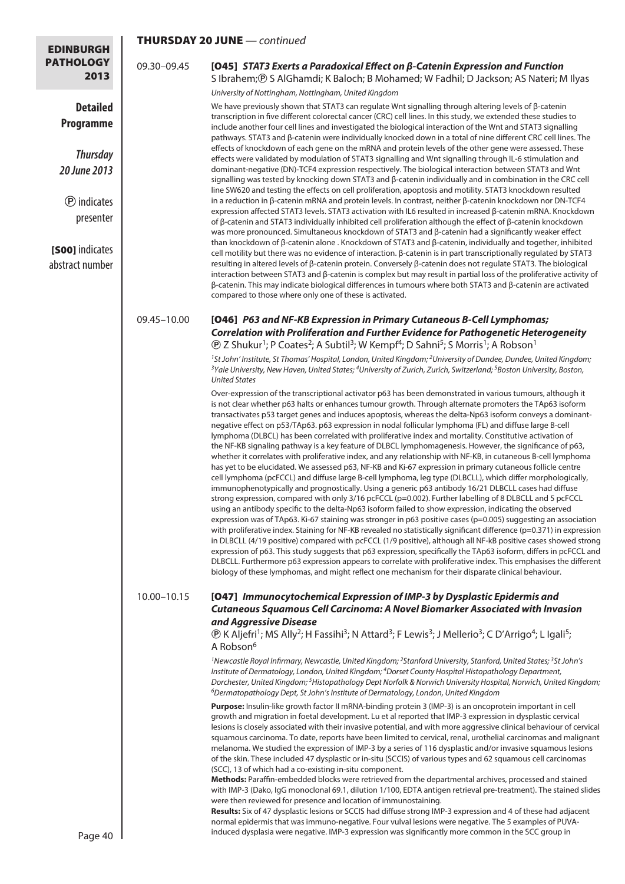## THURSDAY 20 JUNE — *continued*

09.30–09.45

### [O45] *STAT3 Exerts a Paradoxical Effect on β-Catenin Expression and Function*

S Ibrahem; Ⓟ S AlGhamdi; K Baloch; B Mohamed; W Fadhil; D Jackson; AS Nateri; M Ilyas

*University of Nottingham, Nottingham, United Kingdom*

We have previously shown that STAT3 can regulate Wnt signalling through altering levels of β-catenin transcription in five different colorectal cancer (CRC) cell lines. In this study, we extended these studies to include another four cell lines and investigated the biological interaction of the Wnt and STAT3 signalling pathways. STAT3 and β-catenin were individually knocked down in a total of nine different CRC cell lines. The effects of knockdown of each gene on the mRNA and protein levels of the other gene were assessed. These effects were validated by modulation of STAT3 signalling and Wnt signalling through IL-6 stimulation and dominant-negative (DN)-TCF4 expression respectively. The biological interaction between STAT3 and Wnt signalling was tested by knocking down STAT3 and β-catenin individually and in combination in the CRC cell line SW620 and testing the effects on cell proliferation, apoptosis and motility. STAT3 knockdown resulted in a reduction in β-catenin mRNA and protein levels. In contrast, neither β-catenin knockdown nor DN-TCF4 expression affected STAT3 levels. STAT3 activation with IL6 resulted in increased β-catenin mRNA. Knockdown of β-catenin and STAT3 individually inhibited cell proliferation although the effect of β-catenin knockdown was more pronounced. Simultaneous knockdown of STAT3 and β-catenin had a significantly weaker effect than knockdown of β-catenin alone . Knockdown of STAT3 and β-catenin, individually and together, inhibited cell motility but there was no evidence of interaction. β-catenin is in part transcriptionally regulated by STAT3 resulting in altered levels of β-catenin protein. Conversely β-catenin does not regulate STAT3. The biological interaction between STAT3 and β-catenin is complex but may result in partial loss of the proliferative activity of β-catenin. This may indicate biological differences in tumours where both STAT3 and β-catenin are activated compared to those where only one of these is activated.

09.45–10.00

### [O46] *P63 and NF-KB Expression in Primary Cutaneous B-Cell Lymphomas; Correlation with Proliferation and Further Evidence for Pathogenetic Heterogeneity*

Ⓟ Z Shukur[1]; P Coates[2]; A Subtil[3]; W Kempf[4]; D Sahni[5]; S Morris[1]; A Robson[1]

*[1]St John' Institute, St Thomas' Hospital, London, United Kingdom; [2]University of Dundee, Dundee, United Kingdom; [3]Yale University, New Haven, United States; [4]University of Zurich, Zurich, Switzerland; [5]Boston University, Boston, United States*

Over-expression of the transcriptional activator p63 has been demonstrated in various tumours, although it is not clear whether p63 halts or enhances tumour growth. Through alternate promoters the TAp63 isoform transactivates p53 target genes and induces apoptosis, whereas the delta-Np63 isoform conveys a dominant-negative effect on p53/TAp63. p63 expression in nodal follicular lymphoma (FL) and diffuse large B-cell lymphoma (DLBCL) has been correlated with proliferative index and mortality. Constitutive activation of the NF-KB signaling pathway is a key feature of DLBCL lymphomagenesis. However, the significance of p63, whether it correlates with proliferative index, and any relationship with NF-KB, in cutaneous B-cell lymphoma has yet to be elucidated. We assessed p63, NF-KB and Ki-67 expression in primary cutaneous follicle centre cell lymphoma (pcFCCL) and diffuse large B-cell lymphoma, leg type (DLBCLL), which differ morphologically, immunophenotypically and prognostically. Using a generic p63 antibody 16/21 DLBCLL cases had diffuse strong expression, compared with only 3/16 pcFCCL (p=0.002). Further labelling of 8 DLBCLL and 5 pcFCCL using an antibody specific to the delta-Np63 isoform failed to show expression, indicating the observed expression was of TAp63. Ki-67 staining was stronger in p63 positive cases (p=0.005) suggesting an association with proliferative index. Staining for NF-KB revealed no statistically significant difference (p=0.371) in expression in DLBCLL (4/19 positive) compared with pcFCCL (1/9 positive), although all NF-kB positive cases showed strong expression of p63. This study suggests that p63 expression, specifically the TAp63 isoform, differs in pcFCCL and DLBCLL. Furthermore p63 expression appears to correlate with proliferative index. This emphasises the different biology of these lymphomas, and might reflect one mechanism for their disparate clinical behaviour.

10.00–10.15

### [O47] *Immunocytochemical Expression of IMP-3 by Dysplastic Epidermis and Cutaneous Squamous Cell Carcinoma: A Novel Biomarker Associated with Invasion and Aggressive Disease*

Ⓟ K Aljefri[1]; MS Ally[2]; H Fassihi[3]; N Attard[3]; F Lewis[3]; J Mellerio[3]; C D'Arrigo[4]; L Igali[5]; A Robson[6]

*[1]Newcastle Royal Infirmary, Newcastle, United Kingdom; [2]Stanford University, Stanford, United States; [3]St John's Institute of Dermatology, London, United Kingdom; [4]Dorset County Hospital Histopathology Department, Dorchester, United Kingdom; [5]Histopathology Dept Norfolk & Norwich University Hospital, Norwich, United Kingdom; [6]Dermatopathology Dept, St John's Institute of Dermatology, London, United Kingdom*

**Purpose:** Insulin-like growth factor II mRNA-binding protein 3 (IMP-3) is an oncoprotein important in cell growth and migration in foetal development. Lu et al reported that IMP-3 expression in dysplastic cervical lesions is closely associated with their invasive potential, and with more aggressive clinical behaviour of cervical squamous carcinoma. To date, reports have been limited to cervical, renal, urothelial carcinomas and malignant melanoma. We studied the expression of IMP-3 by a series of 116 dysplastic and/or invasive squamous lesions of the skin. These included 47 dysplastic or in-situ (SCCIS) of various types and 62 squamous cell carcinomas (SCC), 13 of which had a co-existing in-situ component.

**Methods:** Paraffin-embedded blocks were retrieved from the departmental archives, processed and stained with IMP-3 (Dako, IgG monoclonal 69.1, dilution 1/100, EDTA antigen retrieval pre-treatment). The stained slides were then reviewed for presence and location of immunostaining.

**Results:** Six of 47 dysplastic lesions or SCCIS had diffuse strong IMP-3 expression and 4 of these had adjacent normal epidermis that was immuno-negative. Four vulval lesions were negative. The 5 examples of PUVA-induced dysplasia were negative. IMP-3 expression was significantly more common in the SCC group in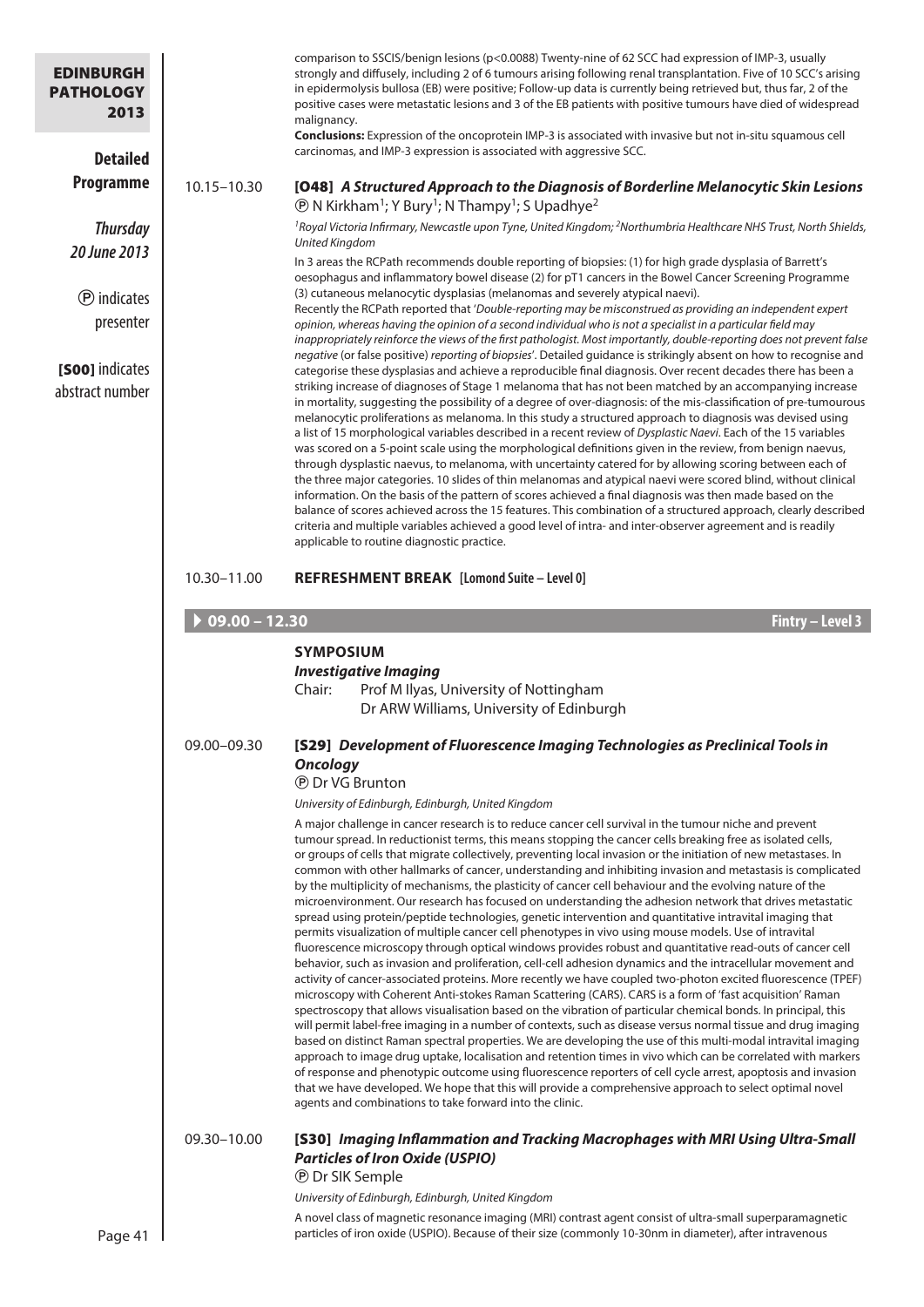comparison to SSCIS/benign lesions (p<0.0088) Twenty-nine of 62 SCC had expression of IMP-3, usually strongly and diffusely, including 2 of 6 tumours arising following renal transplantation. Five of 10 SCC's arising in epidermolysis bullosa (EB) were positive; Follow-up data is currently being retrieved but, thus far, 2 of the positive cases were metastatic lesions and 3 of the EB patients with positive tumours have died of widespread malignancy.

**Conclusions:** Expression of the oncoprotein IMP-3 is associated with invasive but not in-situ squamous cell carcinomas, and IMP-3 expression is associated with aggressive SCC.

10.15–10.30 **[O48]** ***A Structured Approach to the Diagnosis of Borderline Melanocytic Skin Lesions***

Ⓟ N Kirkham[1]; Y Bury[1]; N Thampy[1]; S Upadhye[2]

*[1]Royal Victoria Infirmary, Newcastle upon Tyne, United Kingdom; [2]Northumbria Healthcare NHS Trust, North Shields, United Kingdom*

In 3 areas the RCPath recommends double reporting of biopsies: (1) for high grade dysplasia of Barrett's oesophagus and inflammatory bowel disease (2) for pT1 cancers in the Bowel Cancer Screening Programme (3) cutaneous melanocytic dysplasias (melanomas and severely atypical naevi).
Recently the RCPath reported that '*Double-reporting may be misconstrued as providing an independent expert opinion, whereas having the opinion of a second individual who is not a specialist in a particular field may inappropriately reinforce the views of the first pathologist. Most importantly, double-reporting does not prevent false negative* (or false positive) *reporting of biopsies*'. Detailed guidance is strikingly absent on how to recognise and categorise these dysplasias and achieve a reproducible final diagnosis. Over recent decades there has been a striking increase of diagnoses of Stage 1 melanoma that has not been matched by an accompanying increase in mortality, suggesting the possibility of a degree of over-diagnosis: of the mis-classification of pre-tumourous melanocytic proliferations as melanoma. In this study a structured approach to diagnosis was devised using a list of 15 morphological variables described in a recent review of *Dysplastic Naevi*. Each of the 15 variables was scored on a 5-point scale using the morphological definitions given in the review, from benign naevus, through dysplastic naevus, to melanoma, with uncertainty catered for by allowing scoring between each of the three major categories. 10 slides of thin melanomas and atypical naevi were scored blind, without clinical information. On the basis of the pattern of scores achieved a final diagnosis was then made based on the balance of scores achieved across the 15 features. This combination of a structured approach, clearly described criteria and multiple variables achieved a good level of intra- and inter-observer agreement and is readily applicable to routine diagnostic practice.

10.30–11.00 **REFRESHMENT BREAK [Lomond Suite – Level 0]**

## 09.00 – 12.30 Fintry – Level 3

**SYMPOSIUM**

***Investigative Imaging***

Chair: Prof M Ilyas, University of Nottingham
Dr ARW Williams, University of Edinburgh

09.00–09.30 **[S29]** ***Development of Fluorescence Imaging Technologies as Preclinical Tools in Oncology***

Ⓟ Dr VG Brunton

*University of Edinburgh, Edinburgh, United Kingdom*

A major challenge in cancer research is to reduce cancer cell survival in the tumour niche and prevent tumour spread. In reductionist terms, this means stopping the cancer cells breaking free as isolated cells, or groups of cells that migrate collectively, preventing local invasion or the initiation of new metastases. In common with other hallmarks of cancer, understanding and inhibiting invasion and metastasis is complicated by the multiplicity of mechanisms, the plasticity of cancer cell behaviour and the evolving nature of the microenvironment. Our research has focused on understanding the adhesion network that drives metastatic spread using protein/peptide technologies, genetic intervention and quantitative intravital imaging that permits visualization of multiple cancer cell phenotypes in vivo using mouse models. Use of intravital fluorescence microscopy through optical windows provides robust and quantitative read-outs of cancer cell behavior, such as invasion and proliferation, cell-cell adhesion dynamics and the intracellular movement and activity of cancer-associated proteins. More recently we have coupled two-photon excited fluorescence (TPEF) microscopy with Coherent Anti-stokes Raman Scattering (CARS). CARS is a form of 'fast acquisition' Raman spectroscopy that allows visualisation based on the vibration of particular chemical bonds. In principal, this will permit label-free imaging in a number of contexts, such as disease versus normal tissue and drug imaging based on distinct Raman spectral properties. We are developing the use of this multi-modal intravital imaging approach to image drug uptake, localisation and retention times in vivo which can be correlated with markers of response and phenotypic outcome using fluorescence reporters of cell cycle arrest, apoptosis and invasion that we have developed. We hope that this will provide a comprehensive approach to select optimal novel agents and combinations to take forward into the clinic.

09.30–10.00 **[S30]** ***Imaging Inflammation and Tracking Macrophages with MRI Using Ultra-Small Particles of Iron Oxide (USPIO)***

Ⓟ Dr SIK Semple

*University of Edinburgh, Edinburgh, United Kingdom*

A novel class of magnetic resonance imaging (MRI) contrast agent consist of ultra-small superparamagnetic particles of iron oxide (USPIO). Because of their size (commonly 10-30nm in diameter), after intravenous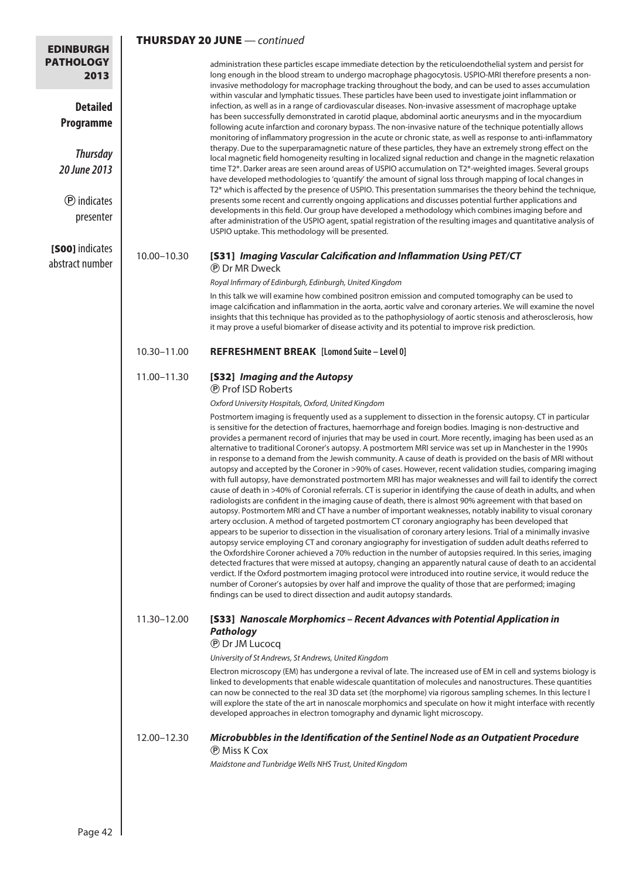## THURSDAY 20 JUNE — *continued*

administration these particles escape immediate detection by the reticuloendothelial system and persist for long enough in the blood stream to undergo macrophage phagocytosis. USPIO-MRI therefore presents a non-invasive methodology for macrophage tracking throughout the body, and can be used to asses accumulation within vascular and lymphatic tissues. These particles have been used to investigate joint inflammation or infection, as well as in a range of cardiovascular diseases. Non-invasive assessment of macrophage uptake has been successfully demonstrated in carotid plaque, abdominal aortic aneurysms and in the myocardium following acute infarction and coronary bypass. The non-invasive nature of the technique potentially allows monitoring of inflammatory progression in the acute or chronic state, as well as response to anti-inflammatory therapy. Due to the superparamagnetic nature of these particles, they have an extremely strong effect on the local magnetic field homogeneity resulting in localized signal reduction and change in the magnetic relaxation time T2*. Darker areas are seen around areas of USPIO accumulation on T2*-weighted images. Several groups have developed methodologies to 'quantify' the amount of signal loss through mapping of local changes in T2* which is affected by the presence of USPIO. This presentation summarises the theory behind the technique, presents some recent and currently ongoing applications and discusses potential further applications and developments in this field. Our group have developed a methodology which combines imaging before and after administration of the USPIO agent, spatial registration of the resulting images and quantitative analysis of USPIO uptake. This methodology will be presented.

**10.00–10.30** **[S31]** ***Imaging Vascular Calcification and Inflammation Using PET/CT***
Ⓟ Dr MR Dweck

*Royal Infirmary of Edinburgh, Edinburgh, United Kingdom*

In this talk we will examine how combined positron emission and computed tomography can be used to image calcification and inflammation in the aorta, aortic valve and coronary arteries. We will examine the novel insights that this technique has provided as to the pathophysiology of aortic stenosis and atherosclerosis, how it may prove a useful biomarker of disease activity and its potential to improve risk prediction.

**10.30–11.00** **REFRESHMENT BREAK [Lomond Suite – Level 0]**

**11.00–11.30** **[S32]** ***Imaging and the Autopsy***
Ⓟ Prof ISD Roberts

*Oxford University Hospitals, Oxford, United Kingdom*

Postmortem imaging is frequently used as a supplement to dissection in the forensic autopsy. CT in particular is sensitive for the detection of fractures, haemorrhage and foreign bodies. Imaging is non-destructive and provides a permanent record of injuries that may be used in court. More recently, imaging has been used as an alternative to traditional Coroner's autopsy. A postmortem MRI service was set up in Manchester in the 1990s in response to a demand from the Jewish community. A cause of death is provided on the basis of MRI without autopsy and accepted by the Coroner in >90% of cases. However, recent validation studies, comparing imaging with full autopsy, have demonstrated postmortem MRI has major weaknesses and will fail to identify the correct cause of death in >40% of Coronial referrals. CT is superior in identifying the cause of death in adults, and when radiologists are confident in the imaging cause of death, there is almost 90% agreement with that based on autopsy. Postmortem MRI and CT have a number of important weaknesses, notably inability to visual coronary artery occlusion. A method of targeted postmortem CT coronary angiography has been developed that appears to be superior to dissection in the visualisation of coronary artery lesions. Trial of a minimally invasive autopsy service employing CT and coronary angiography for investigation of sudden adult deaths referred to the Oxfordshire Coroner achieved a 70% reduction in the number of autopsies required. In this series, imaging detected fractures that were missed at autopsy, changing an apparently natural cause of death to an accidental verdict. If the Oxford postmortem imaging protocol were introduced into routine service, it would reduce the number of Coroner's autopsies by over half and improve the quality of those that are performed; imaging findings can be used to direct dissection and audit autopsy standards.

**11.30–12.00** **[S33]** ***Nanoscale Morphomics – Recent Advances with Potential Application in Pathology***
Ⓟ Dr JM Lucocq

*University of St Andrews, St Andrews, United Kingdom*

Electron microscopy (EM) has undergone a revival of late. The increased use of EM in cell and systems biology is linked to developments that enable widescale quantitation of molecules and nanostructures. These quantities can now be connected to the real 3D data set (the morphome) via rigorous sampling schemes. In this lecture I will explore the state of the art in nanoscale morphomics and speculate on how it might interface with recently developed approaches in electron tomography and dynamic light microscopy.

**12.00–12.30** ***Microbubbles in the Identification of the Sentinel Node as an Outpatient Procedure***
Ⓟ Miss K Cox

*Maidstone and Tunbridge Wells NHS Trust, United Kingdom*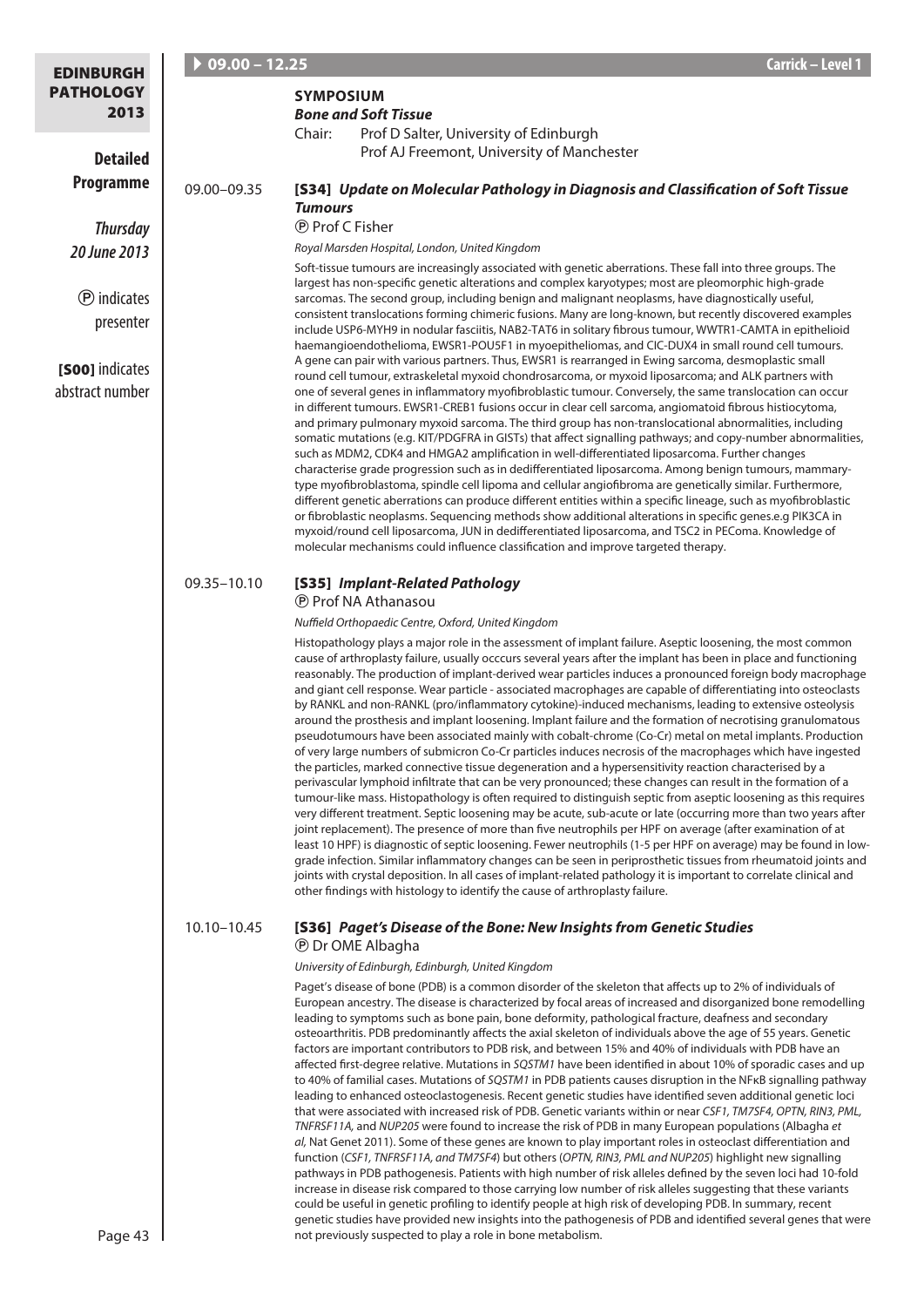**09.00 – 12.25** **Carrick – Level 1**

## SYMPOSIUM

### *Bone and Soft Tissue*

Chair: Prof D Salter, University of Edinburgh
Prof AJ Freemont, University of Manchester

09.00–09.35

### [S34] *Update on Molecular Pathology in Diagnosis and Classification of Soft Tissue Tumours*

Ⓟ Prof C Fisher

*Royal Marsden Hospital, London, United Kingdom*

Soft-tissue tumours are increasingly associated with genetic aberrations. These fall into three groups. The largest has non-specific genetic alterations and complex karyotypes; most are pleomorphic high-grade sarcomas. The second group, including benign and malignant neoplasms, have diagnostically useful, consistent translocations forming chimeric fusions. Many are long-known, but recently discovered examples include USP6-MYH9 in nodular fasciitis, NAB2-TAT6 in solitary fibrous tumour, WWTR1-CAMTA in epithelioid haemangioendothelioma, EWSR1-POU5F1 in myoepitheliomas, and CIC-DUX4 in small round cell tumours. A gene can pair with various partners. Thus, EWSR1 is rearranged in Ewing sarcoma, desmoplastic small round cell tumour, extraskeletal myxoid chondrosarcoma, or myxoid liposarcoma; and ALK partners with one of several genes in inflammatory myofibroblastic tumour. Conversely, the same translocation can occur in different tumours. EWSR1-CREB1 fusions occur in clear cell sarcoma, angiomatoid fibrous histiocytoma, and primary pulmonary myxoid sarcoma. The third group has non-translocational abnormalities, including somatic mutations (e.g. KIT/PDGFRA in GISTs) that affect signalling pathways; and copy-number abnormalities, such as MDM2, CDK4 and HMGA2 amplification in well-differentiated liposarcoma. Further changes characterise grade progression such as in dedifferentiated liposarcoma. Among benign tumours, mammary-type myofibroblastoma, spindle cell lipoma and cellular angiofibroma are genetically similar. Furthermore, different genetic aberrations can produce different entities within a specific lineage, such as myofibroblastic or fibroblastic neoplasms. Sequencing methods show additional alterations in specific genes.e.g PIK3CA in myxoid/round cell liposarcoma, JUN in dedifferentiated liposarcoma, and TSC2 in PEComa. Knowledge of molecular mechanisms could influence classification and improve targeted therapy.

09.35–10.10

### [S35] *Implant-Related Pathology*

Ⓟ Prof NA Athanasou

*Nuffield Orthopaedic Centre, Oxford, United Kingdom*

Histopathology plays a major role in the assessment of implant failure. Aseptic loosening, the most common cause of arthroplasty failure, usually occcurs several years after the implant has been in place and functioning reasonably. The production of implant-derived wear particles induces a pronounced foreign body macrophage and giant cell response. Wear particle - associated macrophages are capable of differentiating into osteoclasts by RANKL and non-RANKL (pro/inflammatory cytokine)-induced mechanisms, leading to extensive osteolysis around the prosthesis and implant loosening. Implant failure and the formation of necrotising granulomatous pseudotumours have been associated mainly with cobalt-chrome (Co-Cr) metal on metal implants. Production of very large numbers of submicron Co-Cr particles induces necrosis of the macrophages which have ingested the particles, marked connective tissue degeneration and a hypersensitivity reaction characterised by a perivascular lymphoid infiltrate that can be very pronounced; these changes can result in the formation of a tumour-like mass. Histopathology is often required to distinguish septic from aseptic loosening as this requires very different treatment. Septic loosening may be acute, sub-acute or late (occurring more than two years after joint replacement). The presence of more than five neutrophils per HPF on average (after examination of at least 10 HPF) is diagnostic of septic loosening. Fewer neutrophils (1-5 per HPF on average) may be found in low-grade infection. Similar inflammatory changes can be seen in periprosthetic tissues from rheumatoid joints and joints with crystal deposition. In all cases of implant-related pathology it is important to correlate clinical and other findings with histology to identify the cause of arthroplasty failure.

10.10–10.45

### [S36] *Paget's Disease of the Bone: New Insights from Genetic Studies*

Ⓟ Dr OME Albagha

*University of Edinburgh, Edinburgh, United Kingdom*

Paget's disease of bone (PDB) is a common disorder of the skeleton that affects up to 2% of individuals of European ancestry. The disease is characterized by focal areas of increased and disorganized bone remodelling leading to symptoms such as bone pain, bone deformity, pathological fracture, deafness and secondary osteoarthritis. PDB predominantly affects the axial skeleton of individuals above the age of 55 years. Genetic factors are important contributors to PDB risk, and between 15% and 40% of individuals with PDB have an affected first-degree relative. Mutations in *SQSTM1* have been identified in about 10% of sporadic cases and up to 40% of familial cases. Mutations of *SQSTM1* in PDB patients causes disruption in the NFκB signalling pathway leading to enhanced osteoclastogenesis. Recent genetic studies have identified seven additional genetic loci that were associated with increased risk of PDB. Genetic variants within or near *CSF1, TM7SF4, OPTN, RIN3, PML, TNFRSF11A,* and *NUP205* were found to increase the risk of PDB in many European populations (Albagha *et al,* Nat Genet 2011). Some of these genes are known to play important roles in osteoclast differentiation and function (*CSF1, TNFRSF11A, and TM7SF4*) but others (*OPTN, RIN3, PML and NUP205*) highlight new signalling pathways in PDB pathogenesis. Patients with high number of risk alleles defined by the seven loci had 10-fold increase in disease risk compared to those carrying low number of risk alleles suggesting that these variants could be useful in genetic profiling to identify people at high risk of developing PDB. In summary, recent genetic studies have provided new insights into the pathogenesis of PDB and identified several genes that were not previously suspected to play a role in bone metabolism.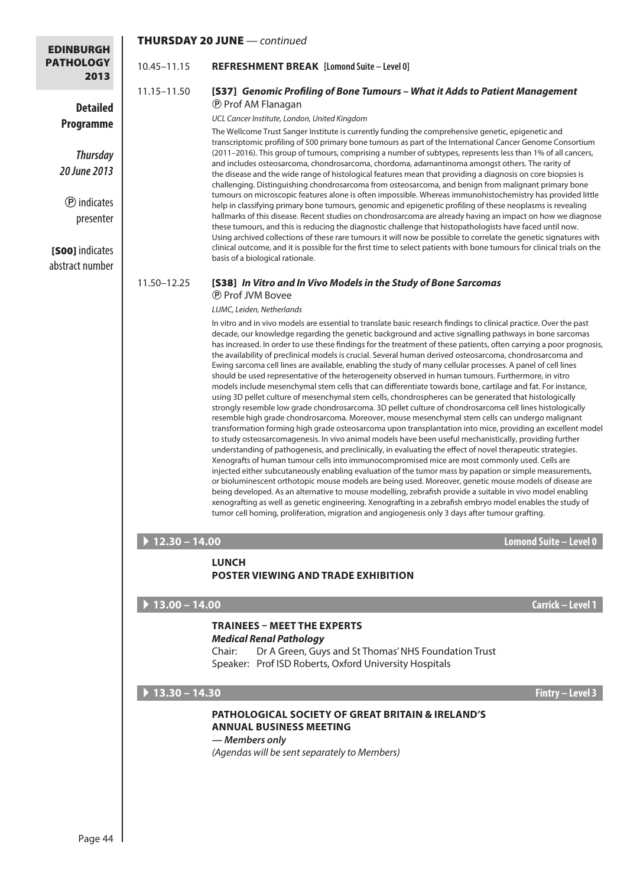## THURSDAY 20 JUNE — *continued*

**Detailed Programme**

***Thursday 20 June 2013***

Ⓟ indicates presenter

**[S00]** indicates abstract number

10.45–11.15 **REFRESHMENT BREAK [Lomond Suite – Level 0]**

11.15–11.50 **[S37] *Genomic Profiling of Bone Tumours – What it Adds to Patient Management***
Ⓟ Prof AM Flanagan

*UCL Cancer Institute, London, United Kingdom*

The Wellcome Trust Sanger Institute is currently funding the comprehensive genetic, epigenetic and transcriptomic profiling of 500 primary bone tumours as part of the International Cancer Genome Consortium (2011–2016). This group of tumours, comprising a number of subtypes, represents less than 1% of all cancers, and includes osteosarcoma, chondrosarcoma, chordoma, adamantinoma amongst others. The rarity of the disease and the wide range of histological features mean that providing a diagnosis on core biopsies is challenging. Distinguishing chondrosarcoma from osteosarcoma, and benign from malignant primary bone tumours on microscopic features alone is often impossible. Whereas immunohistochemistry has provided little help in classifying primary bone tumours, genomic and epigenetic profiling of these neoplasms is revealing hallmarks of this disease. Recent studies on chondrosarcoma are already having an impact on how we diagnose these tumours, and this is reducing the diagnostic challenge that histopathologists have faced until now. Using archived collections of these rare tumours it will now be possible to correlate the genetic signatures with clinical outcome, and it is possible for the first time to select patients with bone tumours for clinical trials on the basis of a biological rationale.

11.50–12.25 **[S38] *In Vitro and In Vivo Models in the Study of Bone Sarcomas***
Ⓟ Prof JVM Bovee

*LUMC, Leiden, Netherlands*

In vitro and in vivo models are essential to translate basic research findings to clinical practice. Over the past decade, our knowledge regarding the genetic background and active signalling pathways in bone sarcomas has increased. In order to use these findings for the treatment of these patients, often carrying a poor prognosis, the availability of preclinical models is crucial. Several human derived osteosarcoma, chondrosarcoma and Ewing sarcoma cell lines are available, enabling the study of many cellular processes. A panel of cell lines should be used representative of the heterogeneity observed in human tumours. Furthermore, in vitro models include mesenchymal stem cells that can differentiate towards bone, cartilage and fat. For instance, using 3D pellet culture of mesenchymal stem cells, chondrospheres can be generated that histologically strongly resemble low grade chondrosarcoma. 3D pellet culture of chondrosarcoma cell lines histologically resemble high grade chondrosarcoma. Moreover, mouse mesenchymal stem cells can undergo malignant transformation forming high grade osteosarcoma upon transplantation into mice, providing an excellent model to study osteosarcomagenesis. In vivo animal models have been useful mechanistically, providing further understanding of pathogenesis, and preclinically, in evaluating the effect of novel therapeutic strategies. Xenografts of human tumour cells into immunocompromised mice are most commonly used. Cells are injected either subcutaneously enabling evaluation of the tumor mass by papation or simple measurements, or bioluminescent orthotopic mouse models are being used. Moreover, genetic mouse models of disease are being developed. As an alternative to mouse modelling, zebrafish provide a suitable in vivo model enabling xenografting as well as genetic engineering. Xenografting in a zebrafish embryo model enables the study of tumor cell homing, proliferation, migration and angiogenesis only 3 days after tumour grafting.

### 12.30 – 14.00 — Lomond Suite – Level 0

**LUNCH**
**POSTER VIEWING AND TRADE EXHIBITION**

### 13.00 – 14.00 — Carrick – Level 1

**TRAINEES – MEET THE EXPERTS**
***Medical Renal Pathology***
Chair: Dr A Green, Guys and St Thomas' NHS Foundation Trust
Speaker: Prof ISD Roberts, Oxford University Hospitals

### 13.30 – 14.30 — Fintry – Level 3

**PATHOLOGICAL SOCIETY OF GREAT BRITAIN & IRELAND'S ANNUAL BUSINESS MEETING**
***— Members only***
*(Agendas will be sent separately to Members)*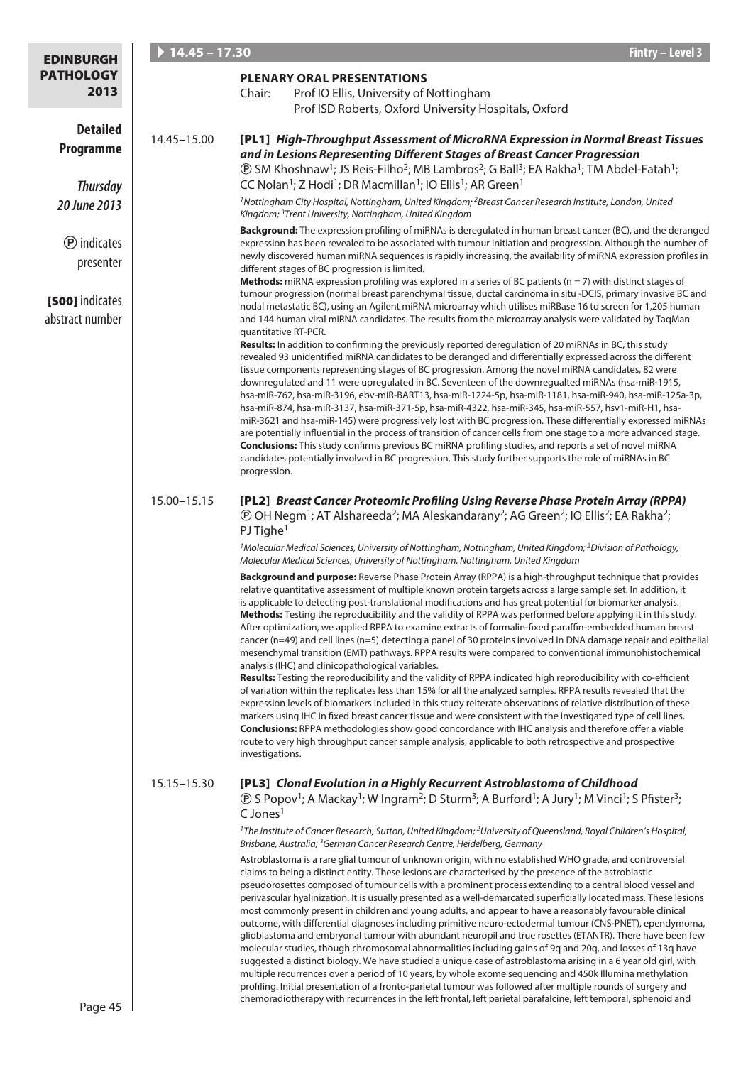## 14.45 – 17.30 Fintry – Level 3

### PLENARY ORAL PRESENTATIONS

Chair: Prof IO Ellis, University of Nottingham
Prof ISD Roberts, Oxford University Hospitals, Oxford

**14.45–15.00**

### [PL1] *High-Throughput Assessment of MicroRNA Expression in Normal Breast Tissues and in Lesions Representing Different Stages of Breast Cancer Progression*

Ⓟ SM Khoshnaw[1]; JS Reis-Filho[2]; MB Lambros[2]; G Ball[3]; EA Rakha[1]; TM Abdel-Fatah[1]; CC Nolan[1]; Z Hodi[1]; DR Macmillan[1]; IO Ellis[1]; AR Green[1]

*[1]Nottingham City Hospital, Nottingham, United Kingdom; [2]Breast Cancer Research Institute, London, United Kingdom; [3]Trent University, Nottingham, United Kingdom*

**Background:** The expression profiling of miRNAs is deregulated in human breast cancer (BC), and the deranged expression has been revealed to be associated with tumour initiation and progression. Although the number of newly discovered human miRNA sequences is rapidly increasing, the availability of miRNA expression profiles in different stages of BC progression is limited.

**Methods:** miRNA expression profiling was explored in a series of BC patients (n = 7) with distinct stages of tumour progression (normal breast parenchymal tissue, ductal carcinoma in situ -DCIS, primary invasive BC and nodal metastatic BC), using an Agilent miRNA microarray which utilises miRBase 16 to screen for 1,205 human and 144 human viral miRNA candidates. The results from the microarray analysis were validated by TaqMan quantitative RT-PCR.

**Results:** In addition to confirming the previously reported deregulation of 20 miRNAs in BC, this study revealed 93 unidentified miRNA candidates to be deranged and differentially expressed across the different tissue components representing stages of BC progression. Among the novel miRNA candidates, 82 were downregulated and 11 were upregulated in BC. Seventeen of the downregualted miRNAs (hsa-miR-1915, hsa-miR-762, hsa-miR-3196, ebv-miR-BART13, hsa-miR-1224-5p, hsa-miR-1181, hsa-miR-940, hsa-miR-125a-3p, hsa-miR-874, hsa-miR-3137, hsa-miR-371-5p, hsa-miR-4322, hsa-miR-345, hsa-miR-557, hsv1-miR-H1, hsa-miR-3621 and hsa-miR-145) were progressively lost with BC progression. These differentially expressed miRNAs are potentially influential in the process of transition of cancer cells from one stage to a more advanced stage.

**Conclusions:** This study confirms previous BC miRNA profiling studies, and reports a set of novel miRNA candidates potentially involved in BC progression. This study further supports the role of miRNAs in BC progression.

**15.00–15.15**

### [PL2] *Breast Cancer Proteomic Profiling Using Reverse Phase Protein Array (RPPA)*

Ⓟ OH Negm[1]; AT Alshareeda[2]; MA Aleskandarany[2]; AG Green[2]; IO Ellis[2]; EA Rakha[2]; PJ Tighe[1]

*[1]Molecular Medical Sciences, University of Nottingham, Nottingham, United Kingdom; [2]Division of Pathology, Molecular Medical Sciences, University of Nottingham, Nottingham, United Kingdom*

**Background and purpose:** Reverse Phase Protein Array (RPPA) is a high-throughput technique that provides relative quantitative assessment of multiple known protein targets across a large sample set. In addition, it is applicable to detecting post-translational modifications and has great potential for biomarker analysis.

**Methods:** Testing the reproducibility and the validity of RPPA was performed before applying it in this study. After optimization, we applied RPPA to examine extracts of formalin-fixed paraffin-embedded human breast cancer (n=49) and cell lines (n=5) detecting a panel of 30 proteins involved in DNA damage repair and epithelial mesenchymal transition (EMT) pathways. RPPA results were compared to conventional immunohistochemical analysis (IHC) and clinicopathological variables.

**Results:** Testing the reproducibility and the validity of RPPA indicated high reproducibility with co-efficient of variation within the replicates less than 15% for all the analyzed samples. RPPA results revealed that the expression levels of biomarkers included in this study reiterate observations of relative distribution of these markers using IHC in fixed breast cancer tissue and were consistent with the investigated type of cell lines.

**Conclusions:** RPPA methodologies show good concordance with IHC analysis and therefore offer a viable route to very high throughput cancer sample analysis, applicable to both retrospective and prospective investigations.

**15.15–15.30**

### [PL3] *Clonal Evolution in a Highly Recurrent Astroblastoma of Childhood*

Ⓟ S Popov[1]; A Mackay[1]; W Ingram[2]; D Sturm[3]; A Burford[1]; A Jury[1]; M Vinci[1]; S Pfister[3]; C Jones[1]

*[1]The Institute of Cancer Research, Sutton, United Kingdom; [2]University of Queensland, Royal Children's Hospital, Brisbane, Australia; [3]German Cancer Research Centre, Heidelberg, Germany*

Astroblastoma is a rare glial tumour of unknown origin, with no established WHO grade, and controversial claims to being a distinct entity. These lesions are characterised by the presence of the astroblastic pseudorosettes composed of tumour cells with a prominent process extending to a central blood vessel and perivascular hyalinization. It is usually presented as a well-demarcated superficially located mass. These lesions most commonly present in children and young adults, and appear to have a reasonably favourable clinical outcome, with differential diagnoses including primitive neuro-ectodermal tumour (CNS-PNET), ependymoma, glioblastoma and embryonal tumour with abundant neuropil and true rosettes (ETANTR). There have been few molecular studies, though chromosomal abnormalities including gains of 9q and 20q, and losses of 13q have suggested a distinct biology. We have studied a unique case of astroblastoma arising in a 6 year old girl, with multiple recurrences over a period of 10 years, by whole exome sequencing and 450k Illumina methylation profiling. Initial presentation of a fronto-parietal tumour was followed after multiple rounds of surgery and chemoradiotherapy with recurrences in the left frontal, left parietal parafalcine, left temporal, sphenoid and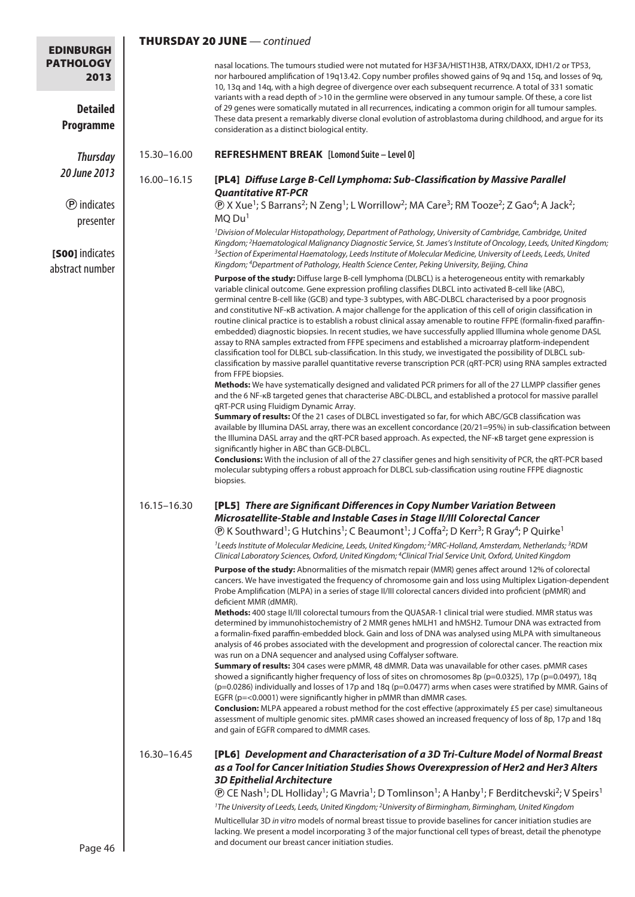## THURSDAY 20 JUNE — *continued*

nasal locations. The tumours studied were not mutated for H3F3A/HIST1H3B, ATRX/DAXX, IDH1/2 or TP53, nor harboured amplification of 19q13.42. Copy number profiles showed gains of 9q and 15q, and losses of 9q, 10, 13q and 14q, with a high degree of divergence over each subsequent recurrence. A total of 331 somatic variants with a read depth of >10 in the germline were observed in any tumour sample. Of these, a core list of 29 genes were somatically mutated in all recurrences, indicating a common origin for all tumour samples. These data present a remarkably diverse clonal evolution of astroblastoma during childhood, and argue for its consideration as a distinct biological entity.

15.30–16.00 **REFRESHMENT BREAK [Lomond Suite – Level 0]**

16.00–16.15

### [PL4] *Diffuse Large B-Cell Lymphoma: Sub-Classification by Massive Parallel Quantitative RT-PCR*

Ⓟ X Xue[1]; S Barrans[2]; N Zeng[1]; L Worrillow[2]; MA Care[3]; RM Tooze[2]; Z Gao[4]; A Jack[2]; MQ Du[1]

*[1]Division of Molecular Histopathology, Department of Pathology, University of Cambridge, Cambridge, United Kingdom; [2]Haematological Malignancy Diagnostic Service, St. James's Institute of Oncology, Leeds, United Kingdom; [3]Section of Experimental Haematology, Leeds Institute of Molecular Medicine, University of Leeds, Leeds, United Kingdom; [4]Department of Pathology, Health Science Center, Peking University, Beijing, China*

**Purpose of the study:** Diffuse large B-cell lymphoma (DLBCL) is a heterogeneous entity with remarkably variable clinical outcome. Gene expression profiling classifies DLBCL into activated B-cell like (ABC), germinal centre B-cell like (GCB) and type-3 subtypes, with ABC-DLBCL characterised by a poor prognosis and constitutive NF-κB activation. A major challenge for the application of this cell of origin classification in routine clinical practice is to establish a robust clinical assay amenable to routine FFPE (formalin-fixed paraffin-embedded) diagnostic biopsies. In recent studies, we have successfully applied Illumina whole genome DASL assay to RNA samples extracted from FFPE specimens and established a microarray platform-independent classification tool for DLBCL sub-classification. In this study, we investigated the possibility of DLBCL sub-classification by massive parallel quantitative reverse transcription PCR (qRT-PCR) using RNA samples extracted from FFPE biopsies.

**Methods:** We have systematically designed and validated PCR primers for all of the 27 LLMPP classifier genes and the 6 NF-κB targeted genes that characterise ABC-DLBCL, and established a protocol for massive parallel qRT-PCR using Fluidigm Dynamic Array.

**Summary of results:** Of the 21 cases of DLBCL investigated so far, for which ABC/GCB classification was available by Illumina DASL array, there was an excellent concordance (20/21=95%) in sub-classification between the Illumina DASL array and the qRT-PCR based approach. As expected, the NF-κB target gene expression is significantly higher in ABC than GCB-DLBCL.

**Conclusions:** With the inclusion of all of the 27 classifier genes and high sensitivity of PCR, the qRT-PCR based molecular subtyping offers a robust approach for DLBCL sub-classification using routine FFPE diagnostic biopsies.

16.15–16.30

### [PL5] *There are Significant Differences in Copy Number Variation Between Microsatellite-Stable and Instable Cases in Stage II/III Colorectal Cancer*

Ⓟ K Southward[1]; G Hutchins[1]; C Beaumont[1]; J Coffa[2]; D Kerr[3]; R Gray[4]; P Quirke[1]

*[1]Leeds Institute of Molecular Medicine, Leeds, United Kingdom; [2]MRC-Holland, Amsterdam, Netherlands; [3]RDM Clinical Laboratory Sciences, Oxford, United Kingdom; [4]Clinical Trial Service Unit, Oxford, United Kingdom*

**Purpose of the study:** Abnormalities of the mismatch repair (MMR) genes affect around 12% of colorectal cancers. We have investigated the frequency of chromosome gain and loss using Multiplex Ligation-dependent Probe Amplification (MLPA) in a series of stage II/III colorectal cancers divided into proficient (pMMR) and deficient MMR (dMMR).

**Methods:** 400 stage II/III colorectal tumours from the QUASAR-1 clinical trial were studied. MMR status was determined by immunohistochemistry of 2 MMR genes hMLH1 and hMSH2. Tumour DNA was extracted from a formalin-fixed paraffin-embedded block. Gain and loss of DNA was analysed using MLPA with simultaneous analysis of 46 probes associated with the development and progression of colorectal cancer. The reaction mix was run on a DNA sequencer and analysed using Coffalyser software.

**Summary of results:** 304 cases were pMMR, 48 dMMR. Data was unavailable for other cases. pMMR cases showed a significantly higher frequency of loss of sites on chromosomes 8p ($p=0.0325$), 17p ($p=0.0497$), 18q ($p=0.0286$) individually and losses of 17p and 18q ($p=0.0477$) arms when cases were stratified by MMR. Gains of EGFR ($p=<0.0001$) were significantly higher in pMMR than dMMR cases.

**Conclusion:** MLPA appeared a robust method for the cost effective (approximately £5 per case) simultaneous assessment of multiple genomic sites. pMMR cases showed an increased frequency of loss of 8p, 17p and 18q and gain of EGFR compared to dMMR cases.

16.30–16.45

### [PL6] *Development and Characterisation of a 3D Tri-Culture Model of Normal Breast as a Tool for Cancer Initiation Studies Shows Overexpression of Her2 and Her3 Alters 3D Epithelial Architecture*

Ⓟ CE Nash[1]; DL Holliday[1]; G Mavria[1]; D Tomlinson[1]; A Hanby[1]; F Berditchevski[2]; V Speirs[1]

*[1]The University of Leeds, Leeds, United Kingdom; [2]University of Birmingham, Birmingham, United Kingdom*

Multicellular 3D *in vitro* models of normal breast tissue to provide baselines for cancer initiation studies are lacking. We present a model incorporating 3 of the major functional cell types of breast, detail the phenotype and document our breast cancer initiation studies.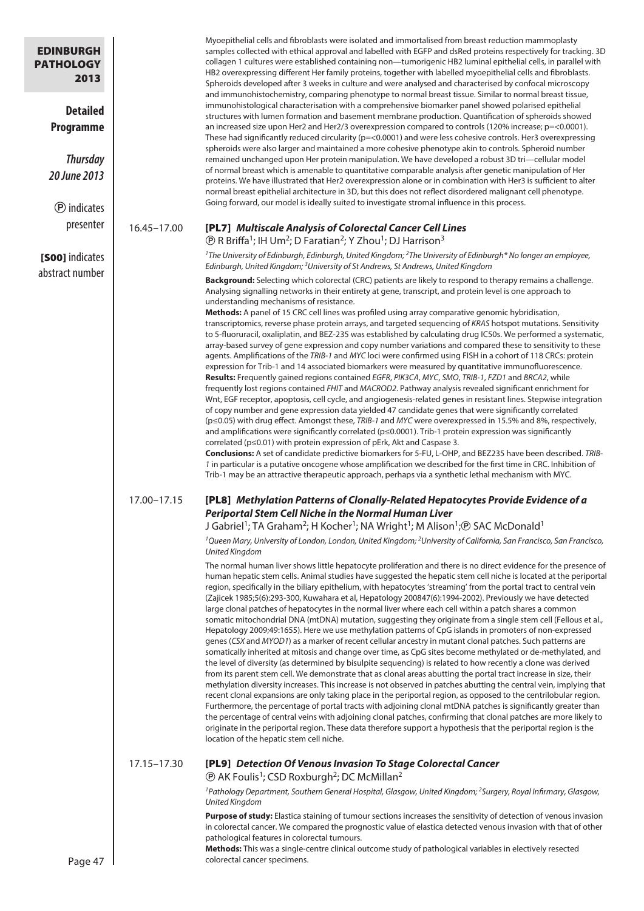Myoepithelial cells and fibroblasts were isolated and immortalised from breast reduction mammoplasty samples collected with ethical approval and labelled with EGFP and dsRed proteins respectively for tracking. 3D collagen 1 cultures were established containing non—tumorigenic HB2 luminal epithelial cells, in parallel with HB2 overexpressing different Her family proteins, together with labelled myoepithelial cells and fibroblasts. Spheroids developed after 3 weeks in culture and were analysed and characterised by confocal microscopy and immunohistochemistry, comparing phenotype to normal breast tissue. Similar to normal breast tissue, immunohistological characterisation with a comprehensive biomarker panel showed polarised epithelial structures with lumen formation and basement membrane production. Quantification of spheroids showed an increased size upon Her2 and Her2/3 overexpression compared to controls (120% increase; p=<0.0001). These had significantly reduced circularity (p=<0.0001) and were less cohesive controls. Her3 overexpressing spheroids were also larger and maintained a more cohesive phenotype akin to controls. Spheroid number remained unchanged upon Her protein manipulation. We have developed a robust 3D tri—cellular model of normal breast which is amenable to quantitative comparable analysis after genetic manipulation of Her proteins. We have illustrated that Her2 overexpression alone or in combination with Her3 is sufficient to alter normal breast epithelial architecture in 3D, but this does not reflect disordered malignant cell phenotype. Going forward, our model is ideally suited to investigate stromal influence in this process.

16.45–17.00

### [PL7] *Multiscale Analysis of Colorectal Cancer Cell Lines*

Ⓟ R Briffa[1]; IH Um[2]; D Faratian[2]; Y Zhou[1]; DJ Harrison[3]

*[1]The University of Edinburgh, Edinburgh, United Kingdom; [2]The University of Edinburgh\* No longer an employee, Edinburgh, United Kingdom; [3]University of St Andrews, St Andrews, United Kingdom*

**Background:** Selecting which colorectal (CRC) patients are likely to respond to therapy remains a challenge. Analysing signalling networks in their entirety at gene, transcript, and protein level is one approach to understanding mechanisms of resistance.

**Methods:** A panel of 15 CRC cell lines was profiled using array comparative genomic hybridisation, transcriptomics, reverse phase protein arrays, and targeted sequencing of *KRAS* hotspot mutations. Sensitivity to 5-fluorouracil, oxaliplatin, and BEZ-235 was established by calculating drug IC50s. We performed a systematic, array-based survey of gene expression and copy number variations and compared these to sensitivity to these agents. Amplifications of the *TRIB-1* and *MYC* loci were confirmed using FISH in a cohort of 118 CRCs: protein expression for Trib-1 and 14 associated biomarkers were measured by quantitative immunofluorescence.

**Results:** Frequently gained regions contained *EGFR*, *PIK3CA*, *MYC*, *SMO*, *TRIB-1*, *FZD1* and *BRCA2*, while frequently lost regions contained *FHIT* and *MACROD2*. Pathway analysis revealed significant enrichment for Wnt, EGF receptor, apoptosis, cell cycle, and angiogenesis-related genes in resistant lines. Stepwise integration of copy number and gene expression data yielded 47 candidate genes that were significantly correlated (p≤0.05) with drug effect. Amongst these, *TRIB-1* and *MYC* were overexpressed in 15.5% and 8%, respectively, and amplifications were significantly correlated (p≤0.0001). Trib-1 protein expression was significantly correlated (p≤0.01) with protein expression of pErk, Akt and Caspase 3.

**Conclusions:** A set of candidate predictive biomarkers for 5-FU, L-OHP, and BEZ235 have been described. *TRIB-1* in particular is a putative oncogene whose amplification we described for the first time in CRC. Inhibition of Trib-1 may be an attractive therapeutic approach, perhaps via a synthetic lethal mechanism with MYC.

17.00–17.15

### [PL8] *Methylation Patterns of Clonally-Related Hepatocytes Provide Evidence of a Periportal Stem Cell Niche in the Normal Human Liver*

J Gabriel[1]; TA Graham[2]; H Kocher[1]; NA Wright[1]; M Alison[1];Ⓟ SAC McDonald[1]

*[1]Queen Mary, University of London, London, United Kingdom; [2]University of California, San Francisco, San Francisco, United Kingdom*

The normal human liver shows little hepatocyte proliferation and there is no direct evidence for the presence of human hepatic stem cells. Animal studies have suggested the hepatic stem cell niche is located at the periportal region, specifically in the biliary epithelium, with hepatocytes 'streaming' from the portal tract to central vein (Zajicek 1985;5(6):293-300, Kuwahara et al, Hepatology 200847(6):1994-2002). Previously we have detected large clonal patches of hepatocytes in the normal liver where each cell within a patch shares a common somatic mitochondrial DNA (mtDNA) mutation, suggesting they originate from a single stem cell (Fellous et al., Hepatology 2009;49:1655). Here we use methylation patterns of CpG islands in promoters of non-expressed genes (*CSX* and *MYOD1*) as a marker of recent cellular ancestry in mutant clonal patches. Such patterns are somatically inherited at mitosis and change over time, as CpG sites become methylated or de-methylated, and the level of diversity (as determined by bisulpite sequencing) is related to how recently a clone was derived from its parent stem cell. We demonstrate that as clonal areas abutting the portal tract increase in size, their methylation diversity increases. This increase is not observed in patches abutting the central vein, implying that recent clonal expansions are only taking place in the periportal region, as opposed to the centrilobular region. Furthermore, the percentage of portal tracts with adjoining clonal mtDNA patches is significantly greater than the percentage of central veins with adjoining clonal patches, confirming that clonal patches are more likely to originate in the periportal region. These data therefore support a hypothesis that the periportal region is the location of the hepatic stem cell niche.

17.15–17.30

### [PL9] *Detection Of Venous Invasion To Stage Colorectal Cancer*

Ⓟ AK Foulis[1]; CSD Roxburgh[2]; DC McMillan[2]

*[1]Pathology Department, Southern General Hospital, Glasgow, United Kingdom; [2]Surgery, Royal Infirmary, Glasgow, United Kingdom*

**Purpose of study:** Elastica staining of tumour sections increases the sensitivity of detection of venous invasion in colorectal cancer. We compared the prognostic value of elastica detected venous invasion with that of other pathological features in colorectal tumours.

**Methods:** This was a single-centre clinical outcome study of pathological variables in electively resected colorectal cancer specimens.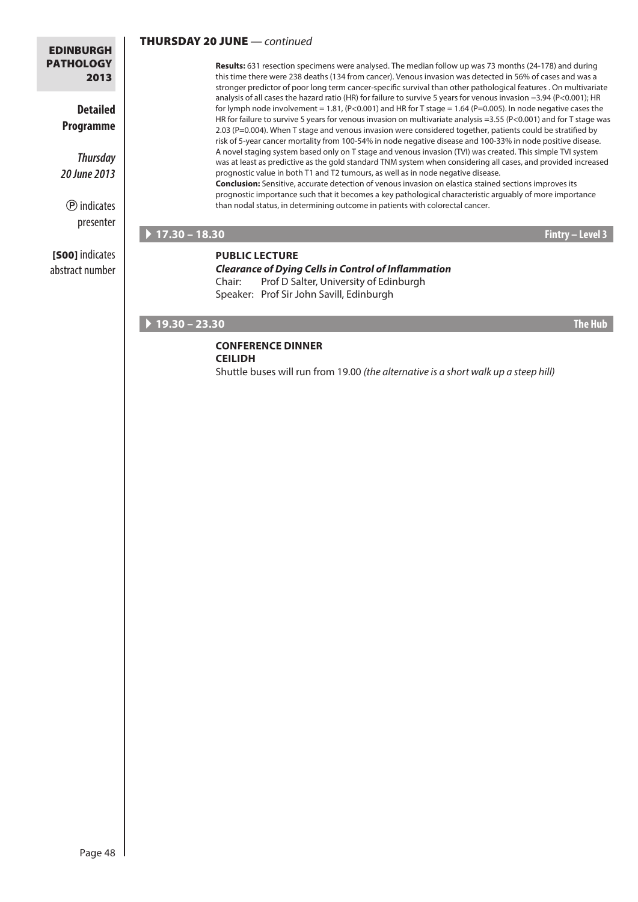## THURSDAY 20 JUNE — *continued*

**Results:** 631 resection specimens were analysed. The median follow up was 73 months (24-178) and during this time there were 238 deaths (134 from cancer). Venous invasion was detected in 56% of cases and was a stronger predictor of poor long term cancer-specific survival than other pathological features . On multivariate analysis of all cases the hazard ratio (HR) for failure to survive 5 years for venous invasion =3.94 ($P<0.001$); HR for lymph node involvement = 1.81, ($P<0.001$) and HR for T stage = 1.64 ($P=0.005$). In node negative cases the HR for failure to survive 5 years for venous invasion on multivariate analysis =3.55 ($P<0.001$) and for T stage was 2.03 ($P=0.004$). When T stage and venous invasion were considered together, patients could be stratified by risk of 5-year cancer mortality from 100-54% in node negative disease and 100-33% in node positive disease. A novel staging system based only on T stage and venous invasion (TVI) was created. This simple TVI system was at least as predictive as the gold standard TNM system when considering all cases, and provided increased prognostic value in both T1 and T2 tumours, as well as in node negative disease.

**Conclusion:** Sensitive, accurate detection of venous invasion on elastica stained sections improves its prognostic importance such that it becomes a key pathological characteristic arguably of more importance than nodal status, in determining outcome in patients with colorectal cancer.

### 17.30 – 18.30 — Fintry – Level 3

**PUBLIC LECTURE**

***Clearance of Dying Cells in Control of Inflammation***

Chair: Prof D Salter, University of Edinburgh

Speaker: Prof Sir John Savill, Edinburgh

### 19.30 – 23.30 — The Hub

**CONFERENCE DINNER**

**CEILIDH**

Shuttle buses will run from 19.00 *(the alternative is a short walk up a steep hill)*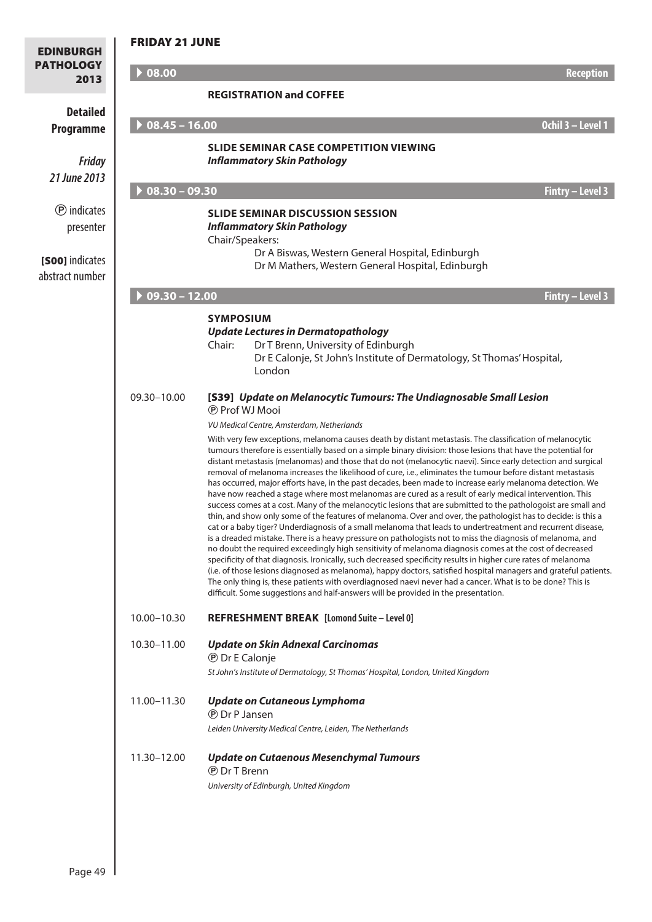## FRIDAY 21 JUNE

**Detailed Programme**

*Friday 21 June 2013*

Ⓟ indicates presenter

**[S00]** indicates abstract number

**08.00** — **Reception**

**REGISTRATION and COFFEE**

**08.45 – 16.00** — **Ochil 3 – Level 1**

**SLIDE SEMINAR CASE COMPETITION VIEWING**
***Inflammatory Skin Pathology***

**08.30 – 09.30** — **Fintry – Level 3**

**SLIDE SEMINAR DISCUSSION SESSION**
***Inflammatory Skin Pathology***
Chair/Speakers:
Dr A Biswas, Western General Hospital, Edinburgh
Dr M Mathers, Western General Hospital, Edinburgh

**09.30 – 12.00** — **Fintry – Level 3**

**SYMPOSIUM**
***Update Lectures in Dermatopathology***
Chair: Dr T Brenn, University of Edinburgh
Dr E Calonje, St John's Institute of Dermatology, St Thomas' Hospital, London

09.30–10.00 **[S39]** ***Update on Melanocytic Tumours: The Undiagnosable Small Lesion***
Ⓟ Prof WJ Mooi
*VU Medical Centre, Amsterdam, Netherlands*

With very few exceptions, melanoma causes death by distant metastasis. The classification of melanocytic tumours therefore is essentially based on a simple binary division: those lesions that have the potential for distant metastasis (melanomas) and those that do not (melanocytic naevi). Since early detection and surgical removal of melanoma increases the likelihood of cure, i.e., eliminates the tumour before distant metastasis has occurred, major efforts have, in the past decades, been made to increase early melanoma detection. We have now reached a stage where most melanomas are cured as a result of early medical intervention. This success comes at a cost. Many of the melanocytic lesions that are submitted to the pathologoist are small and thin, and show only some of the features of melanoma. Over and over, the pathologist has to decide: is this a cat or a baby tiger? Underdiagnosis of a small melanoma that leads to undertreatment and recurrent disease, is a dreaded mistake. There is a heavy pressure on pathologists not to miss the diagnosis of melanoma, and no doubt the required exceedingly high sensitivity of melanoma diagnosis comes at the cost of decreased specificity of that diagnosis. Ironically, such decreased specificity results in higher cure rates of melanoma (i.e. of those lesions diagnosed as melanoma), happy doctors, satisfied hospital managers and grateful patients. The only thing is, these patients with overdiagnosed naevi never had a cancer. What is to be done? This is difficult. Some suggestions and half-answers will be provided in the presentation.

10.00–10.30 **REFRESHMENT BREAK [Lomond Suite – Level 0]**

10.30–11.00 ***Update on Skin Adnexal Carcinomas***
Ⓟ Dr E Calonje
*St John's Institute of Dermatology, St Thomas' Hospital, London, United Kingdom*

11.00–11.30 ***Update on Cutaneous Lymphoma***
Ⓟ Dr P Jansen
*Leiden University Medical Centre, Leiden, The Netherlands*

11.30–12.00 ***Update on Cutaenous Mesenchymal Tumours***
Ⓟ Dr T Brenn
*University of Edinburgh, United Kingdom*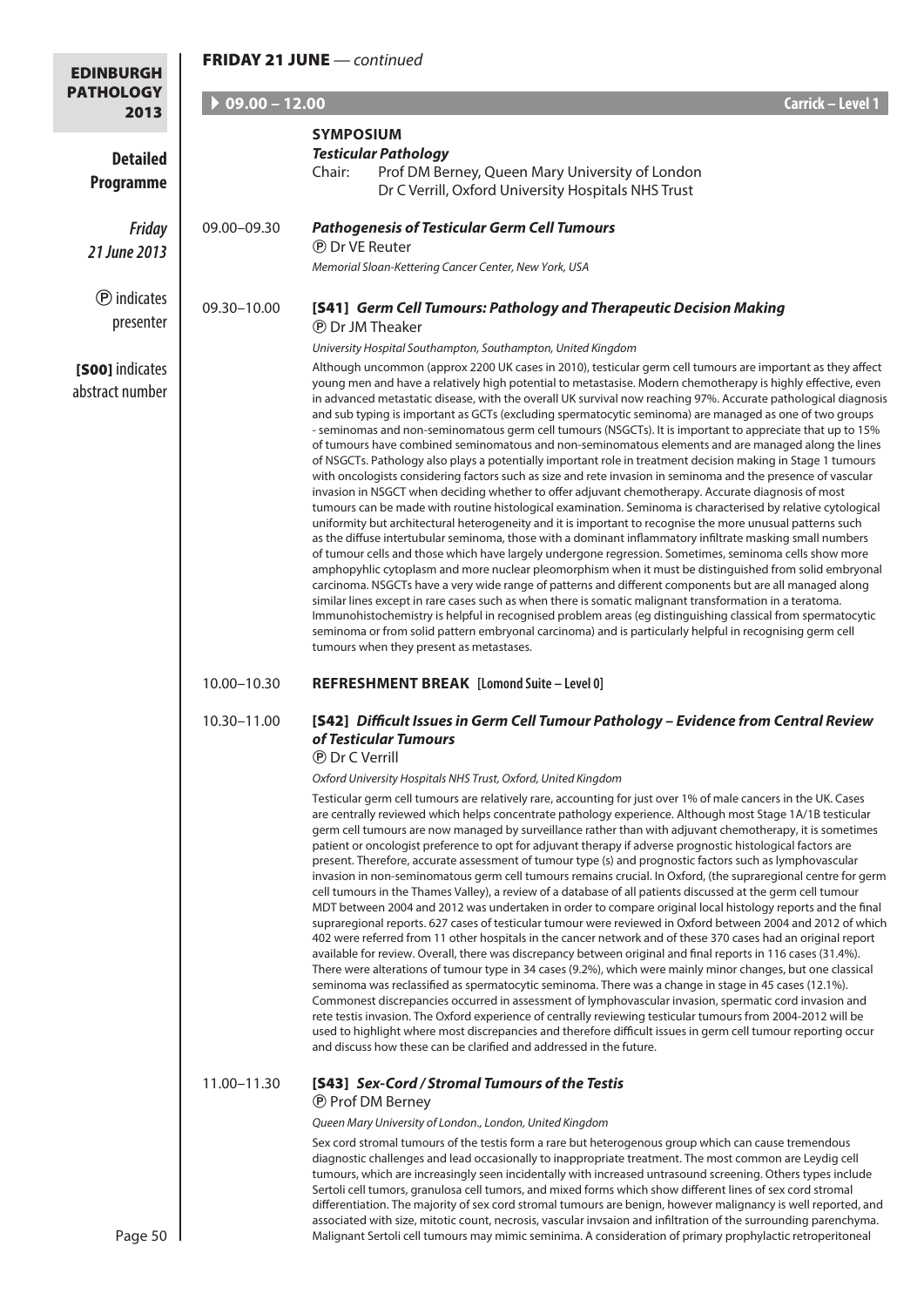## FRIDAY 21 JUNE — *continued*

**09.00 – 12.00** — **Carrick – Level 1**

**SYMPOSIUM**
***Testicular Pathology***
Chair: Prof DM Berney, Queen Mary University of London
Dr C Verrill, Oxford University Hospitals NHS Trust

Ⓟ indicates presenter

**[S00]** indicates abstract number

**09.00–09.30** ***Pathogenesis of Testicular Germ Cell Tumours***
Ⓟ Dr VE Reuter
*Memorial Sloan-Kettering Cancer Center, New York, USA*

**09.30–10.00** **[S41]** ***Germ Cell Tumours: Pathology and Therapeutic Decision Making***
Ⓟ Dr JM Theaker
*University Hospital Southampton, Southampton, United Kingdom*

Although uncommon (approx 2200 UK cases in 2010), testicular germ cell tumours are important as they affect young men and have a relatively high potential to metastasise. Modern chemotherapy is highly effective, even in advanced metastatic disease, with the overall UK survival now reaching 97%. Accurate pathological diagnosis and sub typing is important as GCTs (excluding spermatocytic seminoma) are managed as one of two groups - seminomas and non-seminomatous germ cell tumours (NSGCTs). It is important to appreciate that up to 15% of tumours have combined seminomatous and non-seminomatous elements and are managed along the lines of NSGCTs. Pathology also plays a potentially important role in treatment decision making in Stage 1 tumours with oncologists considering factors such as size and rete invasion in seminoma and the presence of vascular invasion in NSGCT when deciding whether to offer adjuvant chemotherapy. Accurate diagnosis of most tumours can be made with routine histological examination. Seminoma is characterised by relative cytological uniformity but architectural heterogeneity and it is important to recognise the more unusual patterns such as the diffuse intertubular seminoma, those with a dominant inflammatory infiltrate masking small numbers of tumour cells and those which have largely undergone regression. Sometimes, seminoma cells show more amphophylic cytoplasm and more nuclear pleomorphism when it must be distinguished from solid embryonal carcinoma. NSGCTs have a very wide range of patterns and different components but are all managed along similar lines except in rare cases such as when there is somatic malignant transformation in a teratoma. Immunohistochemistry is helpful in recognised problem areas (eg distinguishing classical from spermatocytic seminoma or from solid pattern embryonal carcinoma) and is particularly helpful in recognising germ cell tumours when they present as metastases.

**10.00–10.30** **REFRESHMENT BREAK [Lomond Suite – Level 0]**

**10.30–11.00** **[S42]** ***Difficult Issues in Germ Cell Tumour Pathology – Evidence from Central Review of Testicular Tumours***
Ⓟ Dr C Verrill
*Oxford University Hospitals NHS Trust, Oxford, United Kingdom*

Testicular germ cell tumours are relatively rare, accounting for just over 1% of male cancers in the UK. Cases are centrally reviewed which helps concentrate pathology experience. Although most Stage 1A/1B testicular germ cell tumours are now managed by surveillance rather than with adjuvant chemotherapy, it is sometimes patient or oncologist preference to opt for adjuvant therapy if adverse prognostic histological factors are present. Therefore, accurate assessment of tumour type (s) and prognostic factors such as lymphovascular invasion in non-seminomatous germ cell tumours remains crucial. In Oxford, (the supraregional centre for germ cell tumours in the Thames Valley), a review of a database of all patients discussed at the germ cell tumour MDT between 2004 and 2012 was undertaken in order to compare original local histology reports and the final supraregional reports. 627 cases of testicular tumour were reviewed in Oxford between 2004 and 2012 of which 402 were referred from 11 other hospitals in the cancer network and of these 370 cases had an original report available for review. Overall, there was discrepancy between original and final reports in 116 cases (31.4%). There were alterations of tumour type in 34 cases (9.2%), which were mainly minor changes, but one classical seminoma was reclassified as spermatocytic seminoma. There was a change in stage in 45 cases (12.1%). Commonest discrepancies occurred in assessment of lymphovascular invasion, spermatic cord invasion and rete testis invasion. The Oxford experience of centrally reviewing testicular tumours from 2004-2012 will be used to highlight where most discrepancies and therefore difficult issues in germ cell tumour reporting occur and discuss how these can be clarified and addressed in the future.

**11.00–11.30** **[S43]** ***Sex-Cord / Stromal Tumours of the Testis***
Ⓟ Prof DM Berney
*Queen Mary University of London., London, United Kingdom*

Sex cord stromal tumours of the testis form a rare but heterogenous group which can cause tremendous diagnostic challenges and lead occasionally to inappropriate treatment. The most common are Leydig cell tumours, which are increasingly seen incidentally with increased untrasound screening. Others types include Sertoli cell tumors, granulosa cell tumors, and mixed forms which show different lines of sex cord stromal differentiation. The majority of sex cord stromal tumours are benign, however malignancy is well reported, and associated with size, mitotic count, necrosis, vascular invsaion and infiltration of the surrounding parenchyma. Malignant Sertoli cell tumours may mimic seminima. A consideration of primary prophylactic retroperitoneal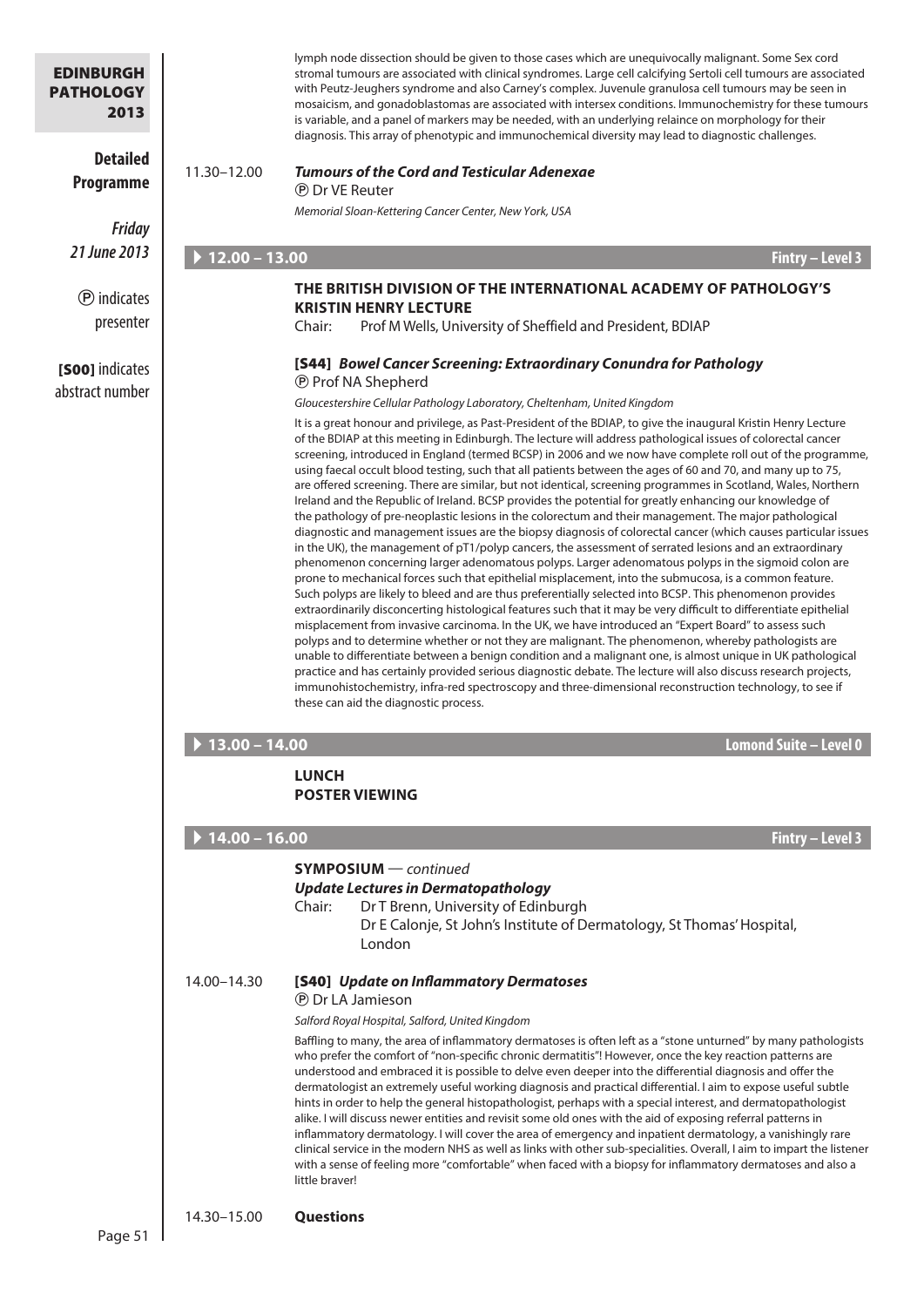lymph node dissection should be given to those cases which are unequivocally malignant. Some Sex cord stromal tumours are associated with clinical syndromes. Large cell calcifying Sertoli cell tumours are associated with Peutz-Jeughers syndrome and also Carney's complex. Juvenule granulosa cell tumours may be seen in mosaicism, and gonadoblastomas are associated with intersex conditions. Immunochemistry for these tumours is variable, and a panel of markers may be needed, with an underlying relaince on morphology for their diagnosis. This array of phenotypic and immunochemical diversity may lead to diagnostic challenges.

11.30–12.00 ***Tumours of the Cord and Testicular Adenexae***
Ⓟ Dr VE Reuter
*Memorial Sloan-Kettering Cancer Center, New York, USA*

## 12.00 – 13.00 — Fintry – Level 3

### THE BRITISH DIVISION OF THE INTERNATIONAL ACADEMY OF PATHOLOGY'S KRISTIN HENRY LECTURE

Chair: Prof M Wells, University of Sheffield and President, BDIAP

**[S44]** ***Bowel Cancer Screening: Extraordinary Conundra for Pathology***
Ⓟ Prof NA Shepherd
*Gloucestershire Cellular Pathology Laboratory, Cheltenham, United Kingdom*

It is a great honour and privilege, as Past-President of the BDIAP, to give the inaugural Kristin Henry Lecture of the BDIAP at this meeting in Edinburgh. The lecture will address pathological issues of colorectal cancer screening, introduced in England (termed BCSP) in 2006 and we now have complete roll out of the programme, using faecal occult blood testing, such that all patients between the ages of 60 and 70, and many up to 75, are offered screening. There are similar, but not identical, screening programmes in Scotland, Wales, Northern Ireland and the Republic of Ireland. BCSP provides the potential for greatly enhancing our knowledge of the pathology of pre-neoplastic lesions in the colorectum and their management. The major pathological diagnostic and management issues are the biopsy diagnosis of colorectal cancer (which causes particular issues in the UK), the management of pT1/polyp cancers, the assessment of serrated lesions and an extraordinary phenomenon concerning larger adenomatous polyps. Larger adenomatous polyps in the sigmoid colon are prone to mechanical forces such that epithelial misplacement, into the submucosa, is a common feature. Such polyps are likely to bleed and are thus preferentially selected into BCSP. This phenomenon provides extraordinarily disconcerting histological features such that it may be very difficult to differentiate epithelial misplacement from invasive carcinoma. In the UK, we have introduced an "Expert Board" to assess such polyps and to determine whether or not they are malignant. The phenomenon, whereby pathologists are unable to differentiate between a benign condition and a malignant one, is almost unique in UK pathological practice and has certainly provided serious diagnostic debate. The lecture will also discuss research projects, immunohistochemistry, infra-red spectroscopy and three-dimensional reconstruction technology, to see if these can aid the diagnostic process.

## 13.00 – 14.00 — Lomond Suite – Level 0

**LUNCH**
**POSTER VIEWING**

## 14.00 – 16.00 — Fintry – Level 3

**SYMPOSIUM** — *continued*
***Update Lectures in Dermatopathology***
Chair: Dr T Brenn, University of Edinburgh
Dr E Calonje, St John's Institute of Dermatology, St Thomas' Hospital, London

14.00–14.30 **[S40]** ***Update on Inflammatory Dermatoses***
Ⓟ Dr LA Jamieson
*Salford Royal Hospital, Salford, United Kingdom*

Baffling to many, the area of inflammatory dermatoses is often left as a "stone unturned" by many pathologists who prefer the comfort of "non-specific chronic dermatitis"! However, once the key reaction patterns are understood and embraced it is possible to delve even deeper into the differential diagnosis and offer the dermatologist an extremely useful working diagnosis and practical differential. I aim to expose useful subtle hints in order to help the general histopathologist, perhaps with a special interest, and dermatopathologist alike. I will discuss newer entities and revisit some old ones with the aid of exposing referral patterns in inflammatory dermatology. I will cover the area of emergency and inpatient dermatology, a vanishingly rare clinical service in the modern NHS as well as links with other sub-specialities. Overall, I aim to impart the listener with a sense of feeling more "comfortable" when faced with a biopsy for inflammatory dermatoses and also a little braver!

14.30–15.00 **Questions**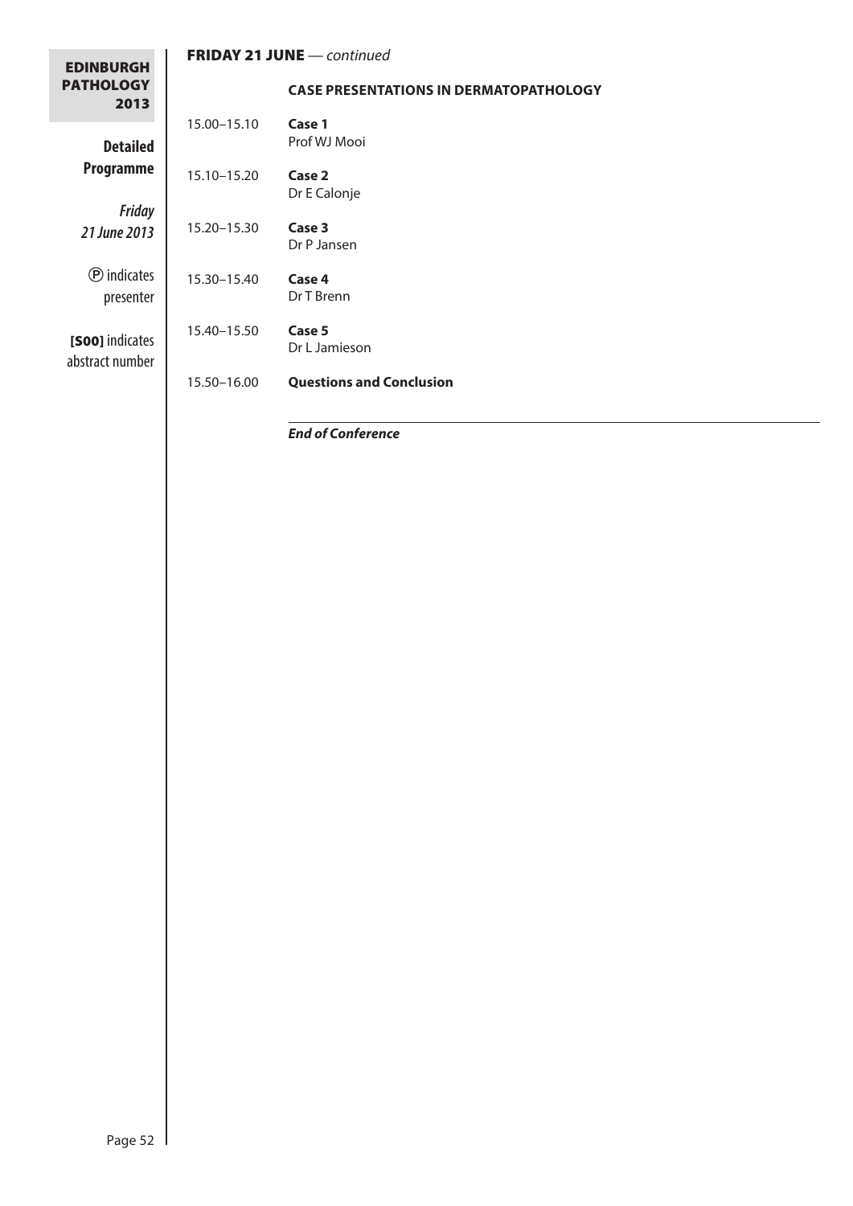## FRIDAY 21 JUNE — *continued*

### CASE PRESENTATIONS IN DERMATOPATHOLOGY

| | |
|---|---|
| 15.00–15.10 | **Case 1**<br>Prof WJ Mooi |
| 15.10–15.20 | **Case 2**<br>Dr E Calonje |
| 15.20–15.30 | **Case 3**<br>Dr P Jansen |
| 15.30–15.40 | **Case 4**<br>Dr T Brenn |
| 15.40–15.50 | **Case 5**<br>Dr L Jamieson |
| 15.50–16.00 | **Questions and Conclusion** |

***End of Conference***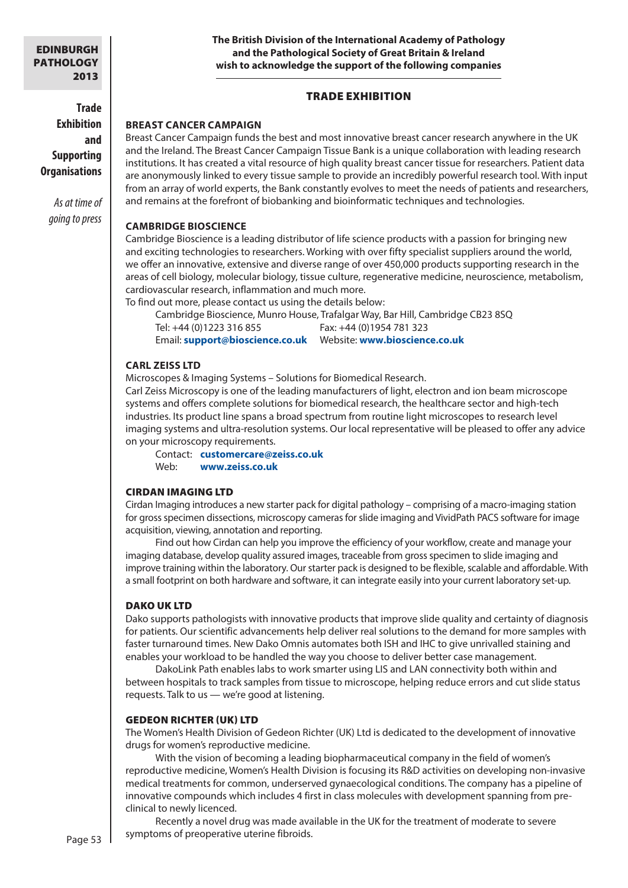**The British Division of the International Academy of Pathology and the Pathological Society of Great Britain & Ireland wish to acknowledge the support of the following companies**

**Trade Exhibition and Supporting Organisations**

*As at time of going to press*

## TRADE EXHIBITION

### BREAST CANCER CAMPAIGN

Breast Cancer Campaign funds the best and most innovative breast cancer research anywhere in the UK and the Ireland. The Breast Cancer Campaign Tissue Bank is a unique collaboration with leading research institutions. It has created a vital resource of high quality breast cancer tissue for researchers. Patient data are anonymously linked to every tissue sample to provide an incredibly powerful research tool. With input from an array of world experts, the Bank constantly evolves to meet the needs of patients and researchers, and remains at the forefront of biobanking and bioinformatic techniques and technologies.

### CAMBRIDGE BIOSCIENCE

Cambridge Bioscience is a leading distributor of life science products with a passion for bringing new and exciting technologies to researchers. Working with over fifty specialist suppliers around the world, we offer an innovative, extensive and diverse range of over 450,000 products supporting research in the areas of cell biology, molecular biology, tissue culture, regenerative medicine, neuroscience, metabolism, cardiovascular research, inflammation and much more.

To find out more, please contact us using the details below:

Cambridge Bioscience, Munro House, Trafalgar Way, Bar Hill, Cambridge CB23 8SQ
Tel: +44 (0)1223 316 855 Fax: +44 (0)1954 781 323
Email: **support@bioscience.co.uk** Website: **www.bioscience.co.uk**

### CARL ZEISS LTD

Microscopes & Imaging Systems – Solutions for Biomedical Research.

Carl Zeiss Microscopy is one of the leading manufacturers of light, electron and ion beam microscope systems and offers complete solutions for biomedical research, the healthcare sector and high-tech industries. Its product line spans a broad spectrum from routine light microscopes to research level imaging systems and ultra-resolution systems. Our local representative will be pleased to offer any advice on your microscopy requirements.

Contact: **customercare@zeiss.co.uk**
Web: **www.zeiss.co.uk**

### CIRDAN IMAGING LTD

Cirdan Imaging introduces a new starter pack for digital pathology – comprising of a macro-imaging station for gross specimen dissections, microscopy cameras for slide imaging and VividPath PACS software for image acquisition, viewing, annotation and reporting.

Find out how Cirdan can help you improve the efficiency of your workflow, create and manage your imaging database, develop quality assured images, traceable from gross specimen to slide imaging and improve training within the laboratory. Our starter pack is designed to be flexible, scalable and affordable. With a small footprint on both hardware and software, it can integrate easily into your current laboratory set-up.

### DAKO UK LTD

Dako supports pathologists with innovative products that improve slide quality and certainty of diagnosis for patients. Our scientific advancements help deliver real solutions to the demand for more samples with faster turnaround times. New Dako Omnis automates both ISH and IHC to give unrivalled staining and enables your workload to be handled the way you choose to deliver better case management.

DakoLink Path enables labs to work smarter using LIS and LAN connectivity both within and between hospitals to track samples from tissue to microscope, helping reduce errors and cut slide status requests. Talk to us — we're good at listening.

### GEDEON RICHTER (UK) LTD

The Women's Health Division of Gedeon Richter (UK) Ltd is dedicated to the development of innovative drugs for women's reproductive medicine.

With the vision of becoming a leading biopharmaceutical company in the field of women's reproductive medicine, Women's Health Division is focusing its R&D activities on developing non-invasive medical treatments for common, underserved gynaecological conditions. The company has a pipeline of innovative compounds which includes 4 first in class molecules with development spanning from pre-clinical to newly licenced.

Recently a novel drug was made available in the UK for the treatment of moderate to severe symptoms of preoperative uterine fibroids.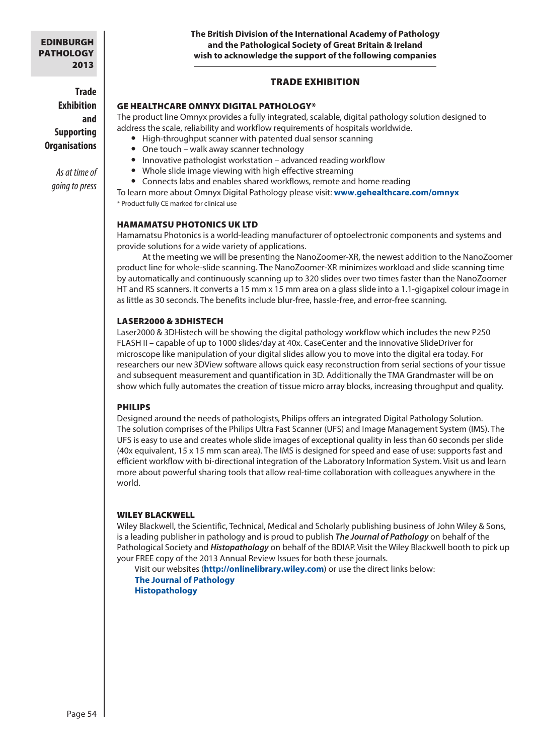**The British Division of the International Academy of Pathology and the Pathological Society of Great Britain & Ireland wish to acknowledge the support of the following companies**

Trade Exhibition and Supporting Organisations

*As at time of going to press*

## TRADE EXHIBITION

### GE HEALTHCARE OMNYX DIGITAL PATHOLOGY*

The product line Omnyx provides a fully integrated, scalable, digital pathology solution designed to address the scale, reliability and workflow requirements of hospitals worldwide.

- High-throughput scanner with patented dual sensor scanning
- One touch – walk away scanner technology
- Innovative pathologist workstation – advanced reading workflow
- Whole slide image viewing with high effective streaming
- Connects labs and enables shared workflows, remote and home reading

To learn more about Omnyx Digital Pathology please visit: **www.gehealthcare.com/omnyx**

\* Product fully CE marked for clinical use

### HAMAMATSU PHOTONICS UK LTD

Hamamatsu Photonics is a world-leading manufacturer of optoelectronic components and systems and provide solutions for a wide variety of applications.

At the meeting we will be presenting the NanoZoomer-XR, the newest addition to the NanoZoomer product line for whole-slide scanning. The NanoZoomer-XR minimizes workload and slide scanning time by automatically and continuously scanning up to 320 slides over two times faster than the NanoZoomer HT and RS scanners. It converts a 15 mm x 15 mm area on a glass slide into a 1.1-gigapixel colour image in as little as 30 seconds. The benefits include blur-free, hassle-free, and error-free scanning.

### LASER2000 & 3DHISTECH

Laser2000 & 3DHistech will be showing the digital pathology workflow which includes the new P250 FLASH II – capable of up to 1000 slides/day at 40x. CaseCenter and the innovative SlideDriver for microscope like manipulation of your digital slides allow you to move into the digital era today. For researchers our new 3DView software allows quick easy reconstruction from serial sections of your tissue and subsequent measurement and quantification in 3D. Additionally the TMA Grandmaster will be on show which fully automates the creation of tissue micro array blocks, increasing throughput and quality.

### PHILIPS

Designed around the needs of pathologists, Philips offers an integrated Digital Pathology Solution. The solution comprises of the Philips Ultra Fast Scanner (UFS) and Image Management System (IMS). The UFS is easy to use and creates whole slide images of exceptional quality in less than 60 seconds per slide (40x equivalent, 15 x 15 mm scan area). The IMS is designed for speed and ease of use: supports fast and efficient workflow with bi-directional integration of the Laboratory Information System. Visit us and learn more about powerful sharing tools that allow real-time collaboration with colleagues anywhere in the world.

### WILEY BLACKWELL

Wiley Blackwell, the Scientific, Technical, Medical and Scholarly publishing business of John Wiley & Sons, is a leading publisher in pathology and is proud to publish ***The Journal of Pathology*** on behalf of the Pathological Society and ***Histopathology*** on behalf of the BDIAP. Visit the Wiley Blackwell booth to pick up your FREE copy of the 2013 Annual Review Issues for both these journals.

Visit our websites (**http://onlinelibrary.wiley.com**) or use the direct links below:

**The Journal of Pathology**
**Histopathology**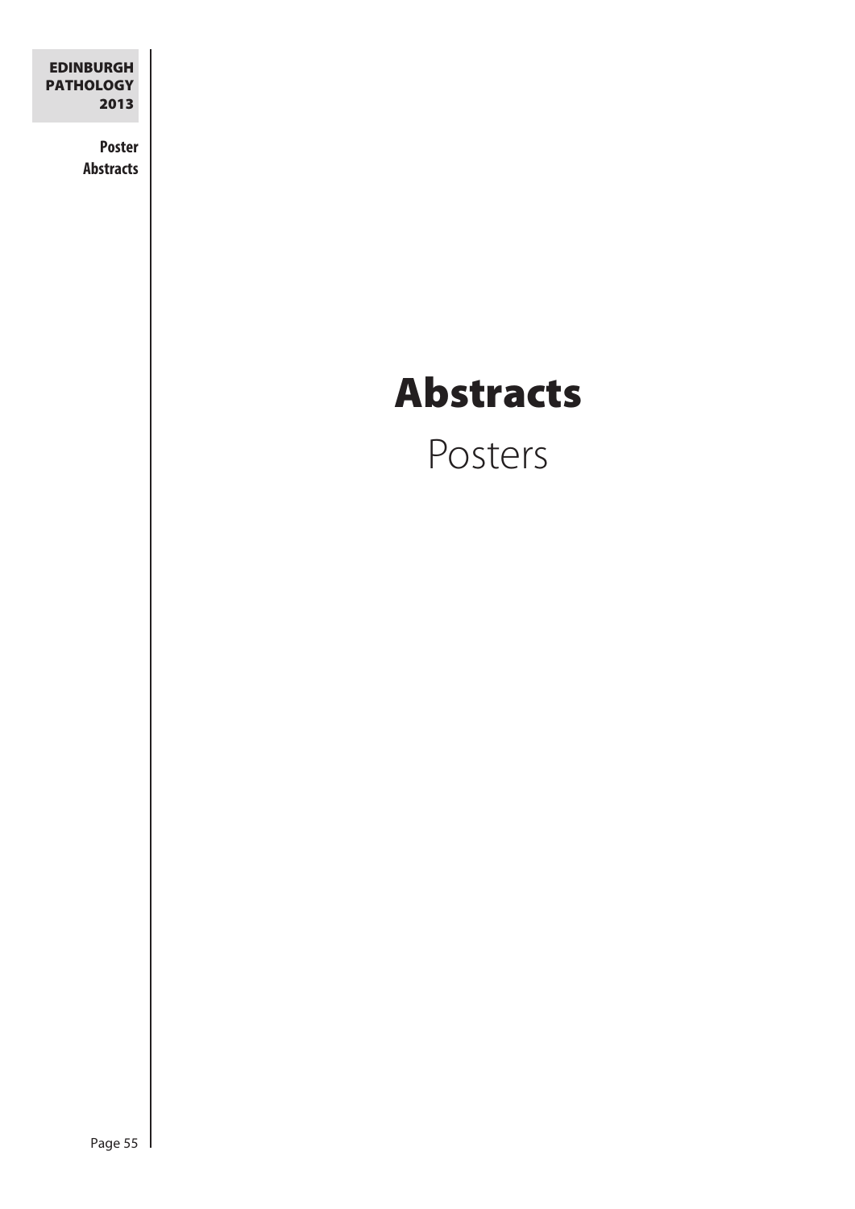# Abstracts

Posters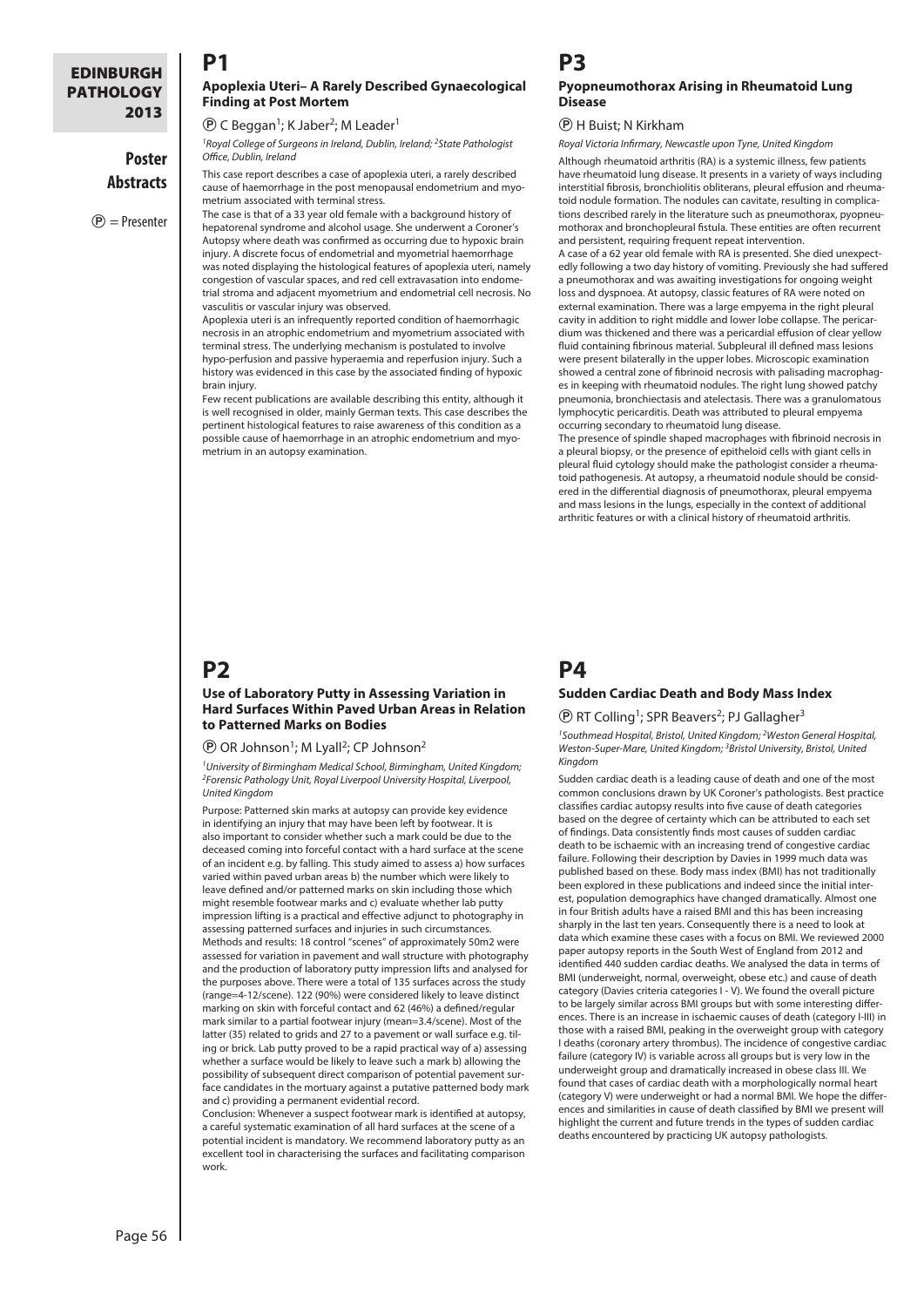# P1

### Apoplexia Uteri– A Rarely Described Gynaecological Finding at Post Mortem

Ⓟ C Beggan[1]; K Jaber[2]; M Leader[1]

*[1]Royal College of Surgeons in Ireland, Dublin, Ireland; [2]State Pathologist Office, Dublin, Ireland*

This case report describes a case of apoplexia uteri, a rarely described cause of haemorrhage in the post menopausal endometrium and myometrium associated with terminal stress.

The case is that of a 33 year old female with a background history of hepatorenal syndrome and alcohol usage. She underwent a Coroner's Autopsy where death was confirmed as occurring due to hypoxic brain injury. A discrete focus of endometrial and myometrial haemorrhage was noted displaying the histological features of apoplexia uteri, namely congestion of vascular spaces, and red cell extravasation into endometrial stroma and adjacent myometrium and endometrial cell necrosis. No vasculitis or vascular injury was observed.

Apoplexia uteri is an infrequently reported condition of haemorrhagic necrosis in an atrophic endometrium and myometrium associated with terminal stress. The underlying mechanism is postulated to involve hypo-perfusion and passive hyperaemia and reperfusion injury. Such a history was evidenced in this case by the associated finding of hypoxic brain injury.

Few recent publications are available describing this entity, although it is well recognised in older, mainly German texts. This case describes the pertinent histological features to raise awareness of this condition as a possible cause of haemorrhage in an atrophic endometrium and myometrium in an autopsy examination.

# P2

### Use of Laboratory Putty in Assessing Variation in Hard Surfaces Within Paved Urban Areas in Relation to Patterned Marks on Bodies

Ⓟ OR Johnson[1]; M Lyall[2]; CP Johnson[2]

*[1]University of Birmingham Medical School, Birmingham, United Kingdom; [2]Forensic Pathology Unit, Royal Liverpool University Hospital, Liverpool, United Kingdom*

Purpose: Patterned skin marks at autopsy can provide key evidence in identifying an injury that may have been left by footwear. It is also important to consider whether such a mark could be due to the deceased coming into forceful contact with a hard surface at the scene of an incident e.g. by falling. This study aimed to assess a) how surfaces varied within paved urban areas b) the number which were likely to leave defined and/or patterned marks on skin including those which might resemble footwear marks and c) evaluate whether lab putty impression lifting is a practical and effective adjunct to photography in assessing patterned surfaces and injuries in such circumstances.

Methods and results: 18 control "scenes" of approximately 50m2 were assessed for variation in pavement and wall structure with photography and the production of laboratory putty impression lifts and analysed for the purposes above. There were a total of 135 surfaces across the study (range=4-12/scene). 122 (90%) were considered likely to leave distinct marking on skin with forceful contact and 62 (46%) a defined/regular mark similar to a partial footwear injury (mean=3.4/scene). Most of the latter (35) related to grids and 27 to a pavement or wall surface e.g. tiling or brick. Lab putty proved to be a rapid practical way of a) assessing whether a surface would be likely to leave such a mark b) allowing the possibility of subsequent direct comparison of potential pavement surface candidates in the mortuary against a putative patterned body mark and c) providing a permanent evidential record.

Conclusion: Whenever a suspect footwear mark is identified at autopsy, a careful systematic examination of all hard surfaces at the scene of a potential incident is mandatory. We recommend laboratory putty as an excellent tool in characterising the surfaces and facilitating comparison work.

# P3

### Pyopneumothorax Arising in Rheumatoid Lung Disease

Ⓟ H Buist; N Kirkham

*Royal Victoria Infirmary, Newcastle upon Tyne, United Kingdom*

Although rheumatoid arthritis (RA) is a systemic illness, few patients have rheumatoid lung disease. It presents in a variety of ways including interstitial fibrosis, bronchiolitis obliterans, pleural effusion and rheumatoid nodule formation. The nodules can cavitate, resulting in complications described rarely in the literature such as pneumothorax, pyopneumothorax and bronchopleural fistula. These entities are often recurrent and persistent, requiring frequent repeat intervention.

A case of a 62 year old female with RA is presented. She died unexpectedly following a two day history of vomiting. Previously she had suffered a pneumothorax and was awaiting investigations for ongoing weight loss and dyspnoea. At autopsy, classic features of RA were noted on external examination. There was a large empyema in the right pleural cavity in addition to right middle and lower lobe collapse. The pericardium was thickened and there was a pericardial effusion of clear yellow fluid containing fibrinous material. Subpleural ill defined mass lesions were present bilaterally in the upper lobes. Microscopic examination showed a central zone of fibrinoid necrosis with palisading macrophages in keeping with rheumatoid nodules. The right lung showed patchy pneumonia, bronchiectasis and atelectasis. There was a granulomatous lymphocytic pericarditis. Death was attributed to pleural empyema occurring secondary to rheumatoid lung disease.

The presence of spindle shaped macrophages with fibrinoid necrosis in a pleural biopsy, or the presence of epitheloid cells with giant cells in pleural fluid cytology should make the pathologist consider a rheumatoid pathogenesis. At autopsy, a rheumatoid nodule should be considered in the differential diagnosis of pneumothorax, pleural empyema and mass lesions in the lungs, especially in the context of additional arthritic features or with a clinical history of rheumatoid arthritis.

# P4

### Sudden Cardiac Death and Body Mass Index

Ⓟ RT Colling[1]; SPR Beavers[2]; PJ Gallagher[3]

*[1]Southmead Hospital, Bristol, United Kingdom; [2]Weston General Hospital, Weston-Super-Mare, United Kingdom; [3]Bristol University, Bristol, United Kingdom*

Sudden cardiac death is a leading cause of death and one of the most common conclusions drawn by UK Coroner's pathologists. Best practice classifies cardiac autopsy results into five cause of death categories based on the degree of certainty which can be attributed to each set of findings. Data consistently finds most causes of sudden cardiac death to be ischaemic with an increasing trend of congestive cardiac failure. Following their description by Davies in 1999 much data was published based on these. Body mass index (BMI) has not traditionally been explored in these publications and indeed since the initial interest, population demographics have changed dramatically. Almost one in four British adults have a raised BMI and this has been increasing sharply in the last ten years. Consequently there is a need to look at data which examine these cases with a focus on BMI. We reviewed 2000 paper autopsy reports in the South West of England from 2012 and identified 440 sudden cardiac deaths. We analysed the data in terms of BMI (underweight, normal, overweight, obese etc.) and cause of death category (Davies criteria categories I - V). We found the overall picture to be largely similar across BMI groups but with some interesting differences. There is an increase in ischaemic causes of death (category I-III) in those with a raised BMI, peaking in the overweight group with category I deaths (coronary artery thrombus). The incidence of congestive cardiac failure (category IV) is variable across all groups but is very low in the underweight group and dramatically increased in obese class III. We found that cases of cardiac death with a morphologically normal heart (category V) were underweight or had a normal BMI. We hope the differences and similarities in cause of death classified by BMI we present will highlight the current and future trends in the types of sudden cardiac deaths encountered by practicing UK autopsy pathologists.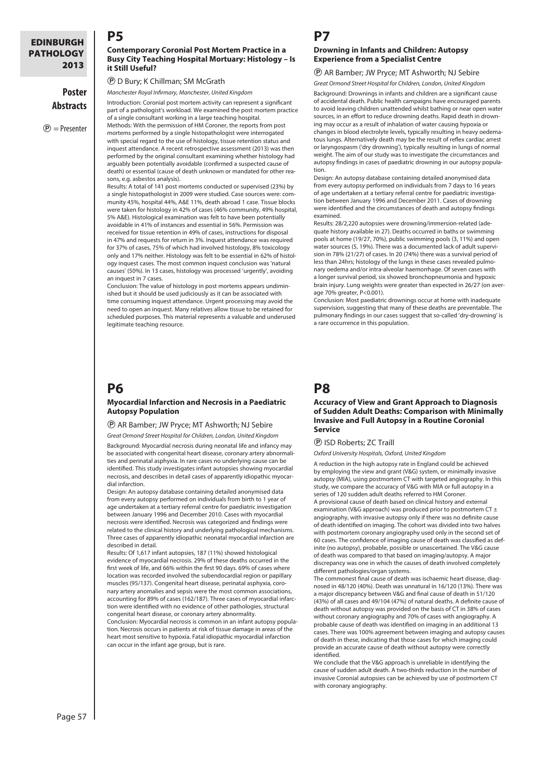# P5

## Contemporary Coronial Post Mortem Practice in a Busy City Teaching Hospital Mortuary: Histology – Is it Still Useful?

Ⓟ D Bury; K Chillman; SM McGrath

*Manchester Royal Infirmary, Manchester, United Kingdom*

Introduction: Coronial post mortem activity can represent a significant part of a pathologist's workload. We examined the post mortem practice of a single consultant working in a large teaching hospital.

Methods: With the permission of HM Coroner, the reports from post mortems performed by a single histopathologist were interrogated with special regard to the use of histology, tissue retention status and inquest attendance. A recent retrospective assessment (2013) was then performed by the original consultant examining whether histology had arguably been potentially avoidable (confirmed a suspected cause of death) or essential (cause of death unknown or mandated for other reasons, e.g. asbestos analysis).

Results: A total of 141 post mortems conducted or supervised (23%) by a single histopathologist in 2009 were studied. Case sources were: community 45%, hospital 44%, A&E 11%, death abroad 1 case. Tissue blocks were taken for histology in 42% of cases (46% community, 49% hospital, 5% A&E). Histological examination was felt to have been potentially avoidable in 41% of instances and essential in 56%. Permission was received for tissue retention in 49% of cases, instructions for disposal in 47% and requests for return in 3%. Inquest attendance was required for 37% of cases, 75% of which had involved histology, 8% toxicology only and 17% neither. Histology was felt to be essential in 62% of histology inquest cases. The most common inquest conclusion was 'natural causes' (50%). In 13 cases, histology was processed 'urgently', avoiding an inquest in 7 cases.

Conclusion: The value of histology in post mortems appears undiminished but it should be used judiciously as it can be associated with time consuming inquest attendance. Urgent processing may avoid the need to open an inquest. Many relatives allow tissue to be retained for scheduled purposes. This material represents a valuable and underused legitimate teaching resource.

# P6

## Myocardial Infarction and Necrosis in a Paediatric Autopsy Population

Ⓟ AR Bamber; JW Pryce; MT Ashworth; NJ Sebire

*Great Ormond Street Hospital for Children, London, United Kingdom*

Background: Myocardial necrosis during neonatal life and infancy may be associated with congenital heart disease, coronary artery abnormalities and perinatal asphyxia. In rare cases no underlying cause can be identified. This study investigates infant autopsies showing myocardial necrosis, and describes in detail cases of apparently idiopathic myocardial infarction.

Design: An autopsy database containing detailed anonymised data from every autopsy performed on individuals from birth to 1 year of age undertaken at a tertiary referral centre for paediatric investigation between January 1996 and December 2010. Cases with myocardial necrosis were identified. Necrosis was categorized and findings were related to the clinical history and underlying pathological mechanisms. Three cases of apparently idiopathic neonatal myocardial infarction are described in detail.

Results: Of 1,617 infant autopsies, 187 (11%) showed histological evidence of myocardial necrosis. 29% of these deaths occurred in the first week of life, and 66% within the first 90 days. 69% of cases where location was recorded involved the subendocardial region or papillary muscles (95/137). Congenital heart disease, perinatal asphyxia, coronary artery anomalies and sepsis were the most common associations, accounting for 89% of cases (162/187). Three cases of myocardial infarction were identified with no evidence of other pathologies, structural congenital heart disease, or coronary artery abnormality.

Conclusion: Myocardial necrosis is common in an infant autopsy population. Necrosis occurs in patients at risk of tissue damage in areas of the heart most sensitive to hypoxia. Fatal idiopathic myocardial infarction can occur in the infant age group, but is rare.

# P7

## Drowning in Infants and Children: Autopsy Experience from a Specialist Centre

Ⓟ AR Bamber; JW Pryce; MT Ashworth; NJ Sebire

*Great Ormond Street Hospital for Children, London, United Kingdom*

Background: Drownings in infants and children are a significant cause of accidental death. Public health campaigns have encouraged parents to avoid leaving children unattended whilst bathing or near open water sources, in an effort to reduce drowning deaths. Rapid death in drowning may occur as a result of inhalation of water causing hypoxia or changes in blood electrolyte levels, typically resulting in heavy oedematous lungs. Alternatively death may be the result of reflex cardiac arrest or laryngospasm ('dry drowning'), typically resulting in lungs of normal weight. The aim of our study was to investigate the circumstances and autopsy findings in cases of paediatric drowning in our autopsy population.

Design: An autopsy database containing detailed anonymised data from every autopsy performed on individuals from 7 days to 16 years of age undertaken at a tertiary referral centre for paediatric investigation between January 1996 and December 2011. Cases of drowning were identified and the circumstances of death and autopsy findings examined.

Results: 28/2,220 autopsies were drowning/immersion-related (adequate history available in 27). Deaths occurred in baths or swimming pools at home (19/27, 70%), public swimming pools (3, 11%) and open water sources (5, 19%). There was a documented lack of adult supervision in 78% (21/27) of cases. In 20 (74%) there was a survival period of less than 24hrs; histology of the lungs in these cases revealed pulmonary oedema and/or intra-alveolar haemorrhage. Of seven cases with a longer survival period, six showed bronchopneumonia and hypoxic brain injury. Lung weights were greater than expected in 26/27 (on average 70% greater, $P<0.001$).

Conclusion: Most paediatric drownings occur at home with inadequate supervision, suggesting that many of these deaths are preventable. The pulmonary findings in our cases suggest that so-called 'dry-drowning' is a rare occurrence in this population.

# P8

## Accuracy of View and Grant Approach to Diagnosis of Sudden Adult Deaths: Comparison with Minimally Invasive and Full Autopsy in a Routine Coronial Service

Ⓟ ISD Roberts; ZC Traill

*Oxford University Hospitals, Oxford, United Kingdom*

A reduction in the high autopsy rate in England could be achieved by employing the view and grant (V&G) system, or minimally invasive autopsy (MIA), using postmortem CT with targeted angiography. In this study, we compare the accuracy of V&G with MIA or full autopsy in a series of 120 sudden adult deaths referred to HM Coroner.

A provisional cause of death based on clinical history and external examination (V&G approach) was produced prior to postmortem CT ± angiography, with invasive autopsy only if there was no definite cause of death identified on imaging. The cohort was divided into two halves with postmortem coronary angiography used only in the second set of 60 cases. The confidence of imaging cause of death was classified as definite (no autopsy), probable, possible or unascertained. The V&G cause of death was compared to that based on imaging/autopsy. A major discrepancy was one in which the causes of death involved completely different pathologies/organ systems.

The commonest final cause of death was ischaemic heart disease, diagnosed in 48/120 (40%). Death was unnatural in 16/120 (13%). There was a major discrepancy between V&G and final cause of death in 51/120 (43%) of all cases and 49/104 (47%) of natural deaths. A definite cause of death without autopsy was provided on the basis of CT in 38% of cases without coronary angiography and 70% of cases with angiography. A probable cause of death was identified on imaging in an additional 13 cases. There was 100% agreement between imaging and autopsy causes of death in these, indicating that those cases for which imaging could provide an accurate cause of death without autopsy were correctly identified.

We conclude that the V&G approach is unreliable in identifying the cause of sudden adult death. A two-thirds reduction in the number of invasive Coronial autopsies can be achieved by use of postmortem CT with coronary angiography.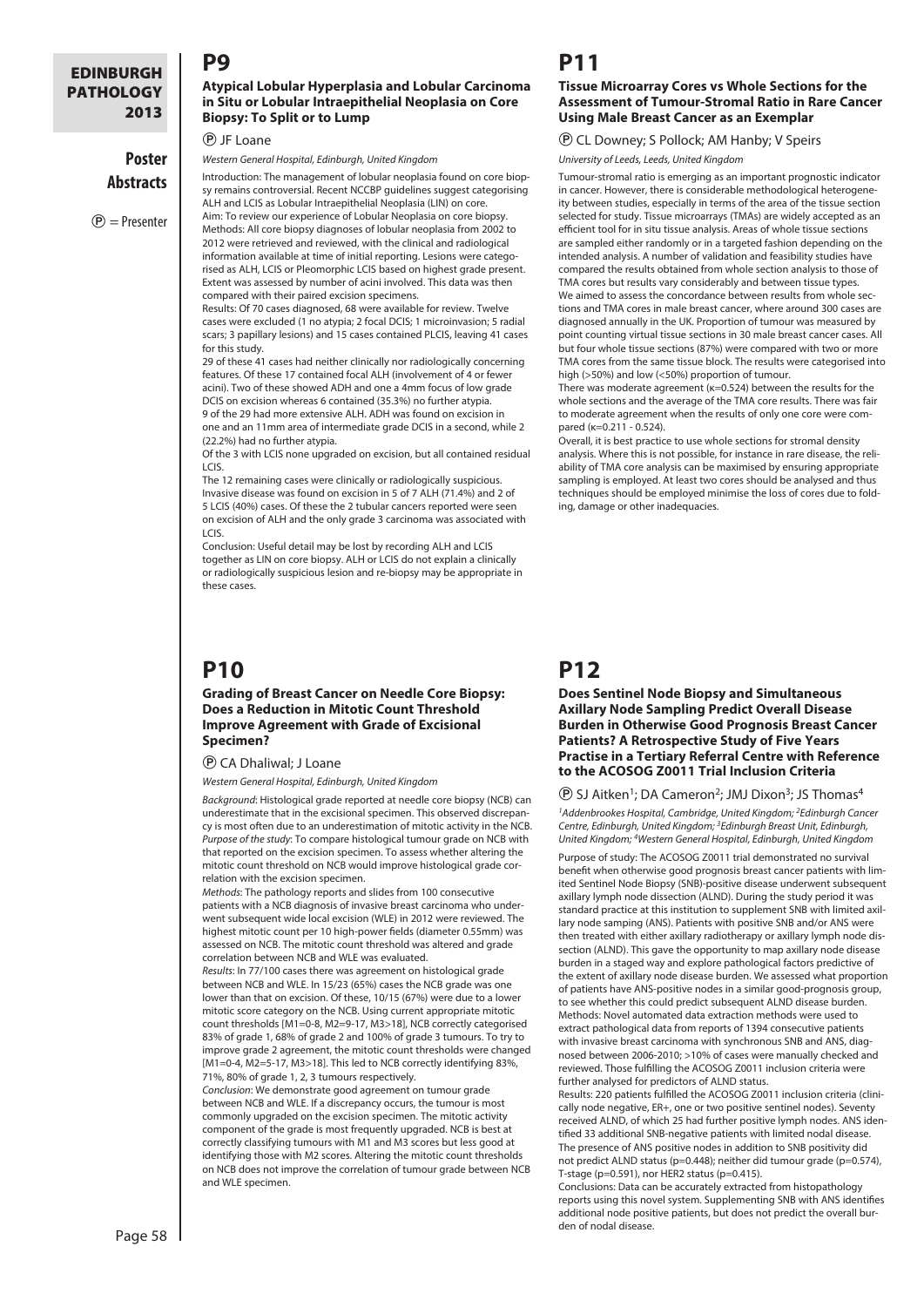## P9

### Atypical Lobular Hyperplasia and Lobular Carcinoma in Situ or Lobular Intraepithelial Neoplasia on Core Biopsy: To Split or to Lump

Ⓟ JF Loane

*Western General Hospital, Edinburgh, United Kingdom*

Introduction: The management of lobular neoplasia found on core biopsy remains controversial. Recent NCCBP guidelines suggest categorising ALH and LCIS as Lobular Intraepithelial Neoplasia (LIN) on core.

Aim: To review our experience of Lobular Neoplasia on core biopsy.

Methods: All core biopsy diagnoses of lobular neoplasia from 2002 to 2012 were retrieved and reviewed, with the clinical and radiological information available at time of initial reporting. Lesions were categorised as ALH, LCIS or Pleomorphic LCIS based on highest grade present. Extent was assessed by number of acini involved. This data was then compared with their paired excision specimens.

Results: Of 70 cases diagnosed, 68 were available for review. Twelve cases were excluded (1 no atypia; 2 focal DCIS; 1 microinvasion; 5 radial scars; 3 papillary lesions) and 15 cases contained PLCIS, leaving 41 cases for this study.

29 of these 41 cases had neither clinically nor radiologically concerning features. Of these 17 contained focal ALH (involvement of 4 or fewer acini). Two of these showed ADH and one a 4mm focus of low grade DCIS on excision whereas 6 contained (35.3%) no further atypia.

9 of the 29 had more extensive ALH. ADH was found on excision in one and an 11mm area of intermediate grade DCIS in a second, while 2 (22.2%) had no further atypia.

Of the 3 with LCIS none upgraded on excision, but all contained residual LCIS.

The 12 remaining cases were clinically or radiologically suspicious. Invasive disease was found on excision in 5 of 7 ALH (71.4%) and 2 of 5 LCIS (40%) cases. Of these the 2 tubular cancers reported were seen on excision of ALH and the only grade 3 carcinoma was associated with LCIS.

Conclusion: Useful detail may be lost by recording ALH and LCIS together as LIN on core biopsy. ALH or LCIS do not explain a clinically or radiologically suspicious lesion and re-biopsy may be appropriate in these cases.

## P10

### Grading of Breast Cancer on Needle Core Biopsy: Does a Reduction in Mitotic Count Threshold Improve Agreement with Grade of Excisional Specimen?

Ⓟ CA Dhaliwal; J Loane

*Western General Hospital, Edinburgh, United Kingdom*

*Background*: Histological grade reported at needle core biopsy (NCB) can underestimate that in the excisional specimen. This observed discrepancy is most often due to an underestimation of mitotic activity in the NCB.

*Purpose of the study*: To compare histological tumour grade on NCB with that reported on the excision specimen. To assess whether altering the mitotic count threshold on NCB would improve histological grade correlation with the excision specimen.

*Methods*: The pathology reports and slides from 100 consecutive patients with a NCB diagnosis of invasive breast carcinoma who underwent subsequent wide local excision (WLE) in 2012 were reviewed. The highest mitotic count per 10 high-power fields (diameter 0.55mm) was assessed on NCB. The mitotic count threshold was altered and grade correlation between NCB and WLE was evaluated.

*Results*: In 77/100 cases there was agreement on histological grade between NCB and WLE. In 15/23 (65%) cases the NCB grade was one lower than that on excision. Of these, 10/15 (67%) were due to a lower mitotic score category on the NCB. Using current appropriate mitotic count thresholds [M1=0-8, M2=9-17, M3>18], NCB correctly categorised 83% of grade 1, 68% of grade 2 and 100% of grade 3 tumours. To try to improve grade 2 agreement, the mitotic count thresholds were changed [M1=0-4, M2=5-17, M3>18]. This led to NCB correctly identifying 83%, 71%, 80% of grade 1, 2, 3 tumours respectively.

*Conclusion*: We demonstrate good agreement on tumour grade between NCB and WLE. If a discrepancy occurs, the tumour is most commonly upgraded on the excision specimen. The mitotic activity component of the grade is most frequently upgraded. NCB is best at correctly classifying tumours with M1 and M3 scores but less good at identifying those with M2 scores. Altering the mitotic count thresholds on NCB does not improve the correlation of tumour grade between NCB and WLE specimen.

## P11

### Tissue Microarray Cores vs Whole Sections for the Assessment of Tumour-Stromal Ratio in Rare Cancer Using Male Breast Cancer as an Exemplar

Ⓟ CL Downey; S Pollock; AM Hanby; V Speirs

*University of Leeds, Leeds, United Kingdom*

Tumour-stromal ratio is emerging as an important prognostic indicator in cancer. However, there is considerable methodological heterogeneity between studies, especially in terms of the area of the tissue section selected for study. Tissue microarrays (TMAs) are widely accepted as an efficient tool for in situ tissue analysis. Areas of whole tissue sections are sampled either randomly or in a targeted fashion depending on the intended analysis. A number of validation and feasibility studies have compared the results obtained from whole section analysis to those of TMA cores but results vary considerably and between tissue types.

We aimed to assess the concordance between results from whole sections and TMA cores in male breast cancer, where around 300 cases are diagnosed annually in the UK. Proportion of tumour was measured by point counting virtual tissue sections in 30 male breast cancer cases. All but four whole tissue sections (87%) were compared with two or more TMA cores from the same tissue block. The results were categorised into high (>50%) and low (<50%) proportion of tumour.

There was moderate agreement (κ=0.524) between the results for the whole sections and the average of the TMA core results. There was fair to moderate agreement when the results of only one core were compared (κ=0.211 - 0.524).

Overall, it is best practice to use whole sections for stromal density analysis. Where this is not possible, for instance in rare disease, the reliability of TMA core analysis can be maximised by ensuring appropriate sampling is employed. At least two cores should be analysed and thus techniques should be employed minimise the loss of cores due to folding, damage or other inadequacies.

## P12

### Does Sentinel Node Biopsy and Simultaneous Axillary Node Sampling Predict Overall Disease Burden in Otherwise Good Prognosis Breast Cancer Patients? A Retrospective Study of Five Years Practise in a Tertiary Referral Centre with Reference to the ACOSOG Z0011 Trial Inclusion Criteria

Ⓟ SJ Aitken[1]; DA Cameron[2]; JMJ Dixon[3]; JS Thomas[4]

*[1]Addenbrookes Hospital, Cambridge, United Kingdom; [2]Edinburgh Cancer Centre, Edinburgh, United Kingdom; [3]Edinburgh Breast Unit, Edinburgh, United Kingdom; [4]Western General Hospital, Edinburgh, United Kingdom*

Purpose of study: The ACOSOG Z0011 trial demonstrated no survival benefit when otherwise good prognosis breast cancer patients with limited Sentinel Node Biopsy (SNB)-positive disease underwent subsequent axillary lymph node dissection (ALND). During the study period it was standard practice at this institution to supplement SNB with limited axillary node samping (ANS). Patients with positive SNB and/or ANS were then treated with either axillary radiotherapy or axillary lymph node dissection (ALND). This gave the opportunity to map axillary node disease burden in a staged way and explore pathological factors predictive of the extent of axillary node disease burden. We assessed what proportion of patients have ANS-positive nodes in a similar good-prognosis group, to see whether this could predict subsequent ALND disease burden.

Methods: Novel automated data extraction methods were used to extract pathological data from reports of 1394 consecutive patients with invasive breast carcinoma with synchronous SNB and ANS, diagnosed between 2006-2010; >10% of cases were manually checked and reviewed. Those fulfilling the ACOSOG Z0011 inclusion criteria were further analysed for predictors of ALND status.

Results: 220 patients fulfilled the ACOSOG Z0011 inclusion criteria (clinically node negative, ER+, one or two positive sentinel nodes). Seventy received ALND, of which 25 had further positive lymph nodes. ANS identified 33 additional SNB-negative patients with limited nodal disease. The presence of ANS positive nodes in addition to SNB positivity did not predict ALND status (p=0.448); neither did tumour grade (p=0.574), T-stage (p=0.591), nor HER2 status (p=0.415).

Conclusions: Data can be accurately extracted from histopathology reports using this novel system. Supplementing SNB with ANS identifies additional node positive patients, but does not predict the overall burden of nodal disease.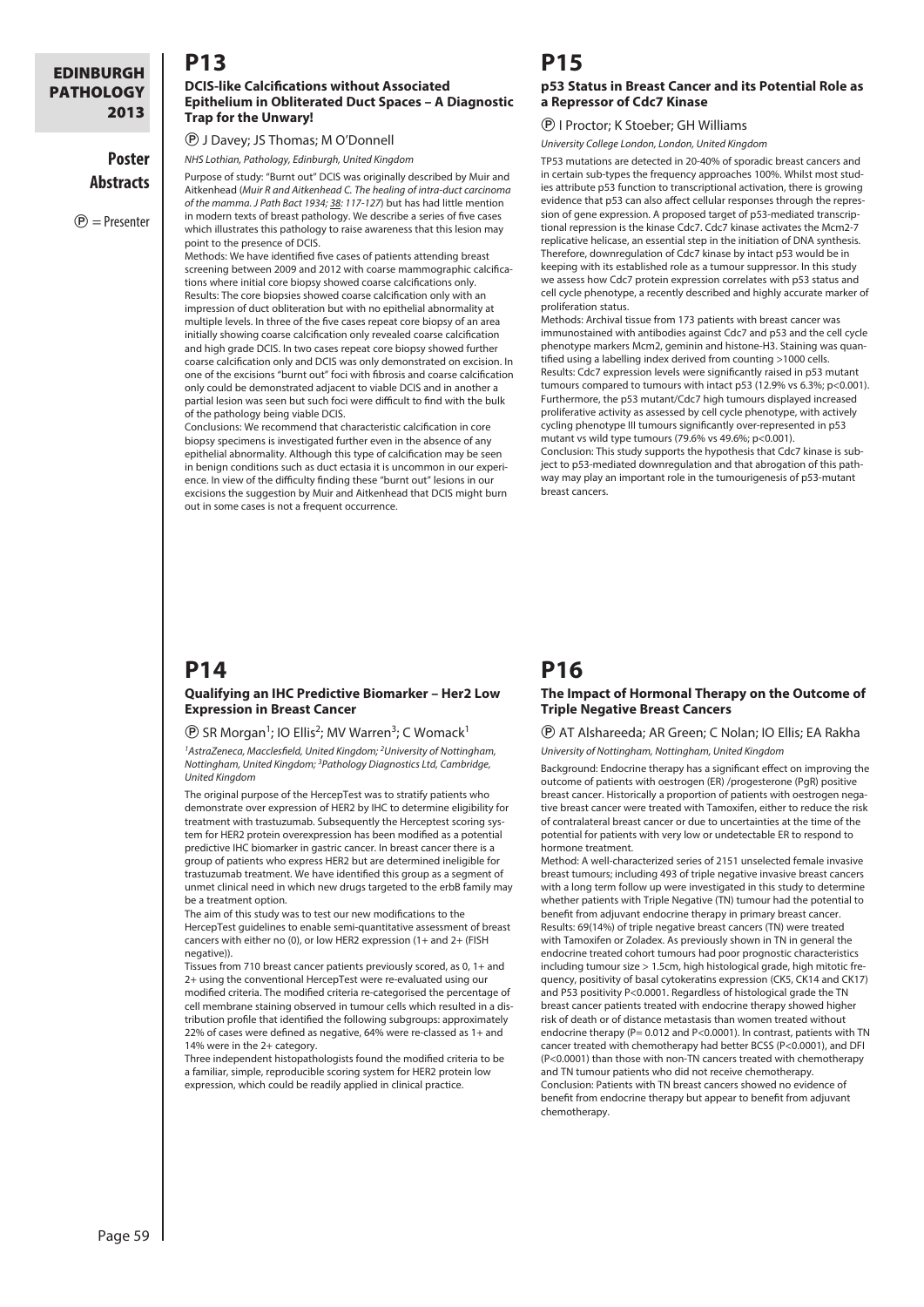# P13

### DCIS-like Calcifications without Associated Epithelium in Obliterated Duct Spaces – A Diagnostic Trap for the Unwary!

Ⓟ J Davey; JS Thomas; M O'Donnell

*NHS Lothian, Pathology, Edinburgh, United Kingdom*

Purpose of study: "Burnt out" DCIS was originally described by Muir and Aitkenhead (*Muir R and Aitkenhead C. The healing of intra-duct carcinoma of the mamma. J Path Bact 1934; 38: 117-127*) but has had little mention in modern texts of breast pathology. We describe a series of five cases which illustrates this pathology to raise awareness that this lesion may point to the presence of DCIS.

Methods: We have identified five cases of patients attending breast screening between 2009 and 2012 with coarse mammographic calcifications where initial core biopsy showed coarse calcifications only.

Results: The core biopsies showed coarse calcification only with an impression of duct obliteration but with no epithelial abnormality at multiple levels. In three of the five cases repeat core biopsy of an area initially showing coarse calcification only revealed coarse calcification and high grade DCIS. In two cases repeat core biopsy showed further coarse calcification only and DCIS was only demonstrated on excision. In one of the excisions "burnt out" foci with fibrosis and coarse calcification only could be demonstrated adjacent to viable DCIS and in another a partial lesion was seen but such foci were difficult to find with the bulk of the pathology being viable DCIS.

Conclusions: We recommend that characteristic calcification in core biopsy specimens is investigated further even in the absence of any epithelial abnormality. Although this type of calcification may be seen in benign conditions such as duct ectasia it is uncommon in our experience. In view of the difficulty finding these "burnt out" lesions in our excisions the suggestion by Muir and Aitkenhead that DCIS might burn out in some cases is not a frequent occurrence.

# P14

### Qualifying an IHC Predictive Biomarker – Her2 Low Expression in Breast Cancer

Ⓟ SR Morgan[1]; IO Ellis[2]; MV Warren[3]; C Womack[1]

*[1]AstraZeneca, Macclesfield, United Kingdom; [2]University of Nottingham, Nottingham, United Kingdom; [3]Pathology Diagnostics Ltd, Cambridge, United Kingdom*

The original purpose of the HercepTest was to stratify patients who demonstrate over expression of HER2 by IHC to determine eligibility for treatment with trastuzumab. Subsequently the Herceptest scoring system for HER2 protein overexpression has been modified as a potential predictive IHC biomarker in gastric cancer. In breast cancer there is a group of patients who express HER2 but are determined ineligible for trastuzumab treatment. We have identified this group as a segment of unmet clinical need in which new drugs targeted to the erbB family may be a treatment option.

The aim of this study was to test our new modifications to the HercepTest guidelines to enable semi-quantitative assessment of breast cancers with either no (0), or low HER2 expression (1+ and 2+ (FISH negative)).

Tissues from 710 breast cancer patients previously scored, as 0, 1+ and 2+ using the conventional HercepTest were re-evaluated using our modified criteria. The modified criteria re-categorised the percentage of cell membrane staining observed in tumour cells which resulted in a distribution profile that identified the following subgroups: approximately 22% of cases were defined as negative, 64% were re-classed as 1+ and 14% were in the 2+ category.

Three independent histopathologists found the modified criteria to be a familiar, simple, reproducible scoring system for HER2 protein low expression, which could be readily applied in clinical practice.

# P15

### p53 Status in Breast Cancer and its Potential Role as a Repressor of Cdc7 Kinase

Ⓟ I Proctor; K Stoeber; GH Williams

*University College London, London, United Kingdom*

TP53 mutations are detected in 20-40% of sporadic breast cancers and in certain sub-types the frequency approaches 100%. Whilst most studies attribute p53 function to transcriptional activation, there is growing evidence that p53 can also affect cellular responses through the repression of gene expression. A proposed target of p53-mediated transcriptional repression is the kinase Cdc7. Cdc7 kinase activates the Mcm2-7 replicative helicase, an essential step in the initiation of DNA synthesis. Therefore, downregulation of Cdc7 kinase by intact p53 would be in keeping with its established role as a tumour suppressor. In this study we assess how Cdc7 protein expression correlates with p53 status and cell cycle phenotype, a recently described and highly accurate marker of proliferation status.

Methods: Archival tissue from 173 patients with breast cancer was immunostained with antibodies against Cdc7 and p53 and the cell cycle phenotype markers Mcm2, geminin and histone-H3. Staining was quantified using a labelling index derived from counting >1000 cells.

Results: Cdc7 expression levels were significantly raised in p53 mutant tumours compared to tumours with intact p53 (12.9% vs 6.3%; $p<0.001$). Furthermore, the p53 mutant/Cdc7 high tumours displayed increased proliferative activity as assessed by cell cycle phenotype, with actively cycling phenotype III tumours significantly over-represented in p53 mutant vs wild type tumours (79.6% vs 49.6%; $p<0.001$).

Conclusion: This study supports the hypothesis that Cdc7 kinase is subject to p53-mediated downregulation and that abrogation of this pathway may play an important role in the tumourigenesis of p53-mutant breast cancers.

# P16

### The Impact of Hormonal Therapy on the Outcome of Triple Negative Breast Cancers

Ⓟ AT Alshareeda; AR Green; C Nolan; IO Ellis; EA Rakha

*University of Nottingham, Nottingham, United Kingdom*

Background: Endocrine therapy has a significant effect on improving the outcome of patients with oestrogen (ER) /progesterone (PgR) positive breast cancer. Historically a proportion of patients with oestrogen negative breast cancer were treated with Tamoxifen, either to reduce the risk of contralateral breast cancer or due to uncertainties at the time of the potential for patients with very low or undetectable ER to respond to hormone treatment.

Method: A well-characterized series of 2151 unselected female invasive breast tumours; including 493 of triple negative invasive breast cancers with a long term follow up were investigated in this study to determine whether patients with Triple Negative (TN) tumour had the potential to benefit from adjuvant endocrine therapy in primary breast cancer.

Results: 69(14%) of triple negative breast cancers (TN) were treated with Tamoxifen or Zoladex. As previously shown in TN in general the endocrine treated cohort tumours had poor prognostic characteristics including tumour size > 1.5cm, high histological grade, high mitotic frequency, positivity of basal cytokeratins expression (CK5, CK14 and CK17) and P53 positivity $P<0.0001$. Regardless of histological grade the TN breast cancer patients treated with endocrine therapy showed higher risk of death or of distance metastasis than women treated without endocrine therapy ($P= 0.012$ and $P<0.0001$). In contrast, patients with TN cancer treated with chemotherapy had better BCSS ($P<0.0001$), and DFI ($P<0.0001$) than those with non-TN cancers treated with chemotherapy and TN tumour patients who did not receive chemotherapy.

Conclusion: Patients with TN breast cancers showed no evidence of benefit from endocrine therapy but appear to benefit from adjuvant chemotherapy.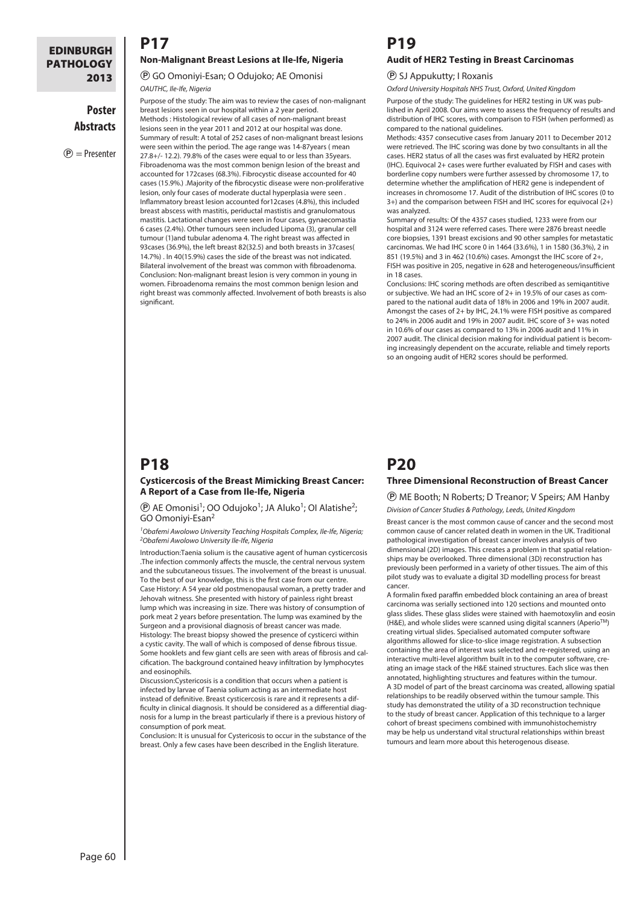# P17

### Non-Malignant Breast Lesions at Ile-Ife, Nigeria

Ⓟ GO Omoniyi-Esan; O Odujoko; AE Omonisi

*OAUTHC, Ile-Ife, Nigeria*

Purpose of the study: The aim was to review the cases of non-malignant breast lesions seen in our hospital within a 2 year period.
Methods : Histological review of all cases of non-malignant breast lesions seen in the year 2011 and 2012 at our hospital was done.
Summary of result: A total of 252 cases of non-malignant breast lesions were seen within the period. The age range was 14-87years ( mean 27.8+/- 12.2). 79.8% of the cases were equal to or less than 35years. Fibroadenoma was the most common benign lesion of the breast and accounted for 172cases (68.3%). Fibrocystic disease accounted for 40 cases (15.9%.) .Majority of the fibrocystic disease were non-proliferative lesion, only four cases of moderate ductal hyperplasia were seen . Inflammatory breast lesion accounted for12cases (4.8%), this included breast abscess with mastitis, periductal mastistis and granulomatous mastitis. Lactational changes were seen in four cases, gynaecomastia 6 cases (2.4%). Other tumours seen included Lipoma (3), granular cell tumour (1)and tubular adenoma 4. The right breast was affected in 93cases (36.9%), the left breast 82(32.5) and both breasts in 37cases( 14.7%) . In 40(15.9%) cases the side of the breast was not indicated. Bilateral involvement of the breast was common with fibroadenoma.
Conclusion: Non-malignant breast lesion is very common in young in women. Fibroadenoma remains the most common benign lesion and right breast was commonly affected. Involvement of both breasts is also significant.

# P18

### Cysticercosis of the Breast Mimicking Breast Cancer: A Report of a Case from Ile-Ife, Nigeria

Ⓟ AE Omonisi[1]; OO Odujoko[1]; JA Aluko[1]; OI Alatishe[2]; GO Omoniyi-Esan[2]

*[1]Obafemi Awolowo University Teaching Hospitals Complex, Ile-Ife, Nigeria; [2]Obafemi Awolowo University Ile-Ife, Nigeria*

Introduction:Taenia solium is the causative agent of human cysticercosis .The infection commonly affects the muscle, the central nervous system and the subcutaneous tissues. The involvement of the breast is unusual. To the best of our knowledge, this is the first case from our centre.
Case History: A 54 year old postmenopausal woman, a pretty trader and Jehovah witness. She presented with history of painless right breast lump which was increasing in size. There was history of consumption of pork meat 2 years before presentation. The lump was examined by the Surgeon and a provisional diagnosis of breast cancer was made.
Histology: The breast biopsy showed the presence of cysticerci within a cystic cavity. The wall of which is composed of dense fibrous tissue. Some hooklets and few giant cells are seen with areas of fibrosis and calcification. The background contained heavy infiltration by lymphocytes and eosinophils.
Discussion:Cystericosis is a condition that occurs when a patient is infected by larvae of Taenia solium acting as an intermediate host instead of definitive. Breast cysticercosis is rare and it represents a difficulty in clinical diagnosis. It should be considered as a differential diagnosis for a lump in the breast particularly if there is a previous history of consumption of pork meat.
Conclusion: It is unusual for Cystericosis to occur in the substance of the breast. Only a few cases have been described in the English literature.

# P19

### Audit of HER2 Testing in Breast Carcinomas

Ⓟ SJ Appukutty; I Roxanis

*Oxford University Hospitals NHS Trust, Oxford, United Kingdom*

Purpose of the study: The guidelines for HER2 testing in UK was published in April 2008. Our aims were to assess the frequency of results and distribution of IHC scores, with comparison to FISH (when performed) as compared to the national guidelines.
Methods: 4357 consecutive cases from January 2011 to December 2012 were retrieved. The IHC scoring was done by two consultants in all the cases. HER2 status of all the cases was first evaluated by HER2 protein (IHC). Equivocal 2+ cases were further evaluated by FISH and cases with borderline copy numbers were further assessed by chromosome 17, to determine whether the amplification of HER2 gene is independent of increases in chromosome 17. Audit of the distribution of IHC scores (0 to 3+) and the comparison between FISH and IHC scores for equivocal (2+) was analyzed.
Summary of results: Of the 4357 cases studied, 1233 were from our hospital and 3124 were referred cases. There were 2876 breast needle core biopsies, 1391 breast excisions and 90 other samples for metastatic carcinomas. We had IHC score 0 in 1464 (33.6%), 1 in 1580 (36.3%), 2 in 851 (19.5%) and 3 in 462 (10.6%) cases. Amongst the IHC score of 2+, FISH was positive in 205, negative in 628 and heterogeneous/insufficient in 18 cases.
Conclusions: IHC scoring methods are often described as semiqantitive or subjective. We had an IHC score of 2+ in 19.5% of our cases as compared to the national audit data of 18% in 2006 and 19% in 2007 audit. Amongst the cases of 2+ by IHC, 24.1% were FISH positive as compared to 24% in 2006 audit and 19% in 2007 audit. IHC score of 3+ was noted in 10.6% of our cases as compared to 13% in 2006 audit and 11% in 2007 audit. The clinical decision making for individual patient is becoming increasingly dependent on the accurate, reliable and timely reports so an ongoing audit of HER2 scores should be performed.

# P20

### Three Dimensional Reconstruction of Breast Cancer

Ⓟ ME Booth; N Roberts; D Treanor; V Speirs; AM Hanby

*Division of Cancer Studies & Pathology, Leeds, United Kingdom*

Breast cancer is the most common cause of cancer and the second most common cause of cancer related death in women in the UK. Traditional pathological investigation of breast cancer involves analysis of two dimensional (2D) images. This creates a problem in that spatial relationships may be overlooked. Three dimensional (3D) reconstruction has previously been performed in a variety of other tissues. The aim of this pilot study was to evaluate a digital 3D modelling process for breast cancer.
A formalin fixed paraffin embedded block containing an area of breast carcinoma was serially sectioned into 120 sections and mounted onto glass slides. These glass slides were stained with haemotoxylin and eosin (H&E), and whole slides were scanned using digital scanners (Aperio™) creating virtual slides. Specialised automated computer software algorithms allowed for slice-to-slice image registration. A subsection containing the area of interest was selected and re-registered, using an interactive multi-level algorithm built in to the computer software, creating an image stack of the H&E stained structures. Each slice was then annotated, highlighting structures and features within the tumour.
A 3D model of part of the breast carcinoma was created, allowing spatial relationships to be readily observed within the tumour sample. This study has demonstrated the utility of a 3D reconstruction technique to the study of breast cancer. Application of this technique to a larger cohort of breast specimens combined with immunohistochemistry may be help us understand vital structural relationships within breast tumours and learn more about this heterogenous disease.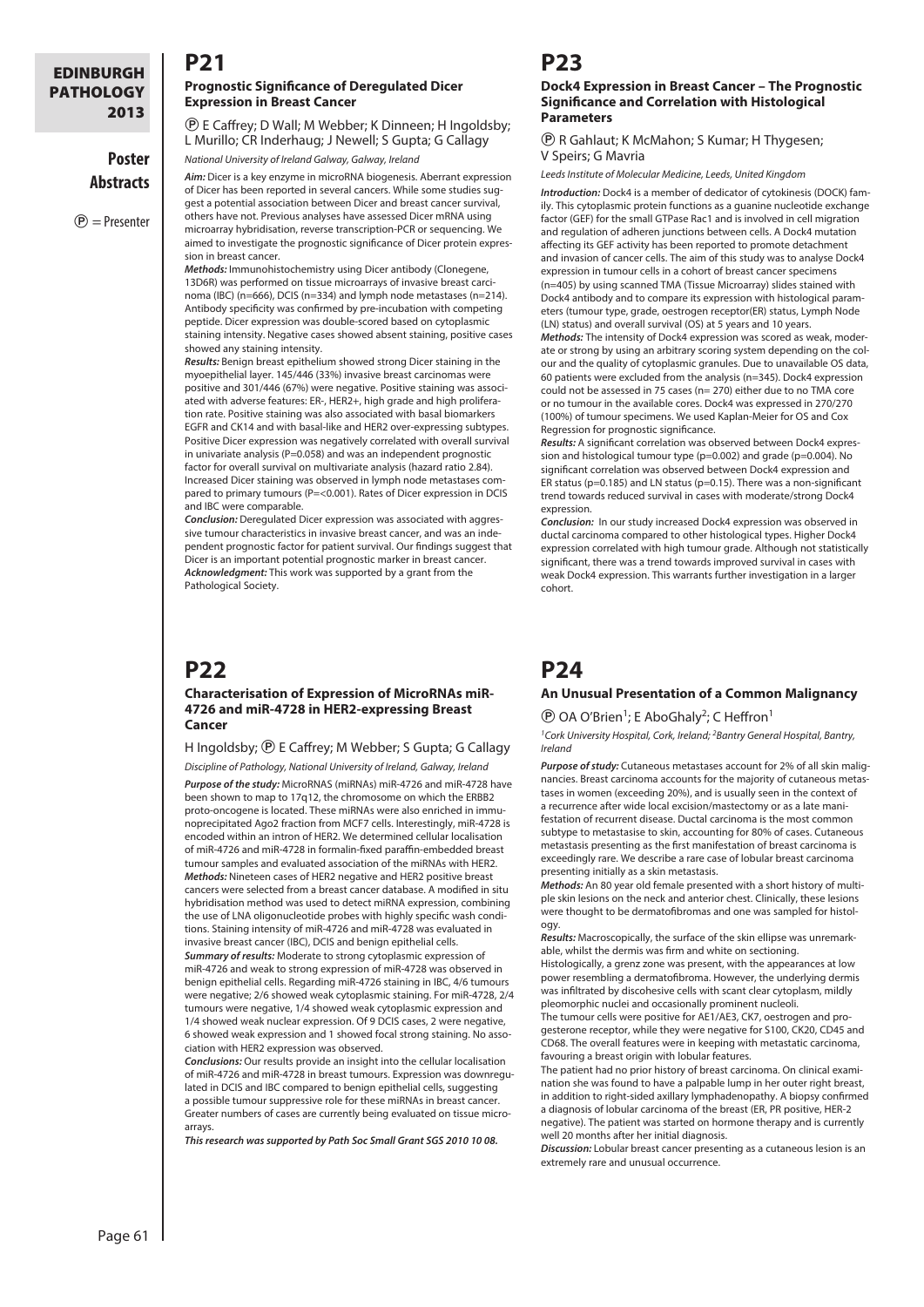## P21

### Prognostic Significance of Deregulated Dicer Expression in Breast Cancer

Ⓟ E Caffrey; D Wall; M Webber; K Dinneen; H Ingoldsby; L Murillo; CR Inderhaug; J Newell; S Gupta; G Callagy

*National University of Ireland Galway, Galway, Ireland*

***Aim:*** Dicer is a key enzyme in microRNA biogenesis. Aberrant expression of Dicer has been reported in several cancers. While some studies suggest a potential association between Dicer and breast cancer survival, others have not. Previous analyses have assessed Dicer mRNA using microarray hybridisation, reverse transcription-PCR or sequencing. We aimed to investigate the prognostic significance of Dicer protein expression in breast cancer.

***Methods:*** Immunohistochemistry using Dicer antibody (Clonegene, 13D6R) was performed on tissue microarrays of invasive breast carcinoma (IBC) (n=666), DCIS (n=334) and lymph node metastases (n=214). Antibody specificity was confirmed by pre-incubation with competing peptide. Dicer expression was double-scored based on cytoplasmic staining intensity. Negative cases showed absent staining, positive cases showed any staining intensity.

***Results:*** Benign breast epithelium showed strong Dicer staining in the myoepithelial layer. 145/446 (33%) invasive breast carcinomas were positive and 301/446 (67%) were negative. Positive staining was associated with adverse features: ER-, HER2+, high grade and high proliferation rate. Positive staining was also associated with basal biomarkers EGFR and CK14 and with basal-like and HER2 over-expressing subtypes. Positive Dicer expression was negatively correlated with overall survival in univariate analysis (P=0.058) and was an independent prognostic factor for overall survival on multivariate analysis (hazard ratio 2.84). Increased Dicer staining was observed in lymph node metastases compared to primary tumours (P=<0.001). Rates of Dicer expression in DCIS and IBC were comparable.

***Conclusion:*** Deregulated Dicer expression was associated with aggressive tumour characteristics in invasive breast cancer, and was an independent prognostic factor for patient survival. Our findings suggest that Dicer is an important potential prognostic marker in breast cancer.

***Acknowledgment:*** This work was supported by a grant from the Pathological Society.

## P22

### Characterisation of Expression of MicroRNAs miR-4726 and miR-4728 in HER2-expressing Breast Cancer

H Ingoldsby; Ⓟ E Caffrey; M Webber; S Gupta; G Callagy

*Discipline of Pathology, National University of Ireland, Galway, Ireland*

***Purpose of the study:*** MicroRNAS (miRNAs) miR-4726 and miR-4728 have been shown to map to 17q12, the chromosome on which the ERBB2 proto-oncogene is located. These miRNAs were also enriched in immunoprecipitated Ago2 fraction from MCF7 cells. Interestingly, miR-4728 is encoded within an intron of HER2. We determined cellular localisation of miR-4726 and miR-4728 in formalin-fixed paraffin-embedded breast tumour samples and evaluated association of the miRNAs with HER2.

***Methods:*** Nineteen cases of HER2 negative and HER2 positive breast cancers were selected from a breast cancer database. A modified in situ hybridisation method was used to detect miRNA expression, combining the use of LNA oligonucleotide probes with highly specific wash conditions. Staining intensity of miR-4726 and miR-4728 was evaluated in invasive breast cancer (IBC), DCIS and benign epithelial cells.

***Summary of results:*** Moderate to strong cytoplasmic expression of miR-4726 and weak to strong expression of miR-4728 was observed in benign epithelial cells. Regarding miR-4726 staining in IBC, 4/6 tumours were negative; 2/6 showed weak cytoplasmic staining. For miR-4728, 2/4 tumours were negative, 1/4 showed weak cytoplasmic expression and 1/4 showed weak nuclear expression. Of 9 DCIS cases, 2 were negative, 6 showed weak expression and 1 showed focal strong staining. No association with HER2 expression was observed.

***Conclusions:*** Our results provide an insight into the cellular localisation of miR-4726 and miR-4728 in breast tumours. Expression was downregulated in DCIS and IBC compared to benign epithelial cells, suggesting a possible tumour suppressive role for these miRNAs in breast cancer. Greater numbers of cases are currently being evaluated on tissue microarrays.

***This research was supported by Path Soc Small Grant SGS 2010 10 08.***

## P23

### Dock4 Expression in Breast Cancer – The Prognostic Significance and Correlation with Histological Parameters

Ⓟ R Gahlaut; K McMahon; S Kumar; H Thygesen; V Speirs; G Mavria

*Leeds Institute of Molecular Medicine, Leeds, United Kingdom*

***Introduction:*** Dock4 is a member of dedicator of cytokinesis (DOCK) family. This cytoplasmic protein functions as a guanine nucleotide exchange factor (GEF) for the small GTPase Rac1 and is involved in cell migration and regulation of adheren junctions between cells. A Dock4 mutation affecting its GEF activity has been reported to promote detachment and invasion of cancer cells. The aim of this study was to analyse Dock4 expression in tumour cells in a cohort of breast cancer specimens (n=405) by using scanned TMA (Tissue Microarray) slides stained with Dock4 antibody and to compare its expression with histological parameters (tumour type, grade, oestrogen receptor(ER) status, Lymph Node (LN) status) and overall survival (OS) at 5 years and 10 years.

***Methods:*** The intensity of Dock4 expression was scored as weak, moderate or strong by using an arbitrary scoring system depending on the colour and the quality of cytoplasmic granules. Due to unavailable OS data, 60 patients were excluded from the analysis (n=345). Dock4 expression could not be assessed in 75 cases (n= 270) either due to no TMA core or no tumour in the available cores. Dock4 was expressed in 270/270 (100%) of tumour specimens. We used Kaplan-Meier for OS and Cox Regression for prognostic significance.

***Results:*** A significant correlation was observed between Dock4 expression and histological tumour type (p=0.002) and grade (p=0.004). No significant correlation was observed between Dock4 expression and ER status (p=0.185) and LN status (p=0.15). There was a non-significant trend towards reduced survival in cases with moderate/strong Dock4 expression.

***Conclusion:*** In our study increased Dock4 expression was observed in ductal carcinoma compared to other histological types. Higher Dock4 expression correlated with high tumour grade. Although not statistically significant, there was a trend towards improved survival in cases with weak Dock4 expression. This warrants further investigation in a larger cohort.

## P24

### An Unusual Presentation of a Common Malignancy

Ⓟ OA O'Brien[1]; E AboGhaly[2]; C Heffron[1]

*[1]Cork University Hospital, Cork, Ireland; [2]Bantry General Hospital, Bantry, Ireland*

***Purpose of study:*** Cutaneous metastases account for 2% of all skin malignancies. Breast carcinoma accounts for the majority of cutaneous metastases in women (exceeding 20%), and is usually seen in the context of a recurrence after wide local excision/mastectomy or as a late manifestation of recurrent disease. Ductal carcinoma is the most common subtype to metastasise to skin, accounting for 80% of cases. Cutaneous metastasis presenting as the first manifestation of breast carcinoma is exceedingly rare. We describe a rare case of lobular breast carcinoma presenting initially as a skin metastasis.

***Methods:*** An 80 year old female presented with a short history of multiple skin lesions on the neck and anterior chest. Clinically, these lesions were thought to be dermatofibromas and one was sampled for histology.

***Results:*** Macroscopically, the surface of the skin ellipse was unremarkable, whilst the dermis was firm and white on sectioning.

Histologically, a grenz zone was present, with the appearances at low power resembling a dermatofibroma. However, the underlying dermis was infiltrated by discohesive cells with scant clear cytoplasm, mildly pleomorphic nuclei and occasionally prominent nucleoli.

The tumour cells were positive for AE1/AE3, CK7, oestrogen and progesterone receptor, while they were negative for S100, CK20, CD45 and CD68. The overall features were in keeping with metastatic carcinoma, favouring a breast origin with lobular features.

The patient had no prior history of breast carcinoma. On clinical examination she was found to have a palpable lump in her outer right breast, in addition to right-sided axillary lymphadenopathy. A biopsy confirmed a diagnosis of lobular carcinoma of the breast (ER, PR positive, HER-2 negative). The patient was started on hormone therapy and is currently well 20 months after her initial diagnosis.

***Discussion:*** Lobular breast cancer presenting as a cutaneous lesion is an extremely rare and unusual occurrence.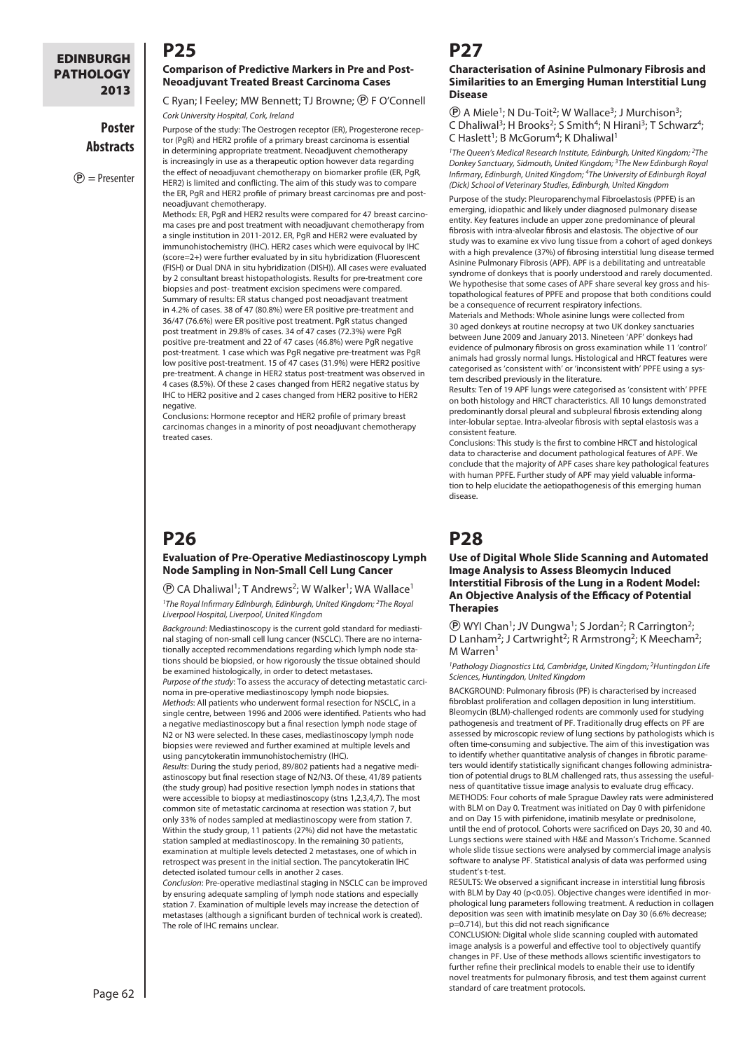## P25

### Comparison of Predictive Markers in Pre and Post-Neoadjuvant Treated Breast Carcinoma Cases

C Ryan; I Feeley; MW Bennett; TJ Browne; Ⓟ F O'Connell

*Cork University Hospital, Cork, Ireland*

Purpose of the study: The Oestrogen receptor (ER), Progesterone receptor (PgR) and HER2 profile of a primary breast carcinoma is essential in determining appropriate treatment. Neoadjuvent chemotherapy is increasingly in use as a therapeutic option however data regarding the effect of neoadjuvant chemotherapy on biomarker profile (ER, PgR, HER2) is limited and conflicting. The aim of this study was to compare the ER, PgR and HER2 profile of primary breast carcinomas pre and post-neoadjuvant chemotherapy.

Methods: ER, PgR and HER2 results were compared for 47 breast carcinoma cases pre and post treatment with neoadjuvant chemotherapy from a single institution in 2011-2012. ER, PgR and HER2 were evaluated by immunohistochemistry (IHC). HER2 cases which were equivocal by IHC (score=2+) were further evaluated by in situ hybridization (Fluorescent (FISH) or Dual DNA in situ hybridization (DISH)). All cases were evaluated by 2 consultant breast histopathologists. Results for pre-treatment core biopsies and post- treatment excision specimens were compared.

Summary of results: ER status changed post neoadjuvant treatment in 4.2% of cases. 38 of 47 (80.8%) were ER positive pre-treatment and 36/47 (76.6%) were ER positive post treatment. PgR status changed post treatment in 29.8% of cases. 34 of 47 cases (72.3%) were PgR positive pre-treatment and 22 of 47 cases (46.8%) were PgR negative post-treatment. 1 case which was PgR negative pre-treatment was PgR low positive post-treatment. 15 of 47 cases (31.9%) were HER2 positive pre-treatment. A change in HER2 status post-treatment was observed in 4 cases (8.5%). Of these 2 cases changed from HER2 negative status by IHC to HER2 positive and 2 cases changed from HER2 positive to HER2 negative.

Conclusions: Hormone receptor and HER2 profile of primary breast carcinomas changes in a minority of post neoadjuvant chemotherapy treated cases.

## P26

### Evaluation of Pre-Operative Mediastinoscopy Lymph Node Sampling in Non-Small Cell Lung Cancer

Ⓟ CA Dhaliwal[1]; T Andrews[2]; W Walker[1]; WA Wallace[1]

[1]*The Royal Infirmary Edinburgh, Edinburgh, United Kingdom;* [2]*The Royal Liverpool Hospital, Liverpool, United Kingdom*

*Background*: Mediastinoscopy is the current gold standard for mediastinal staging of non-small cell lung cancer (NSCLC). There are no internationally accepted recommendations regarding which lymph node stations should be biopsied, or how rigorously the tissue obtained should be examined histologically, in order to detect metastases.

*Purpose of the study*: To assess the accuracy of detecting metastatic carcinoma in pre-operative mediastinoscopy lymph node biopsies.

*Methods*: All patients who underwent formal resection for NSCLC, in a single centre, between 1996 and 2006 were identified. Patients who had a negative mediastinoscopy but a final resection lymph node stage of N2 or N3 were selected. In these cases, mediastinoscopy lymph node biopsies were reviewed and further examined at multiple levels and using pancytokeratin immunohistochemistry (IHC).

*Results*: During the study period, 89/802 patients had a negative mediastinoscopy but final resection stage of N2/N3. Of these, 41/89 patients (the study group) had positive resection lymph nodes in stations that were accessible to biopsy at mediastinoscopy (stns 1,2,3,4,7). The most common site of metastatic carcinoma at resection was station 7, but only 33% of nodes sampled at mediastinoscopy were from station 7. Within the study group, 11 patients (27%) did not have the metastatic station sampled at mediastinoscopy. In the remaining 30 patients, examination at multiple levels detected 2 metastases, one of which in retrospect was present in the initial section. The pancytokeratin IHC detected isolated tumour cells in another 2 cases.

*Conclusion*: Pre-operative mediastinal staging in NSCLC can be improved by ensuring adequate sampling of lymph node stations and especially station 7. Examination of multiple levels may increase the detection of metastases (although a significant burden of technical work is created). The role of IHC remains unclear.

## P27

### Characterisation of Asinine Pulmonary Fibrosis and Similarities to an Emerging Human Interstitial Lung Disease

Ⓟ A Miele[1]; N Du-Toit[2]; W Wallace[3]; J Murchison[3]; C Dhaliwal[3]; H Brooks[2]; S Smith[4]; N Hirani[3]; T Schwarz[4]; C Haslett[1]; B McGorum[4]; K Dhaliwal[1]

[1]*The Queen's Medical Research Institute, Edinburgh, United Kingdom;* [2]*The Donkey Sanctuary, Sidmouth, United Kingdom;* [3]*The New Edinburgh Royal Infirmary, Edinburgh, United Kingdom;* [4]*The University of Edinburgh Royal (Dick) School of Veterinary Studies, Edinburgh, United Kingdom*

Purpose of the study: Pleuroparenchymal Fibroelastosis (PPFE) is an emerging, idiopathic and likely under diagnosed pulmonary disease entity. Key features include an upper zone predominance of pleural fibrosis with intra-alveolar fibrosis and elastosis. The objective of our study was to examine ex vivo lung tissue from a cohort of aged donkeys with a high prevalence (37%) of fibrosing interstitial lung disease termed Asinine Pulmonary Fibrosis (APF). APF is a debilitating and untreatable syndrome of donkeys that is poorly understood and rarely documented. We hypothesise that some cases of APF share several key gross and histopathological features of PPFE and propose that both conditions could be a consequence of recurrent respiratory infections.

Materials and Methods: Whole asinine lungs were collected from 30 aged donkeys at routine necropsy at two UK donkey sanctuaries between June 2009 and January 2013. Nineteen 'APF' donkeys had evidence of pulmonary fibrosis on gross examination while 11 'control' animals had grossly normal lungs. Histological and HRCT features were categorised as 'consistent with' or 'inconsistent with' PPFE using a system described previously in the literature.

Results: Ten of 19 APF lungs were categorised as 'consistent with' PPFE on both histology and HRCT characteristics. All 10 lungs demonstrated predominantly dorsal pleural and subpleural fibrosis extending along inter-lobular septae. Intra-alveolar fibrosis with septal elastosis was a consistent feature.

Conclusions: This study is the first to combine HRCT and histological data to characterise and document pathological features of APF. We conclude that the majority of APF cases share key pathological features with human PPFE. Further study of APF may yield valuable information to help elucidate the aetiopathogenesis of this emerging human disease.

## P28

### Use of Digital Whole Slide Scanning and Automated Image Analysis to Assess Bleomycin Induced Interstitial Fibrosis of the Lung in a Rodent Model: An Objective Analysis of the Efficacy of Potential Therapies

Ⓟ WYI Chan[1]; JV Dungwa[1]; S Jordan[2]; R Carrington[2]; D Lanham[2]; J Cartwright[2]; R Armstrong[2]; K Meecham[2]; M Warren[1]

[1]*Pathology Diagnostics Ltd, Cambridge, United Kingdom;* [2]*Huntingdon Life Sciences, Huntingdon, United Kingdom*

BACKGROUND: Pulmonary fibrosis (PF) is characterised by increased fibroblast proliferation and collagen deposition in lung interstitium. Bleomycin (BLM)-challenged rodents are commonly used for studying pathogenesis and treatment of PF. Traditionally drug effects on PF are assessed by microscopic review of lung sections by pathologists which is often time-consuming and subjective. The aim of this investigation was to identify whether quantitative analysis of changes in fibrotic parameters would identify statistically significant changes following administration of potential drugs to BLM challenged rats, thus assessing the usefulness of quantitative tissue image analysis to evaluate drug efficacy.

METHODS: Four cohorts of male Sprague Dawley rats were administered with BLM on Day 0. Treatment was initiated on Day 0 with pirfenidone and on Day 15 with pirfenidone, imatinib mesylate or prednisolone, until the end of protocol. Cohorts were sacrificed on Days 20, 30 and 40. Lungs sections were stained with H&E and Masson's Trichome. Scanned whole slide tissue sections were analysed by commercial image analysis software to analyse PF. Statistical analysis of data was performed using student's t-test.

RESULTS: We observed a significant increase in interstitial lung fibrosis with BLM by Day 40 ($p<0.05$). Objective changes were identified in morphological lung parameters following treatment. A reduction in collagen deposition was seen with imatinib mesylate on Day 30 (6.6% decrease; $p=0.714$), but this did not reach significance

CONCLUSION: Digital whole slide scanning coupled with automated image analysis is a powerful and effective tool to objectively quantify changes in PF. Use of these methods allows scientific investigators to further refine their preclinical models to enable their use to identify novel treatments for pulmonary fibrosis, and test them against current standard of care treatment protocols.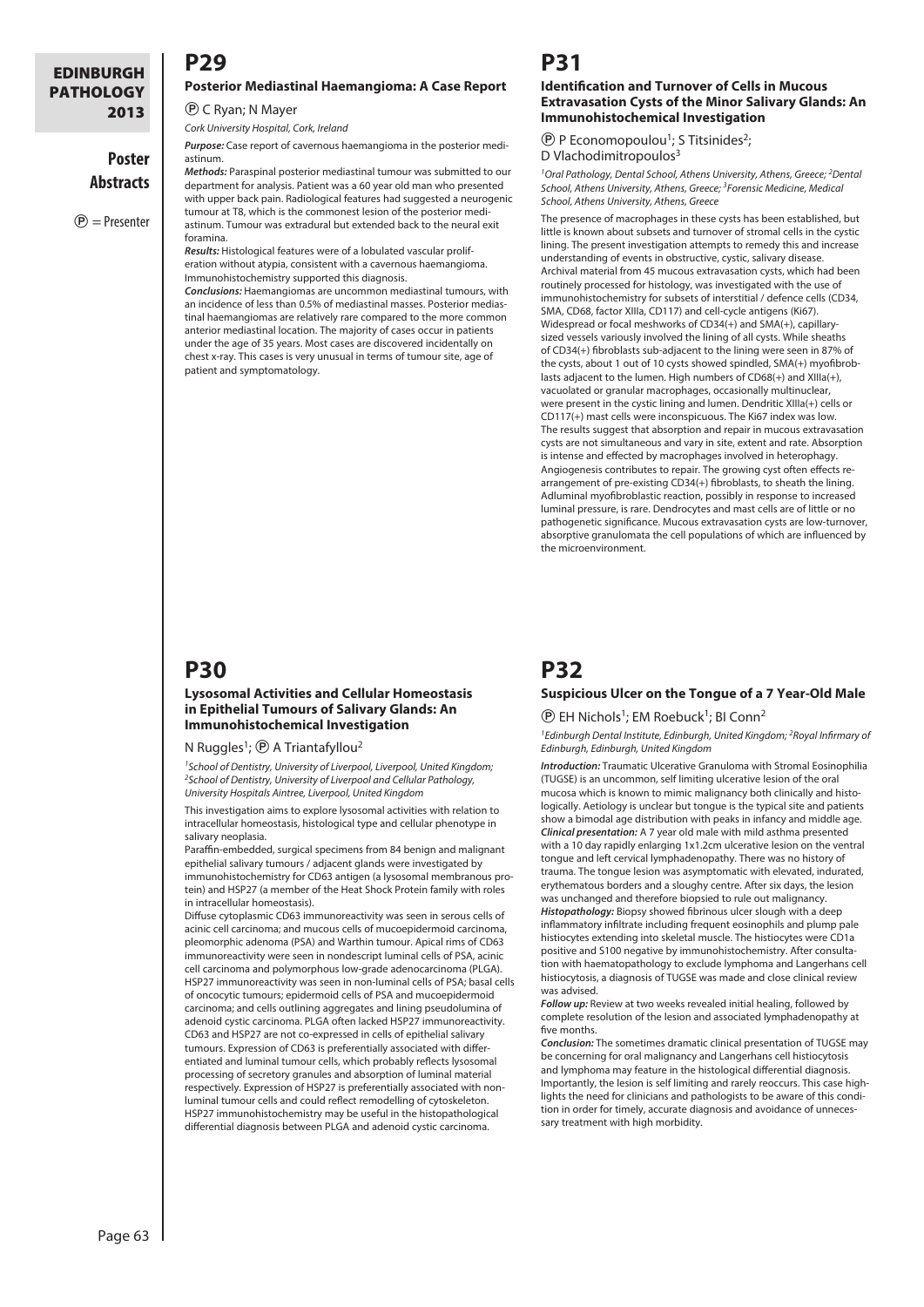# P29

### Posterior Mediastinal Haemangioma: A Case Report

Ⓟ C Ryan; N Mayer

*Cork University Hospital, Cork, Ireland*

***Purpose:*** Case report of cavernous haemangioma in the posterior mediastinum.

***Methods:*** Paraspinal posterior mediastinal tumour was submitted to our department for analysis. Patient was a 60 year old man who presented with upper back pain. Radiological features had suggested a neurogenic tumour at T8, which is the commonest lesion of the posterior mediastinum. Tumour was extradural but extended back to the neural exit foramina.

***Results:*** Histological features were of a lobulated vascular proliferation without atypia, consistent with a cavernous haemangioma. Immunohistochemistry supported this diagnosis.

***Conclusions:*** Haemangiomas are uncommon mediastinal tumours, with an incidence of less than 0.5% of mediastinal masses. Posterior mediastinal haemangiomas are relatively rare compared to the more common anterior mediastinal location. The majority of cases occur in patients under the age of 35 years. Most cases are discovered incidentally on chest x-ray. This cases is very unusual in terms of tumour site, age of patient and symptomatology.

# P30

### Lysosomal Activities and Cellular Homeostasis in Epithelial Tumours of Salivary Glands: An Immunohistochemical Investigation

N Ruggles[1]; Ⓟ A Triantafyllou[2]

[1]*School of Dentistry, University of Liverpool, Liverpool, United Kingdom;* [2]*School of Dentistry, University of Liverpool and Cellular Pathology, University Hospitals Aintree, Liverpool, United Kingdom*

This investigation aims to explore lysosomal activities with relation to intracellular homeostasis, histological type and cellular phenotype in salivary neoplasia.

Paraffin-embedded, surgical specimens from 84 benign and malignant epithelial salivary tumours / adjacent glands were investigated by immunohistochemistry for CD63 antigen (a lysosomal membranous protein) and HSP27 (a member of the Heat Shock Protein family with roles in intracellular homeostasis).

Diffuse cytoplasmic CD63 immunoreactivity was seen in serous cells of acinic cell carcinoma; and mucous cells of mucoepidermoid carcinoma, pleomorphic adenoma (PSA) and Warthin tumour. Apical rims of CD63 immunoreactivity were seen in nondescript luminal cells of PSA, acinic cell carcinoma and polymorphous low-grade adenocarcinoma (PLGA). HSP27 immunoreactivity was seen in non-luminal cells of PSA; basal cells of oncocytic tumours; epidermoid cells of PSA and mucoepidermoid carcinoma; and cells outlining aggregates and lining pseudolumina of adenoid cystic carcinoma. PLGA often lacked HSP27 immunoreactivity. CD63 and HSP27 are not co-expressed in cells of epithelial salivary tumours. Expression of CD63 is preferentially associated with differentiated and luminal tumour cells, which probably reflects lysosomal processing of secretory granules and absorption of luminal material respectively. Expression of HSP27 is preferentially associated with non-luminal tumour cells and could reflect remodelling of cytoskeleton. HSP27 immunohistochemistry may be useful in the histopathological differential diagnosis between PLGA and adenoid cystic carcinoma.

# P31

### Identification and Turnover of Cells in Mucous Extravasation Cysts of the Minor Salivary Glands: An Immunohistochemical Investigation

Ⓟ P Economopoulou[1]; S Titsinides[2]; D Vlachodimitropoulos[3]

[1]*Oral Pathology, Dental School, Athens University, Athens, Greece;* [2]*Dental School, Athens University, Athens, Greece;* [3]*Forensic Medicine, Medical School, Athens University, Athens, Greece*

The presence of macrophages in these cysts has been established, but little is known about subsets and turnover of stromal cells in the cystic lining. The present investigation attempts to remedy this and increase understanding of events in obstructive, cystic, salivary disease.

Archival material from 45 mucous extravasation cysts, which had been routinely processed for histology, was investigated with the use of immunohistochemistry for subsets of interstitial / defence cells (CD34, SMA, CD68, factor XIIIa, CD117) and cell-cycle antigens (Ki67).

Widespread or focal meshworks of CD34(+) and SMA(+), capillary-sized vessels variously involved the lining of all cysts. While sheaths of CD34(+) fibroblasts sub-adjacent to the lining were seen in 87% of the cysts, about 1 out of 10 cysts showed spindled, SMA(+) myofibroblasts adjacent to the lumen. High numbers of CD68(+) and XIIIa(+), vacuolated or granular macrophages, occasionally multinuclear, were present in the cystic lining and lumen. Dendritic XIIIa(+) cells or CD117(+) mast cells were inconspicuous. The Ki67 index was low.

The results suggest that absorption and repair in mucous extravasation cysts are not simultaneous and vary in site, extent and rate. Absorption is intense and effected by macrophages involved in heterophagy. Angiogenesis contributes to repair. The growing cyst often effects rearrangement of pre-existing CD34(+) fibroblasts, to sheath the lining. Adluminal myofibroblastic reaction, possibly in response to increased luminal pressure, is rare. Dendrocytes and mast cells are of little or no pathogenetic significance. Mucous extravasation cysts are low-turnover, absorptive granulomata the cell populations of which are influenced by the microenvironment.

# P32

### Suspicious Ulcer on the Tongue of a 7 Year-Old Male

Ⓟ EH Nichols[1]; EM Roebuck[1]; BI Conn[2]

[1]*Edinburgh Dental Institute, Edinburgh, United Kingdom;* [2]*Royal Infirmary of Edinburgh, Edinburgh, United Kingdom*

***Introduction:*** Traumatic Ulcerative Granuloma with Stromal Eosinophilia (TUGSE) is an uncommon, self limiting ulcerative lesion of the oral mucosa which is known to mimic malignancy both clinically and histologically. Aetiology is unclear but tongue is the typical site and patients show a bimodal age distribution with peaks in infancy and middle age.

***Clinical presentation:*** A 7 year old male with mild asthma presented with a 10 day rapidly enlarging 1x1.2cm ulcerative lesion on the ventral tongue and left cervical lymphadenopathy. There was no history of trauma. The tongue lesion was asymptomatic with elevated, indurated, erythematous borders and a sloughy centre. After six days, the lesion was unchanged and therefore biopsied to rule out malignancy.

***Histopathology:*** Biopsy showed fibrinous ulcer slough with a deep inflammatory infiltrate including frequent eosinophils and plump pale histiocytes extending into skeletal muscle. The histiocytes were CD1a positive and S100 negative by immunohistochemistry. After consultation with haematopathology to exclude lymphoma and Langerhans cell histiocytosis, a diagnosis of TUGSE was made and close clinical review was advised.

***Follow up:*** Review at two weeks revealed initial healing, followed by complete resolution of the lesion and associated lymphadenopathy at five months.

***Conclusion:*** The sometimes dramatic clinical presentation of TUGSE may be concerning for oral malignancy and Langerhans cell histiocytosis and lymphoma may feature in the histological differential diagnosis. Importantly, the lesion is self limiting and rarely reoccurs. This case highlights the need for clinicians and pathologists to be aware of this condition in order for timely, accurate diagnosis and avoidance of unnecessary treatment with high morbidity.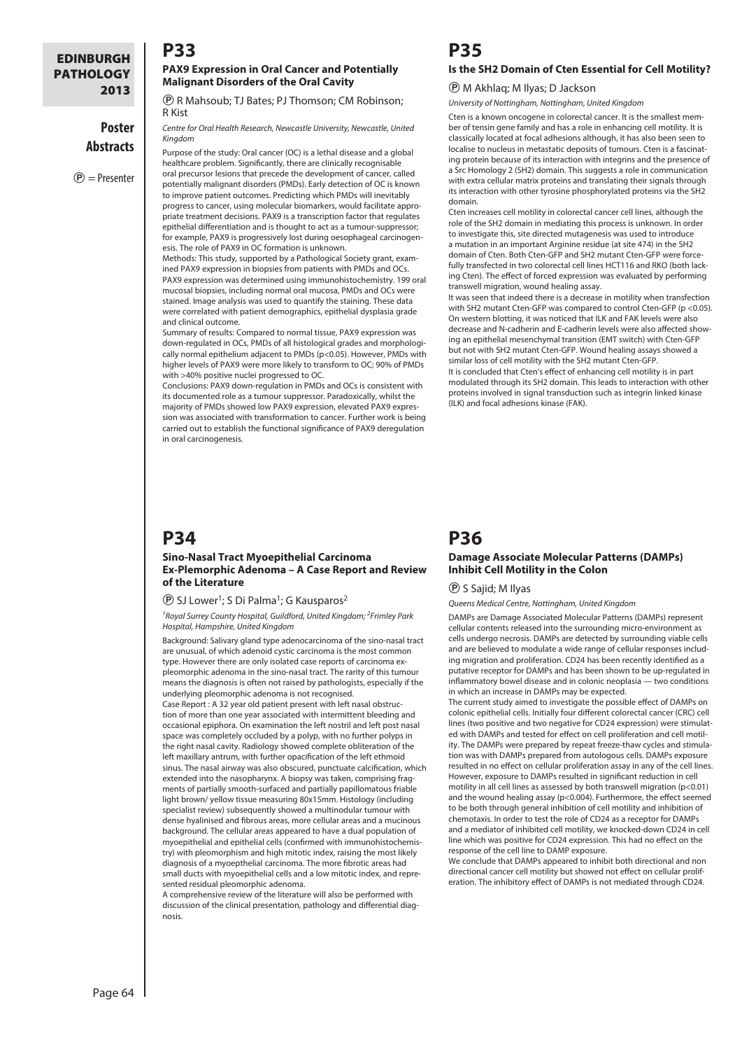## P33

### PAX9 Expression in Oral Cancer and Potentially Malignant Disorders of the Oral Cavity

Ⓟ R Mahsoub; TJ Bates; PJ Thomson; CM Robinson; R Kist

*Centre for Oral Health Research, Newcastle University, Newcastle, United Kingdom*

Purpose of the study: Oral cancer (OC) is a lethal disease and a global healthcare problem. Significantly, there are clinically recognisable oral precursor lesions that precede the development of cancer, called potentially malignant disorders (PMDs). Early detection of OC is known to improve patient outcomes. Predicting which PMDs will inevitably progress to cancer, using molecular biomarkers, would facilitate appropriate treatment decisions. PAX9 is a transcription factor that regulates epithelial differentiation and is thought to act as a tumour-suppressor; for example, PAX9 is progressively lost during oesophageal carcinogenesis. The role of PAX9 in OC formation is unknown.

Methods: This study, supported by a Pathological Society grant, examined PAX9 expression in biopsies from patients with PMDs and OCs. PAX9 expression was determined using immunohistochemistry. 199 oral mucosal biopsies, including normal oral mucosa, PMDs and OCs were stained. Image analysis was used to quantify the staining. These data were correlated with patient demographics, epithelial dysplasia grade and clinical outcome.

Summary of results: Compared to normal tissue, PAX9 expression was down-regulated in OCs, PMDs of all histological grades and morphologically normal epithelium adjacent to PMDs ($p<0.05$). However, PMDs with higher levels of PAX9 were more likely to transform to OC; 90% of PMDs with >40% positive nuclei progressed to OC.

Conclusions: PAX9 down-regulation in PMDs and OCs is consistent with its documented role as a tumour suppressor. Paradoxically, whilst the majority of PMDs showed low PAX9 expression, elevated PAX9 expression was associated with transformation to cancer. Further work is being carried out to establish the functional significance of PAX9 deregulation in oral carcinogenesis.

## P34

### Sino-Nasal Tract Myoepithelial Carcinoma Ex-Plemorphic Adenoma – A Case Report and Review of the Literature

Ⓟ SJ Lower[1]; S Di Palma[1]; G Kausparos[2]

*[1]Royal Surrey County Hospital, Guildford, United Kingdom; [2]Frimley Park Hospital, Hampshire, United Kingdom*

Background: Salivary gland type adenocarcinoma of the sino-nasal tract are unusual, of which adenoid cystic carcinoma is the most common type. However there are only isolated case reports of carcinoma ex-pleomorphic adenoma in the sino-nasal tract. The rarity of this tumour means the diagnosis is often not raised by pathologists, especially if the underlying pleomorphic adenoma is not recognised.

Case Report : A 32 year old patient present with left nasal obstruction of more than one year associated with intermittent bleeding and occasional epiphora. On examination the left nostril and left post nasal space was completely occluded by a polyp, with no further polyps in the right nasal cavity. Radiology showed complete obliteration of the left maxillary antrum, with further opacification of the left ethmoid sinus. The nasal airway was also obscured, punctuate calcification, which extended into the nasopharynx. A biopsy was taken, comprising fragments of partially smooth-surfaced and partially papillomatous friable light brown/ yellow tissue measuring 80x15mm. Histology (including specialist review) subsequently showed a multinodular tumour with dense hyalinised and fibrous areas, more cellular areas and a mucinous background. The cellular areas appeared to have a dual population of myoepithelial and epithelial cells (confirmed with immunohistochemistry) with pleomorphism and high mitotic index, raising the most likely diagnosis of a myoepthelial carcinoma. The more fibrotic areas had small ducts with myoepithelial cells and a low mitotic index, and represented residual pleomorphic adenoma.

A comprehensive review of the literature will also be performed with discussion of the clinical presentation, pathology and differential diagnosis.

## P35

### Is the SH2 Domain of Cten Essential for Cell Motility?

Ⓟ M Akhlaq; M Ilyas; D Jackson

*University of Nottingham, Nottingham, United Kingdom*

Cten is a known oncogene in colorectal cancer. It is the smallest member of tensin gene family and has a role in enhancing cell motility. It is classically located at focal adhesions although, it has also been seen to localise to nucleus in metastatic deposits of tumours. Cten is a fascinating protein because of its interaction with integrins and the presence of a Src Homology 2 (SH2) domain. This suggests a role in communication with extra cellular matrix proteins and translating their signals through its interaction with other tyrosine phosphorylated proteins via the SH2 domain.

Cten increases cell motility in colorectal cancer cell lines, although the role of the SH2 domain in mediating this process is unknown. In order to investigate this, site directed mutagenesis was used to introduce a mutation in an important Arginine residue (at site 474) in the SH2 domain of Cten. Both Cten-GFP and SH2 mutant Cten-GFP were forcefully transfected in two colorectal cell lines HCT116 and RKO (both lacking Cten). The effect of forced expression was evaluated by performing transwell migration, wound healing assay.

It was seen that indeed there is a decrease in motility when transfection with SH2 mutant Cten-GFP was compared to control Cten-GFP ($p <0.05$). On western blotting, it was noticed that ILK and FAK levels were also decrease and N-cadherin and E-cadherin levels were also affected showing an epithelial mesenchymal transition (EMT switch) with Cten-GFP but not with SH2 mutant Cten-GFP. Wound healing assays showed a similar loss of cell motility with the SH2 mutant Cten-GFP.

It is concluded that Cten's effect of enhancing cell motility is in part modulated through its SH2 domain. This leads to interaction with other proteins involved in signal transduction such as integrin linked kinase (ILK) and focal adhesions kinase (FAK).

## P36

### Damage Associate Molecular Patterns (DAMPs) Inhibit Cell Motility in the Colon

Ⓟ S Sajid; M Ilyas

*Queens Medical Centre, Nottingham, United Kingdom*

DAMPs are Damage Associated Molecular Patterns (DAMPs) represent cellular contents released into the surrounding micro-environment as cells undergo necrosis. DAMPs are detected by surrounding viable cells and are believed to modulate a wide range of cellular responses including migration and proliferation. CD24 has been recently identified as a putative receptor for DAMPs and has been shown to be up-regulated in inflammatory bowel disease and in colonic neoplasia — two conditions in which an increase in DAMPs may be expected.

The current study aimed to investigate the possible effect of DAMPs on colonic epithelial cells. Initially four different colorectal cancer (CRC) cell lines (two positive and two negative for CD24 expression) were stimulated with DAMPs and tested for effect on cell proliferation and cell motility. The DAMPs were prepared by repeat freeze-thaw cycles and stimulation was with DAMPs prepared from autologous cells. DAMPs exposure resulted in no effect on cellular proliferation assay in any of the cell lines. However, exposure to DAMPs resulted in significant reduction in cell motility in all cell lines as assessed by both transwell migration ($p<0.01$) and the wound healing assay ($p<0.004$). Furthermore, the effect seemed to be both through general inhibition of cell motility and inhibition of chemotaxis. In order to test the role of CD24 as a receptor for DAMPs and a mediator of inhibited cell motility, we knocked-down CD24 in cell line which was positive for CD24 expression. This had no effect on the response of the cell line to DAMP exposure.

We conclude that DAMPs appeared to inhibit both directional and non directional cancer cell motility but showed not effect on cellular proliferation. The inhibitory effect of DAMPs is not mediated through CD24.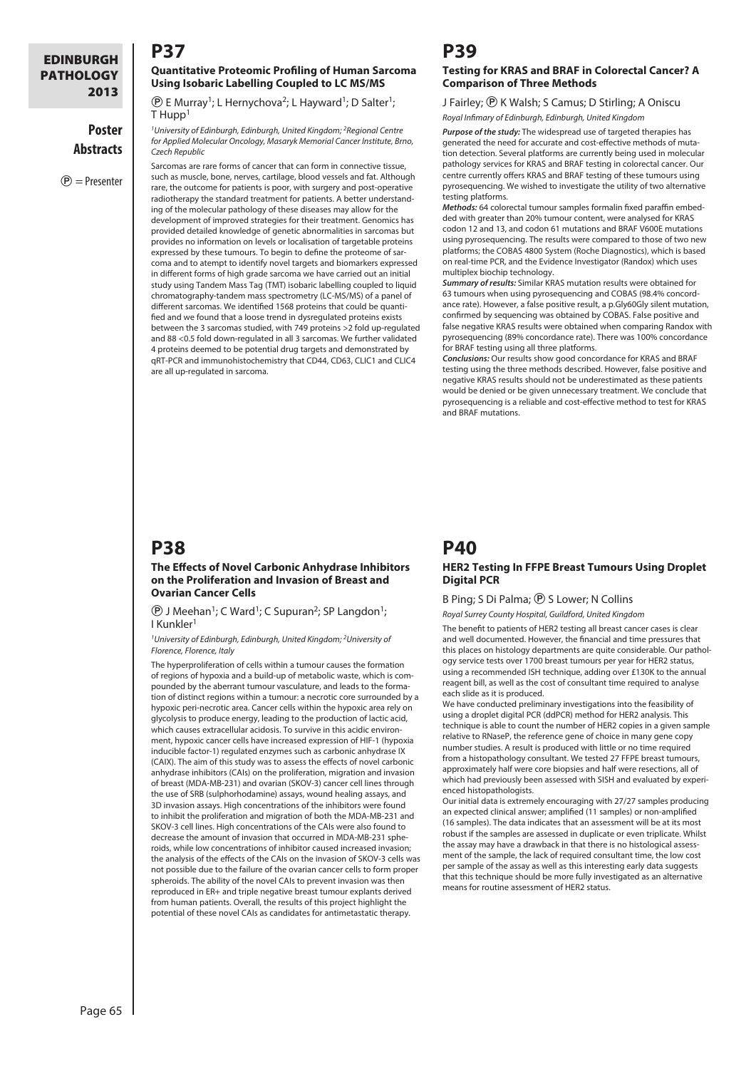## P37

### Quantitative Proteomic Profiling of Human Sarcoma Using Isobaric Labelling Coupled to LC MS/MS

Ⓟ E Murray[1]; L Hernychova[2]; L Hayward[1]; D Salter[1]; T Hupp[1]

*[1]University of Edinburgh, Edinburgh, United Kingdom; [2]Regional Centre for Applied Molecular Oncology, Masaryk Memorial Cancer Institute, Brno, Czech Republic*

Sarcomas are rare forms of cancer that can form in connective tissue, such as muscle, bone, nerves, cartilage, blood vessels and fat. Although rare, the outcome for patients is poor, with surgery and post-operative radiotherapy the standard treatment for patients. A better understanding of the molecular pathology of these diseases may allow for the development of improved strategies for their treatment. Genomics has provided detailed knowledge of genetic abnormalities in sarcomas but provides no information on levels or localisation of targetable proteins expressed by these tumours. To begin to define the proteome of sarcoma and to atempt to identify novel targets and biomarkers expressed in different forms of high grade sarcoma we have carried out an initial study using Tandem Mass Tag (TMT) isobaric labelling coupled to liquid chromatography-tandem mass spectrometry (LC-MS/MS) of a panel of different sarcomas. We identified 1568 proteins that could be quantified and we found that a loose trend in dysregulated proteins exists between the 3 sarcomas studied, with 749 proteins >2 fold up-regulated and 88 <0.5 fold down-regulated in all 3 sarcomas. We further validated 4 proteins deemed to be potential drug targets and demonstrated by qRT-PCR and immunohistochemistry that CD44, CD63, CLIC1 and CLIC4 are all up-regulated in sarcoma.

## P38

### The Effects of Novel Carbonic Anhydrase Inhibitors on the Proliferation and Invasion of Breast and Ovarian Cancer Cells

Ⓟ J Meehan[1]; C Ward[1]; C Supuran[2]; SP Langdon[1]; I Kunkler[1]

*[1]University of Edinburgh, Edinburgh, United Kingdom; [2]University of Florence, Florence, Italy*

The hyperproliferation of cells within a tumour causes the formation of regions of hypoxia and a build-up of metabolic waste, which is compounded by the aberrant tumour vasculature, and leads to the formation of distinct regions within a tumour: a necrotic core surrounded by a hypoxic peri-necrotic area. Cancer cells within the hypoxic area rely on glycolysis to produce energy, leading to the production of lactic acid, which causes extracellular acidosis. To survive in this acidic environment, hypoxic cancer cells have increased expression of HIF-1 (hypoxia inducible factor-1) regulated enzymes such as carbonic anhydrase IX (CAIX). The aim of this study was to assess the effects of novel carbonic anhydrase inhibitors (CAIs) on the proliferation, migration and invasion of breast (MDA-MB-231) and ovarian (SKOV-3) cancer cell lines through the use of SRB (sulphorhodamine) assays, wound healing assays, and 3D invasion assays. High concentrations of the inhibitors were found to inhibit the proliferation and migration of both the MDA-MB-231 and SKOV-3 cell lines. High concentrations of the CAIs were also found to decrease the amount of invasion that occurred in MDA-MB-231 spheroids, while low concentrations of inhibitor caused increased invasion; the analysis of the effects of the CAIs on the invasion of SKOV-3 cells was not possible due to the failure of the ovarian cancer cells to form proper spheroids. The ability of the novel CAIs to prevent invasion was then reproduced in ER+ and triple negative breast tumour explants derived from human patients. Overall, the results of this project highlight the potential of these novel CAIs as candidates for antimetastatic therapy.

## P39

### Testing for KRAS and BRAF in Colorectal Cancer? A Comparison of Three Methods

J Fairley; Ⓟ K Walsh; S Camus; D Stirling; A Oniscu

*Royal Infirmary of Edinburgh, Edinburgh, United Kingdom*

***Purpose of the study:*** The widespread use of targeted therapies has generated the need for accurate and cost-effective methods of mutation detection. Several platforms are currently being used in molecular pathology services for KRAS and BRAF testing in colorectal cancer. Our centre currently offers KRAS and BRAF testing of these tumours using pyrosequencing. We wished to investigate the utility of two alternative testing platforms.

***Methods:*** 64 colorectal tumour samples formalin fixed paraffin embedded with greater than 20% tumour content, were analysed for KRAS codon 12 and 13, and codon 61 mutations and BRAF V600E mutations using pyrosequencing. The results were compared to those of two new platforms; the COBAS 4800 System (Roche Diagnostics), which is based on real-time PCR, and the Evidence Investigator (Randox) which uses multiplex biochip technology.

***Summary of results:*** Similar KRAS mutation results were obtained for 63 tumours when using pyrosequencing and COBAS (98.4% concordance rate). However, a false positive result, a p.Gly60Gly silent mutation, confirmed by sequencing was obtained by COBAS. False positive and false negative KRAS results were obtained when comparing Randox with pyrosequencing (89% concordance rate). There was 100% concordance for BRAF testing using all three platforms.

***Conclusions:*** Our results show good concordance for KRAS and BRAF testing using the three methods described. However, false positive and negative KRAS results should not be underestimated as these patients would be denied or be given unnecessary treatment. We conclude that pyrosequencing is a reliable and cost-effective method to test for KRAS and BRAF mutations.

## P40

### HER2 Testing In FFPE Breast Tumours Using Droplet Digital PCR

B Ping; S Di Palma; Ⓟ S Lower; N Collins

*Royal Surrey County Hospital, Guildford, United Kingdom*

The benefit to patients of HER2 testing all breast cancer cases is clear and well documented. However, the financial and time pressures that this places on histology departments are quite considerable. Our pathology service tests over 1700 breast tumours per year for HER2 status, using a recommended ISH technique, adding over £130K to the annual reagent bill, as well as the cost of consultant time required to analyse each slide as it is produced.

We have conducted preliminary investigations into the feasibility of using a droplet digital PCR (ddPCR) method for HER2 analysis. This technique is able to count the number of HER2 copies in a given sample relative to RNaseP, the reference gene of choice in many gene copy number studies. A result is produced with little or no time required from a histopathology consultant. We tested 27 FFPE breast tumours, approximately half were core biopsies and half were resections, all of which had previously been assessed with SISH and evaluated by experienced histopathologists.

Our initial data is extremely encouraging with 27/27 samples producing an expected clinical answer; amplified (11 samples) or non-amplified (16 samples). The data indicates that an assessment will be at its most robust if the samples are assessed in duplicate or even triplicate. Whilst the assay may have a drawback in that there is no histological assessment of the sample, the lack of required consultant time, the low cost per sample of the assay as well as this interesting early data suggests that this technique should be more fully investigated as an alternative means for routine assessment of HER2 status.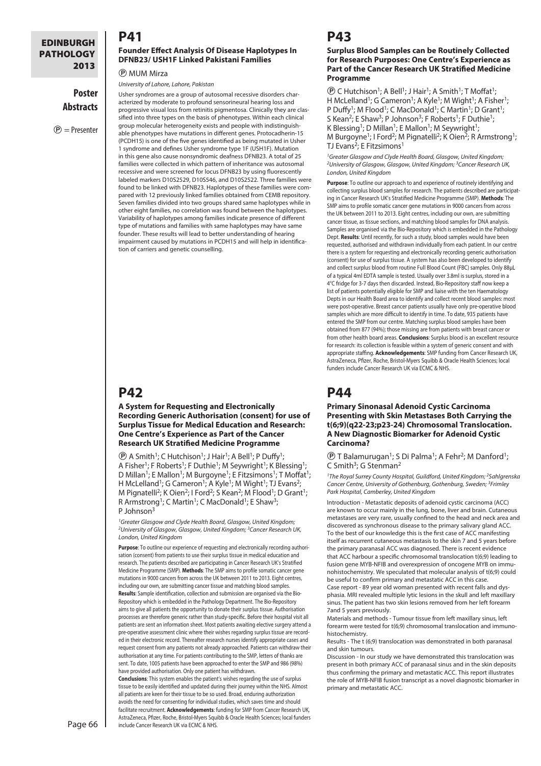## P41

### Founder Effect Analysis Of Disease Haplotypes In DFNB23/ USH1F Linked Pakistani Families

Ⓟ MUM Mirza

*University of Lahore, Lahore, Pakistan*

Usher syndromes are a group of autosomal recessive disorders characterized by moderate to profound sensorineural hearing loss and progressive visual loss from retinitis pigmentosa. Clinically they are classified into three types on the basis of phenotypes. Within each clinical group molecular heterogeneity exists and people with indistinguishable phenotypes have mutations in different genes. Protocadherin-15 (PCDH15) is one of the five genes identified as being mutated in Usher 1 syndrome and defines Usher syndrome type 1F (USH1F). Mutation in this gene also cause nonsyndromic deafness DFNB23. A total of 25 families were collected in which pattern of inheritance was autosomal recessive and were screened for locus DFNB23 by using fluorescently labeled markers D10S2529, D10S546, and D10S2522. Three families were found to be linked with DFNB23. Haplotypes of these families were compared with 12 previously linked families obtained from CEMB repository. Seven families divided into two groups shared same haplotypes while in other eight families, no correlation was found between the haplotypes. Variability of haplotypes among families indicate presence of different type of mutations and families with same haplotypes may have same founder. These results will lead to better understanding of hearing impairment caused by mutations in PCDH15 and will help in identification of carriers and genetic counselling.

## P42

### A System for Requesting and Electronically Recording Generic Authorisation (consent) for use of Surplus Tissue for Medical Education and Research: One Centre's Experience as Part of the Cancer Research UK Stratified Medicine Programme

Ⓟ A Smith[1]; C Hutchison[1]; J Hair[1]; A Bell[1]; P Duffy[1]; A Fisher[1]; F Roberts[1]; F Duthie[1]; M Seywright[1]; K Blessing[1]; D Millan[1]; E Mallon[1]; M Burgoyne[1]; E Fitzsimons[1]; T Moffat[1]; H McLelland[1]; G Cameron[1]; A Kyle[1]; M Wight[1]; TJ Evans[2]; M Pignatelli[2]; K Oien[2]; I Ford[2]; S Kean[2]; M Flood[1]; D Grant[1]; R Armstrong[1]; C Martin[1]; C MacDonald[1]; E Shaw[3]; P Johnson[3]

*[1]Greater Glasgow and Clyde Health Board, Glasgow, United Kingdom; [2]University of Glasgow, Glasgow, United Kingdom; [3]Cancer Research UK, London, United Kingdom*

**Purpose**: To outline our experience of requesting and electronically recording authorisation (consent) from patients to use their surplus tissue in medical education and research. The patients described are participating in Cancer Research UK's Stratified Medicine Programme (SMP). **Methods**: The SMP aims to profile somatic cancer gene mutations in 9000 cancers from across the UK between 2011 to 2013. Eight centres, including our own, are submitting cancer tissue and matching blood samples. **Results**: Sample identification, collection and submission are organised via the Bio-Repository which is embedded in the Pathology Department. The Bio-Repository aims to give all patients the opportunity to donate their surplus tissue. Authorisation processes are therefore generic rather than study-specific. Before their hospital visit all patients are sent an information sheet. Most patients awaiting elective surgery attend a pre-operative assessment clinic where their wishes regarding surplus tissue are recorded in their electronic record. Thereafter research nurses identify appropriate cases and request consent from any patients not already approached. Patients can withdraw their authorisation at any time. For patients contributing to the SMP, letters of thanks are sent. To date, 1005 patients have been approached to enter the SMP and 986 (98%) have provided authorisation. Only one patient has withdrawn.
**Conclusions**: This system enables the patient's wishes regarding the use of surplus tissue to be easily identified and updated during their journey within the NHS. Almost all patients are keen for their tissue to be so used. Broad, enduring authorization avoids the need for consenting for individual studies, which saves time and should facilitate recruitment. **Acknowledgements**: funding for SMP from Cancer Research UK, AstraZeneca, Pfizer, Roche, Bristol-Myers Squibb & Oracle Health Sciences; local funders include Cancer Research UK via ECMC & NHS.

## P43

### Surplus Blood Samples can be Routinely Collected for Research Purposes: One Centre's Experience as Part of the Cancer Research UK Stratified Medicine Programme

Ⓟ C Hutchison[1]; A Bell[1]; J Hair[1]; A Smith[1]; T Moffat[1]; H McLelland[1]; G Cameron[1]; A Kyle[1]; M Wight[1]; A Fisher[1]; P Duffy[1]; M Flood[1]; C MacDonald[1]; C Martin[1]; D Grant[1]; S Kean[2]; E Shaw[3]; P Johnson[3]; F Roberts[1]; F Duthie[1]; K Blessing[1]; D Millan[1]; E Mallon[1]; M Seywright[1]; M Burgoyne[1]; I Ford[2]; M Pignatelli[2]; K Oien[2]; R Armstrong[1]; TJ Evans[2]; E Fitzsimons[1]

*[1]Greater Glasgow and Clyde Health Board, Glasgow, United Kingdom; [2]University of Glasgow, Glasgow, United Kingdom; [3]Cancer Research UK, London, United Kingdom*

**Purpose**: To outline our approach to and experience of routinely identifying and collecting surplus blood samples for research. The patients described are participating in Cancer Research UK's Stratified Medicine Programme (SMP). **Methods**: The SMP aims to profile somatic cancer gene mutations in 9000 cancers from across the UK between 2011 to 2013. Eight centres, including our own, are submitting cancer tissue, as tissue sections, and matching blood samples for DNA analysis. Samples are organised via the Bio-Repository which is embedded in the Pathology Dept. **Results**: Until recently, for such a study, blood samples would have been requested, authorised and withdrawn individually from each patient. In our centre there is a system for requesting and electronically recording generic authorisation (consent) for use of surplus tissue. A system has also been developed to identify and collect surplus blood from routine Full Blood Count (FBC) samples. Only 88µL of a typical 4ml EDTA sample is tested. Usually over 3.8ml is surplus, stored in a 4°C fridge for 3-7 days then discarded. Instead, Bio-Repository staff now keep a list of patients potentially eligible for SMP and liaise with the ten Haematology Depts in our Health Board area to identify and collect recent blood samples: most were post-operative. Breast cancer patients usually have only pre-operative blood samples which are more difficult to identify in time. To date, 935 patients have entered the SMP from our centre. Matching surplus blood samples have been obtained from 877 (94%); those missing are from patients with breast cancer or from other health board areas. **Conclusions**: Surplus blood is an excellent resource for research: its collection is feasible within a system of generic consent and with appropriate staffing. **Acknowledgements**: SMP funding from Cancer Research UK, AstraZeneca, Pfizer, Roche, Bristol-Myers Squibb & Oracle Health Sciences; local funders include Cancer Research UK via ECMC & NHS.

## P44

### Primary Sinonasal Adenoid Cystic Carcinoma Presenting with Skin Metastases Both Carrying the t(6;9)(q22-23;p23-24) Chromosomal Translocation. A New Diagnostic Biomarker for Adenoid Cystic Carcinoma?

Ⓟ T Balamurugan[1]; S Di Palma[1]; A Fehr[2]; M Danford[1]; C Smith[3]; G Stenman[2]

*[1]The Royal Surrey County Hospital, Guildford, United Kingdom; [2]Sahlgrenska Cancer Centre, University of Gothenburg, Gothenburg, Sweden; [3]Frimley Park Hospital, Camberley, United Kingdom*

Introduction - Metastatic deposits of adenoid cystic carcinoma (ACC) are known to occur mainly in the lung, bone, liver and brain. Cutaneous metastases are very rare, usually confined to the head and neck area and discovered as synchronous disease to the primary salivary gland ACC. To the best of our knowledge this is the first case of ACC manifesting itself as recurrent cutaneous metastasis to the skin 7 and 5 years before the primary paranasal ACC was diagnosed. There is recent evidence that ACC harbour a specific chromosomal translocation t(6;9) leading to fusion gene MYB-NFIB and overexpression of oncogene MYB on immunohistochemistry. We speculated that molecular analysis of t(6;9) could be useful to confirm primary and metastatic ACC in this case.

Case report - 89 year old woman presented with recent falls and dysphagia. MRI revealed multiple lytic lesions in the skull and left maxillary sinus. The patient has two skin lesions removed from her left forearm 7and 5 years previously.

Materials and methods - Tumour tissue from left maxillary sinus, left forearm were tested for t(6;9) chromosomal translocation and immunohistochemistry.

Results - The t (6;9) translocation was demonstrated in both paranasal and skin tumours.

Discussion - In our study we have demonstrated this translocation was present in both primary ACC of paranasal sinus and in the skin deposits thus confirming the primary and metastatic ACC. This report illustrates the role of MYB-NFIB fusion transcript as a novel diagnostic biomarker in primary and metastatic ACC.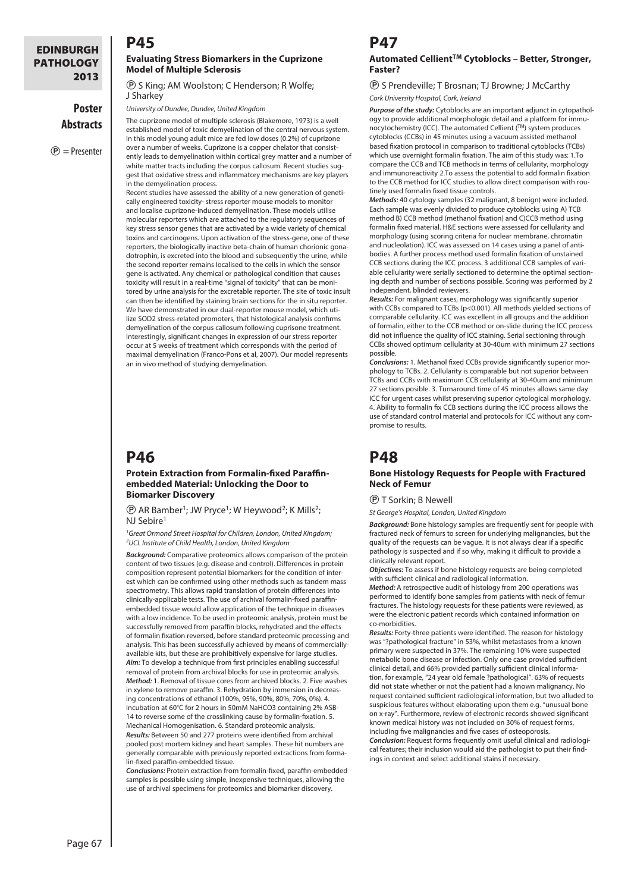## P45

### Evaluating Stress Biomarkers in the Cuprizone Model of Multiple Sclerosis

Ⓟ S King; AM Woolston; C Henderson; R Wolfe; J Sharkey

*University of Dundee, Dundee, United Kingdom*

The cuprizone model of multiple sclerosis (Blakemore, 1973) is a well established model of toxic demyelination of the central nervous system. In this model young adult mice are fed low doses (0.2%) of cuprizone over a number of weeks. Cuprizone is a copper chelator that consistently leads to demyelination within cortical grey matter and a number of white matter tracts including the corpus callosum. Recent studies suggest that oxidative stress and inflammatory mechanisms are key players in the demyelination process.

Recent studies have assessed the ability of a new generation of genetically engineered toxicity- stress reporter mouse models to monitor and localise cuprizone-induced demyelination. These models utilise molecular reporters which are attached to the regulatory sequences of key stress sensor genes that are activated by a wide variety of chemical toxins and carcinogens. Upon activation of the stress-gene, one of these reporters, the biologically inactive beta-chain of human chorionic gonadotrophin, is excreted into the blood and subsequently the urine, while the second reporter remains localised to the cells in which the sensor gene is activated. Any chemical or pathological condition that causes toxicity will result in a real-time "signal of toxicity" that can be monitored by urine analysis for the excretable reporter. The site of toxic insult can then be identified by staining brain sections for the in situ reporter. We have demonstrated in our dual-reporter mouse model, which utilize SOD2 stress-related promoters, that histological analysis confirms demyelination of the corpus callosum following cuprisone treatment. Interestingly, significant changes in expression of our stress reporter occur at 5 weeks of treatment which corresponds with the period of maximal demyelination (Franco-Pons et al, 2007). Our model represents an in vivo method of studying demyelination.

## P46

### Protein Extraction from Formalin-fixed Paraffin-embedded Material: Unlocking the Door to Biomarker Discovery

Ⓟ AR Bamber[1]; JW Pryce[1]; W Heywood[2]; K Mills[2]; NJ Sebire[1]

[1]*Great Ormond Street Hospital for Children, London, United Kingdom;* [2]*UCL Institute of Child Health, London, United Kingdom*

***Background:*** Comparative proteomics allows comparison of the protein content of two tissues (e.g. disease and control). Differences in protein composition represent potential biomarkers for the condition of interest which can be confirmed using other methods such as tandem mass spectrometry. This allows rapid translation of protein differences into clinically-applicable tests. The use of archival formalin-fixed paraffin-embedded tissue would allow application of the technique in diseases with a low incidence. To be used in proteomic analysis, protein must be successfully removed from paraffin blocks, rehydrated and the effects of formalin fixation reversed, before standard proteomic processing and analysis. This has been successfully achieved by means of commercially-available kits, but these are prohibitively expensive for large studies.

***Aim:*** To develop a technique from first principles enabling successful removal of protein from archival blocks for use in proteomic analysis.

***Method:*** 1. Removal of tissue cores from archived blocks. 2. Five washes in xylene to remove paraffin. 3. Rehydration by immersion in decreasing concentrations of ethanol (100%, 95%, 90%, 80%, 70%, 0%). 4. Incubation at 60°C for 2 hours in 50mM $NaHCO_3$ containing 2% ASB-14 to reverse some of the crosslinking cause by formalin-fixation. 5. Mechanical Homogenisation. 6. Standard proteomic analysis.

***Results:*** Between 50 and 277 proteins were identified from archival pooled post mortem kidney and heart samples. These hit numbers are generally comparable with previously reported extractions from formalin-fixed paraffin-embedded tissue.

***Conclusions:*** Protein extraction from formalin-fixed, paraffin-embedded samples is possible using simple, inexpensive techniques, allowing the use of archival specimens for proteomics and biomarker discovery.

## P47

### Automated Cellient™ Cytoblocks – Better, Stronger, Faster?

Ⓟ S Prendeville; T Brosnan; TJ Browne; J McCarthy

*Cork University Hospital, Cork, Ireland*

***Purpose of the study:*** Cytoblocks are an important adjunct in cytopathology to provide additional morphologic detail and a platform for immunocytochemistry (ICC). The automated Cellient (TM) system produces cytoblocks (CCBs) in 45 minutes using a vacuum assisted methanol based fixation protocol in comparison to traditional cytoblocks (TCBs) which use overnight formalin fixation. The aim of this study was: 1.To compare the CCB and TCB methods in terms of cellularity, morphology and immunoreactivity 2.To assess the potential to add formalin fixation to the CCB method for ICC studies to allow direct comparison with routinely used formalin fixed tissue controls.

***Methods:*** 40 cytology samples (32 malignant, 8 benign) were included. Each sample was evenly divided to produce cytoblocks using A) TCB method B) CCB method (methanol fixation) and C)CCB method using formalin fixed material. H&E sections were assessed for cellularity and morphology (using scoring criteria for nuclear membrane, chromatin and nucleolation). ICC was assessed on 14 cases using a panel of antibodies. A further process method used formalin fixation of unstained CCB sections during the ICC process. 3 additional CCB samples of variable cellularity were serially sectioned to determine the optimal sectioning depth and number of sections possible. Scoring was performed by 2 independent, blinded reviewers.

***Results:*** For malignant cases, morphology was significantly superior with CCBs compared to TCBs ($p<0.001$). All methods yielded sections of comparable cellularity. ICC was excellent in all groups and the addition of formalin, either to the CCB method or on-slide during the ICC process did not influence the quality of ICC staining. Serial sectioning through CCBs showed optimum cellularity at 30-40um with minimum 27 sections possible.

***Conclusions:*** 1. Methanol fixed CCBs provide significantly superior morphology to TCBs. 2. Cellularity is comparable but not superior between TCBs and CCBs with maximum CCB cellularity at 30-40um and minimum 27 sections posible. 3. Turnaround time of 45 minutes allows same day ICC for urgent cases whilst preserving superior cytological morphology. 4. Ability to formalin fix CCB sections during the ICC process allows the use of standard control material and protocols for ICC without any compromise to results.

## P48

### Bone Histology Requests for People with Fractured Neck of Femur

Ⓟ T Sorkin; B Newell

*St George's Hospital, London, United Kingdom*

***Background:*** Bone histology samples are frequently sent for people with fractured neck of femurs to screen for underlying malignancies, but the quality of the requests can be vague. It is not always clear if a specific pathology is suspected and if so why, making it difficult to provide a clinically relevant report.

***Objectives:*** To assess if bone histology requests are being completed with sufficient clinical and radiological information.

***Method:*** A retrospective audit of histology from 200 operations was performed to identify bone samples from patients with neck of femur fractures. The histology requests for these patients were reviewed, as were the electronic patient records which contained information on co-morbidities.

***Results:*** Forty-three patients were identified. The reason for histology was "?pathological fracture" in 53%, whilst metastases from a known primary were suspected in 37%. The remaining 10% were suspected metabolic bone disease or infection. Only one case provided sufficient clinical detail, and 66% provided partially sufficient clinical information, for example, "24 year old female ?pathological". 63% of requests did not state whether or not the patient had a known malignancy. No request contained sufficient radiological information, but two alluded to suspicious features without elaborating upon them e.g. "unusual bone on x-ray". Furthermore, review of electronic records showed significant known medical history was not included on 30% of request forms, including five malignancies and five cases of osteoporosis.

***Conclusion:*** Request forms frequently omit useful clinical and radiological features; their inclusion would aid the pathologist to put their findings in context and select additional stains if necessary.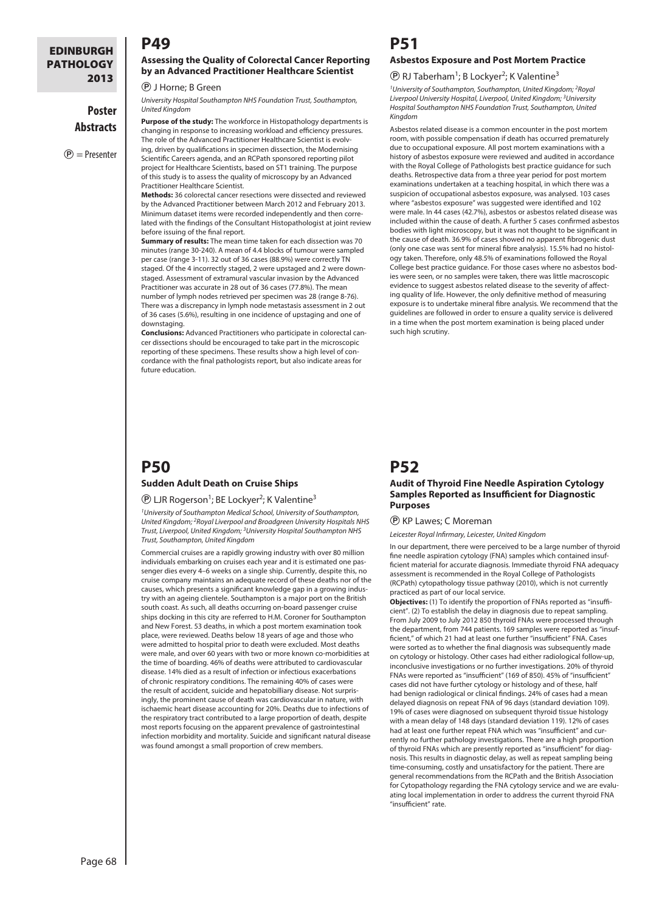## P49

### Assessing the Quality of Colorectal Cancer Reporting by an Advanced Practitioner Healthcare Scientist

Ⓟ J Horne; B Green

*University Hospital Southampton NHS Foundation Trust, Southampton, United Kingdom*

**Purpose of the study:** The workforce in Histopathology departments is changing in response to increasing workload and efficiency pressures. The role of the Advanced Practitioner Healthcare Scientist is evolving, driven by qualifications in specimen dissection, the Modernising Scientific Careers agenda, and an RCPath sponsored reporting pilot project for Healthcare Scientists, based on ST1 training. The purpose of this study is to assess the quality of microscopy by an Advanced Practitioner Healthcare Scientist.

**Methods:** 36 colorectal cancer resections were dissected and reviewed by the Advanced Practitioner between March 2012 and February 2013. Minimum dataset items were recorded independently and then correlated with the findings of the Consultant Histopathologist at joint review before issuing of the final report.

**Summary of results:** The mean time taken for each dissection was 70 minutes (range 30-240). A mean of 4.4 blocks of tumour were sampled per case (range 3-11). 32 out of 36 cases (88.9%) were correctly TN staged. Of the 4 incorrectly staged, 2 were upstaged and 2 were downstaged. Assessment of extramural vascular invasion by the Advanced Practitioner was accurate in 28 out of 36 cases (77.8%). The mean number of lymph nodes retrieved per specimen was 28 (range 8-76). There was a discrepancy in lymph node metastasis assessment in 2 out of 36 cases (5.6%), resulting in one incidence of upstaging and one of downstaging.

**Conclusions:** Advanced Practitioners who participate in colorectal cancer dissections should be encouraged to take part in the microscopic reporting of these specimens. These results show a high level of concordance with the final pathologists report, but also indicate areas for future education.

## P50

### Sudden Adult Death on Cruise Ships

Ⓟ LJR Rogerson[1]; BE Lockyer[2]; K Valentine[3]

*[1]University of Southampton Medical School, University of Southampton, United Kingdom; [2]Royal Liverpool and Broadgreen University Hospitals NHS Trust, Liverpool, United Kingdom; [3]University Hospital Southampton NHS Trust, Southampton, United Kingdom*

Commercial cruises are a rapidly growing industry with over 80 million individuals embarking on cruises each year and it is estimated one passenger dies every 4–6 weeks on a single ship. Currently, despite this, no cruise company maintains an adequate record of these deaths nor of the causes, which presents a significant knowledge gap in a growing industry with an ageing clientele. Southampton is a major port on the British south coast. As such, all deaths occurring on-board passenger cruise ships docking in this city are referred to H.M. Coroner for Southampton and New Forest. 53 deaths, in which a post mortem examination took place, were reviewed. Deaths below 18 years of age and those who were admitted to hospital prior to death were excluded. Most deaths were male, and over 60 years with two or more known co-morbidities at the time of boarding. 46% of deaths were attributed to cardiovascular disease. 14% died as a result of infection or infectious exacerbations of chronic respiratory conditions. The remaining 40% of cases were the result of accident, suicide and hepatobilliary disease. Not surprisingly, the prominent cause of death was cardiovascular in nature, with ischaemic heart disease accounting for 20%. Deaths due to infections of the respiratory tract contributed to a large proportion of death, despite most reports focusing on the apparent prevalence of gastrointestinal infection morbidity and mortality. Suicide and significant natural disease was found amongst a small proportion of crew members.

## P51

### Asbestos Exposure and Post Mortem Practice

Ⓟ RJ Taberham[1]; B Lockyer[2]; K Valentine[3]

*[1]University of Southampton, Southampton, United Kingdom; [2]Royal Liverpool University Hospital, Liverpool, United Kingdom; [3]University Hospital Southampton NHS Foundation Trust, Southampton, United Kingdom*

Asbestos related disease is a common encounter in the post mortem room, with possible compensation if death has occurred prematurely due to occupational exposure. All post mortem examinations with a history of asbestos exposure were reviewed and audited in accordance with the Royal College of Pathologists best practice guidance for such deaths. Retrospective data from a three year period for post mortem examinations undertaken at a teaching hospital, in which there was a suspicion of occupational asbestos exposure, was analysed. 103 cases where "asbestos exposure" was suggested were identified and 102 were male. In 44 cases (42.7%), asbestos or asbestos related disease was included within the cause of death. A further 5 cases confirmed asbestos bodies with light microscopy, but it was not thought to be significant in the cause of death. 36.9% of cases showed no apparent fibrogenic dust (only one case was sent for mineral fibre analysis). 15.5% had no histology taken. Therefore, only 48.5% of examinations followed the Royal College best practice guidance. For those cases where no asbestos bodies were seen, or no samples were taken, there was little macroscopic evidence to suggest asbestos related disease to the severity of affecting quality of life. However, the only definitive method of measuring exposure is to undertake mineral fibre analysis. We recommend that the guidelines are followed in order to ensure a quality service is delivered in a time when the post mortem examination is being placed under such high scrutiny.

## P52

### Audit of Thyroid Fine Needle Aspiration Cytology Samples Reported as Insufficient for Diagnostic Purposes

Ⓟ KP Lawes; C Moreman

*Leicester Royal Infirmary, Leicester, United Kingdom*

In our department, there were perceived to be a large number of thyroid fine needle aspiration cytology (FNA) samples which contained insufficient material for accurate diagnosis. Immediate thyroid FNA adequacy assessment is recommended in the Royal College of Pathologists (RCPath) cytopathology tissue pathway (2010), which is not currently practiced as part of our local service.

**Objectives:** (1) To identify the proportion of FNAs reported as "insufficient". (2) To establish the delay in diagnosis due to repeat sampling. From July 2009 to July 2012 850 thyroid FNAs were processed through the department, from 744 patients. 169 samples were reported as "insufficient," of which 21 had at least one further "insufficient" FNA. Cases were sorted as to whether the final diagnosis was subsequently made on cytology or histology. Other cases had either radiological follow-up, inconclusive investigations or no further investigations. 20% of thyroid FNAs were reported as "insufficient" (169 of 850). 45% of "insufficient" cases did not have further cytology or histology and of these, half had benign radiological or clinical findings. 24% of cases had a mean delayed diagnosis on repeat FNA of 96 days (standard deviation 109). 19% of cases were diagnosed on subsequent thyroid tissue histology with a mean delay of 148 days (standard deviation 119). 12% of cases had at least one further repeat FNA which was "insufficient" and currently no further pathology investigations. There are a high proportion of thyroid FNAs which are presently reported as "insufficient" for diagnosis. This results in diagnostic delay, as well as repeat sampling being time-consuming, costly and unsatisfactory for the patient. There are general recommendations from the RCPath and the British Association for Cytopathology regarding the FNA cytology service and we are evaluating local implementation in order to address the current thyroid FNA "insufficient" rate.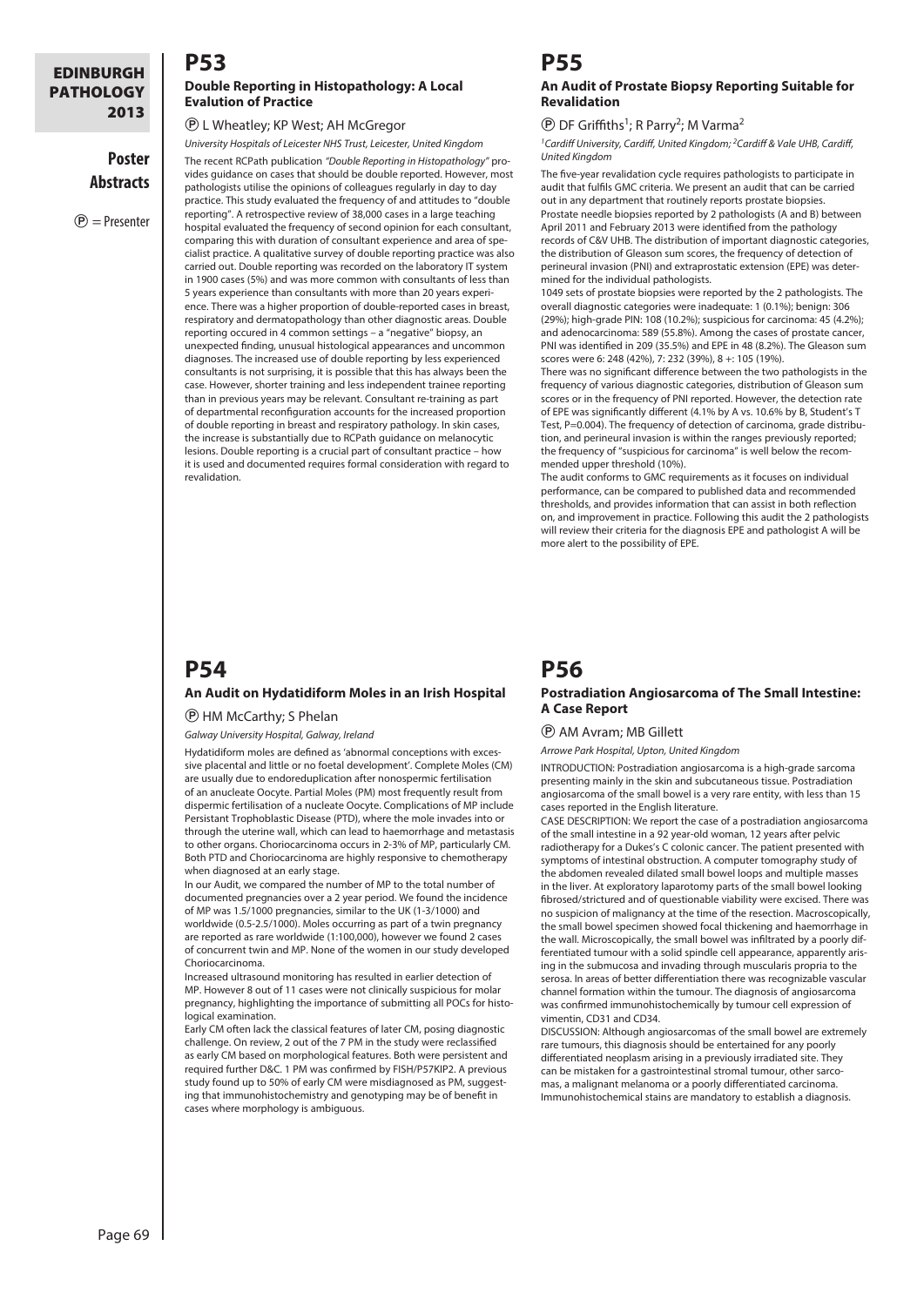## P53

### Double Reporting in Histopathology: A Local Evalution of Practice

Ⓟ L Wheatley; KP West; AH McGregor

*University Hospitals of Leicester NHS Trust, Leicester, United Kingdom*

The recent RCPath publication *"Double Reporting in Histopathology"* provides guidance on cases that should be double reported. However, most pathologists utilise the opinions of colleagues regularly in day to day practice. This study evaluated the frequency of and attitudes to "double reporting". A retrospective review of 38,000 cases in a large teaching hospital evaluated the frequency of second opinion for each consultant, comparing this with duration of consultant experience and area of specialist practice. A qualitative survey of double reporting practice was also carried out. Double reporting was recorded on the laboratory IT system in 1900 cases (5%) and was more common with consultants of less than 5 years experience than consultants with more than 20 years experience. There was a higher proportion of double-reported cases in breast, respiratory and dermatopathology than other diagnostic areas. Double reporting occured in 4 common settings – a "negative" biopsy, an unexpected finding, unusual histological appearances and uncommon diagnoses. The increased use of double reporting by less experienced consultants is not surprising, it is possible that this has always been the case. However, shorter training and less independent trainee reporting than in previous years may be relevant. Consultant re-training as part of departmental reconfiguration accounts for the increased proportion of double reporting in breast and respiratory pathology. In skin cases, the increase is substantially due to RCPath guidance on melanocytic lesions. Double reporting is a crucial part of consultant practice – how it is used and documented requires formal consideration with regard to revalidation.

## P54

### An Audit on Hydatidiform Moles in an Irish Hospital

Ⓟ HM McCarthy; S Phelan

*Galway University Hospital, Galway, Ireland*

Hydatidiform moles are defined as 'abnormal conceptions with excessive placental and little or no foetal development'. Complete Moles (CM) are usually due to endoreduplication after nonospermic fertilisation of an anucleate Oocyte. Partial Moles (PM) most frequently result from dispermic fertilisation of a nucleate Oocyte. Complications of MP include Persistant Trophoblastic Disease (PTD), where the mole invades into or through the uterine wall, which can lead to haemorrhage and metastasis to other organs. Choriocarcinoma occurs in 2-3% of MP, particularly CM. Both PTD and Choriocarcinoma are highly responsive to chemotherapy when diagnosed at an early stage.

In our Audit, we compared the number of MP to the total number of documented pregnancies over a 2 year period. We found the incidence of MP was 1.5/1000 pregnancies, similar to the UK (1-3/1000) and worldwide (0.5-2.5/1000). Moles occurring as part of a twin pregnancy are reported as rare worldwide (1:100,000), however we found 2 cases of concurrent twin and MP. None of the women in our study developed Choriocarcinoma.

Increased ultrasound monitoring has resulted in earlier detection of MP. However 8 out of 11 cases were not clinically suspicious for molar pregnancy, highlighting the importance of submitting all POCs for histological examination.

Early CM often lack the classical features of later CM, posing diagnostic challenge. On review, 2 out of the 7 PM in the study were reclassified as early CM based on morphological features. Both were persistent and required further D&C. 1 PM was confirmed by FISH/P57KIP2. A previous study found up to 50% of early CM were misdiagnosed as PM, suggesting that immunohistochemistry and genotyping may be of benefit in cases where morphology is ambiguous.

## P55

### An Audit of Prostate Biopsy Reporting Suitable for Revalidation

Ⓟ DF Griffiths[1]; R Parry[2]; M Varma[2]

*[1]Cardiff University, Cardiff, United Kingdom; [2]Cardiff & Vale UHB, Cardiff, United Kingdom*

The five-year revalidation cycle requires pathologists to participate in audit that fulfils GMC criteria. We present an audit that can be carried out in any department that routinely reports prostate biopsies.

Prostate needle biopsies reported by 2 pathologists (A and B) between April 2011 and February 2013 were identified from the pathology records of C&V UHB. The distribution of important diagnostic categories, the distribution of Gleason sum scores, the frequency of detection of perineural invasion (PNI) and extraprostatic extension (EPE) was determined for the individual pathologists.

1049 sets of prostate biopsies were reported by the 2 pathologists. The overall diagnostic categories were inadequate: 1 (0.1%); benign: 306 (29%); high-grade PIN: 108 (10.2%); suspicious for carcinoma: 45 (4.2%); and adenocarcinoma: 589 (55.8%). Among the cases of prostate cancer, PNI was identified in 209 (35.5%) and EPE in 48 (8.2%). The Gleason sum scores were 6: 248 (42%), 7: 232 (39%), 8 +: 105 (19%).

There was no significant difference between the two pathologists in the frequency of various diagnostic categories, distribution of Gleason sum scores or in the frequency of PNI reported. However, the detection rate of EPE was significantly different (4.1% by A vs. 10.6% by B, Student's T Test, P=0.004). The frequency of detection of carcinoma, grade distribution, and perineural invasion is within the ranges previously reported; the frequency of "suspicious for carcinoma" is well below the recommended upper threshold (10%).

The audit conforms to GMC requirements as it focuses on individual performance, can be compared to published data and recommended thresholds, and provides information that can assist in both reflection on, and improvement in practice. Following this audit the 2 pathologists will review their criteria for the diagnosis EPE and pathologist A will be more alert to the possibility of EPE.

## P56

### Postradiation Angiosarcoma of The Small Intestine: A Case Report

Ⓟ AM Avram; MB Gillett

*Arrowe Park Hospital, Upton, United Kingdom*

INTRODUCTION: Postradiation angiosarcoma is a high-grade sarcoma presenting mainly in the skin and subcutaneous tissue. Postradiation angiosarcoma of the small bowel is a very rare entity, with less than 15 cases reported in the English literature.

CASE DESCRIPTION: We report the case of a postradiation angiosarcoma of the small intestine in a 92 year-old woman, 12 years after pelvic radiotherapy for a Dukes's C colonic cancer. The patient presented with symptoms of intestinal obstruction. A computer tomography study of the abdomen revealed dilated small bowel loops and multiple masses in the liver. At exploratory laparotomy parts of the small bowel looking fibrosed/strictured and of questionable viability were excised. There was no suspicion of malignancy at the time of the resection. Macroscopically, the small bowel specimen showed focal thickening and haemorrhage in the wall. Microscopically, the small bowel was infiltrated by a poorly differentiated tumour with a solid spindle cell appearance, apparently arising in the submucosa and invading through muscularis propria to the serosa. In areas of better differentiation there was recognizable vascular channel formation within the tumour. The diagnosis of angiosarcoma was confirmed immunohistochemically by tumour cell expression of vimentin, CD31 and CD34.

DISCUSSION: Although angiosarcomas of the small bowel are extremely rare tumours, this diagnosis should be entertained for any poorly differentiated neoplasm arising in a previously irradiated site. They can be mistaken for a gastrointestinal stromal tumour, other sarcomas, a malignant melanoma or a poorly differentiated carcinoma. Immunohistochemical stains are mandatory to establish a diagnosis.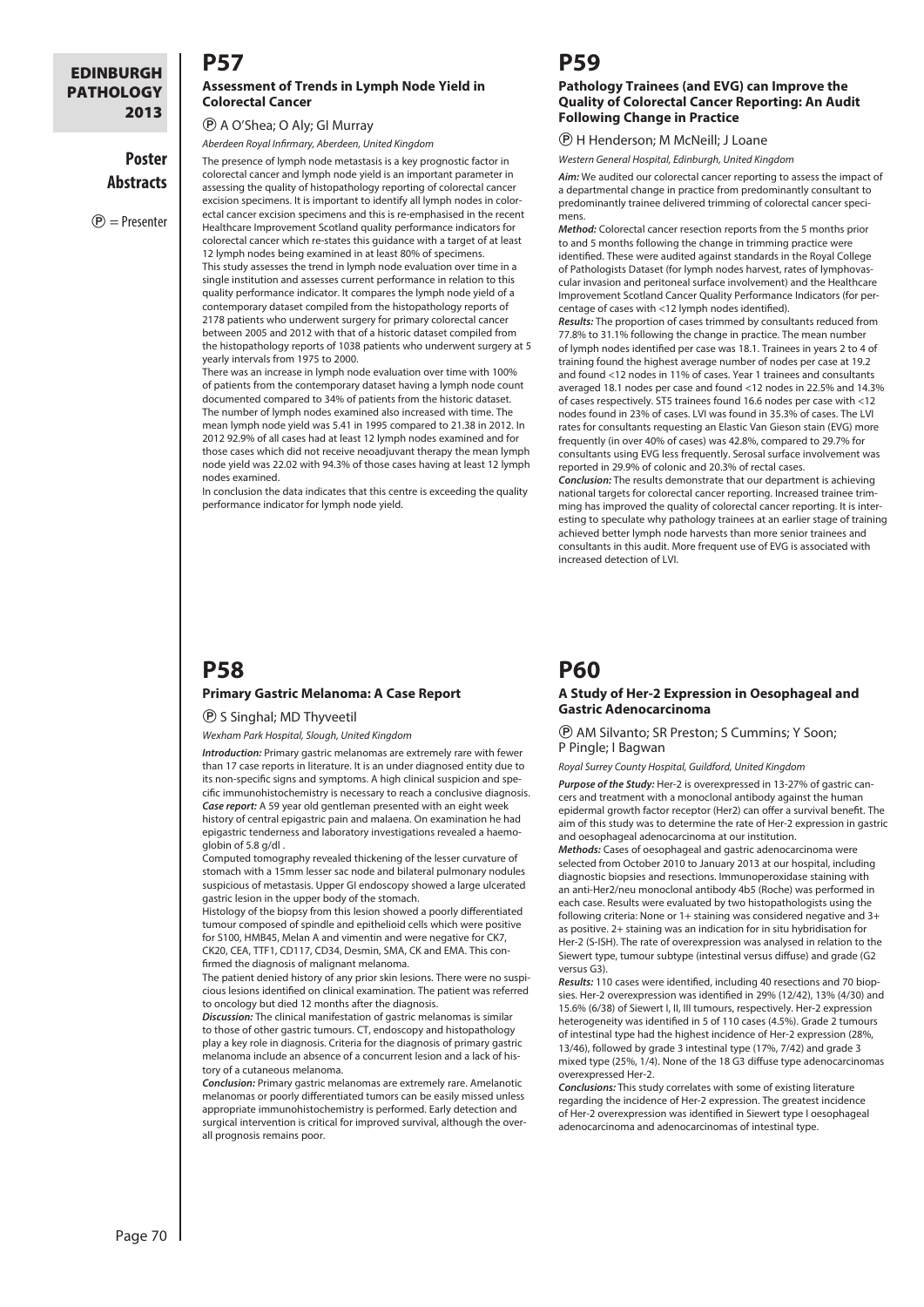## P57

### Assessment of Trends in Lymph Node Yield in Colorectal Cancer

Ⓟ A O'Shea; O Aly; GI Murray

*Aberdeen Royal Infirmary, Aberdeen, United Kingdom*

The presence of lymph node metastasis is a key prognostic factor in colorectal cancer and lymph node yield is an important parameter in assessing the quality of histopathology reporting of colorectal cancer excision specimens. It is important to identify all lymph nodes in colorectal cancer excision specimens and this is re-emphasised in the recent Healthcare Improvement Scotland quality performance indicators for colorectal cancer which re-states this guidance with a target of at least 12 lymph nodes being examined in at least 80% of specimens.

This study assesses the trend in lymph node evaluation over time in a single institution and assesses current performance in relation to this quality performance indicator. It compares the lymph node yield of a contemporary dataset compiled from the histopathology reports of 2178 patients who underwent surgery for primary colorectal cancer between 2005 and 2012 with that of a historic dataset compiled from the histopathology reports of 1038 patients who underwent surgery at 5 yearly intervals from 1975 to 2000.

There was an increase in lymph node evaluation over time with 100% of patients from the contemporary dataset having a lymph node count documented compared to 34% of patients from the historic dataset. The number of lymph nodes examined also increased with time. The mean lymph node yield was 5.41 in 1995 compared to 21.38 in 2012. In 2012 92.9% of all cases had at least 12 lymph nodes examined and for those cases which did not receive neoadjuvant therapy the mean lymph node yield was 22.02 with 94.3% of those cases having at least 12 lymph nodes examined.

In conclusion the data indicates that this centre is exceeding the quality performance indicator for lymph node yield.

## P58

### Primary Gastric Melanoma: A Case Report

Ⓟ S Singhal; MD Thyveetil

*Wexham Park Hospital, Slough, United Kingdom*

***Introduction:*** Primary gastric melanomas are extremely rare with fewer than 17 case reports in literature. It is an under diagnosed entity due to its non-specific signs and symptoms. A high clinical suspicion and specific immunohistochemistry is necessary to reach a conclusive diagnosis.

***Case report:*** A 59 year old gentleman presented with an eight week history of central epigastric pain and malaena. On examination he had epigastric tenderness and laboratory investigations revealed a haemoglobin of 5.8 g/dl .

Computed tomography revealed thickening of the lesser curvature of stomach with a 15mm lesser sac node and bilateral pulmonary nodules suspicious of metastasis. Upper GI endoscopy showed a large ulcerated gastric lesion in the upper body of the stomach.

Histology of the biopsy from this lesion showed a poorly differentiated tumour composed of spindle and epithelioid cells which were positive for S100, HMB45, Melan A and vimentin and were negative for CK7, CK20, CEA, TTF1, CD117, CD34, Desmin, SMA, CK and EMA. This confirmed the diagnosis of malignant melanoma.

The patient denied history of any prior skin lesions. There were no suspicious lesions identified on clinical examination. The patient was referred to oncology but died 12 months after the diagnosis.

***Discussion:*** The clinical manifestation of gastric melanomas is similar to those of other gastric tumours. CT, endoscopy and histopathology play a key role in diagnosis. Criteria for the diagnosis of primary gastric melanoma include an absence of a concurrent lesion and a lack of history of a cutaneous melanoma.

***Conclusion:*** Primary gastric melanomas are extremely rare. Amelanotic melanomas or poorly differentiated tumors can be easily missed unless appropriate immunohistochemistry is performed. Early detection and surgical intervention is critical for improved survival, although the overall prognosis remains poor.

## P59

### Pathology Trainees (and EVG) can Improve the Quality of Colorectal Cancer Reporting: An Audit Following Change in Practice

Ⓟ H Henderson; M McNeill; J Loane

*Western General Hospital, Edinburgh, United Kingdom*

***Aim:*** We audited our colorectal cancer reporting to assess the impact of a departmental change in practice from predominantly consultant to predominantly trainee delivered trimming of colorectal cancer specimens.

***Method:*** Colorectal cancer resection reports from the 5 months prior to and 5 months following the change in trimming practice were identified. These were audited against standards in the Royal College of Pathologists Dataset (for lymph nodes harvest, rates of lymphovascular invasion and peritoneal surface involvement) and the Healthcare Improvement Scotland Cancer Quality Performance Indicators (for percentage of cases with <12 lymph nodes identified).

***Results:*** The proportion of cases trimmed by consultants reduced from 77.8% to 31.1% following the change in practice. The mean number of lymph nodes identified per case was 18.1. Trainees in years 2 to 4 of training found the highest average number of nodes per case at 19.2 and found <12 nodes in 11% of cases. Year 1 trainees and consultants averaged 18.1 nodes per case and found <12 nodes in 22.5% and 14.3% of cases respectively. ST5 trainees found 16.6 nodes per case with <12 nodes found in 23% of cases. LVI was found in 35.3% of cases. The LVI rates for consultants requesting an Elastic Van Gieson stain (EVG) more frequently (in over 40% of cases) was 42.8%, compared to 29.7% for consultants using EVG less frequently. Serosal surface involvement was reported in 29.9% of colonic and 20.3% of rectal cases.

***Conclusion:*** The results demonstrate that our department is achieving national targets for colorectal cancer reporting. Increased trainee trimming has improved the quality of colorectal cancer reporting. It is interesting to speculate why pathology trainees at an earlier stage of training achieved better lymph node harvests than more senior trainees and consultants in this audit. More frequent use of EVG is associated with increased detection of LVI.

## P60

### A Study of Her-2 Expression in Oesophageal and Gastric Adenocarcinoma

Ⓟ AM Silvanto; SR Preston; S Cummins; Y Soon; P Pingle; I Bagwan

*Royal Surrey County Hospital, Guildford, United Kingdom*

***Purpose of the Study:*** Her-2 is overexpressed in 13-27% of gastric cancers and treatment with a monoclonal antibody against the human epidermal growth factor receptor (Her2) can offer a survival benefit. The aim of this study was to determine the rate of Her-2 expression in gastric and oesophageal adenocarcinoma at our institution.

***Methods:*** Cases of oesophageal and gastric adenocarcinoma were selected from October 2010 to January 2013 at our hospital, including diagnostic biopsies and resections. Immunoperoxidase staining with an anti-Her2/neu monoclonal antibody 4b5 (Roche) was performed in each case. Results were evaluated by two histopathologists using the following criteria: None or 1+ staining was considered negative and 3+ as positive. 2+ staining was an indication for in situ hybridisation for Her-2 (S-ISH). The rate of overexpression was analysed in relation to the Siewert type, tumour subtype (intestinal versus diffuse) and grade (G2 versus G3).

***Results:*** 110 cases were identified, including 40 resections and 70 biopsies. Her-2 overexpression was identified in 29% (12/42), 13% (4/30) and 15.6% (6/38) of Siewert I, II, III tumours, respectively. Her-2 expression heterogeneity was identified in 5 of 110 cases (4.5%). Grade 2 tumours of intestinal type had the highest incidence of Her-2 expression (28%, 13/46), followed by grade 3 intestinal type (17%, 7/42) and grade 3 mixed type (25%, 1/4). None of the 18 G3 diffuse type adenocarcinomas overexpressed Her-2.

***Conclusions:*** This study correlates with some of existing literature regarding the incidence of Her-2 expression. The greatest incidence of Her-2 overexpression was identified in Siewert type I oesophageal adenocarcinoma and adenocarcinomas of intestinal type.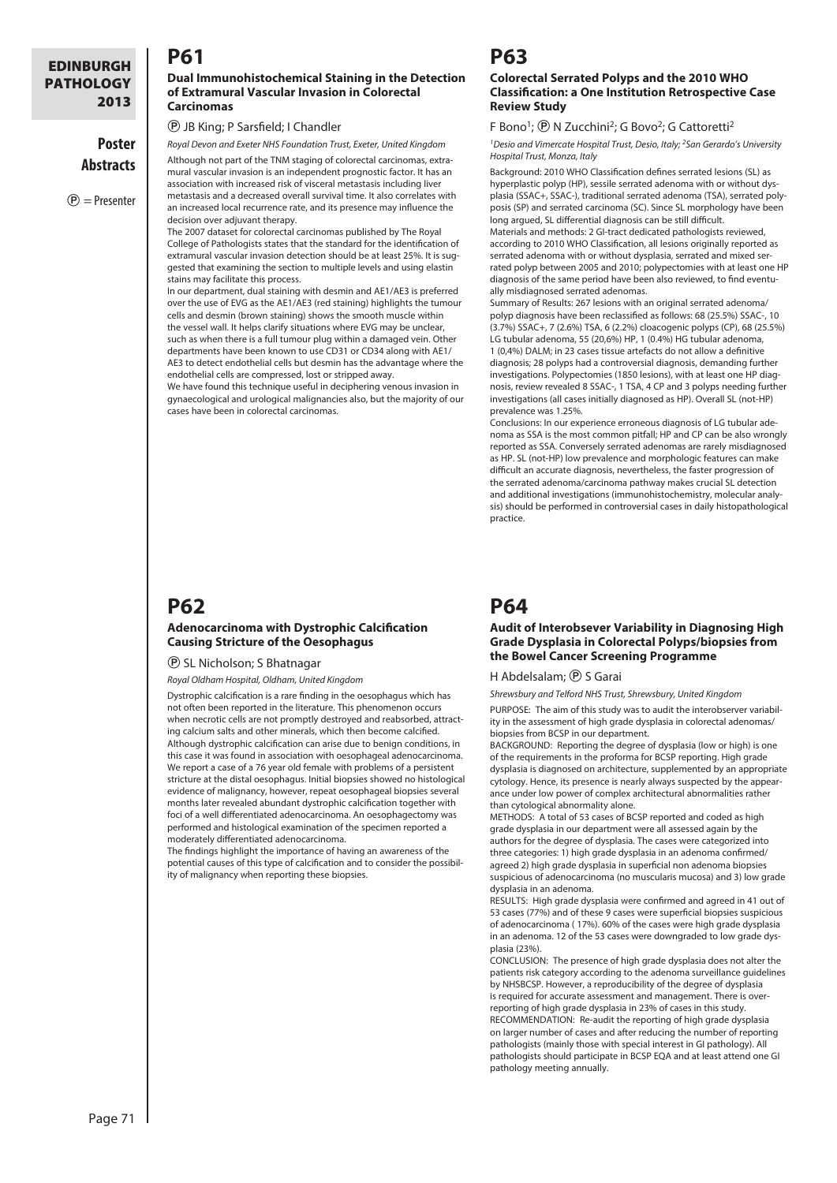## P61

### Dual Immunohistochemical Staining in the Detection of Extramural Vascular Invasion in Colorectal Carcinomas

Ⓟ JB King; P Sarsfield; I Chandler

*Royal Devon and Exeter NHS Foundation Trust, Exeter, United Kingdom*

Although not part of the TNM staging of colorectal carcinomas, extramural vascular invasion is an independent prognostic factor. It has an association with increased risk of visceral metastasis including liver metastasis and a decreased overall survival time. It also correlates with an increased local recurrence rate, and its presence may influence the decision over adjuvant therapy.

The 2007 dataset for colorectal carcinomas published by The Royal College of Pathologists states that the standard for the identification of extramural vascular invasion detection should be at least 25%. It is suggested that examining the section to multiple levels and using elastin stains may facilitate this process.

In our department, dual staining with desmin and AE1/AE3 is preferred over the use of EVG as the AE1/AE3 (red staining) highlights the tumour cells and desmin (brown staining) shows the smooth muscle within the vessel wall. It helps clarify situations where EVG may be unclear, such as when there is a full tumour plug within a damaged vein. Other departments have been known to use CD31 or CD34 along with AE1/AE3 to detect endothelial cells but desmin has the advantage where the endothelial cells are compressed, lost or stripped away.

We have found this technique useful in deciphering venous invasion in gynaecological and urological malignancies also, but the majority of our cases have been in colorectal carcinomas.

## P62

### Adenocarcinoma with Dystrophic Calcification Causing Stricture of the Oesophagus

Ⓟ SL Nicholson; S Bhatnagar

*Royal Oldham Hospital, Oldham, United Kingdom*

Dystrophic calcification is a rare finding in the oesophagus which has not often been reported in the literature. This phenomenon occurs when necrotic cells are not promptly destroyed and reabsorbed, attracting calcium salts and other minerals, which then become calcified. Although dystrophic calcification can arise due to benign conditions, in this case it was found in association with oesophageal adenocarcinoma. We report a case of a 76 year old female with problems of a persistent stricture at the distal oesophagus. Initial biopsies showed no histological evidence of malignancy, however, repeat oesophageal biopsies several months later revealed abundant dystrophic calcification together with foci of a well differentiated adenocarcinoma. An oesophagectomy was performed and histological examination of the specimen reported a moderately differentiated adenocarcinoma.

The findings highlight the importance of having an awareness of the potential causes of this type of calcification and to consider the possibility of malignancy when reporting these biopsies.

## P63

### Colorectal Serrated Polyps and the 2010 WHO Classification: a One Institution Retrospective Case Review Study

F Bono[1]; Ⓟ N Zucchini[2]; G Bovo[2]; G Cattoretti[2]

*[1]Desio and Vimercate Hospital Trust, Desio, Italy; [2]San Gerardo's University Hospital Trust, Monza, Italy*

Background: 2010 WHO Classification defines serrated lesions (SL) as hyperplastic polyp (HP), sessile serrated adenoma with or without dysplasia (SSAC+, SSAC-), traditional serrated adenoma (TSA), serrated polyposis (SP) and serrated carcinoma (SC). Since SL morphology have been long argued, SL differential diagnosis can be still difficult.

Materials and methods: 2 GI-tract dedicated pathologists reviewed, according to 2010 WHO Classification, all lesions originally reported as serrated adenoma with or without dysplasia, serrated and mixed serrated polyp between 2005 and 2010; polypectomies with at least one HP diagnosis of the same period have been also reviewed, to find eventually misdiagnosed serrated adenomas.

Summary of Results: 267 lesions with an original serrated adenoma/polyp diagnosis have been reclassified as follows: 68 (25.5%) SSAC-, 10 (3.7%) SSAC+, 7 (2.6%) TSA, 6 (2.2%) cloacogenic polyps (CP), 68 (25.5%) LG tubular adenoma, 55 (20,6%) HP, 1 (0.4%) HG tubular adenoma, 1 (0,4%) DALM; in 23 cases tissue artefacts do not allow a definitive diagnosis; 28 polyps had a controversial diagnosis, demanding further investigations. Polypectomies (1850 lesions), with at least one HP diagnosis, review revealed 8 SSAC-, 1 TSA, 4 CP and 3 polyps needing further investigations (all cases initially diagnosed as HP). Overall SL (not-HP) prevalence was 1.25%.

Conclusions: In our experience erroneous diagnosis of LG tubular adenoma as SSA is the most common pitfall; HP and CP can be also wrongly reported as SSA. Conversely serrated adenomas are rarely misdiagnosed as HP. SL (not-HP) low prevalence and morphologic features can make difficult an accurate diagnosis, nevertheless, the faster progression of the serrated adenoma/carcinoma pathway makes crucial SL detection and additional investigations (immunohistochemistry, molecular analysis) should be performed in controversial cases in daily histopathological practice.

## P64

### Audit of Interobserver Variability in Diagnosing High Grade Dysplasia in Colorectal Polyps/biopsies from the Bowel Cancer Screening Programme

H Abdelsalam; Ⓟ S Garai

*Shrewsbury and Telford NHS Trust, Shrewsbury, United Kingdom*

PURPOSE: The aim of this study was to audit the interobserver variability in the assessment of high grade dysplasia in colorectal adenomas/biopsies from BCSP in our department.

BACKGROUND: Reporting the degree of dysplasia (low or high) is one of the requirements in the proforma for BCSP reporting. High grade dysplasia is diagnosed on architecture, supplemented by an appropriate cytology. Hence, its presence is nearly always suspected by the appearance under low power of complex architectural abnormalities rather than cytological abnormality alone.

METHODS: A total of 53 cases of BCSP reported and coded as high grade dysplasia in our department were all assessed again by the authors for the degree of dysplasia. The cases were categorized into three categories: 1) high grade dysplasia in an adenoma confirmed/agreed 2) high grade dysplasia in superficial non adenoma biopsies suspicious of adenocarcinoma (no muscularis mucosa) and 3) low grade dysplasia in an adenoma.

RESULTS: High grade dysplasia were confirmed and agreed in 41 out of 53 cases (77%) and of these 9 cases were superficial biopsies suspicious of adenocarcinoma ( 17%). 60% of the cases were high grade dysplasia in an adenoma. 12 of the 53 cases were downgraded to low grade dysplasia (23%).

CONCLUSION: The presence of high grade dysplasia does not alter the patients risk category according to the adenoma surveillance guidelines by NHSBCSP. However, a reproducibility of the degree of dysplasia is required for accurate assessment and management. There is over-reporting of high grade dysplasia in 23% of cases in this study.

RECOMMENDATION: Re-audit the reporting of high grade dysplasia on larger number of cases and after reducing the number of reporting pathologists (mainly those with special interest in GI pathology). All pathologists should participate in BCSP EQA and at least attend one GI pathology meeting annually.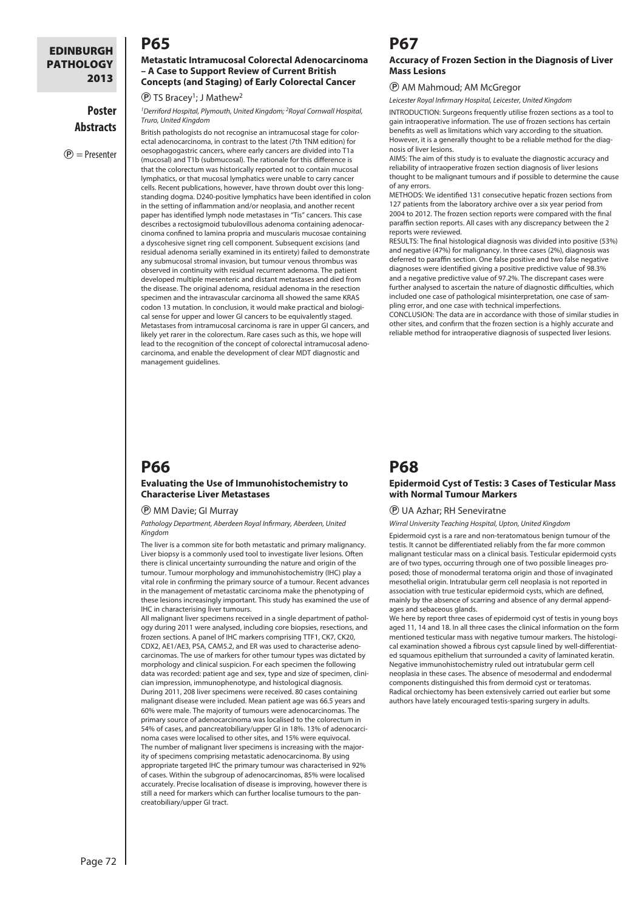## P65

### Metastatic Intramucosal Colorectal Adenocarcinoma – A Case to Support Review of Current British Concepts (and Staging) of Early Colorectal Cancer

Ⓟ TS Bracey[1]; J Mathew[2]

*[1]Derriford Hospital, Plymouth, United Kingdom; [2]Royal Cornwall Hospital, Truro, United Kingdom*

British pathologists do not recognise an intramucosal stage for colorectal adenocarcinoma, in contrast to the latest (7th TNM edition) for oesophagogastric cancers, where early cancers are divided into T1a (mucosal) and T1b (submucosal). The rationale for this difference is that the colorectum was historically reported not to contain mucosal lymphatics, or that mucosal lymphatics were unable to carry cancer cells. Recent publications, however, have thrown doubt over this longstanding dogma. D240-positive lymphatics have been identified in colon in the setting of inflammation and/or neoplasia, and another recent paper has identified lymph node metastases in "Tis" cancers. This case describes a rectosigmoid tubulovillous adenoma containing adenocarcinoma confined to lamina propria and muscularis mucosae containing a dyscohesive signet ring cell component. Subsequent excisions (and residual adenoma serially examined in its entirety) failed to demonstrate any submucosal stromal invasion, but tumour venous thrombus was observed in continuity with residual recurrent adenoma. The patient developed multiple mesenteric and distant metastases and died from the disease. The original adenoma, residual adenoma in the resection specimen and the intravascular carcinoma all showed the same KRAS codon 13 mutation. In conclusion, it would make practical and biological sense for upper and lower GI cancers to be equivalently staged. Metastases from intramucosal carcinoma is rare in upper GI cancers, and likely yet rarer in the colorectum. Rare cases such as this, we hope will lead to the recognition of the concept of colorectal intramucosal adenocarcinoma, and enable the development of clear MDT diagnostic and management guidelines.

## P66

### Evaluating the Use of Immunohistochemistry to Characterise Liver Metastases

Ⓟ MM Davie; GI Murray

*Pathology Department, Aberdeen Royal Infirmary, Aberdeen, United Kingdom*

The liver is a common site for both metastatic and primary malignancy. Liver biopsy is a commonly used tool to investigate liver lesions. Often there is clinical uncertainty surrounding the nature and origin of the tumour. Tumour morphology and immunohistochemistry (IHC) play a vital role in confirming the primary source of a tumour. Recent advances in the management of metastatic carcinoma make the phenotyping of these lesions increasingly important. This study has examined the use of IHC in characterising liver tumours.

All malignant liver specimens received in a single department of pathology during 2011 were analysed, including core biopsies, resections, and frozen sections. A panel of IHC markers comprising TTF1, CK7, CK20, CDX2, AE1/AE3, PSA, CAM5.2, and ER was used to characterise adenocarcinomas. The use of markers for other tumour types was dictated by morphology and clinical suspicion. For each specimen the following data was recorded: patient age and sex, type and size of specimen, clinician impression, immunophenotype, and histological diagnosis.

During 2011, 208 liver specimens were received. 80 cases containing malignant disease were included. Mean patient age was 66.5 years and 60% were male. The majority of tumours were adenocarcinomas. The primary source of adenocarcinoma was localised to the colorectum in 54% of cases, and pancreatobiliary/upper GI in 18%. 13% of adenocarcinoma cases were localised to other sites, and 15% were equivocal.

The number of malignant liver specimens is increasing with the majority of specimens comprising metastatic adenocarcinoma. By using appropriate targeted IHC the primary tumour was characterised in 92% of cases. Within the subgroup of adenocarcinomas, 85% were localised accurately. Precise localisation of disease is improving, however there is still a need for markers which can further localise tumours to the pancreatobiliary/upper GI tract.

## P67

### Accuracy of Frozen Section in the Diagnosis of Liver Mass Lesions

Ⓟ AM Mahmoud; AM McGregor

*Leicester Royal Infirmary Hospital, Leicester, United Kingdom*

INTRODUCTION: Surgeons frequently utilise frozen sections as a tool to gain intraoperative information. The use of frozen sections has certain benefits as well as limitations which vary according to the situation. However, it is a generally thought to be a reliable method for the diagnosis of liver lesions.

AIMS: The aim of this study is to evaluate the diagnostic accuracy and reliability of intraoperative frozen section diagnosis of liver lesions thought to be malignant tumours and if possible to determine the cause of any errors.

METHODS: We identified 131 consecutive hepatic frozen sections from 127 patients from the laboratory archive over a six year period from 2004 to 2012. The frozen section reports were compared with the final paraffin section reports. All cases with any discrepancy between the 2 reports were reviewed.

RESULTS: The final histological diagnosis was divided into positive (53%) and negative (47%) for malignancy. In three cases (2%), diagnosis was deferred to paraffin section. One false positive and two false negative diagnoses were identified giving a positive predictive value of 98.3% and a negative predictive value of 97.2%. The discrepant cases were further analysed to ascertain the nature of diagnostic difficulties, which included one case of pathological misinterpretation, one case of sampling error, and one case with technical imperfections.

CONCLUSION: The data are in accordance with those of similar studies in other sites, and confirm that the frozen section is a highly accurate and reliable method for intraoperative diagnosis of suspected liver lesions.

## P68

### Epidermoid Cyst of Testis: 3 Cases of Testicular Mass with Normal Tumour Markers

Ⓟ UA Azhar; RH Seneviratne

*Wirral University Teaching Hospital, Upton, United Kingdom*

Epidermoid cyst is a rare and non-teratomatous benign tumour of the testis. It cannot be differentiated reliably from the far more common malignant testicular mass on a clinical basis. Testicular epidermoid cysts are of two types, occurring through one of two possible lineages proposed; those of monodermal teratoma origin and those of invaginated mesothelial origin. Intratubular germ cell neoplasia is not reported in association with true testicular epidermoid cysts, which are defined, mainly by the absence of scarring and absence of any dermal appendages and sebaceous glands.

We here by report three cases of epidermoid cyst of testis in young boys aged 11, 14 and 18. In all three cases the clinical information on the form mentioned testicular mass with negative tumour markers. The histological examination showed a fibrous cyst capsule lined by well-differentiated squamous epithelium that surrounded a cavity of laminated keratin. Negative immunohistochemistry ruled out intratubular germ cell neoplasia in these cases. The absence of mesodermal and endodermal components distinguished this from dermoid cyst or teratomas. Radical orchiectomy has been extensively carried out earlier but some authors have lately encouraged testis-sparing surgery in adults.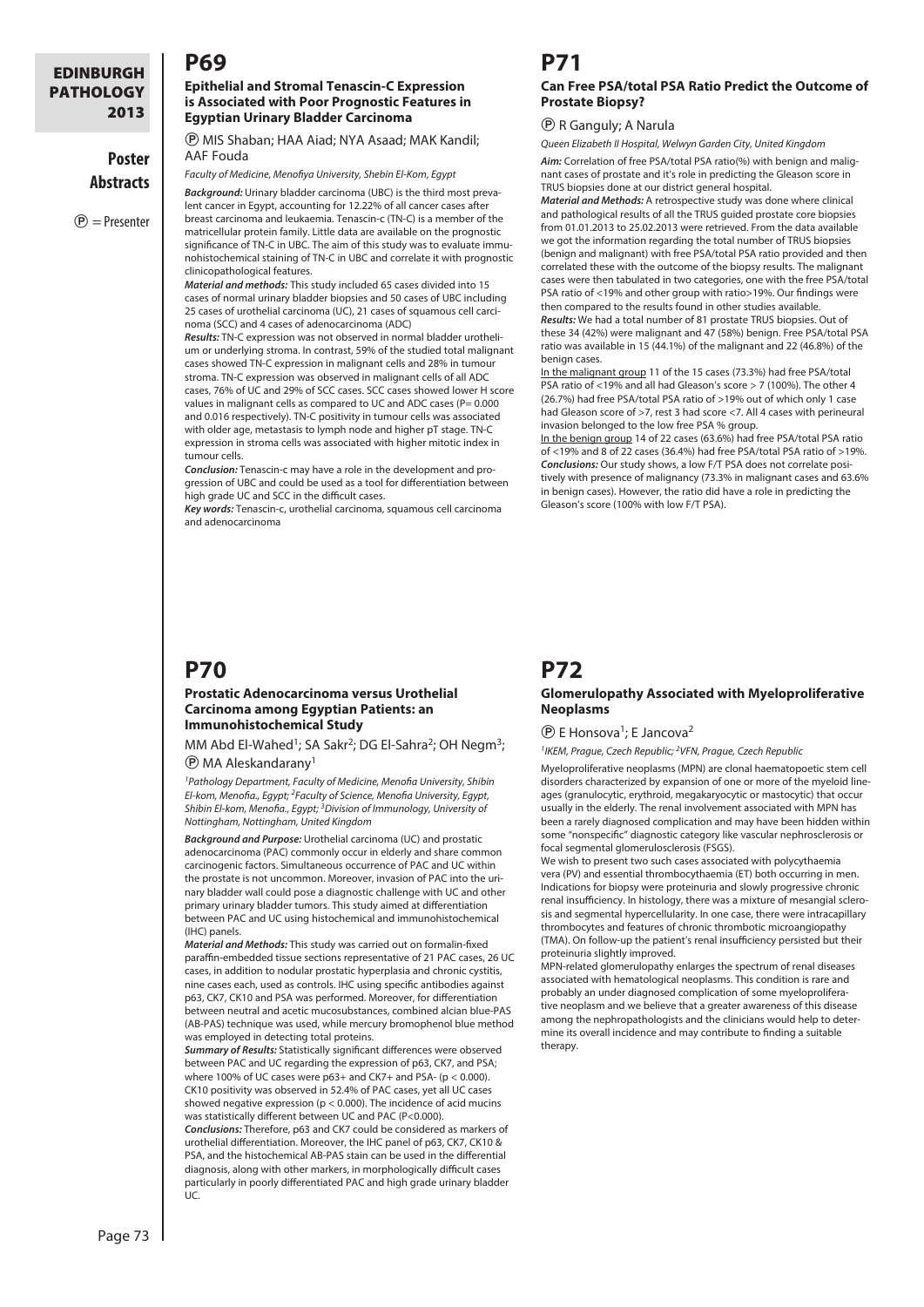## P69

### Epithelial and Stromal Tenascin-C Expression is Associated with Poor Prognostic Features in Egyptian Urinary Bladder Carcinoma

Ⓟ MIS Shaban; HAA Aiad; NYA Asaad; MAK Kandil; AAF Fouda

*Faculty of Medicine, Menofiya University, Shebin El-Kom, Egypt*

***Background:*** Urinary bladder carcinoma (UBC) is the third most prevalent cancer in Egypt, accounting for 12.22% of all cancer cases after breast carcinoma and leukaemia. Tenascin-c (TN-C) is a member of the matricellular protein family. Little data are available on the prognostic significance of TN-C in UBC. The aim of this study was to evaluate immunohistochemical staining of TN-C in UBC and correlate it with prognostic clinicopathological features.

***Material and methods:*** This study included 65 cases divided into 15 cases of normal urinary bladder biopsies and 50 cases of UBC including 25 cases of urothelial carcinoma (UC), 21 cases of squamous cell carcinoma (SCC) and 4 cases of adenocarcinoma (ADC)

***Results:*** TN-C expression was not observed in normal bladder urothelium or underlying stroma. In contrast, 59% of the studied total malignant cases showed TN-C expression in malignant cells and 28% in tumour stroma. TN-C expression was observed in malignant cells of all ADC cases, 76% of UC and 29% of SCC cases. SCC cases showed lower H score values in malignant cells as compared to UC and ADC cases (P= 0.000 and 0.016 respectively). TN-C positivity in tumour cells was associated with older age, metastasis to lymph node and higher pT stage. TN-C expression in stroma cells was associated with higher mitotic index in tumour cells.

***Conclusion:*** Tenascin-c may have a role in the development and progression of UBC and could be used as a tool for differentiation between high grade UC and SCC in the difficult cases.

***Key words:*** Tenascin-c, urothelial carcinoma, squamous cell carcinoma and adenocarcinoma

## P70

### Prostatic Adenocarcinoma versus Urothelial Carcinoma among Egyptian Patients: an Immunohistochemical Study

MM Abd El-Wahed[1]; SA Sakr[2]; DG El-Sahra[2]; OH Negm[3]; Ⓟ MA Aleskandarany[1]

[1]*Pathology Department, Faculty of Medicine, Menofia University, Shibin El-kom, Menofia., Egypt;* [2]*Faculty of Science, Menofia University, Egypt, Shibin El-kom, Menofia., Egypt;* [3]*Division of Immunology, University of Nottingham, Nottingham, United Kingdom*

***Background and Purpose:*** Urothelial carcinoma (UC) and prostatic adenocarcinoma (PAC) commonly occur in elderly and share common carcinogenic factors. Simultaneous occurrence of PAC and UC within the prostate is not uncommon. Moreover, invasion of PAC into the urinary bladder wall could pose a diagnostic challenge with UC and other primary urinary bladder tumors. This study aimed at differentiation between PAC and UC using histochemical and immunohistochemical (IHC) panels.

***Material and Methods:*** This study was carried out on formalin-fixed paraffin-embedded tissue sections representative of 21 PAC cases, 26 UC cases, in addition to nodular prostatic hyperplasia and chronic cystitis, nine cases each, used as controls. IHC using specific antibodies against p63, CK7, CK10 and PSA was performed. Moreover, for differentiation between neutral and acetic mucosubstances, combined alcian blue-PAS (AB-PAS) technique was used, while mercury bromophenol blue method was employed in detecting total proteins.

***Summary of Results:*** Statistically significant differences were observed between PAC and UC regarding the expression of p63, CK7, and PSA; where 100% of UC cases were p63+ and CK7+ and PSA- ($p < 0.000$). CK10 positivity was observed in 52.4% of PAC cases, yet all UC cases showed negative expression ($p < 0.000$). The incidence of acid mucins was statistically different between UC and PAC ($P<0.000$).

***Conclusions:*** Therefore, p63 and CK7 could be considered as markers of urothelial differentiation. Moreover, the IHC panel of p63, CK7, CK10 & PSA, and the histochemical AB-PAS stain can be used in the differential diagnosis, along with other markers, in morphologically difficult cases particularly in poorly differentiated PAC and high grade urinary bladder UC.

## P71

### Can Free PSA/total PSA Ratio Predict the Outcome of Prostate Biopsy?

Ⓟ R Ganguly; A Narula

*Queen Elizabeth II Hospital, Welwyn Garden City, United Kingdom*

***Aim:*** Correlation of free PSA/total PSA ratio(%) with benign and malignant cases of prostate and it's role in predicting the Gleason score in TRUS biopsies done at our district general hospital.

***Material and Methods:*** A retrospective study was done where clinical and pathological results of all the TRUS guided prostate core biopsies from 01.01.2013 to 25.02.2013 were retrieved. From the data available we got the information regarding the total number of TRUS biopsies (benign and malignant) with free PSA/total PSA ratio provided and then correlated these with the outcome of the biopsy results. The malignant cases were then tabulated in two categories, one with the free PSA/total PSA ratio of <19% and other group with ratio>19%. Our findings were then compared to the results found in other studies available.

***Results:*** We had a total number of 81 prostate TRUS biopsies. Out of these 34 (42%) were malignant and 47 (58%) benign. Free PSA/total PSA ratio was available in 15 (44.1%) of the malignant and 22 (46.8%) of the benign cases.

In the malignant group 11 of the 15 cases (73.3%) had free PSA/total PSA ratio of <19% and all had Gleason's score > 7 (100%). The other 4 (26.7%) had free PSA/total PSA ratio of >19% out of which only 1 case had Gleason score of >7, rest 3 had score <7. All 4 cases with perineural invasion belonged to the low free PSA % group.

In the benign group 14 of 22 cases (63.6%) had free PSA/total PSA ratio of <19% and 8 of 22 cases (36.4%) had free PSA/total PSA ratio of >19%.

***Conclusions:*** Our study shows, a low F/T PSA does not correlate positively with presence of malignancy (73.3% in malignant cases and 63.6% in benign cases). However, the ratio did have a role in predicting the Gleason's score (100% with low F/T PSA).

## P72

### Glomerulopathy Associated with Myeloproliferative Neoplasms

Ⓟ E Honsova[1]; E Jancova[2]

[1]*IKEM, Prague, Czech Republic;* [2]*VFN, Prague, Czech Republic*

Myeloproliferative neoplasms (MPN) are clonal haematopoetic stem cell disorders characterized by expansion of one or more of the myeloid lineages (granulocytic, erythroid, megakaryocytic or mastocytic) that occur usually in the elderly. The renal involvement associated with MPN has been a rarely diagnosed complication and may have been hidden within some "nonspecific" diagnostic category like vascular nephrosclerosis or focal segmental glomerulosclerosis (FSGS).

We wish to present two such cases associated with polycythaemia vera (PV) and essential thrombocythaemia (ET) both occurring in men. Indications for biopsy were proteinuria and slowly progressive chronic renal insufficiency. In histology, there was a mixture of mesangial sclerosis and segmental hypercellularity. In one case, there were intracapillary thrombocytes and features of chronic thrombotic microangiopathy (TMA). On follow-up the patient's renal insufficiency persisted but their proteinuria slightly improved.

MPN-related glomerulopathy enlarges the spectrum of renal diseases associated with hematological neoplasms. This condition is rare and probably an under diagnosed complication of some myeloproliferative neoplasm and we believe that a greater awareness of this disease among the nephropathologists and the clinicians would help to determine its overall incidence and may contribute to finding a suitable therapy.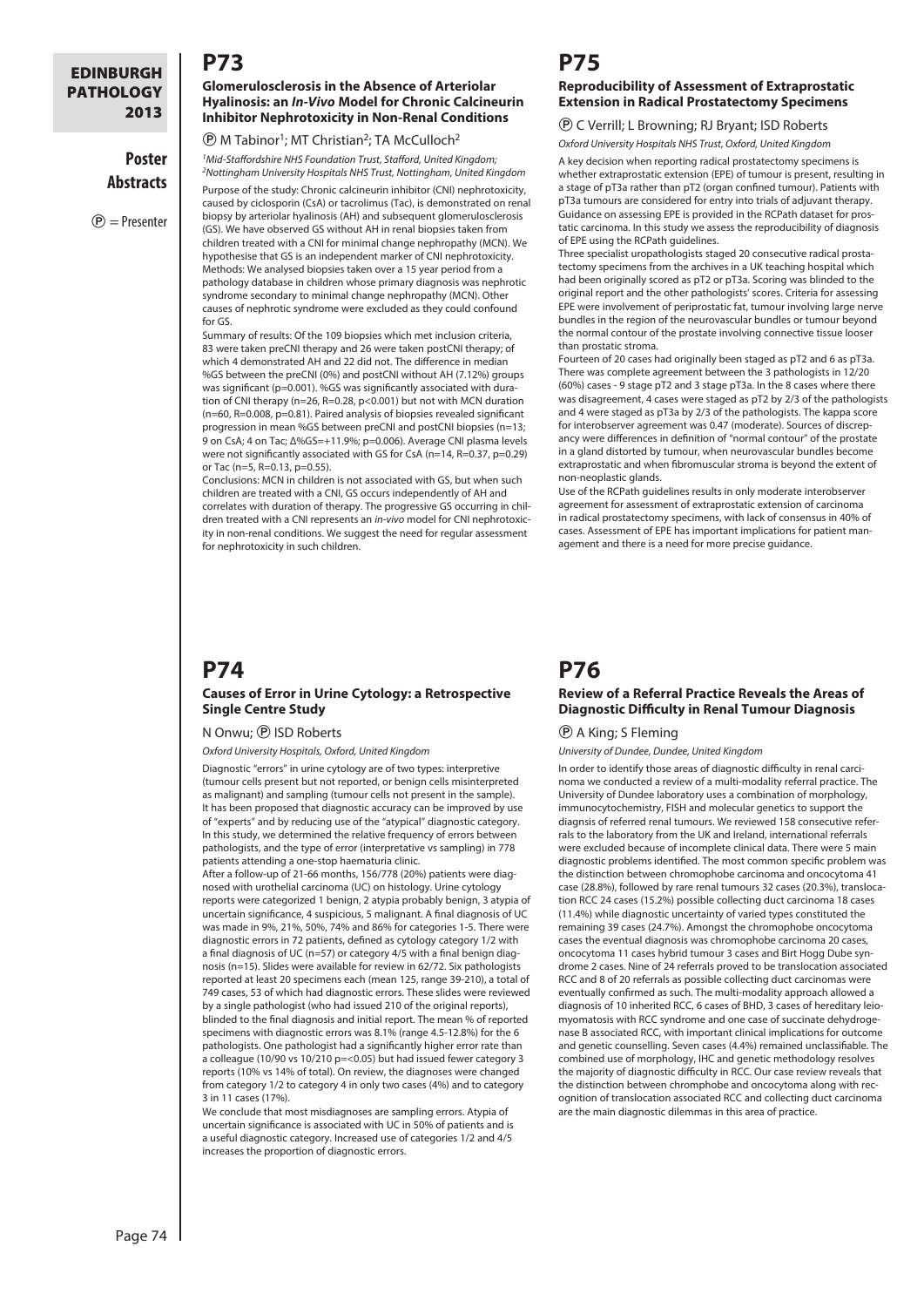# P73

### Glomerulosclerosis in the Absence of Arteriolar Hyalinosis: an *In-Vivo* Model for Chronic Calcineurin Inhibitor Nephrotoxicity in Non-Renal Conditions

Ⓟ M Tabinor[1]; MT Christian[2]; TA McCulloch[2]

*[1]Mid-Staffordshire NHS Foundation Trust, Stafford, United Kingdom; [2]Nottingham University Hospitals NHS Trust, Nottingham, United Kingdom*

Purpose of the study: Chronic calcineurin inhibitor (CNI) nephrotoxicity, caused by ciclosporin (CsA) or tacrolimus (Tac), is demonstrated on renal biopsy by arteriolar hyalinosis (AH) and subsequent glomerulosclerosis (GS). We have observed GS without AH in renal biopsies taken from children treated with a CNI for minimal change nephropathy (MCN). We hypothesise that GS is an independent marker of CNI nephrotoxicity.

Methods: We analysed biopsies taken over a 15 year period from a pathology database in children whose primary diagnosis was nephrotic syndrome secondary to minimal change nephropathy (MCN). Other causes of nephrotic syndrome were excluded as they could confound for GS.

Summary of results: Of the 109 biopsies which met inclusion criteria, 83 were taken preCNI therapy and 26 were taken postCNI therapy; of which 4 demonstrated AH and 22 did not. The difference in median %GS between the preCNI (0%) and postCNI without AH (7.12%) groups was significant (p=0.001). %GS was significantly associated with duration of CNI therapy (n=26, R=0.28, p<0.001) but not with MCN duration (n=60, R=0.008, p=0.81). Paired analysis of biopsies revealed significant progression in mean %GS between preCNI and postCNI biopsies (n=13; 9 on CsA; 4 on Tac; Δ%GS=+11.9%; p=0.006). Average CNI plasma levels were not significantly associated with GS for CsA (n=14, R=0.37, p=0.29) or Tac (n=5, R=0.13, p=0.55).

Conclusions: MCN in children is not associated with GS, but when such children are treated with a CNI, GS occurs independently of AH and correlates with duration of therapy. The progressive GS occurring in children treated with a CNI represents an *in-vivo* model for CNI nephrotoxicity in non-renal conditions. We suggest the need for regular assessment for nephrotoxicity in such children.

# P74

### Causes of Error in Urine Cytology: a Retrospective Single Centre Study

N Onwu; Ⓟ ISD Roberts

*Oxford University Hospitals, Oxford, United Kingdom*

Diagnostic "errors" in urine cytology are of two types: interpretive (tumour cells present but not reported, or benign cells misinterpreted as malignant) and sampling (tumour cells not present in the sample). It has been proposed that diagnostic accuracy can be improved by use of "experts" and by reducing use of the "atypical" diagnostic category. In this study, we determined the relative frequency of errors between pathologists, and the type of error (interpretative vs sampling) in 778 patients attending a one-stop haematuria clinic.

After a follow-up of 21-66 months, 156/778 (20%) patients were diagnosed with urothelial carcinoma (UC) on histology. Urine cytology reports were categorized 1 benign, 2 atypia probably benign, 3 atypia of uncertain significance, 4 suspicious, 5 malignant. A final diagnosis of UC was made in 9%, 21%, 50%, 74% and 86% for categories 1-5. There were diagnostic errors in 72 patients, defined as cytology category 1/2 with a final diagnosis of UC (n=57) or category 4/5 with a final benign diagnosis (n=15). Slides were available for review in 62/72. Six pathologists reported at least 20 specimens each (mean 125, range 39-210), a total of 749 cases, 53 of which had diagnostic errors. These slides were reviewed by a single pathologist (who had issued 210 of the original reports), blinded to the final diagnosis and initial report. The mean % of reported specimens with diagnostic errors was 8.1% (range 4.5-12.8%) for the 6 pathologists. One pathologist had a significantly higher error rate than a colleague (10/90 vs 10/210 p=<0.05) but had issued fewer category 3 reports (10% vs 14% of total). On review, the diagnoses were changed from category 1/2 to category 4 in only two cases (4%) and to category 3 in 11 cases (17%).

We conclude that most misdiagnoses are sampling errors. Atypia of uncertain significance is associated with UC in 50% of patients and is a useful diagnostic category. Increased use of categories 1/2 and 4/5 increases the proportion of diagnostic errors.

# P75

### Reproducibility of Assessment of Extraprostatic Extension in Radical Prostatectomy Specimens

Ⓟ C Verrill; L Browning; RJ Bryant; ISD Roberts

*Oxford University Hospitals NHS Trust, Oxford, United Kingdom*

A key decision when reporting radical prostatectomy specimens is whether extraprostatic extension (EPE) of tumour is present, resulting in a stage of pT3a rather than pT2 (organ confined tumour). Patients with pT3a tumours are considered for entry into trials of adjuvant therapy. Guidance on assessing EPE is provided in the RCPath dataset for prostatic carcinoma. In this study we assess the reproducibility of diagnosis of EPE using the RCPath guidelines.

Three specialist uropathologists staged 20 consecutive radical prostatectomy specimens from the archives in a UK teaching hospital which had been originally scored as pT2 or pT3a. Scoring was blinded to the original report and the other pathologists' scores. Criteria for assessing EPE were involvement of periprostatic fat, tumour involving large nerve bundles in the region of the neurovascular bundles or tumour beyond the normal contour of the prostate involving connective tissue looser than prostatic stroma.

Fourteen of 20 cases had originally been staged as pT2 and 6 as pT3a. There was complete agreement between the 3 pathologists in 12/20 (60%) cases - 9 stage pT2 and 3 stage pT3a. In the 8 cases where there was disagreement, 4 cases were staged as pT2 by 2/3 of the pathologists and 4 were staged as pT3a by 2/3 of the pathologists. The kappa score for interobserver agreement was 0.47 (moderate). Sources of discrepancy were differences in definition of "normal contour" of the prostate in a gland distorted by tumour, when neurovascular bundles become extraprostatic and when fibromuscular stroma is beyond the extent of non-neoplastic glands.

Use of the RCPath guidelines results in only moderate interobserver agreement for assessment of extraprostatic extension of carcinoma in radical prostatectomy specimens, with lack of consensus in 40% of cases. Assessment of EPE has important implications for patient management and there is a need for more precise guidance.

# P76

### Review of a Referral Practice Reveals the Areas of Diagnostic Difficulty in Renal Tumour Diagnosis

Ⓟ A King; S Fleming

*University of Dundee, Dundee, United Kingdom*

In order to identify those areas of diagnostic difficulty in renal carcinoma we conducted a review of a multi-modality referral practice. The University of Dundee laboratory uses a combination of morphology, immunocytochemistry, FISH and molecular genetics to support the diagnsis of referred renal tumours. We reviewed 158 consecutive referrals to the laboratory from the UK and Ireland, international referrals were excluded because of incomplete clinical data. There were 5 main diagnostic problems identified. The most common specific problem was the distinction between chromophobe carcinoma and oncocytoma 41 case (28.8%), followed by rare renal tumours 32 cases (20.3%), translocation RCC 24 cases (15.2%) possible collecting duct carcinoma 18 cases (11.4%) while diagnostic uncertainty of varied types constituted the remaining 39 cases (24.7%). Amongst the chromophobe oncocytoma cases the eventual diagnosis was chromophobe carcinoma 20 cases, oncocytoma 11 cases hybrid tumour 3 cases and Birt Hogg Dube syndrome 2 cases. Nine of 24 referrals proved to be translocation associated RCC and 8 of 20 referrals as possible collecting duct carcinomas were eventually confirmed as such. The multi-modality approach allowed a diagnosis of 10 inherited RCC, 6 cases of BHD, 3 cases of hereditary leiomyomatosis with RCC syndrome and one case of succinate dehydrogenase B associated RCC, with important clinical implications for outcome and genetic counselling. Seven cases (4.4%) remained unclassifiable. The combined use of morphology, IHC and genetic methodology resolves the majority of diagnostic difficulty in RCC. Our case review reveals that the distinction between chromphobe and oncocytome along with recognition of translocation associated RCC and collecting duct carcinoma are the main diagnostic dilemmas in this area of practice.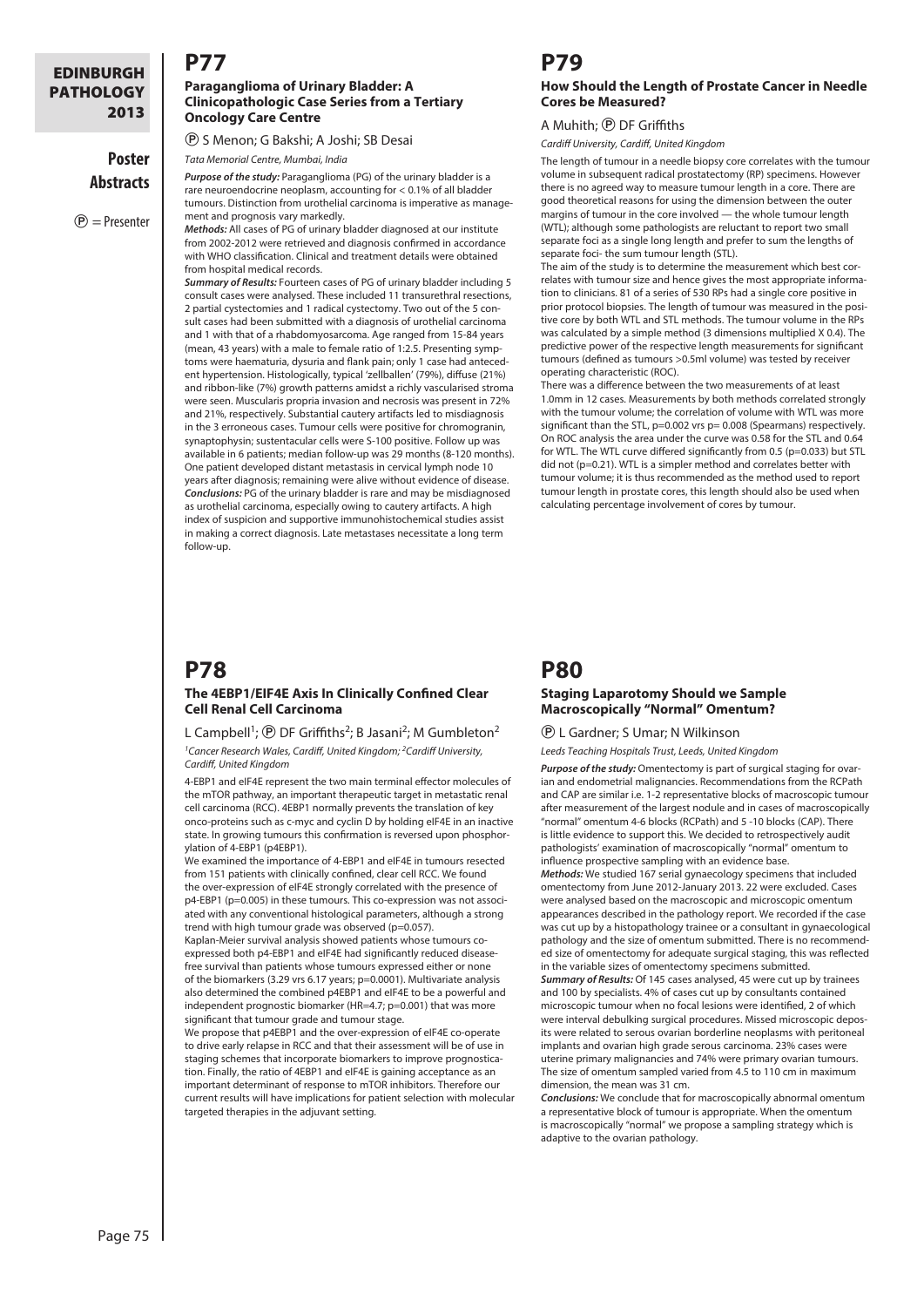## P77

### Paraganglioma of Urinary Bladder: A Clinicopathologic Case Series from a Tertiary Oncology Care Centre

Ⓟ S Menon; G Bakshi; A Joshi; SB Desai

*Tata Memorial Centre, Mumbai, India*

***Purpose of the study:*** Paraganglioma (PG) of the urinary bladder is a rare neuroendocrine neoplasm, accounting for < 0.1% of all bladder tumours. Distinction from urothelial carcinoma is imperative as management and prognosis vary markedly.

***Methods:*** All cases of PG of urinary bladder diagnosed at our institute from 2002-2012 were retrieved and diagnosis confirmed in accordance with WHO classification. Clinical and treatment details were obtained from hospital medical records.

***Summary of Results:*** Fourteen cases of PG of urinary bladder including 5 consult cases were analysed. These included 11 transurethral resections, 2 partial cystectomies and 1 radical cystectomy. Two out of the 5 consult cases had been submitted with a diagnosis of urothelial carcinoma and 1 with that of a rhabdomyosarcoma. Age ranged from 15-84 years (mean, 43 years) with a male to female ratio of 1:2.5. Presenting symptoms were haematuria, dysuria and flank pain; only 1 case had antecedent hypertension. Histologically, typical 'zellballen' (79%), diffuse (21%) and ribbon-like (7%) growth patterns amidst a richly vascularised stroma were seen. Muscularis propria invasion and necrosis was present in 72% and 21%, respectively. Substantial cautery artifacts led to misdiagnosis in the 3 erroneous cases. Tumour cells were positive for chromogranin, synaptophysin; sustentacular cells were S-100 positive. Follow up was available in 6 patients; median follow-up was 29 months (8-120 months). One patient developed distant metastasis in cervical lymph node 10 years after diagnosis; remaining were alive without evidence of disease.

***Conclusions:*** PG of the urinary bladder is rare and may be misdiagnosed as urothelial carcinoma, especially owing to cautery artifacts. A high index of suspicion and supportive immunohistochemical studies assist in making a correct diagnosis. Late metastases necessitate a long term follow-up.

## P78

### The 4EBP1/EIF4E Axis In Clinically Confined Clear Cell Renal Cell Carcinoma

L Campbell[1]; Ⓟ DF Griffiths[2]; B Jasani[2]; M Gumbleton[2]

*[1]Cancer Research Wales, Cardiff, United Kingdom; [2]Cardiff University, Cardiff, United Kingdom*

4-EBP1 and eIF4E represent the two main terminal effector molecules of the mTOR pathway, an important therapeutic target in metastatic renal cell carcinoma (RCC). 4EBP1 normally prevents the translation of key onco-proteins such as c-myc and cyclin D by holding eIF4E in an inactive state. In growing tumours this confirmation is reversed upon phosphorylation of 4-EBP1 (p4EBP1).

We examined the importance of 4-EBP1 and eIF4E in tumours resected from 151 patients with clinically confined, clear cell RCC. We found the over-expression of eIF4E strongly correlated with the presence of p4-EBP1 ($p=0.005$) in these tumours. This co-expression was not associated with any conventional histological parameters, although a strong trend with high tumour grade was observed ($p=0.057$).

Kaplan-Meier survival analysis showed patients whose tumours co-expressed both p4-EBP1 and eIF4E had significantly reduced disease-free survival than patients whose tumours expressed either or none of the biomarkers (3.29 vrs 6.17 years; $p=0.0001$). Multivariate analysis also determined the combined p4EBP1 and eIF4E to be a powerful and independent prognostic biomarker (HR=4.7; $p=0.001$) that was more significant that tumour grade and tumour stage.

We propose that p4EBP1 and the over-expression of eIF4E co-operate to drive early relapse in RCC and that their assessment will be of use in staging schemes that incorporate biomarkers to improve prognostication. Finally, the ratio of 4EBP1 and eIF4E is gaining acceptance as an important determinant of response to mTOR inhibitors. Therefore our current results will have implications for patient selection with molecular targeted therapies in the adjuvant setting.

## P79

### How Should the Length of Prostate Cancer in Needle Cores be Measured?

A Muhith; Ⓟ DF Griffiths

*Cardiff University, Cardiff, United Kingdom*

The length of tumour in a needle biopsy core correlates with the tumour volume in subsequent radical prostatectomy (RP) specimens. However there is no agreed way to measure tumour length in a core. There are good theoretical reasons for using the dimension between the outer margins of tumour in the core involved — the whole tumour length (WTL); although some pathologists are reluctant to report two small separate foci as a single long length and prefer to sum the lengths of separate foci- the sum tumour length (STL).

The aim of the study is to determine the measurement which best correlates with tumour size and hence gives the most appropriate information to clinicians. 81 of a series of 530 RPs had a single core positive in prior protocol biopsies. The length of tumour was measured in the positive core by both WTL and STL methods. The tumour volume in the RPs was calculated by a simple method (3 dimensions multiplied X 0.4). The predictive power of the respective length measurements for significant tumours (defined as tumours >0.5ml volume) was tested by receiver operating characteristic (ROC).

There was a difference between the two measurements of at least 1.0mm in 12 cases. Measurements by both methods correlated strongly with the tumour volume; the correlation of volume with WTL was more significant than the STL, $p=0.002$ vrs $p= 0.008$ (Spearmans) respectively. On ROC analysis the area under the curve was 0.58 for the STL and 0.64 for WTL. The WTL curve differed significantly from 0.5 ($p=0.033$) but STL did not ($p=0.21$). WTL is a simpler method and correlates better with tumour volume; it is thus recommended as the method used to report tumour length in prostate cores, this length should also be used when calculating percentage involvement of cores by tumour.

## P80

### Staging Laparotomy Should we Sample Macroscopically "Normal" Omentum?

Ⓟ L Gardner; S Umar; N Wilkinson

*Leeds Teaching Hospitals Trust, Leeds, United Kingdom*

***Purpose of the study:*** Omentectomy is part of surgical staging for ovarian and endometrial malignancies. Recommendations from the RCPath and CAP are similar i.e. 1-2 representative blocks of macroscopic tumour after measurement of the largest nodule and in cases of macroscopically "normal" omentum 4-6 blocks (RCPath) and 5 -10 blocks (CAP). There is little evidence to support this. We decided to retrospectively audit pathologists' examination of macroscopically "normal" omentum to influence prospective sampling with an evidence base.

***Methods:*** We studied 167 serial gynaecology specimens that included omentectomy from June 2012-January 2013. 22 were excluded. Cases were analysed based on the macroscopic and microscopic omentum appearances described in the pathology report. We recorded if the case was cut up by a histopathology trainee or a consultant in gynaecological pathology and the size of omentum submitted. There is no recommended size of omentectomy for adequate surgical staging, this was reflected in the variable sizes of omentectomy specimens submitted.

***Summary of Results:*** Of 145 cases analysed, 45 were cut up by trainees and 100 by specialists. 4% of cases cut up by consultants contained microscopic tumour when no focal lesions were identified, 2 of which were interval debulking surgical procedures. Missed microscopic deposits were related to serous ovarian borderline neoplasms with peritoneal implants and ovarian high grade serous carcinoma. 23% cases were uterine primary malignancies and 74% were primary ovarian tumours. The size of omentum sampled varied from 4.5 to 110 cm in maximum dimension, the mean was 31 cm.

***Conclusions:*** We conclude that for macroscopically abnormal omentum a representative block of tumour is appropriate. When the omentum is macroscopically "normal" we propose a sampling strategy which is adaptive to the ovarian pathology.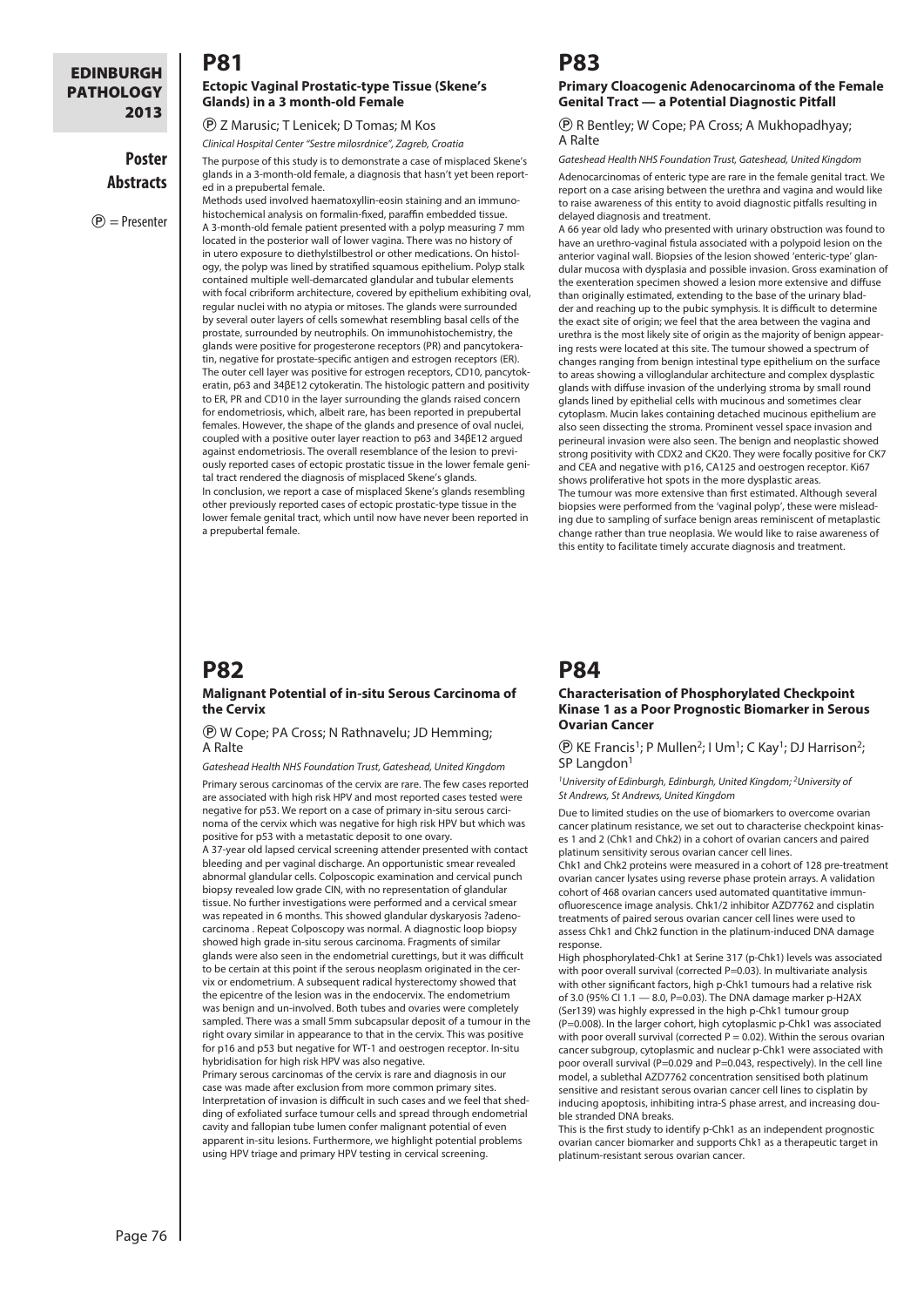## P81

### Ectopic Vaginal Prostatic-type Tissue (Skene's Glands) in a 3 month-old Female

Ⓟ Z Marusic; T Lenicek; D Tomas; M Kos

*Clinical Hospital Center "Sestre milosrdnice", Zagreb, Croatia*

The purpose of this study is to demonstrate a case of misplaced Skene's glands in a 3-month-old female, a diagnosis that hasn't yet been reported in a prepubertal female.

Methods used involved haematoxyllin-eosin staining and an immunohistochemical analysis on formalin-fixed, paraffin embedded tissue.

A 3-month-old female patient presented with a polyp measuring 7 mm located in the posterior wall of lower vagina. There was no history of in utero exposure to diethylstilbestrol or other medications. On histology, the polyp was lined by stratified squamous epithelium. Polyp stalk contained multiple well-demarcated glandular and tubular elements with focal cribriform architecture, covered by epithelium exhibiting oval, regular nuclei with no atypia or mitoses. The glands were surrounded by several outer layers of cells somewhat resembling basal cells of the prostate, surrounded by neutrophils. On immunohistochemistry, the glands were positive for progesterone receptors (PR) and pancytokeratin, negative for prostate-specific antigen and estrogen receptors (ER). The outer cell layer was positive for estrogen receptors, CD10, pancytokeratin, p63 and 34βE12 cytokeratin. The histologic pattern and positivity to ER, PR and CD10 in the layer surrounding the glands raised concern for endometriosis, which, albeit rare, has been reported in prepubertal females. However, the shape of the glands and presence of oval nuclei, coupled with a positive outer layer reaction to p63 and 34βE12 argued against endometriosis. The overall resemblance of the lesion to previously reported cases of ectopic prostatic tissue in the lower female genital tract rendered the diagnosis of misplaced Skene's glands.

In conclusion, we report a case of misplaced Skene's glands resembling other previously reported cases of ectopic prostatic-type tissue in the lower female genital tract, which until now have never been reported in a prepubertal female.

## P82

### Malignant Potential of in-situ Serous Carcinoma of the Cervix

Ⓟ W Cope; PA Cross; N Rathnavelu; JD Hemming; A Ralte

*Gateshead Health NHS Foundation Trust, Gateshead, United Kingdom*

Primary serous carcinomas of the cervix are rare. The few cases reported are associated with high risk HPV and most reported cases tested were negative for p53. We report on a case of primary in-situ serous carcinoma of the cervix which was negative for high risk HPV but which was positive for p53 with a metastatic deposit to one ovary.

A 37-year old lapsed cervical screening attender presented with contact bleeding and per vaginal discharge. An opportunistic smear revealed abnormal glandular cells. Colposcopic examination and cervical punch biopsy revealed low grade CIN, with no representation of glandular tissue. No further investigations were performed and a cervical smear was repeated in 6 months. This showed glandular dyskaryosis ?adenocarcinoma . Repeat Colposcopy was normal. A diagnostic loop biopsy showed high grade in-situ serous carcinoma. Fragments of similar glands were also seen in the endometrial curettings, but it was difficult to be certain at this point if the serous neoplasm originated in the cervix or endometrium. A subsequent radical hysterectomy showed that the epicentre of the lesion was in the endocervix. The endometrium was benign and un-involved. Both tubes and ovaries were completely sampled. There was a small 5mm subcapsular deposit of a tumour in the right ovary similar in appearance to that in the cervix. This was positive for p16 and p53 but negative for WT-1 and oestrogen receptor. In-situ hybridisation for high risk HPV was also negative.

Primary serous carcinomas of the cervix is rare and diagnosis in our case was made after exclusion from more common primary sites. Interpretation of invasion is difficult in such cases and we feel that shedding of exfoliated surface tumour cells and spread through endometrial cavity and fallopian tube lumen confer malignant potential of even apparent in-situ lesions. Furthermore, we highlight potential problems using HPV triage and primary HPV testing in cervical screening.

## P83

### Primary Cloacogenic Adenocarcinoma of the Female Genital Tract — a Potential Diagnostic Pitfall

Ⓟ R Bentley; W Cope; PA Cross; A Mukhopadhyay; A Ralte

*Gateshead Health NHS Foundation Trust, Gateshead, United Kingdom*

Adenocarcinomas of enteric type are rare in the female genital tract. We report on a case arising between the urethra and vagina and would like to raise awareness of this entity to avoid diagnostic pitfalls resulting in delayed diagnosis and treatment.

A 66 year old lady who presented with urinary obstruction was found to have an urethro-vaginal fistula associated with a polypoid lesion on the anterior vaginal wall. Biopsies of the lesion showed 'enteric-type' glandular mucosa with dysplasia and possible invasion. Gross examination of the exenteration specimen showed a lesion more extensive and diffuse than originally estimated, extending to the base of the urinary bladder and reaching up to the pubic symphysis. It is difficult to determine the exact site of origin; we feel that the area between the vagina and urethra is the most likely site of origin as the majority of benign appearing rests were located at this site. The tumour showed a spectrum of changes ranging from benign intestinal type epithelium on the surface to areas showing a villoglandular architecture and complex dysplastic glands with diffuse invasion of the underlying stroma by small round glands lined by epithelial cells with mucinous and sometimes clear cytoplasm. Mucin lakes containing detached mucinous epithelium are also seen dissecting the stroma. Prominent vessel space invasion and perineural invasion were also seen. The benign and neoplastic showed strong positivity with CDX2 and CK20. They were focally positive for CK7 and CEA and negative with p16, CA125 and oestrogen receptor. Ki67 shows proliferative hot spots in the more dysplastic areas.

The tumour was more extensive than first estimated. Although several biopsies were performed from the 'vaginal polyp', these were misleading due to sampling of surface benign areas reminiscent of metaplastic change rather than true neoplasia. We would like to raise awareness of this entity to facilitate timely accurate diagnosis and treatment.

## P84

### Characterisation of Phosphorylated Checkpoint Kinase 1 as a Poor Prognostic Biomarker in Serous Ovarian Cancer

Ⓟ KE Francis[1]; P Mullen[2]; I Um[1]; C Kay[1]; DJ Harrison[2]; SP Langdon[1]

*[1]University of Edinburgh, Edinburgh, United Kingdom; [2]University of St Andrews, St Andrews, United Kingdom*

Due to limited studies on the use of biomarkers to overcome ovarian cancer platinum resistance, we set out to characterise checkpoint kinases 1 and 2 (Chk1 and Chk2) in a cohort of ovarian cancers and paired platinum sensitivity serous ovarian cancer cell lines.

Chk1 and Chk2 proteins were measured in a cohort of 128 pre-treatment ovarian cancer lysates using reverse phase protein arrays. A validation cohort of 468 ovarian cancers used automated quantitative immunofluorescence image analysis. Chk1/2 inhibitor AZD7762 and cisplatin treatments of paired serous ovarian cancer cell lines were used to assess Chk1 and Chk2 function in the platinum-induced DNA damage response.

High phosphorylated-Chk1 at Serine 317 (p-Chk1) levels was associated with poor overall survival (corrected $P=0.03$). In multivariate analysis with other significant factors, high p-Chk1 tumours had a relative risk of 3.0 (95% CI 1.1 — 8.0, $P=0.03$). The DNA damage marker p-H2AX (Ser139) was highly expressed in the high p-Chk1 tumour group ($P=0.008$). In the larger cohort, high cytoplasmic p-Chk1 was associated with poor overall survival (corrected $P = 0.02$). Within the serous ovarian cancer subgroup, cytoplasmic and nuclear p-Chk1 were associated with poor overall survival ($P=0.029$ and $P=0.043$, respectively). In the cell line model, a sublethal AZD7762 concentration sensitised both platinum sensitive and resistant serous ovarian cancer cell lines to cisplatin by inducing apoptosis, inhibiting intra-S phase arrest, and increasing double stranded DNA breaks.

This is the first study to identify p-Chk1 as an independent prognostic ovarian cancer biomarker and supports Chk1 as a therapeutic target in platinum-resistant serous ovarian cancer.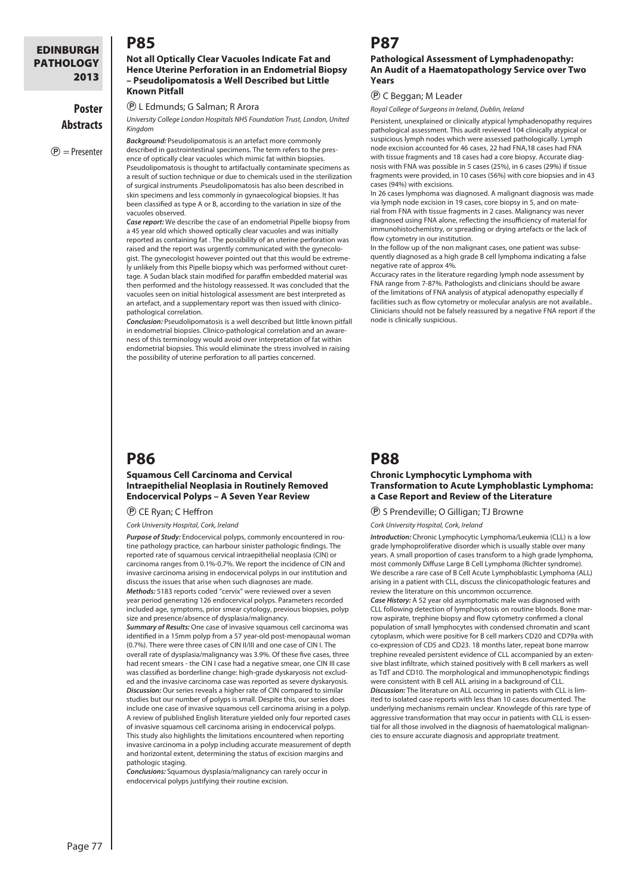# P85

### Not all Optically Clear Vacuoles Indicate Fat and Hence Uterine Perforation in an Endometrial Biopsy – Pseudolipomatosis a Well Described but Little Known Pitfall

Ⓟ L Edmunds; G Salman; R Arora

*University College London Hospitals NHS Foundation Trust, London, United Kingdom*

***Background:*** Pseudolipomatosis is an artefact more commonly described in gastrointestinal specimens. The term refers to the presence of optically clear vacuoles which mimic fat within biopsies. Pseudolipomatosis is thought to artifactually contaminate specimens as a result of suction technique or due to chemicals used in the sterilization of surgical instruments .Pseudolipomatosis has also been described in skin specimens and less commonly in gynaecological biopsies. It has been classified as type A or B, according to the variation in size of the vacuoles observed.

***Case report:*** We describe the case of an endometrial Pipelle biopsy from a 45 year old which showed optically clear vacuoles and was initially reported as containing fat . The possibility of an uterine perforation was raised and the report was urgently communicated with the gynecologist. The gynecologist however pointed out that this would be extremely unlikely from this Pipelle biopsy which was performed without curettage. A Sudan black stain modified for paraffin embedded material was then performed and the histology reassessed. It was concluded that the vacuoles seen on initial histological assessment are best interpreted as an artefact, and a supplementary report was then issued with clinicopathological correlation.

***Conclusion:*** Pseudolipomatosis is a well described but little known pitfall in endometrial biopsies. Clinico-pathological correlation and an awareness of this terminology would avoid over interpretation of fat within endometrial biopsies. This would eliminate the stress involved in raising the possibility of uterine perforation to all parties concerned.

# P86

### Squamous Cell Carcinoma and Cervical Intraepithelial Neoplasia in Routinely Removed Endocervical Polyps – A Seven Year Review

Ⓟ CE Ryan; C Heffron

*Cork University Hospital, Cork, Ireland*

***Purpose of Study:*** Endocervical polyps, commonly encountered in routine pathology practice, can harbour sinister pathologic findings. The reported rate of squamous cervical intraepithelial neoplasia (CIN) or carcinoma ranges from 0.1%-0.7%. We report the incidence of CIN and invasive carcinoma arising in endocervical polyps in our institution and discuss the issues that arise when such diagnoses are made.

***Methods:*** 5183 reports coded "cervix" were reviewed over a seven year period generating 126 endocervical polyps. Parameters recorded included age, symptoms, prior smear cytology, previous biopsies, polyp size and presence/absence of dysplasia/malignancy.

***Summary of Results:*** One case of invasive squamous cell carcinoma was identified in a 15mm polyp from a 57 year-old post-menopausal woman (0.7%). There were three cases of CIN II/III and one case of CIN I. The overall rate of dysplasia/malignancy was 3.9%. Of these five cases, three had recent smears - the CIN I case had a negative smear, one CIN III case was classified as borderline change: high-grade dyskaryosis not excluded and the invasive carcinoma case was reported as severe dyskaryosis.

***Discussion:*** Our series reveals a higher rate of CIN compared to similar studies but our number of polyps is small. Despite this, our series does include one case of invasive squamous cell carcinoma arising in a polyp. A review of published English literature yielded only four reported cases of invasive squamous cell carcinoma arising in endocervical polyps. This study also highlights the limitations encountered when reporting invasive carcinoma in a polyp including accurate measurement of depth and horizontal extent, determining the status of excision margins and pathologic staging.

***Conclusions:*** Squamous dysplasia/malignancy can rarely occur in endocervical polyps justifying their routine excision.

# P87

### Pathological Assessment of Lymphadenopathy: An Audit of a Haematopathology Service over Two Years

Ⓟ C Beggan; M Leader

*Royal College of Surgeons in Ireland, Dublin, Ireland*

Persistent, unexplained or clinically atypical lymphadenopathy requires pathological assessment. This audit reviewed 104 clinically atypical or suspicious lymph nodes which were assessed pathologically. Lymph node excision accounted for 46 cases, 22 had FNA,18 cases had FNA with tissue fragments and 18 cases had a core biopsy. Accurate diagnosis with FNA was possible in 5 cases (25%), in 6 cases (29%) if tissue fragments were provided, in 10 cases (56%) with core biopsies and in 43 cases (94%) with excisions.

In 26 cases lymphoma was diagnosed. A malignant diagnosis was made via lymph node excision in 19 cases, core biopsy in 5, and on material from FNA with tissue fragments in 2 cases. Malignancy was never diagnosed using FNA alone, reflecting the insufficiency of material for immunohistochemistry, or spreading or drying artefacts or the lack of flow cytometry in our institution.

In the follow up of the non malignant cases, one patient was subsequently diagnosed as a high grade B cell lymphoma indicating a false negative rate of approx 4%.

Accuracy rates in the literature regarding lymph node assessment by FNA range from 7-87%. Pathologists and clinicians should be aware of the limitations of FNA analysis of atypical adenopathy especially if facilities such as flow cytometry or molecular analysis are not available.. Clinicians should not be falsely reassured by a negative FNA report if the node is clinically suspicious.

# P88

### Chronic Lymphocytic Lymphoma with Transformation to Acute Lymphoblastic Lymphoma: a Case Report and Review of the Literature

Ⓟ S Prendeville; O Gilligan; TJ Browne

*Cork University Hospital, Cork, Ireland*

***Introduction:*** Chronic Lymphocytic Lymphoma/Leukemia (CLL) is a low grade lymphoproliferative disorder which is usually stable over many years. A small proportion of cases transform to a high grade lymphoma, most commonly Diffuse Large B Cell Lymphoma (Richter syndrome). We describe a rare case of B Cell Acute Lymphoblastic Lymphoma (ALL) arising in a patient with CLL, discuss the clinicopathologic features and review the literature on this uncommon occurrence.

***Case History:*** A 52 year old asymptomatic male was diagnosed with CLL following detection of lymphocytosis on routine bloods. Bone marrow aspirate, trephine biopsy and flow cytometry confirmed a clonal population of small lymphocytes with condensed chromatin and scant cytoplasm, which were positive for B cell markers CD20 and CD79a with co-expression of CD5 and CD23. 18 months later, repeat bone marrow trephine revealed persistent evidence of CLL accompanied by an extensive blast infiltrate, which stained positively with B cell markers as well as TdT and CD10. The morphological and immunophenotypic findings were consistent with B cell ALL arising in a background of CLL.

***Discussion:*** The literature on ALL occurring in patients with CLL is limited to isolated case reports with less than 10 cases documented. The underlying mechanisms remain unclear. Knowlegde of this rare type of aggressive transformation that may occur in patients with CLL is essential for all those involved in the diagnosis of haematological malignancies to ensure accurate diagnosis and appropriate treatment.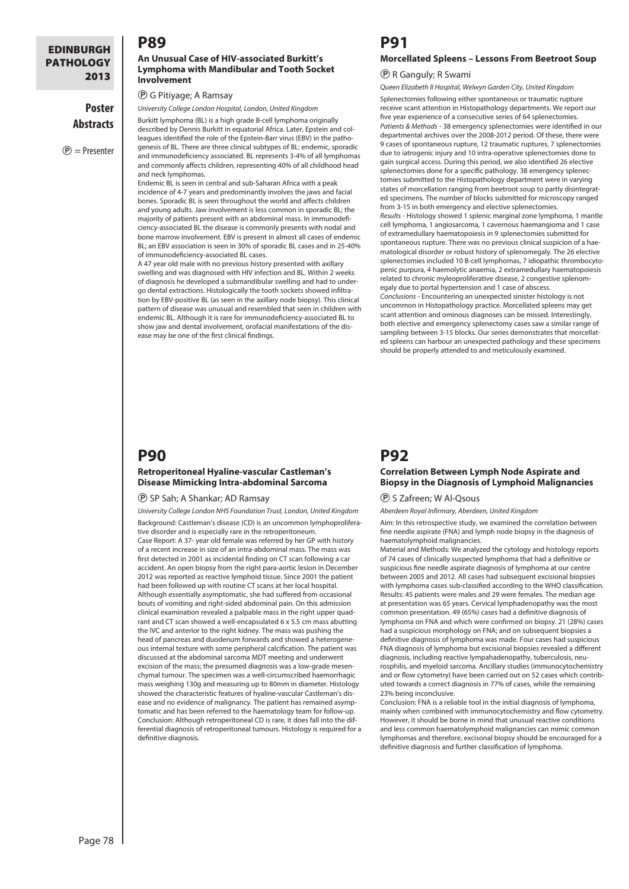## P89

### An Unusual Case of HIV-associated Burkitt's Lymphoma with Mandibular and Tooth Socket Involvement

Ⓟ G Pitiyage; A Ramsay

*University College London Hospital, London, United Kingdom*

Burkitt lymphoma (BL) is a high grade B-cell lymphoma originally described by Dennis Burkitt in equatorial Africa. Later, Epstein and colleagues identified the role of the Epstein-Barr virus (EBV) in the pathogenesis of BL. There are three clinical subtypes of BL: endemic, sporadic and immunodeficiency associated. BL represents 3-4% of all lymphomas and commonly affects children, representing 40% of all childhood head and neck lymphomas.

Endemic BL is seen in central and sub-Saharan Africa with a peak incidence of 4-7 years and predominantly involves the jaws and facial bones. Sporadic BL is seen throughout the world and affects children and young adults. Jaw involvement is less common in sporadic BL; the majority of patients present with an abdominal mass. In immunodeficiency-associated BL the disease is commonly presents with nodal and bone marrow involvement. EBV is present in almost all cases of endemic BL; an EBV association is seen in 30% of sporadic BL cases and in 25-40% of immunodeficiency-associated BL cases.

A 47 year old male with no previous history presented with axillary swelling and was diagnosed with HIV infection and BL. Within 2 weeks of diagnosis he developed a submandibular swelling and had to undergo dental extractions. Histologically the tooth sockets showed infiltration by EBV-positive BL (as seen in the axillary node biopsy). This clinical pattern of disease was unusual and resembled that seen in children with endemic BL. Although it is rare for immunodeficiency-associated BL to show jaw and dental involvement, orofacial manifestations of the disease may be one of the first clinical findings.

## P90

### Retroperitoneal Hyaline-vascular Castleman's Disease Mimicking Intra-abdominal Sarcoma

Ⓟ SP Sah; A Shankar; AD Ramsay

*University College London NHS Foundation Trust, London, United Kingdom*

Background: Castleman's disease (CD) is an uncommon lymphoproliferative disorder and is especially rare in the retroperitoneum.

Case Report: A 37- year old female was referred by her GP with history of a recent increase in size of an intra-abdominal mass. The mass was first detected in 2001 as incidental finding on CT scan following a car accident. An open biopsy from the right para-aortic lesion in December 2012 was reported as reactive lymphoid tissue. Since 2001 the patient had been followed up with routine CT scans at her local hospital. Although essentially asymptomatic, she had suffered from occasional bouts of vomiting and right-sided abdominal pain. On this admission clinical examination revealed a palpable mass in the right upper quadrant and CT scan showed a well-encapsulated 6 x 5.5 cm mass abutting the IVC and anterior to the right kidney. The mass was pushing the head of pancreas and duodenum forwards and showed a heterogeneous internal texture with some peripheral calcification. The patient was discussed at the abdominal sarcoma MDT meeting and underwent excision of the mass; the presumed diagnosis was a low-grade mesenchymal tumour. The specimen was a well-circumscribed haemorrhagic mass weighing 130g and measuring up to 80mm in diameter. Histology showed the characteristic features of hyaline-vascular Castleman's disease and no evidence of malignancy. The patient has remained asymptomatic and has been referred to the haematology team for follow-up.

Conclusion: Although retroperitoneal CD is rare, it does fall into the differential diagnosis of retroperitoneal tumours. Histology is required for a definitive diagnosis.

## P91

### Morcellated Spleens – Lessons From Beetroot Soup

Ⓟ R Ganguly; R Swami

*Queen Elizabeth II Hospital, Welwyn Garden City, United Kingdom*

Splenectomies following either spontaneous or traumatic rupture receive scant attention in Histopathology departments. We report our five year experience of a consecutive series of 64 splenectomies.

*Patients & Methods* - 38 emergency splenectomies were identified in our departmental archives over the 2008-2012 period. Of these, there were 9 cases of spontaneous rupture, 12 traumatic ruptures, 7 splenectomies due to iatrogenic injury and 10 intra-operative splenectomies done to gain surgical access. During this period, we also identified 26 elective splenectomies done for a specific pathology. 38 emergency splenectomies submitted to the Histopathology department were in varying states of morcellation ranging from beetroot soup to partly disintegrated specimens. The number of blocks submitted for microscopy ranged from 3-15 in both emergency and elective splenectomies.

*Results* - Histology showed 1 splenic marginal zone lymphoma, 1 mantle cell lymphoma, 1 angiosarcoma, 1 cavernous haemangioma and 1 case of extramedullary haematopoiesis in 9 splenectomies submitted for spontaneous rupture. There was no previous clinical suspicion of a haematological disorder or robust history of splenomegaly. The 26 elective splenectomies included 10 B-cell lymphomas, 7 idiopathic thrombocytopenic purpura, 4 haemolytic anaemia, 2 extramedullary haematopoiesis related to chronic myeloproliferative disease, 2 congestive splenomegaly due to portal hypertension and 1 case of abscess.

*Conclusions* - Encountering an unexpected sinister histology is not uncommon in Histopathology practice. Morcellated spleens may get scant attention and ominous diagnoses can be missed. Interestingly, both elective and emergency splenectomy cases saw a similar range of sampling between 3-15 blocks. Our series demonstrates that morcellated spleens can harbour an unexpected pathology and these specimens should be properly attended to and meticulously examined.

## P92

### Correlation Between Lymph Node Aspirate and Biopsy in the Diagnosis of Lymphoid Malignancies

Ⓟ S Zafreen; W Al-Qsous

*Aberdeen Royal Infirmary, Aberdeen, United Kingdom*

Aim: In this retrospective study, we examined the correlation between fine needle aspirate (FNA) and lymph node biopsy in the diagnosis of haematolymphoid malignancies.

Material and Methods: We analyzed the cytology and histology reports of 74 cases of clinically suspected lymphoma that had a definitive or suspicious fine needle aspirate diagnosis of lymphoma at our centre between 2005 and 2012. All cases had subsequent excisional biopsies with lymphoma cases sub-classified according to the WHO classification.

Results: 45 patients were males and 29 were females. The median age at presentation was 65 years. Cervical lymphadenopathy was the most common presentation. 49 (65%) cases had a definitive diagnosis of lymphoma on FNA and which were confirmed on biopsy. 21 (28%) cases had a suspicious morphology on FNA; and on subsequent biopsies a definitive diagnosis of lymphoma was made. Four cases had suspicious FNA diagnosis of lymphoma but excisional biopsies revealed a different diagnosis, including reactive lympahadenopathy, tuberculosis, neurosphilis, and myeloid sarcoma. Ancillary studies (immunocytochemistry and or flow cytometry) have been carried out on 52 cases which contributed towards a correct diagnosis in 77% of cases, while the remaining 23% being inconclusive.

Conclusion: FNA is a reliable tool in the initial diagnosis of lymphoma, mainly when combined with immunocytochemistry and flow cytometry. However, it should be borne in mind that unusual reactive conditions and less common haematolymphoid malignancies can mimic common lymphomas and therefore, excisonal biopsy should be encouraged for a definitive diagnosis and further classification of lymphoma.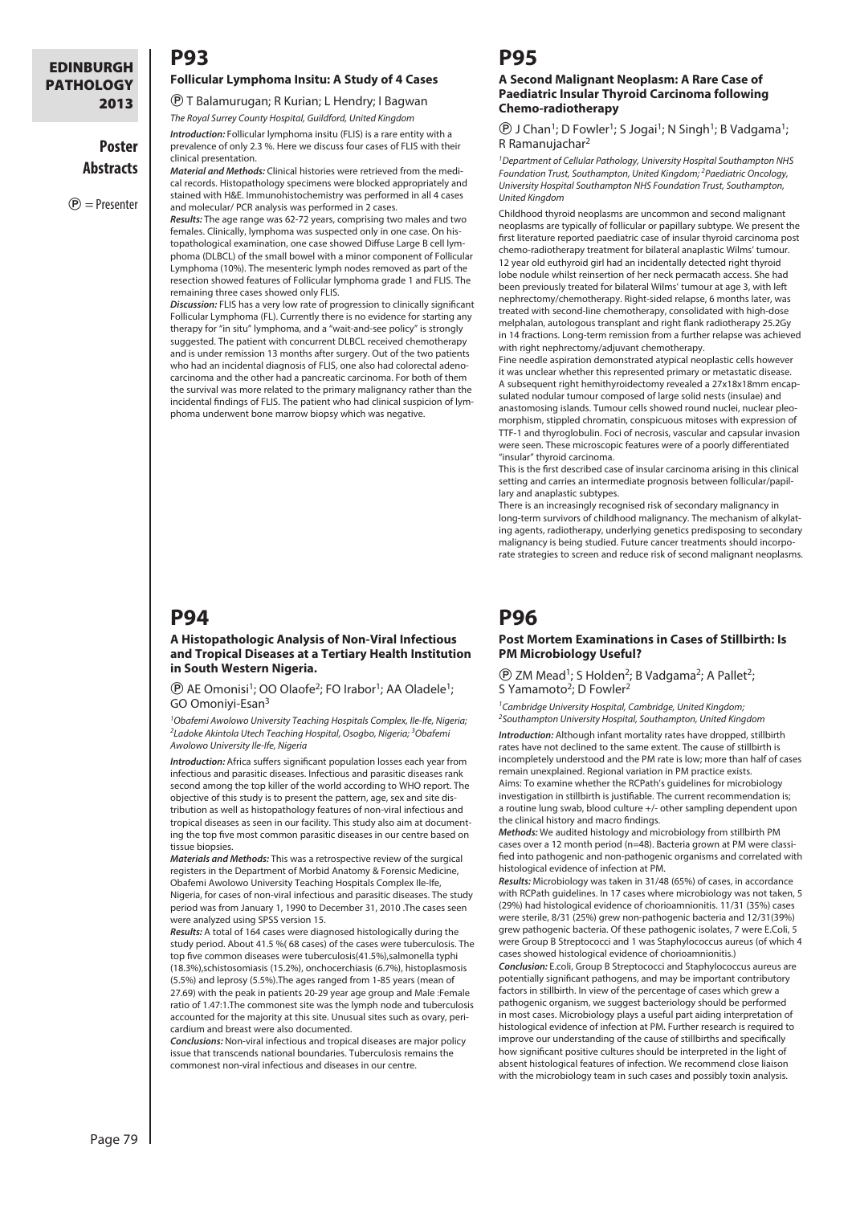## P93

### Follicular Lymphoma Insitu: A Study of 4 Cases

Ⓟ T Balamurugan; R Kurian; L Hendry; I Bagwan

*The Royal Surrey County Hospital, Guildford, United Kingdom*

***Introduction:*** Follicular lymphoma insitu (FLIS) is a rare entity with a prevalence of only 2.3 %. Here we discuss four cases of FLIS with their clinical presentation.

***Material and Methods:*** Clinical histories were retrieved from the medical records. Histopathology specimens were blocked appropriately and stained with H&E. Immunohistochemistry was performed in all 4 cases and molecular/ PCR analysis was performed in 2 cases.

***Results:*** The age range was 62-72 years, comprising two males and two females. Clinically, lymphoma was suspected only in one case. On histopathological examination, one case showed Diffuse Large B cell lymphoma (DLBCL) of the small bowel with a minor component of Follicular Lymphoma (10%). The mesenteric lymph nodes removed as part of the resection showed features of Follicular lymphoma grade 1 and FLIS. The remaining three cases showed only FLIS.

***Discussion:*** FLIS has a very low rate of progression to clinically significant Follicular Lymphoma (FL). Currently there is no evidence for starting any therapy for "in situ" lymphoma, and a "wait-and-see policy" is strongly suggested. The patient with concurrent DLBCL received chemotherapy and is under remission 13 months after surgery. Out of the two patients who had an incidental diagnosis of FLIS, one also had colorectal adenocarcinoma and the other had a pancreatic carcinoma. For both of them the survival was more related to the primary malignancy rather than the incidental findings of FLIS. The patient who had clinical suspicion of lymphoma underwent bone marrow biopsy which was negative.

## P94

### A Histopathologic Analysis of Non-Viral Infectious and Tropical Diseases at a Tertiary Health Institution in South Western Nigeria.

Ⓟ AE Omonisi[1]; OO Olaofe[2]; FO Irabor[1]; AA Oladele[1]; GO Omoniyi-Esan[3]

[1]*Obafemi Awolowo University Teaching Hospitals Complex, Ile-Ife, Nigeria;* [2]*Ladoke Akintola Utech Teaching Hospital, Osogbo, Nigeria;* [3]*Obafemi Awolowo University Ile-Ife, Nigeria*

***Introduction:*** Africa suffers significant population losses each year from infectious and parasitic diseases. Infectious and parasitic diseases rank second among the top killer of the world according to WHO report. The objective of this study is to present the pattern, age, sex and site distribution as well as histopathology features of non-viral infectious and tropical diseases as seen in our facility. This study also aim at documenting the top five most common parasitic diseases in our centre based on tissue biopsies.

***Materials and Methods:*** This was a retrospective review of the surgical registers in the Department of Morbid Anatomy & Forensic Medicine, Obafemi Awolowo University Teaching Hospitals Complex Ile-Ife, Nigeria, for cases of non-viral infectious and parasitic diseases. The study period was from January 1, 1990 to December 31, 2010 .The cases seen were analyzed using SPSS version 15.

***Results:*** A total of 164 cases were diagnosed histologically during the study period. About 41.5 %( 68 cases) of the cases were tuberculosis. The top five common diseases were tuberculosis(41.5%),salmonella typhi (18.3%),schistosomiasis (15.2%), onchocerchiasis (6.7%), histoplasmosis (5.5%) and leprosy (5.5%).The ages ranged from 1-85 years (mean of 27.69) with the peak in patients 20-29 year age group and Male :Female ratio of 1.47:1.The commonest site was the lymph node and tuberculosis accounted for the majority at this site. Unusual sites such as ovary, pericardium and breast were also documented.

***Conclusions:*** Non-viral infectious and tropical diseases are major policy issue that transcends national boundaries. Tuberculosis remains the commonest non-viral infectious and diseases in our centre.

## P95

### A Second Malignant Neoplasm: A Rare Case of Paediatric Insular Thyroid Carcinoma following Chemo-radiotherapy

Ⓟ J Chan[1]; D Fowler[1]; S Jogai[1]; N Singh[1]; B Vadgama[1]; R Ramanujachar[2]

[1]*Department of Cellular Pathology, University Hospital Southampton NHS Foundation Trust, Southampton, United Kingdom;* [2]*Paediatric Oncology, University Hospital Southampton NHS Foundation Trust, Southampton, United Kingdom*

Childhood thyroid neoplasms are uncommon and second malignant neoplasms are typically of follicular or papillary subtype. We present the first literature reported paediatric case of insular thyroid carcinoma post chemo-radiotherapy treatment for bilateral anaplastic Wilms' tumour. 12 year old euthyroid girl had an incidentally detected right thyroid lobe nodule whilst reinsertion of her neck permacath access. She had been previously treated for bilateral Wilms' tumour at age 3, with left nephrectomy/chemotherapy. Right-sided relapse, 6 months later, was treated with second-line chemotherapy, consolidated with high-dose melphalan, autologous transplant and right flank radiotherapy 25.2Gy in 14 fractions. Long-term remission from a further relapse was achieved with right nephrectomy/adjuvant chemotherapy.

Fine needle aspiration demonstrated atypical neoplastic cells however it was unclear whether this represented primary or metastatic disease. A subsequent right hemithyroidectomy revealed a 27x18x18mm encapsulated nodular tumour composed of large solid nests (insulae) and anastomosing islands. Tumour cells showed round nuclei, nuclear pleomorphism, stippled chromatin, conspicuous mitoses with expression of TTF-1 and thyroglobulin. Foci of necrosis, vascular and capsular invasion were seen. These microscopic features were of a poorly differentiated "insular" thyroid carcinoma.

This is the first described case of insular carcinoma arising in this clinical setting and carries an intermediate prognosis between follicular/papillary and anaplastic subtypes.

There is an increasingly recognised risk of secondary malignancy in long-term survivors of childhood malignancy. The mechanism of alkylating agents, radiotherapy, underlying genetics predisposing to secondary malignancy is being studied. Future cancer treatments should incorporate strategies to screen and reduce risk of second malignant neoplasms.

## P96

### Post Mortem Examinations in Cases of Stillbirth: Is PM Microbiology Useful?

Ⓟ ZM Mead[1]; S Holden[2]; B Vadgama[2]; A Pallet[2]; S Yamamoto[2]; D Fowler[2]

[1]*Cambridge University Hospital, Cambridge, United Kingdom;* [2]*Southampton University Hospital, Southampton, United Kingdom*

***Introduction:*** Although infant mortality rates have dropped, stillbirth rates have not declined to the same extent. The cause of stillbirth is incompletely understood and the PM rate is low; more than half of cases remain unexplained. Regional variation in PM practice exists.

Aims: To examine whether the RCPath's guidelines for microbiology investigation in stillbirth is justifiable. The current recommendation is; a routine lung swab, blood culture +/- other sampling dependent upon the clinical history and macro findings.

***Methods:*** We audited histology and microbiology from stillbirth PM cases over a 12 month period (n=48). Bacteria grown at PM were classified into pathogenic and non-pathogenic organisms and correlated with histological evidence of infection at PM.

***Results:*** Microbiology was taken in 31/48 (65%) of cases, in accordance with RCPath guidelines. In 17 cases where microbiology was not taken, 5 (29%) had histological evidence of chorioamnionitis. 11/31 (35%) cases were sterile, 8/31 (25%) grew non-pathogenic bacteria and 12/31(39%) grew pathogenic bacteria. Of these pathogenic isolates, 7 were E.Coli, 5 were Group B Streptococci and 1 was Staphylococcus aureus (of which 4 cases showed histological evidence of chorioamnionitis.)

***Conclusion:*** E.coli, Group B Streptococci and Staphylococcus aureus are potentially significant pathogens, and may be important contributory factors in stillbirth. In view of the percentage of cases which grew a pathogenic organism, we suggest bacteriology should be performed in most cases. Microbiology plays a useful part aiding interpretation of histological evidence of infection at PM. Further research is required to improve our understanding of the cause of stillbirths and specifically how significant positive cultures should be interpreted in the light of absent histological features of infection. We recommend close liaison with the microbiology team in such cases and possibly toxin analysis.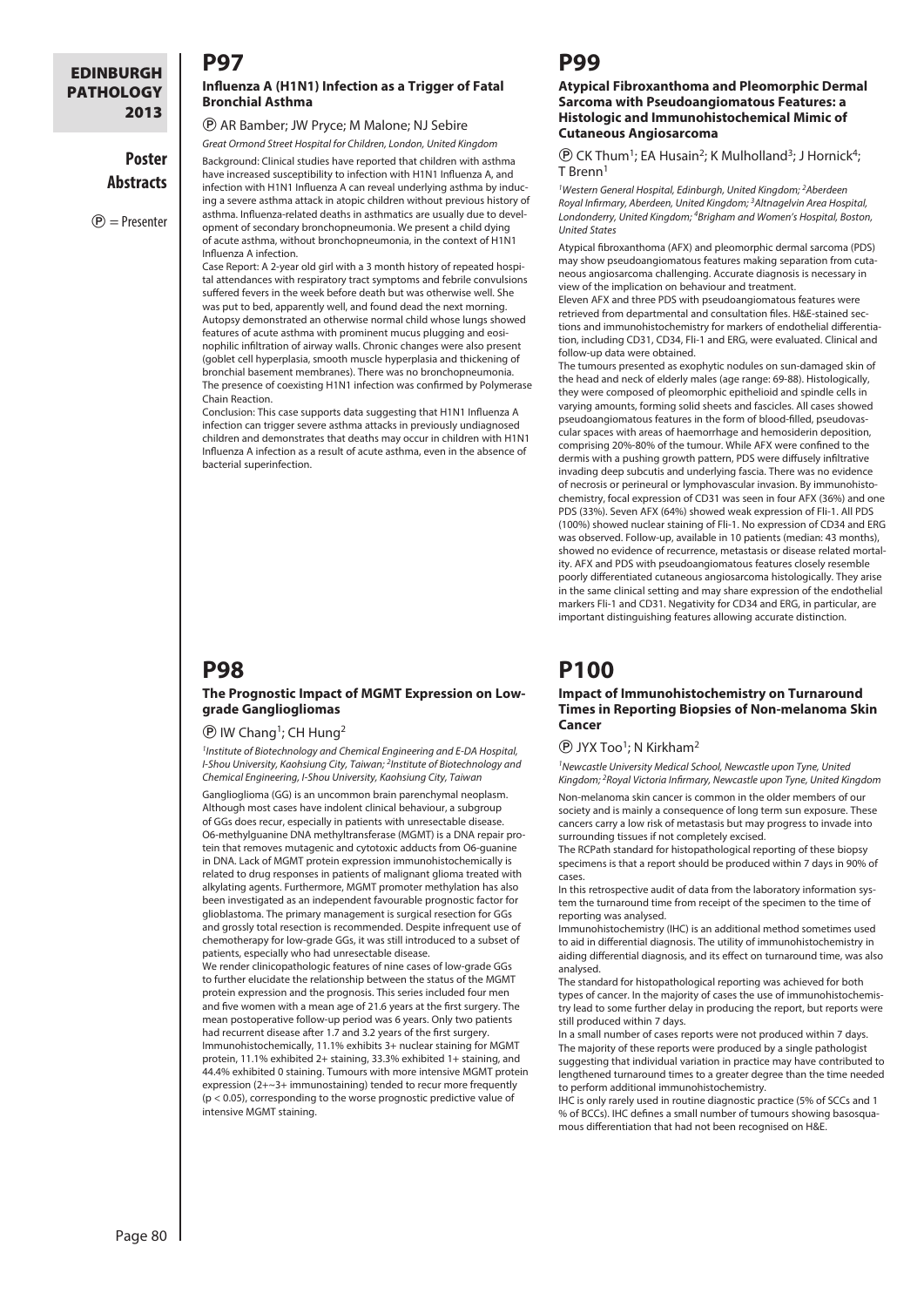# P97

### Influenza A (H1N1) Infection as a Trigger of Fatal Bronchial Asthma

Ⓟ AR Bamber; JW Pryce; M Malone; NJ Sebire

*Great Ormond Street Hospital for Children, London, United Kingdom*

Background: Clinical studies have reported that children with asthma have increased susceptibility to infection with H1N1 Influenza A, and infection with H1N1 Influenza A can reveal underlying asthma by inducing a severe asthma attack in atopic children without previous history of asthma. Influenza-related deaths in asthmatics are usually due to development of secondary bronchopneumonia. We present a child dying of acute asthma, without bronchopneumonia, in the context of H1N1 Influenza A infection.

Case Report: A 2-year old girl with a 3 month history of repeated hospital attendances with respiratory tract symptoms and febrile convulsions suffered fevers in the week before death but was otherwise well. She was put to bed, apparently well, and found dead the next morning. Autopsy demonstrated an otherwise normal child whose lungs showed features of acute asthma with prominent mucus plugging and eosinophilic infiltration of airway walls. Chronic changes were also present (goblet cell hyperplasia, smooth muscle hyperplasia and thickening of bronchial basement membranes). There was no bronchopneumonia. The presence of coexisting H1N1 infection was confirmed by Polymerase Chain Reaction.

Conclusion: This case supports data suggesting that H1N1 Influenza A infection can trigger severe asthma attacks in previously undiagnosed children and demonstrates that deaths may occur in children with H1N1 Influenza A infection as a result of acute asthma, even in the absence of bacterial superinfection.

# P98

### The Prognostic Impact of MGMT Expression on Low-grade Gangliogliomas

Ⓟ IW Chang[1]; CH Hung[2]

*[1]Institute of Biotechnology and Chemical Engineering and E-DA Hospital, I-Shou University, Kaohsiung City, Taiwan; [2]Institute of Biotechnology and Chemical Engineering, I-Shou University, Kaohsiung City, Taiwan*

Ganglioglioma (GG) is an uncommon brain parenchymal neoplasm. Although most cases have indolent clinical behaviour, a subgroup of GGs does recur, especially in patients with unresectable disease. O6-methylguanine DNA methyltransferase (MGMT) is a DNA repair protein that removes mutagenic and cytotoxic adducts from O6-guanine in DNA. Lack of MGMT protein expression immunohistochemically is related to drug responses in patients of malignant glioma treated with alkylating agents. Furthermore, MGMT promoter methylation has also been investigated as an independent favourable prognostic factor for glioblastoma. The primary management is surgical resection for GGs and grossly total resection is recommended. Despite infrequent use of chemotherapy for low-grade GGs, it was still introduced to a subset of patients, especially who had unresectable disease.

We render clinicopathologic features of nine cases of low-grade GGs to further elucidate the relationship between the status of the MGMT protein expression and the prognosis. This series included four men and five women with a mean age of 21.6 years at the first surgery. The mean postoperative follow-up period was 6 years. Only two patients had recurrent disease after 1.7 and 3.2 years of the first surgery. Immunohistochemically, 11.1% exhibits 3+ nuclear staining for MGMT protein, 11.1% exhibited 2+ staining, 33.3% exhibited 1+ staining, and 44.4% exhibited 0 staining. Tumours with more intensive MGMT protein expression (2+~3+ immunostaining) tended to recur more frequently ($p < 0.05$), corresponding to the worse prognostic predictive value of intensive MGMT staining.

# P99

### Atypical Fibroxanthoma and Pleomorphic Dermal Sarcoma with Pseudoangiomatous Features: a Histologic and Immunohistochemical Mimic of Cutaneous Angiosarcoma

Ⓟ CK Thum[1]; EA Husain[2]; K Mulholland[3]; J Hornick[4]; T Brenn[1]

*[1]Western General Hospital, Edinburgh, United Kingdom; [2]Aberdeen Royal Infirmary, Aberdeen, United Kingdom; [3]Altnagelvin Area Hospital, Londonderry, United Kingdom; [4]Brigham and Women's Hospital, Boston, United States*

Atypical fibroxanthoma (AFX) and pleomorphic dermal sarcoma (PDS) may show pseudoangiomatous features making separation from cutaneous angiosarcoma challenging. Accurate diagnosis is necessary in view of the implication on behaviour and treatment.

Eleven AFX and three PDS with pseudoangiomatous features were retrieved from departmental and consultation files. H&E-stained sections and immunohistochemistry for markers of endothelial differentiation, including CD31, CD34, Fli-1 and ERG, were evaluated. Clinical and follow-up data were obtained.

The tumours presented as exophytic nodules on sun-damaged skin of the head and neck of elderly males (age range: 69-88). Histologically, they were composed of pleomorphic epithelioid and spindle cells in varying amounts, forming solid sheets and fascicles. All cases showed pseudoangiomatous features in the form of blood-filled, pseudovascular spaces with areas of haemorrhage and hemosiderin deposition, comprising 20%-80% of the tumour. While AFX were confined to the dermis with a pushing growth pattern, PDS were diffusely infiltrative invading deep subcutis and underlying fascia. There was no evidence of necrosis or perineural or lymphovascular invasion. By immunohistochemistry, focal expression of CD31 was seen in four AFX (36%) and one PDS (33%). Seven AFX (64%) showed weak expression of Fli-1. All PDS (100%) showed nuclear staining of Fli-1. No expression of CD34 and ERG was observed. Follow-up, available in 10 patients (median: 43 months), showed no evidence of recurrence, metastasis or disease related mortality. AFX and PDS with pseudoangiomatous features closely resemble poorly differentiated cutaneous angiosarcoma histologically. They arise in the same clinical setting and may share expression of the endothelial markers Fli-1 and CD31. Negativity for CD34 and ERG, in particular, are important distinguishing features allowing accurate distinction.

# P100

### Impact of Immunohistochemistry on Turnaround Times in Reporting Biopsies of Non-melanoma Skin Cancer

Ⓟ JYX Too[1]; N Kirkham[2]

*[1]Newcastle University Medical School, Newcastle upon Tyne, United Kingdom; [2]Royal Victoria Infirmary, Newcastle upon Tyne, United Kingdom*

Non-melanoma skin cancer is common in the older members of our society and is mainly a consequence of long term sun exposure. These cancers carry a low risk of metastasis but may progress to invade into surrounding tissues if not completely excised.

The RCPath standard for histopathological reporting of these biopsy specimens is that a report should be produced within 7 days in 90% of cases.

In this retrospective audit of data from the laboratory information system the turnaround time from receipt of the specimen to the time of reporting was analysed.

Immunohistochemistry (IHC) is an additional method sometimes used to aid in differential diagnosis. The utility of immunohistochemistry in aiding differential diagnosis, and its effect on turnaround time, was also analysed.

The standard for histopathological reporting was achieved for both types of cancer. In the majority of cases the use of immunohistochemistry lead to some further delay in producing the report, but reports were still produced within 7 days.

In a small number of cases reports were not produced within 7 days. The majority of these reports were produced by a single pathologist suggesting that individual variation in practice may have contributed to lengthened turnaround times to a greater degree than the time needed to perform additional immunohistochemistry.

IHC is only rarely used in routine diagnostic practice (5% of SCCs and 1 % of BCCs). IHC defines a small number of tumours showing basosquamous differentiation that had not been recognised on H&E.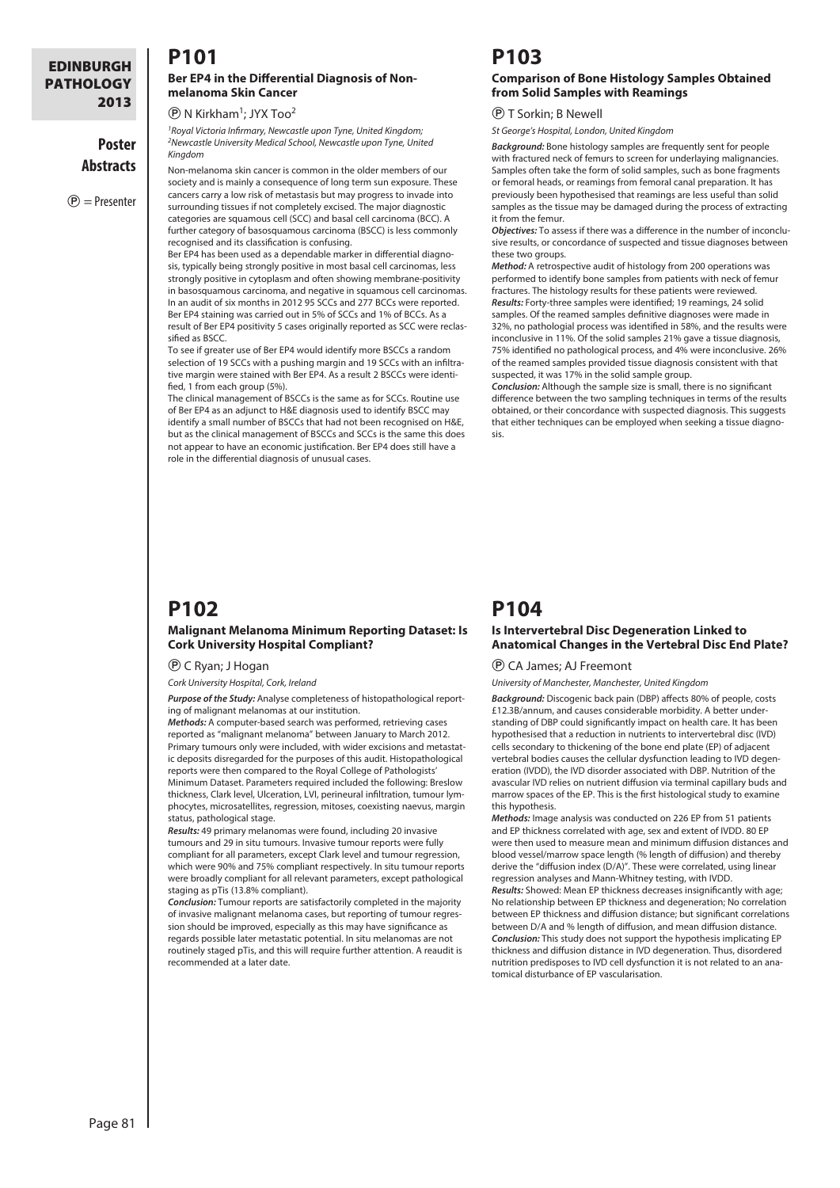## P101

### Ber EP4 in the Differential Diagnosis of Non-melanoma Skin Cancer

Ⓟ N Kirkham[1]; JYX Too[2]

*[1]Royal Victoria Infirmary, Newcastle upon Tyne, United Kingdom; [2]Newcastle University Medical School, Newcastle upon Tyne, United Kingdom*

Non-melanoma skin cancer is common in the older members of our society and is mainly a consequence of long term sun exposure. These cancers carry a low risk of metastasis but may progress to invade into surrounding tissues if not completely excised. The major diagnostic categories are squamous cell (SCC) and basal cell carcinoma (BCC). A further category of basosquamous carcinoma (BSCC) is less commonly recognised and its classification is confusing.

Ber EP4 has been used as a dependable marker in differential diagnosis, typically being strongly positive in most basal cell carcinomas, less strongly positive in cytoplasm and often showing membrane-positivity in basosquamous carcinoma, and negative in squamous cell carcinomas. In an audit of six months in 2012 95 SCCs and 277 BCCs were reported. Ber EP4 staining was carried out in 5% of SCCs and 1% of BCCs. As a result of Ber EP4 positivity 5 cases originally reported as SCC were reclassified as BSCC.

To see if greater use of Ber EP4 would identify more BSCCs a random selection of 19 SCCs with a pushing margin and 19 SCCs with an infiltrative margin were stained with Ber EP4. As a result 2 BSCCs were identified, 1 from each group (5%).

The clinical management of BSCCs is the same as for SCCs. Routine use of Ber EP4 as an adjunct to H&E diagnosis used to identify BSCC may identify a small number of BSCCs that had not been recognised on H&E, but as the clinical management of BSCCs and SCCs is the same this does not appear to have an economic justification. Ber EP4 does still have a role in the differential diagnosis of unusual cases.

## P102

### Malignant Melanoma Minimum Reporting Dataset: Is Cork University Hospital Compliant?

Ⓟ C Ryan; J Hogan

*Cork University Hospital, Cork, Ireland*

***Purpose of the Study:*** Analyse completeness of histopathological reporting of malignant melanomas at our institution.

***Methods:*** A computer-based search was performed, retrieving cases reported as "malignant melanoma" between January to March 2012. Primary tumours only were included, with wider excisions and metastatic deposits disregarded for the purposes of this audit. Histopathological reports were then compared to the Royal College of Pathologists' Minimum Dataset. Parameters required included the following: Breslow thickness, Clark level, Ulceration, LVI, perineural infiltration, tumour lymphocytes, microsatellites, regression, mitoses, coexisting naevus, margin status, pathological stage.

***Results:*** 49 primary melanomas were found, including 20 invasive tumours and 29 in situ tumours. Invasive tumour reports were fully compliant for all parameters, except Clark level and tumour regression, which were 90% and 75% compliant respectively. In situ tumour reports were broadly compliant for all relevant parameters, except pathological staging as pTis (13.8% compliant).

***Conclusion:*** Tumour reports are satisfactorily completed in the majority of invasive malignant melanoma cases, but reporting of tumour regression should be improved, especially as this may have significance as regards possible later metastatic potential. In situ melanomas are not routinely staged pTis, and this will require further attention. A reaudit is recommended at a later date.

## P103

### Comparison of Bone Histology Samples Obtained from Solid Samples with Reamings

Ⓟ T Sorkin; B Newell

*St George's Hospital, London, United Kingdom*

***Background:*** Bone histology samples are frequently sent for people with fractured neck of femurs to screen for underlaying malignancies. Samples often take the form of solid samples, such as bone fragments or femoral heads, or reamings from femoral canal preparation. It has previously been hypothesised that reamings are less useful than solid samples as the tissue may be damaged during the process of extracting it from the femur.

***Objectives:*** To assess if there was a difference in the number of inconclusive results, or concordance of suspected and tissue diagnoses between these two groups.

***Method:*** A retrospective audit of histology from 200 operations was performed to identify bone samples from patients with neck of femur fractures. The histology results for these patients were reviewed.

***Results:*** Forty-three samples were identified; 19 reamings, 24 solid samples. Of the reamed samples definitive diagnoses were made in 32%, no pathologial process was identified in 58%, and the results were inconclusive in 11%. Of the solid samples 21% gave a tissue diagnosis, 75% identified no pathological process, and 4% were inconclusive. 26% of the reamed samples provided tissue diagnosis consistent with that suspected, it was 17% in the solid sample group.

***Conclusion:*** Although the sample size is small, there is no significant difference between the two sampling techniques in terms of the results obtained, or their concordance with suspected diagnosis. This suggests that either techniques can be employed when seeking a tissue diagnosis.

## P104

### Is Intervertebral Disc Degeneration Linked to Anatomical Changes in the Vertebral Disc End Plate?

Ⓟ CA James; AJ Freemont

*University of Manchester, Manchester, United Kingdom*

***Background:*** Discogenic back pain (DBP) affects 80% of people, costs £12.3B/annum, and causes considerable morbidity. A better understanding of DBP could significantly impact on health care. It has been hypothesised that a reduction in nutrients to intervertebral disc (IVD) cells secondary to thickening of the bone end plate (EP) of adjacent vertebral bodies causes the cellular dysfunction leading to IVD degeneration (IVDD), the IVD disorder associated with DBP. Nutrition of the avascular IVD relies on nutrient diffusion via terminal capillary buds and marrow spaces of the EP. This is the first histological study to examine this hypothesis.

***Methods:*** Image analysis was conducted on 226 EP from 51 patients and EP thickness correlated with age, sex and extent of IVDD. 80 EP were then used to measure mean and minimum diffusion distances and blood vessel/marrow space length (% length of diffusion) and thereby derive the "diffusion index (D/A)". These were correlated, using linear regression analyses and Mann-Whitney testing, with IVDD.

***Results:*** Showed: Mean EP thickness decreases insignificantly with age; No relationship between EP thickness and degeneration; No correlation between EP thickness and diffusion distance; but significant correlations between D/A and % length of diffusion, and mean diffusion distance.

***Conclusion:*** This study does not support the hypothesis implicating EP thickness and diffusion distance in IVD degeneration. Thus, disordered nutrition predisposes to IVD cell dysfunction it is not related to an anatomical disturbance of EP vascularisation.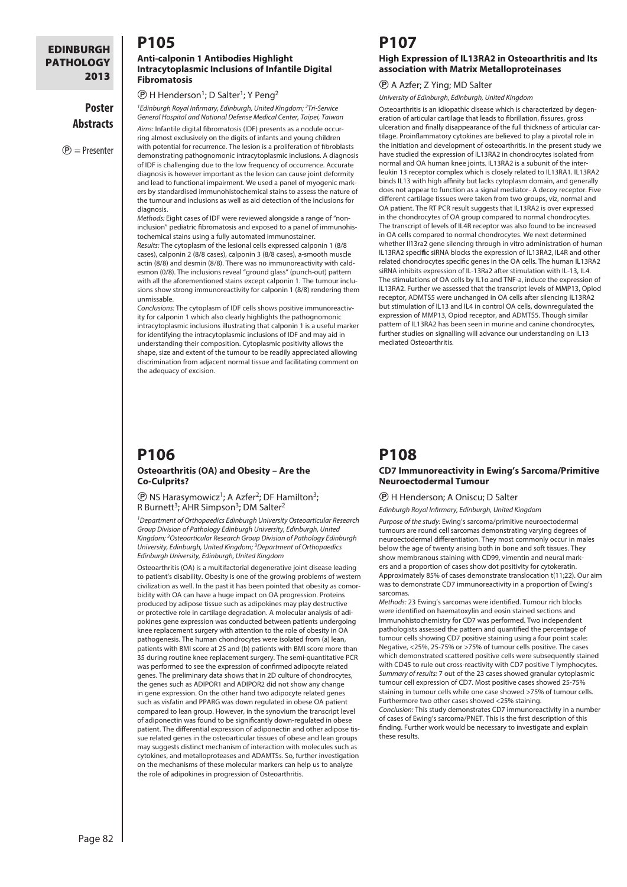## P105

### Anti-calponin 1 Antibodies Highlight Intracytoplasmic Inclusions of Infantile Digital Fibromatosis

Ⓟ H Henderson[1]; D Salter[1]; Y Peng[2]

*[1]Edinburgh Royal Infirmary, Edinburgh, United Kingdom; [2]Tri-Service General Hospital and National Defense Medical Center, Taipei, Taiwan*

*Aims:* Infantile digital fibromatosis (IDF) presents as a nodule occurring almost exclusively on the digits of infants and young children with potential for recurrence. The lesion is a proliferation of fibroblasts demonstrating pathognomonic intracytoplasmic inclusions. A diagnosis of IDF is challenging due to the low frequency of occurrence. Accurate diagnosis is however important as the lesion can cause joint deformity and lead to functional impairment. We used a panel of myogenic markers by standardised immunohistochemical stains to assess the nature of the tumour and inclusions as well as aid detection of the inclusions for diagnosis.

*Methods:* Eight cases of IDF were reviewed alongside a range of "non-inclusion" pediatric fibromatosis and exposed to a panel of immunohistochemical stains using a fully automated immunostainer.

*Results:* The cytoplasm of the lesional cells expressed calponin 1 (8/8 cases), calponin 2 (8/8 cases), calponin 3 (8/8 cases), a-smooth muscle actin (8/8) and desmin (8/8). There was no immunoreactivity with caldesmon (0/8). The inclusions reveal "ground glass" (punch-out) pattern with all the aforementioned stains except calponin 1. The tumour inclusions show strong immunoreactivity for calponin 1 (8/8) rendering them unmissable.

*Conclusions:* The cytoplasm of IDF cells shows positive immunoreactivity for calponin 1 which also clearly highlights the pathognomonic intracytoplasmic inclusions illustrating that calponin 1 is a useful marker for identifying the intracytoplasmic inclusions of IDF and may aid in understanding their composition. Cytoplasmic positivity allows the shape, size and extent of the tumour to be readily appreciated allowing discrimination from adjacent normal tissue and facilitating comment on the adequacy of excision.

## P106

### Osteoarthritis (OA) and Obesity – Are the Co-Culprits?

Ⓟ NS Harasymowicz[1]; A Azfer[2]; DF Hamilton[3]; R Burnett[3]; AHR Simpson[3]; DM Salter[2]

*[1]Department of Orthopaedics Edinburgh University Osteoarticular Research Group Division of Pathology Edinburgh University, Edinburgh, United Kingdom; [2]Osteoarticular Research Group Division of Pathology Edinburgh University, Edinburgh, United Kingdom; [3]Department of Orthopaedics Edinburgh University, Edinburgh, United Kingdom*

Osteoarthritis (OA) is a multifactorial degenerative joint disease leading to patient's disability. Obesity is one of the growing problems of western civilization as well. In the past it has been pointed that obesity as comorbidity with OA can have a huge impact on OA progression. Proteins produced by adipose tissue such as adipokines may play destructive or protective role in cartilage degradation. A molecular analysis of adipokines gene expression was conducted between patients undergoing knee replacement surgery with attention to the role of obesity in OA pathogenesis. The human chondrocytes were isolated from (a) lean, patients with BMI score at 25 and (b) patients with BMI score more than 35 during routine knee replacement surgery. The semi-quantitative PCR was performed to see the expression of confirmed adipocyte related genes. The preliminary data shows that in 2D culture of chondrocytes, the genes such as ADIPOR1 and ADIPOR2 did not show any change in gene expression. On the other hand two adipocyte related genes such as visfatin and PPARG was down regulated in obese OA patient compared to lean group. However, in the synovium the transcript level of adiponectin was found to be significantly down-regulated in obese patient. The differential expression of adiponectin and other adipose tissue related genes in the osteoarticular tissues of obese and lean groups may suggests distinct mechanism of interaction with molecules such as cytokines, and metalloproteases and ADAMTSs. So, further investigation on the mechanisms of these molecular markers can help us to analyze the role of adipokines in progression of Osteoarthritis.

## P107

### High Expression of IL13RA2 in Osteoarthritis and Its association with Matrix Metalloproteinases

Ⓟ A Azfer; Z Ying; MD Salter

*University of Edinburgh, Edinburgh, United Kingdom*

Osteoarthritis is an idiopathic disease which is characterized by degeneration of articular cartilage that leads to fibrillation, fissures, gross ulceration and finally disappearance of the full thickness of articular cartilage. Proinflammatory cytokines are believed to play a pivotal role in the initiation and development of osteoarthritis. In the present study we have studied the expression of IL13RA2 in chondrocytes isolated from normal and OA human knee joints. IL13RA2 is a subunit of the interleukin 13 receptor complex which is closely related to IL13RA1. IL13RA2 binds IL13 with high affinity but lacks cytoplasm domain, and generally does not appear to function as a signal mediator- A decoy receptor. Five different cartilage tissues were taken from two groups, viz, normal and OA patient. The RT PCR result suggests that IL13RA2 is over expressed in the chondrocytes of OA group compared to normal chondrocytes. The transcript of levels of IL4R receptor was also found to be increased in OA cells compared to normal chondrocytes. We next determined whether Il13ra2 gene silencing through in vitro administration of human IL13RA2 specific siRNA blocks the expression of IL13RA2, IL4R and other related chondrocytes specific genes in the OA cells. The human IL13RA2 siRNA inhibits expression of IL-13Ra2 after stimulation with IL-13, IL4. The stimulations of OA cells by IL1α and TNF-a, induce the expression of IL13RA2. Further we assessed that the transcript levels of MMP13, Opiod receptor, ADMTS5 were unchanged in OA cells after silencing IL13RA2 but stimulation of IL13 and IL4 in control OA cells, downregulated the expression of MMP13, Opiod receptor, and ADMTS5. Though similar pattern of IL13RA2 has been seen in murine and canine chondrocytes, further studies on signalling will advance our understanding on IL13 mediated Osteoarthritis.

## P108

### CD7 Immunoreactivity in Ewing's Sarcoma/Primitive Neuroectodermal Tumour

Ⓟ H Henderson; A Oniscu; D Salter

*Edinburgh Royal Infirmary, Edinburgh, United Kingdom*

*Purpose of the study:* Ewing's sarcoma/primitive neuroectodermal tumours are round cell sarcomas demonstrating varying degrees of neuroectodermal differentiation. They most commonly occur in males below the age of twenty arising both in bone and soft tissues. They show membranous staining with CD99, vimentin and neural markers and a proportion of cases show dot positivity for cytokeratin. Approximately 85% of cases demonstrate translocation t(11;22). Our aim was to demonstrate CD7 immunoreactivity in a proportion of Ewing's sarcomas.

*Methods:* 23 Ewing's sarcomas were identified. Tumour rich blocks were identified on haematoxylin and eosin stained sections and Immunohistochemistry for CD7 was performed. Two independent pathologists assessed the pattern and quantified the percentage of tumour cells showing CD7 positive staining using a four point scale: Negative, <25%, 25-75% or >75% of tumour cells positive. The cases which demonstrated scattered positive cells were subsequently stained with CD45 to rule out cross-reactivity with CD7 positive T lymphocytes.

*Summary of results:* 7 out of the 23 cases showed granular cytoplasmic tumour cell expression of CD7. Most positive cases showed 25-75% staining in tumour cells while one case showed >75% of tumour cells. Furthermore two other cases showed <25% staining.

*Conclusion:* This study demonstrates CD7 immunoreactivity in a number of cases of Ewing's sarcoma/PNET. This is the first description of this finding. Further work would be necessary to investigate and explain these results.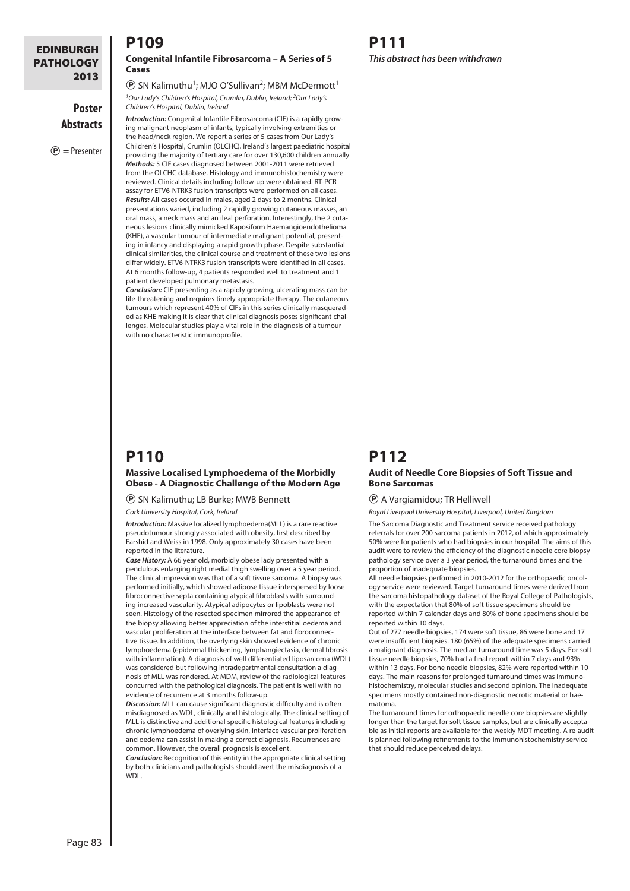## P109

### Congenital Infantile Fibrosarcoma – A Series of 5 Cases

Ⓟ SN Kalimuthu[1]; MJO O'Sullivan[2]; MBM McDermott[1]

[1]*Our Lady's Children's Hospital, Crumlin, Dublin, Ireland;* [2]*Our Lady's Children's Hospital, Dublin, Ireland*

***Introduction:*** Congenital Infantile Fibrosarcoma (CIF) is a rapidly growing malignant neoplasm of infants, typically involving extremities or the head/neck region. We report a series of 5 cases from Our Lady's Children's Hospital, Crumlin (OLCHC), Ireland's largest paediatric hospital providing the majority of tertiary care for over 130,600 children annually

***Methods:*** 5 CIF cases diagnosed between 2001-2011 were retrieved from the OLCHC database. Histology and immunohistochemistry were reviewed. Clinical details including follow-up were obtained. RT-PCR assay for ETV6-NTRK3 fusion transcripts were performed on all cases.

***Results:*** All cases occured in males, aged 2 days to 2 months. Clinical presentations varied, including 2 rapidly growing cutaneous masses, an oral mass, a neck mass and an ileal perforation. Interestingly, the 2 cutaneous lesions clinically mimicked Kaposiform Haemangioendothelioma (KHE), a vascular tumour of intermediate malignant potential, presenting in infancy and displaying a rapid growth phase. Despite substantial clinical similarities, the clinical course and treatment of these two lesions differ widely. ETV6-NTRK3 fusion transcripts were identified in all cases. At 6 months follow-up, 4 patients responded well to treatment and 1 patient developed pulmonary metastasis.

***Conclusion:*** CIF presenting as a rapidly growing, ulcerating mass can be life-threatening and requires timely appropriate therapy. The cutaneous tumours which represent 40% of CIFs in this series clinically masqueraded as KHE making it is clear that clinical diagnosis poses significant challenges. Molecular studies play a vital role in the diagnosis of a tumour with no characteristic immunoprofile.

## P110

### Massive Localised Lymphoedema of the Morbidly Obese - A Diagnostic Challenge of the Modern Age

Ⓟ SN Kalimuthu; LB Burke; MWB Bennett

*Cork University Hospital, Cork, Ireland*

***Introduction:*** Massive localized lymphoedema(MLL) is a rare reactive pseudotumour strongly associated with obesity, first described by Farshid and Weiss in 1998. Only approximately 30 cases have been reported in the literature.

***Case History:*** A 66 year old, morbidly obese lady presented with a pendulous enlarging right medial thigh swelling over a 5 year period. The clinical impression was that of a soft tissue sarcoma. A biopsy was performed initially, which showed adipose tissue interspersed by loose fibroconnective septa containing atypical fibroblasts with surrounding increased vascularity. Atypical adipocytes or lipoblasts were not seen. Histology of the resected specimen mirrored the appearance of the biopsy allowing better appreciation of the interstitial oedema and vascular proliferation at the interface between fat and fibroconnective tissue. In addition, the overlying skin showed evidence of chronic lymphoedema (epidermal thickening, lymphangiectasia, dermal fibrosis with inflammation). A diagnosis of well differentiated liposarcoma (WDL) was considered but following intradepartmental consultation a diagnosis of MLL was rendered. At MDM, review of the radiological features concurred with the pathological diagnosis. The patient is well with no evidence of recurrence at 3 months follow-up.

***Discussion:*** MLL can cause significant diagnostic difficulty and is often misdiagnosed as WDL, clinically and histologically. The clinical setting of MLL is distinctive and additional specific histological features including chronic lymphoedema of overlying skin, interface vascular proliferation and oedema can assist in making a correct diagnosis. Recurrences are common. However, the overall prognosis is excellent.

***Conclusion:*** Recognition of this entity in the appropriate clinical setting by both clinicians and pathologists should avert the misdiagnosis of a WDL.

## P111

***This abstract has been withdrawn***

## P112

### Audit of Needle Core Biopsies of Soft Tissue and Bone Sarcomas

Ⓟ A Vargiamidou; TR Helliwell

*Royal Liverpool University Hospital, Liverpool, United Kingdom*

The Sarcoma Diagnostic and Treatment service received pathology referrals for over 200 sarcoma patients in 2012, of which approximately 50% were for patients who had biopsies in our hospital. The aims of this audit were to review the efficiency of the diagnostic needle core biopsy pathology service over a 3 year period, the turnaround times and the proportion of inadequate biopsies.

All needle biopsies performed in 2010-2012 for the orthopaedic oncology service were reviewed. Target turnaround times were derived from the sarcoma histopathology dataset of the Royal College of Pathologists, with the expectation that 80% of soft tissue specimens should be reported within 7 calendar days and 80% of bone specimens should be reported within 10 days.

Out of 277 needle biopsies, 174 were soft tissue, 86 were bone and 17 were insufficient biopsies. 180 (65%) of the adequate specimens carried a malignant diagnosis. The median turnaround time was 5 days. For soft tissue needle biopsies, 70% had a final report within 7 days and 93% within 13 days. For bone needle biopsies, 82% were reported within 10 days. The main reasons for prolonged turnaround times was immunohistochemistry, molecular studies and second opinion. The inadequate specimens mostly contained non-diagnostic necrotic material or haematoma.

The turnaround times for orthopaedic needle core biopsies are slightly longer than the target for soft tissue samples, but are clinically acceptable as initial reports are available for the weekly MDT meeting. A re-audit is planned following refinements to the immunohistochemistry service that should reduce perceived delays.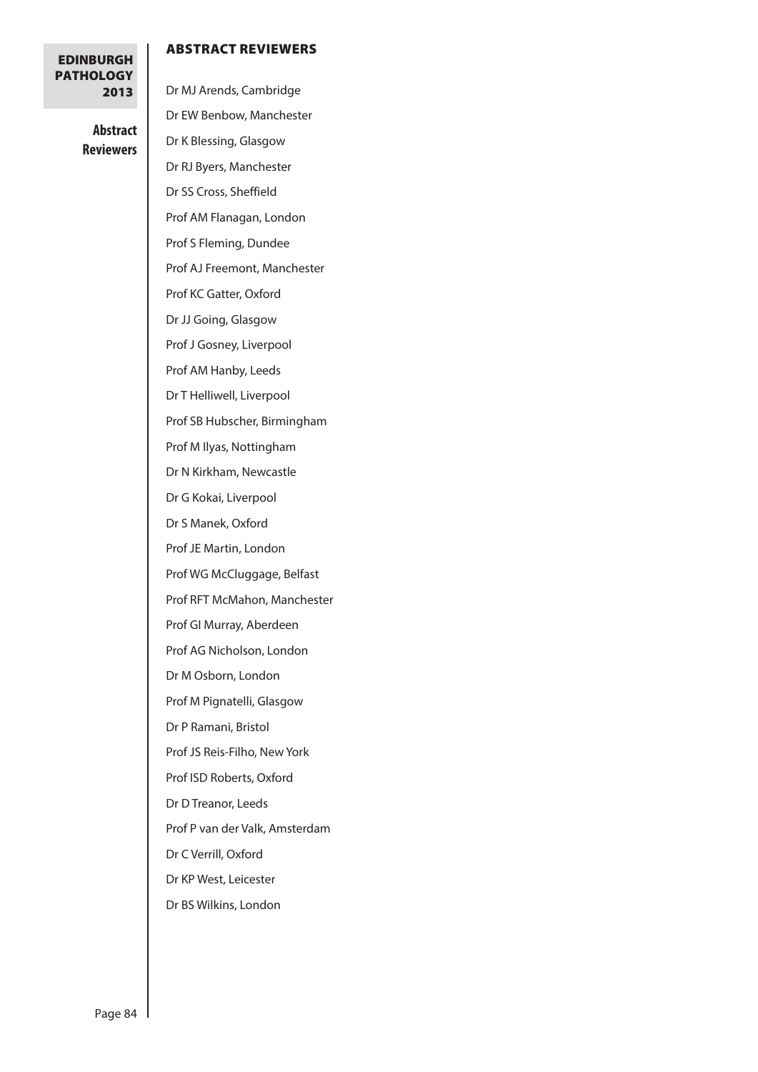## ABSTRACT REVIEWERS

Dr MJ Arends, Cambridge

Dr EW Benbow, Manchester

Dr K Blessing, Glasgow

Dr RJ Byers, Manchester

Dr SS Cross, Sheffield

Prof AM Flanagan, London

Prof S Fleming, Dundee

Prof AJ Freemont, Manchester

Prof KC Gatter, Oxford

Dr JJ Going, Glasgow

Prof J Gosney, Liverpool

Prof AM Hanby, Leeds

Dr T Helliwell, Liverpool

Prof SB Hubscher, Birmingham

Prof M Ilyas, Nottingham

Dr N Kirkham, Newcastle

Dr G Kokai, Liverpool

Dr S Manek, Oxford

Prof JE Martin, London

Prof WG McCluggage, Belfast

Prof RFT McMahon, Manchester

Prof GI Murray, Aberdeen

Prof AG Nicholson, London

Dr M Osborn, London

Prof M Pignatelli, Glasgow

Dr P Ramani, Bristol

Prof JS Reis-Filho, New York

Prof ISD Roberts, Oxford

Dr D Treanor, Leeds

Prof P van der Valk, Amsterdam

Dr C Verrill, Oxford

Dr KP West, Leicester

Dr BS Wilkins, London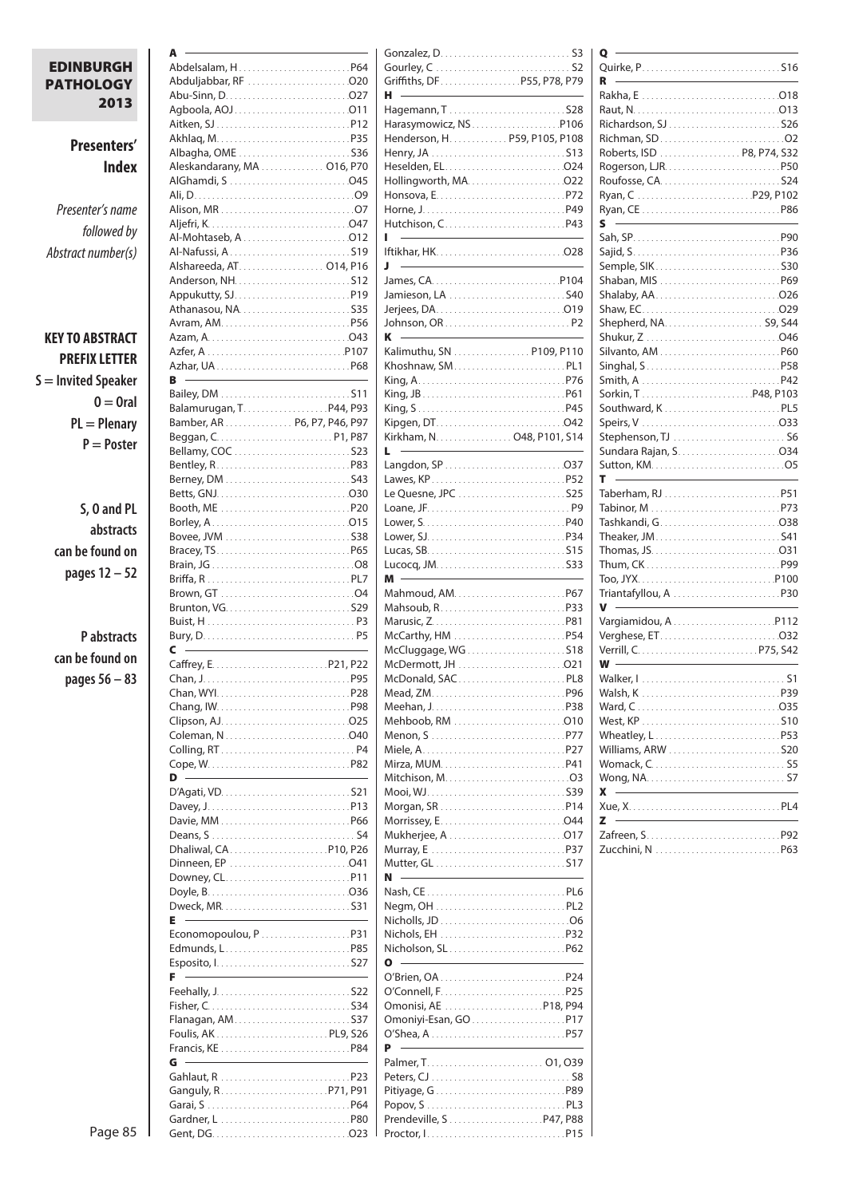# EDINBURGH PATHOLOGY 2013

## Presenters' Index

*Presenter's name followed by Abstract number(s)*

**KEY TO ABSTRACT PREFIX LETTER**

**S = Invited Speaker**
**O = Oral**
**PL = Plenary**
**P = Poster**

**S, O and PL abstracts can be found on pages 12 – 52**

**P abstracts can be found on pages 56 – 83**

**A**

Abdelsalam, H ..... P64
Abduljabbar, RF ..... O20
Abu-Sinn, D ..... O27
Agboola, AOJ ..... O11
Aitken, SJ ..... P12
Akhlaq, M ..... P35
Albagha, OME ..... S36
Aleskandarany, MA ..... O16, P70
AlGhamdi, S ..... O45
Ali, D ..... O9
Alison, MR ..... O7
Aljefri, K ..... O47
Al-Mohtaseb, A ..... O12
Al-Nafussi, A ..... S19
Alshareeda, AT ..... O14, P16
Anderson, NH ..... S12
Appukutty, SJ ..... P19
Athanasou, NA ..... S35
Avram, AM ..... P56
Azam, A ..... O43
Azfer, A ..... P107
Azhar, UA ..... P68

**B**

Bailey, DM ..... S11
Balamurugan, T ..... P44, P93
Bamber, AR ..... P6, P7, P46, P97
Beggan, C ..... P1, P87
Bellamy, COC ..... S23
Bentley, R ..... P83
Berney, DM ..... S43
Betts, GNJ ..... O30
Booth, ME ..... P20
Borley, A ..... O15
Bovee, JVM ..... S38
Bracey, TS ..... P65
Brain, JG ..... O8
Briffa, R ..... PL7
Brown, GT ..... O4
Brunton, VG ..... S29
Buist, H ..... P3
Bury, D ..... P5

**C**

Caffrey, E ..... P21, P22
Chan, J ..... P95
Chan, WYI ..... P28
Chang, IW ..... P98
Clipson, AJ ..... O25
Coleman, N ..... O40
Colling, RT ..... P4
Cope, W ..... P82

**D**

D'Agati, VD ..... S21
Davey, J ..... P13
Davie, MM ..... P66
Deans, S ..... S4
Dhaliwal, CA ..... P10, P26
Dinneen, EP ..... O41
Downey, CL ..... P11
Doyle, B ..... O36
Dweck, MR ..... S31

**E**

Economopoulou, P ..... P31
Edmunds, L ..... P85
Esposito, I ..... S27

**F**

Feehally, J ..... S22
Fisher, C ..... S34
Flanagan, AM ..... S37
Foulis, AK ..... PL9, S26
Francis, KE ..... P84

**G**

Gahlaut, R ..... P23
Ganguly, R ..... P71, P91
Garai, S ..... P64
Gardner, L ..... P80
Gent, DG ..... O23
Gonzalez, D ..... S3
Gourley, C ..... S2
Griffiths, DF ..... P55, P78, P79

**H**

Hagemann, T ..... S28
Harasymowicz, NS ..... P106
Henderson, H ..... P59, P105, P108
Henry, JA ..... S13
Heselden, EL ..... O24
Hollingworth, MA ..... O22
Honsova, E ..... P72
Horne, J ..... P49
Hutchison, C ..... P43

**I**

Iftikhar, HK ..... O28

**J**

James, CA ..... P104
Jamieson, LA ..... S40
Jerjees, DA ..... O19
Johnson, OR ..... P2

**K**

Kalimuthu, SN ..... P109, P110
Khoshnaw, SM ..... PL1
King, A ..... P76
King, JB ..... P61
King, S ..... P45
Kipgen, DT ..... O42
Kirkham, N ..... O48, P101, S14

**L**

Langdon, SP ..... O37
Lawes, KP ..... P52
Le Quesne, JPC ..... S25
Loane, JF ..... P9
Lower, S ..... P40
Lower, SJ ..... P34
Lucas, SB ..... S15
Lucocq, JM ..... S33

**M**

Mahmoud, AM ..... P67
Mahsoub, R ..... P33
Marusic, Z ..... P81
McCarthy, HM ..... P54
McCluggage, WG ..... S18
McDermott, JH ..... O21
McDonald, SAC ..... PL8
Mead, ZM ..... P96
Meehan, J ..... P38
Mehboob, RM ..... O10
Menon, S ..... P77
Miele, A ..... P27
Mirza, MUM ..... P41
Mitchison, M ..... O3
Mooi, WJ ..... S39
Morgan, SR ..... P14
Morrissey, E ..... O44
Mukherjee, A ..... O17
Murray, E ..... P37
Mutter, GL ..... S17

**N**

Nash, CE ..... PL6
Negm, OH ..... PL2
Nicholls, JD ..... O6
Nichols, EH ..... P32
Nicholson, SL ..... P62

**O**

O'Brien, OA ..... P24
O'Connell, F ..... P25
Omonisi, AE ..... P18, P94
Omoniyi-Esan, GO ..... P17
O'Shea, A ..... P57

**P**

Palmer, T ..... O1, O39
Peters, CJ ..... S8
Pitiyage, G ..... P89
Popov, S ..... PL3
Prendeville, S ..... P47, P88
Proctor, I ..... P15

**Q**

Quirke, P ..... S16

**R**

Rakha, E ..... O18
Raut, N ..... O13
Richardson, SJ ..... S26
Richman, SD ..... O2
Roberts, ISD ..... P8, P74, S32
Rogerson, LJR ..... P50
Roufosse, CA ..... S24
Ryan, C ..... P29, P102
Ryan, CE ..... P86

**S**

Sah, SP ..... P90
Sajid, S ..... P36
Semple, SIK ..... S30
Shaban, MIS ..... P69
Shalaby, AA ..... O26
Shaw, EC ..... O29
Shepherd, NA ..... S9, S44
Shukur, Z ..... O46
Silvanto, AM ..... P60
Singhal, S ..... P58
Smith, A ..... P42
Sorkin, T ..... P48, P103
Southward, K ..... PL5
Speirs, V ..... O33
Stephenson, TJ ..... S6
Sundara Rajan, S ..... O34
Sutton, KM ..... O5

**T**

Taberham, RJ ..... P51
Tabinor, M ..... P73
Tashkandi, G ..... O38
Theaker, JM ..... S41
Thomas, JS ..... O31
Thum, CK ..... P99
Too, JYX ..... P100
Triantafyllou, A ..... P30

**V**

Vargiamidou, A ..... P112
Verghese, ET ..... O32
Verrill, C ..... P75, S42

**W**

Walker, I ..... S1
Walsh, K ..... P39
Ward, C ..... O35
West, KP ..... S10
Wheatley, L ..... P53
Williams, ARW ..... S20
Womack, C ..... S5
Wong, NA ..... S7

**X**

Xue, X ..... PL4

**Z**

Zafreen, S ..... P92
Zucchini, N ..... P63